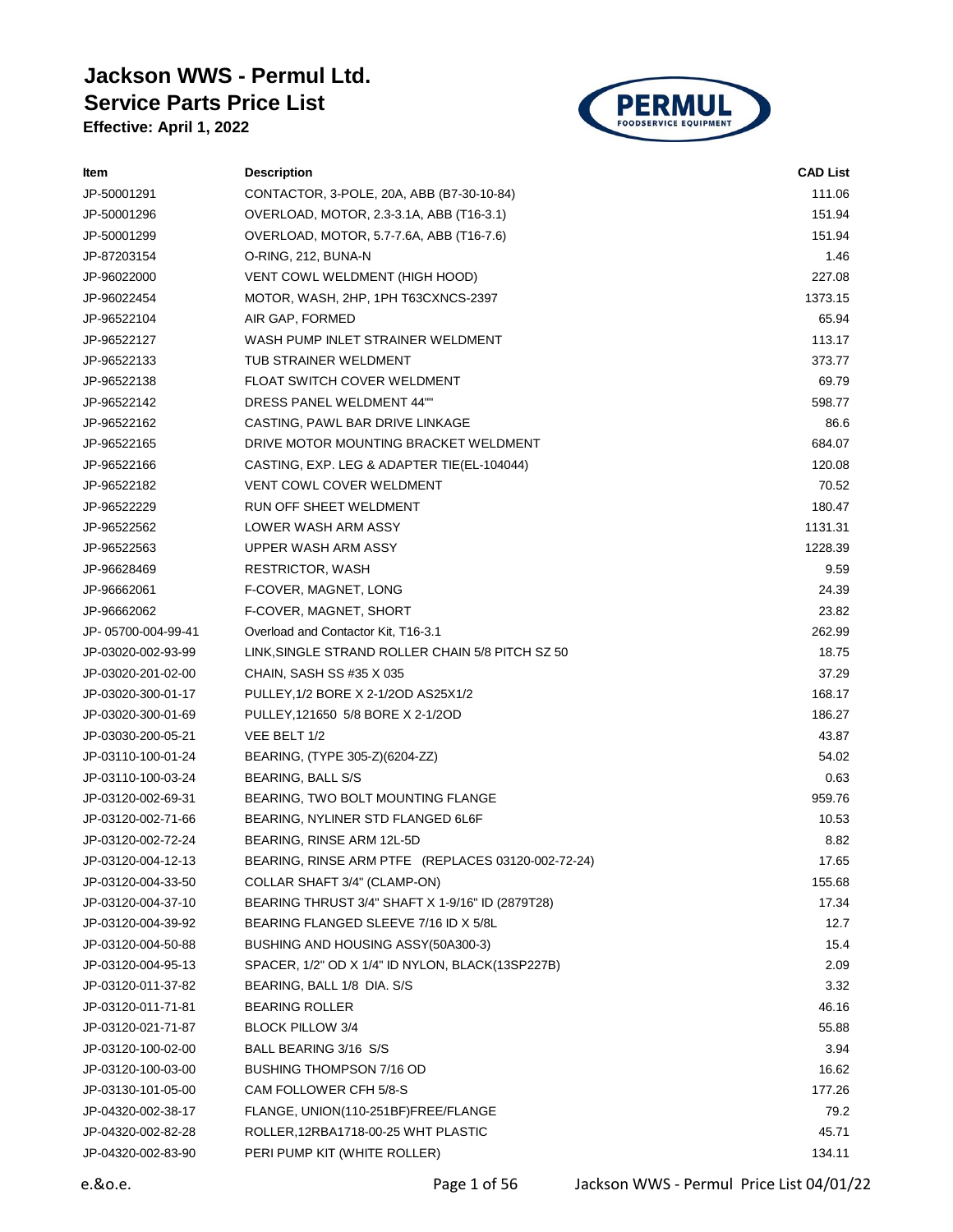# Jackson WWS - Permul Ltd.
## Service Parts Price List
**Effective: April 1, 2022**

PERMUL FOODSERVICE EQUIPMENT

| Item | Description | CAD List |
|---|---|---|
| JP-50001291 | CONTACTOR, 3-POLE, 20A, ABB (B7-30-10-84) | 111.06 |
| JP-50001296 | OVERLOAD, MOTOR, 2.3-3.1A, ABB (T16-3.1) | 151.94 |
| JP-50001299 | OVERLOAD, MOTOR, 5.7-7.6A, ABB (T16-7.6) | 151.94 |
| JP-87203154 | O-RING, 212, BUNA-N | 1.46 |
| JP-96022000 | VENT COWL WELDMENT (HIGH HOOD) | 227.08 |
| JP-96022454 | MOTOR, WASH, 2HP, 1PH T63CXNCS-2397 | 1373.15 |
| JP-96522104 | AIR GAP, FORMED | 65.94 |
| JP-96522127 | WASH PUMP INLET STRAINER WELDMENT | 113.17 |
| JP-96522133 | TUB STRAINER WELDMENT | 373.77 |
| JP-96522138 | FLOAT SWITCH COVER WELDMENT | 69.79 |
| JP-96522142 | DRESS PANEL WELDMENT 44"" | 598.77 |
| JP-96522162 | CASTING, PAWL BAR DRIVE LINKAGE | 86.6 |
| JP-96522165 | DRIVE MOTOR MOUNTING BRACKET WELDMENT | 684.07 |
| JP-96522166 | CASTING, EXP. LEG & ADAPTER TIE(EL-104044) | 120.08 |
| JP-96522182 | VENT COWL COVER WELDMENT | 70.52 |
| JP-96522229 | RUN OFF SHEET WELDMENT | 180.47 |
| JP-96522562 | LOWER WASH ARM ASSY | 1131.31 |
| JP-96522563 | UPPER WASH ARM ASSY | 1228.39 |
| JP-96628469 | RESTRICTOR, WASH | 9.59 |
| JP-96662061 | F-COVER, MAGNET, LONG | 24.39 |
| JP-96662062 | F-COVER, MAGNET, SHORT | 23.82 |
| JP- 05700-004-99-41 | Overload and Contactor Kit, T16-3.1 | 262.99 |
| JP-03020-002-93-99 | LINK,SINGLE STRAND ROLLER CHAIN 5/8 PITCH SZ 50 | 18.75 |
| JP-03020-201-02-00 | CHAIN, SASH SS #35 X 035 | 37.29 |
| JP-03020-300-01-17 | PULLEY,1/2 BORE X 2-1/2OD AS25X1/2 | 168.17 |
| JP-03020-300-01-69 | PULLEY,121650 5/8 BORE X 2-1/2OD | 186.27 |
| JP-03030-200-05-21 | VEE BELT 1/2 | 43.87 |
| JP-03110-100-01-24 | BEARING, (TYPE 305-Z)(6204-ZZ) | 54.02 |
| JP-03110-100-03-24 | BEARING, BALL S/S | 0.63 |
| JP-03120-002-69-31 | BEARING, TWO BOLT MOUNTING FLANGE | 959.76 |
| JP-03120-002-71-66 | BEARING, NYLINER STD FLANGED 6L6F | 10.53 |
| JP-03120-002-72-24 | BEARING, RINSE ARM 12L-5D | 8.82 |
| JP-03120-004-12-13 | BEARING, RINSE ARM PTFE (REPLACES 03120-002-72-24) | 17.65 |
| JP-03120-004-33-50 | COLLAR SHAFT 3/4" (CLAMP-ON) | 155.68 |
| JP-03120-004-37-10 | BEARING THRUST 3/4" SHAFT X 1-9/16" ID (2879T28) | 17.34 |
| JP-03120-004-39-92 | BEARING FLANGED SLEEVE 7/16 ID X 5/8L | 12.7 |
| JP-03120-004-50-88 | BUSHING AND HOUSING ASSY(50A300-3) | 15.4 |
| JP-03120-004-95-13 | SPACER, 1/2" OD X 1/4" ID NYLON, BLACK(13SP227B) | 2.09 |
| JP-03120-011-37-82 | BEARING, BALL 1/8 DIA. S/S | 3.32 |
| JP-03120-011-71-81 | BEARING ROLLER | 46.16 |
| JP-03120-021-71-87 | BLOCK PILLOW 3/4 | 55.88 |
| JP-03120-100-02-00 | BALL BEARING 3/16 S/S | 3.94 |
| JP-03120-100-03-00 | BUSHING THOMPSON 7/16 OD | 16.62 |
| JP-03130-101-05-00 | CAM FOLLOWER CFH 5/8-S | 177.26 |
| JP-04320-002-38-17 | FLANGE, UNION(110-251BF)FREE/FLANGE | 79.2 |
| JP-04320-002-82-28 | ROLLER,12RBA1718-00-25 WHT PLASTIC | 45.71 |
| JP-04320-002-83-90 | PERI PUMP KIT (WHITE ROLLER) | 134.11 |

e.&o.e.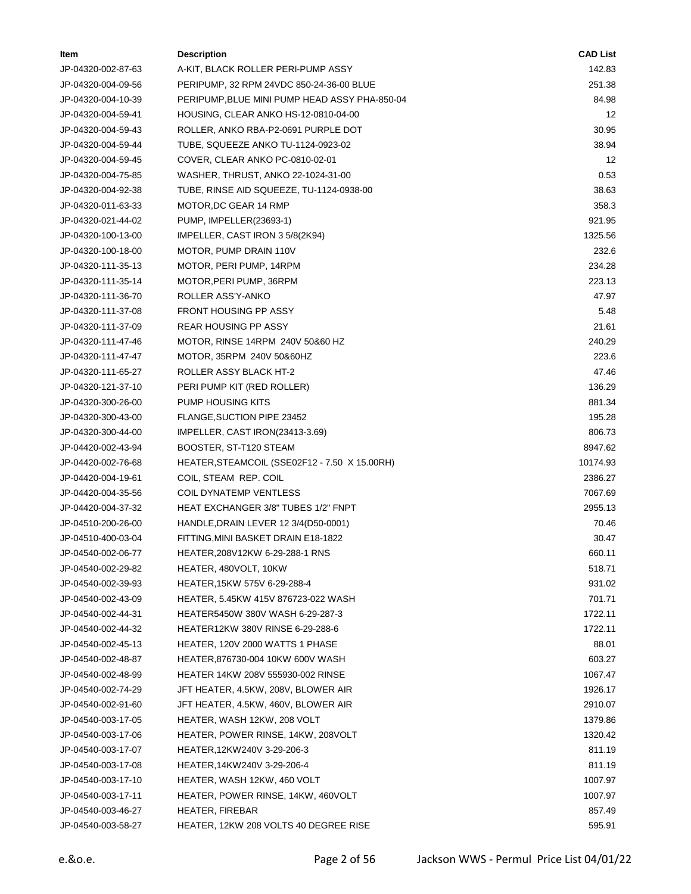| Item | Description | CAD List |
|---|---|---|
| JP-04320-002-87-63 | A-KIT, BLACK ROLLER PERI-PUMP ASSY | 142.83 |
| JP-04320-004-09-56 | PERIPUMP, 32 RPM 24VDC 850-24-36-00 BLUE | 251.38 |
| JP-04320-004-10-39 | PERIPUMP,BLUE MINI PUMP HEAD ASSY PHA-850-04 | 84.98 |
| JP-04320-004-59-41 | HOUSING, CLEAR ANKO HS-12-0810-04-00 | 12 |
| JP-04320-004-59-43 | ROLLER, ANKO RBA-P2-0691 PURPLE DOT | 30.95 |
| JP-04320-004-59-44 | TUBE, SQUEEZE ANKO TU-1124-0923-02 | 38.94 |
| JP-04320-004-59-45 | COVER, CLEAR ANKO PC-0810-02-01 | 12 |
| JP-04320-004-75-85 | WASHER, THRUST, ANKO 22-1024-31-00 | 0.53 |
| JP-04320-004-92-38 | TUBE, RINSE AID SQUEEZE, TU-1124-0938-00 | 38.63 |
| JP-04320-011-63-33 | MOTOR,DC GEAR 14 RMP | 358.3 |
| JP-04320-021-44-02 | PUMP, IMPELLER(23693-1) | 921.95 |
| JP-04320-100-13-00 | IMPELLER, CAST IRON 3 5/8(2K94) | 1325.56 |
| JP-04320-100-18-00 | MOTOR, PUMP DRAIN 110V | 232.6 |
| JP-04320-111-35-13 | MOTOR, PERI PUMP, 14RPM | 234.28 |
| JP-04320-111-35-14 | MOTOR,PERI PUMP, 36RPM | 223.13 |
| JP-04320-111-36-70 | ROLLER ASS'Y-ANKO | 47.97 |
| JP-04320-111-37-08 | FRONT HOUSING PP ASSY | 5.48 |
| JP-04320-111-37-09 | REAR HOUSING PP ASSY | 21.61 |
| JP-04320-111-47-46 | MOTOR, RINSE 14RPM 240V 50&60 HZ | 240.29 |
| JP-04320-111-47-47 | MOTOR, 35RPM 240V 50&60HZ | 223.6 |
| JP-04320-111-65-27 | ROLLER ASSY BLACK HT-2 | 47.46 |
| JP-04320-121-37-10 | PERI PUMP KIT (RED ROLLER) | 136.29 |
| JP-04320-300-26-00 | PUMP HOUSING KITS | 881.34 |
| JP-04320-300-43-00 | FLANGE,SUCTION PIPE 23452 | 195.28 |
| JP-04320-300-44-00 | IMPELLER, CAST IRON(23413-3.69) | 806.73 |
| JP-04420-002-43-94 | BOOSTER, ST-T120 STEAM | 8947.62 |
| JP-04420-002-76-68 | HEATER,STEAMCOIL (SSE02F12 - 7.50 X 15.00RH) | 10174.93 |
| JP-04420-004-19-61 | COIL, STEAM REP. COIL | 2386.27 |
| JP-04420-004-35-56 | COIL DYNATEMP VENTLESS | 7067.69 |
| JP-04420-004-37-32 | HEAT EXCHANGER 3/8" TUBES 1/2" FNPT | 2955.13 |
| JP-04510-200-26-00 | HANDLE,DRAIN LEVER 12 3/4(D50-0001) | 70.46 |
| JP-04510-400-03-04 | FITTING,MINI BASKET DRAIN E18-1822 | 30.47 |
| JP-04540-002-06-77 | HEATER,208V12KW 6-29-288-1 RNS | 660.11 |
| JP-04540-002-29-82 | HEATER, 480VOLT, 10KW | 518.71 |
| JP-04540-002-39-93 | HEATER,15KW 575V 6-29-288-4 | 931.02 |
| JP-04540-002-43-09 | HEATER, 5.45KW 415V 876723-022 WASH | 701.71 |
| JP-04540-002-44-31 | HEATER5450W 380V WASH 6-29-287-3 | 1722.11 |
| JP-04540-002-44-32 | HEATER12KW 380V RINSE 6-29-288-6 | 1722.11 |
| JP-04540-002-45-13 | HEATER, 120V 2000 WATTS 1 PHASE | 88.01 |
| JP-04540-002-48-87 | HEATER,876730-004 10KW 600V WASH | 603.27 |
| JP-04540-002-48-99 | HEATER 14KW 208V 555930-002 RINSE | 1067.47 |
| JP-04540-002-74-29 | JFT HEATER, 4.5KW, 208V, BLOWER AIR | 1926.17 |
| JP-04540-002-91-60 | JFT HEATER, 4.5KW, 460V, BLOWER AIR | 2910.07 |
| JP-04540-003-17-05 | HEATER, WASH 12KW, 208 VOLT | 1379.86 |
| JP-04540-003-17-06 | HEATER, POWER RINSE, 14KW, 208VOLT | 1320.42 |
| JP-04540-003-17-07 | HEATER,12KW240V 3-29-206-3 | 811.19 |
| JP-04540-003-17-08 | HEATER,14KW240V 3-29-206-4 | 811.19 |
| JP-04540-003-17-10 | HEATER, WASH 12KW, 460 VOLT | 1007.97 |
| JP-04540-003-17-11 | HEATER, POWER RINSE, 14KW, 460VOLT | 1007.97 |
| JP-04540-003-46-27 | HEATER, FIREBAR | 857.49 |
| JP-04540-003-58-27 | HEATER, 12KW 208 VOLTS 40 DEGREE RISE | 595.91 |

e.&o.e.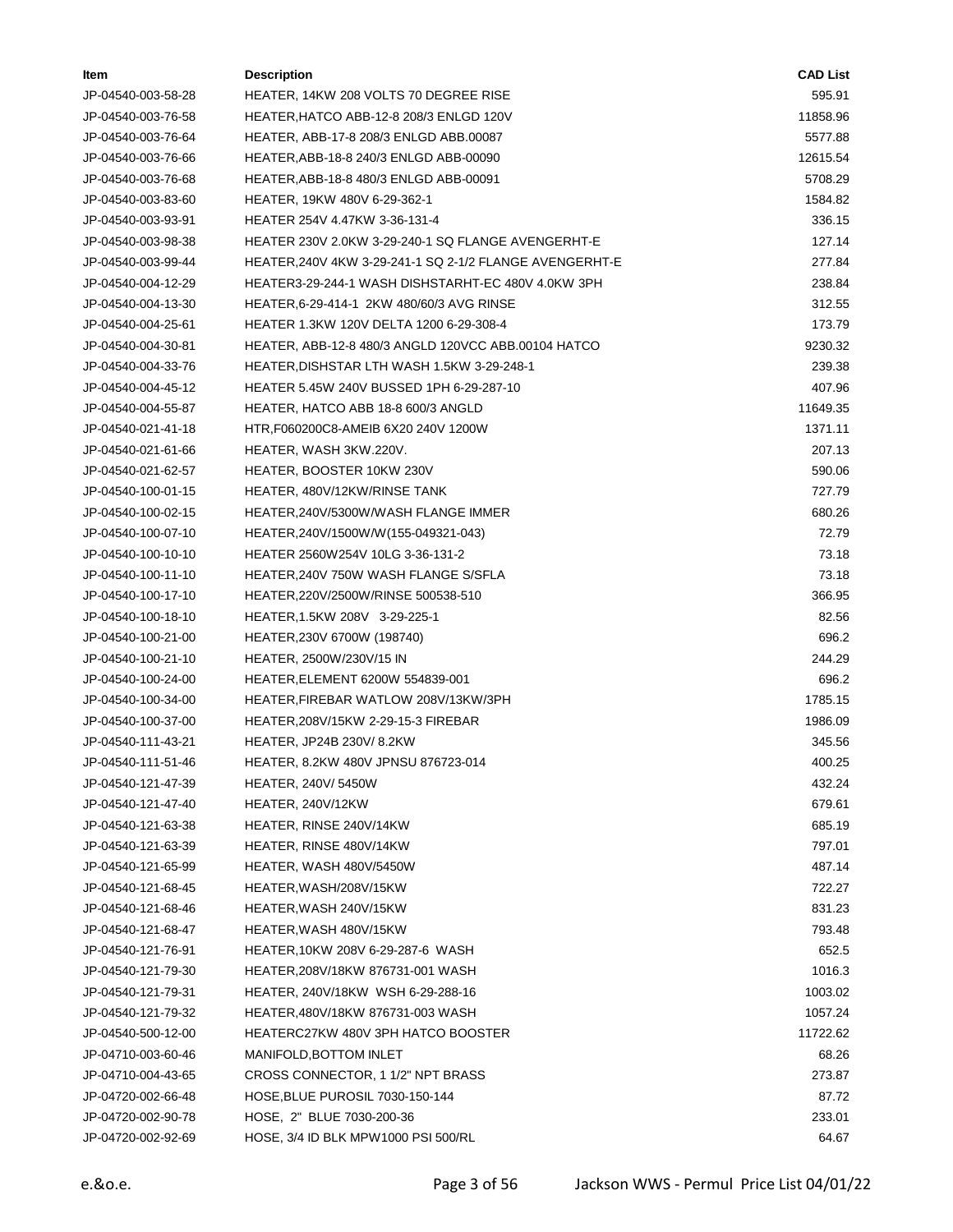| Item | Description | CAD List |
| --- | --- | --- |
| JP-04540-003-58-28 | HEATER, 14KW 208 VOLTS 70 DEGREE RISE | 595.91 |
| JP-04540-003-76-58 | HEATER,HATCO ABB-12-8 208/3 ENLGD 120V | 11858.96 |
| JP-04540-003-76-64 | HEATER, ABB-17-8 208/3 ENLGD ABB.00087 | 5577.88 |
| JP-04540-003-76-66 | HEATER,ABB-18-8 240/3 ENLGD ABB-00090 | 12615.54 |
| JP-04540-003-76-68 | HEATER,ABB-18-8 480/3 ENLGD ABB-00091 | 5708.29 |
| JP-04540-003-83-60 | HEATER, 19KW 480V 6-29-362-1 | 1584.82 |
| JP-04540-003-93-91 | HEATER 254V 4.47KW 3-36-131-4 | 336.15 |
| JP-04540-003-98-38 | HEATER 230V 2.0KW 3-29-240-1 SQ FLANGE AVENGERHT-E | 127.14 |
| JP-04540-003-99-44 | HEATER,240V 4KW 3-29-241-1 SQ 2-1/2 FLANGE AVENGERHT-E | 277.84 |
| JP-04540-004-12-29 | HEATER3-29-244-1 WASH DISHSTARHT-EC 480V 4.0KW 3PH | 238.84 |
| JP-04540-004-13-30 | HEATER,6-29-414-1 2KW 480/60/3 AVG RINSE | 312.55 |
| JP-04540-004-25-61 | HEATER 1.3KW 120V DELTA 1200 6-29-308-4 | 173.79 |
| JP-04540-004-30-81 | HEATER, ABB-12-8 480/3 ANGLD 120VCC ABB.00104 HATCO | 9230.32 |
| JP-04540-004-33-76 | HEATER,DISHSTAR LTH WASH 1.5KW 3-29-248-1 | 239.38 |
| JP-04540-004-45-12 | HEATER 5.45W 240V BUSSED 1PH 6-29-287-10 | 407.96 |
| JP-04540-004-55-87 | HEATER, HATCO ABB 18-8 600/3 ANGLD | 11649.35 |
| JP-04540-021-41-18 | HTR,F060200C8-AMEIB 6X20 240V 1200W | 1371.11 |
| JP-04540-021-61-66 | HEATER, WASH 3KW.220V. | 207.13 |
| JP-04540-021-62-57 | HEATER, BOOSTER 10KW 230V | 590.06 |
| JP-04540-100-01-15 | HEATER, 480V/12KW/RINSE TANK | 727.79 |
| JP-04540-100-02-15 | HEATER,240V/5300W/WASH FLANGE IMMER | 680.26 |
| JP-04540-100-07-10 | HEATER,240V/1500W/W(155-049321-043) | 72.79 |
| JP-04540-100-10-10 | HEATER 2560W254V 10LG 3-36-131-2 | 73.18 |
| JP-04540-100-11-10 | HEATER,240V 750W WASH FLANGE S/SFLA | 73.18 |
| JP-04540-100-17-10 | HEATER,220V/2500W/RINSE 500538-510 | 366.95 |
| JP-04540-100-18-10 | HEATER,1.5KW 208V 3-29-225-1 | 82.56 |
| JP-04540-100-21-00 | HEATER,230V 6700W (198740) | 696.2 |
| JP-04540-100-21-10 | HEATER, 2500W/230V/15 IN | 244.29 |
| JP-04540-100-24-00 | HEATER,ELEMENT 6200W 554839-001 | 696.2 |
| JP-04540-100-34-00 | HEATER,FIREBAR WATLOW 208V/13KW/3PH | 1785.15 |
| JP-04540-100-37-00 | HEATER,208V/15KW 2-29-15-3 FIREBAR | 1986.09 |
| JP-04540-111-43-21 | HEATER, JP24B 230V/ 8.2KW | 345.56 |
| JP-04540-111-51-46 | HEATER, 8.2KW 480V JPNSU 876723-014 | 400.25 |
| JP-04540-121-47-39 | HEATER, 240V/ 5450W | 432.24 |
| JP-04540-121-47-40 | HEATER, 240V/12KW | 679.61 |
| JP-04540-121-63-38 | HEATER, RINSE 240V/14KW | 685.19 |
| JP-04540-121-63-39 | HEATER, RINSE 480V/14KW | 797.01 |
| JP-04540-121-65-99 | HEATER, WASH 480V/5450W | 487.14 |
| JP-04540-121-68-45 | HEATER,WASH/208V/15KW | 722.27 |
| JP-04540-121-68-46 | HEATER,WASH 240V/15KW | 831.23 |
| JP-04540-121-68-47 | HEATER,WASH 480V/15KW | 793.48 |
| JP-04540-121-76-91 | HEATER,10KW 208V 6-29-287-6 WASH | 652.5 |
| JP-04540-121-79-30 | HEATER,208V/18KW 876731-001 WASH | 1016.3 |
| JP-04540-121-79-31 | HEATER, 240V/18KW WSH 6-29-288-16 | 1003.02 |
| JP-04540-121-79-32 | HEATER,480V/18KW 876731-003 WASH | 1057.24 |
| JP-04540-500-12-00 | HEATERC27KW 480V 3PH HATCO BOOSTER | 11722.62 |
| JP-04710-003-60-46 | MANIFOLD,BOTTOM INLET | 68.26 |
| JP-04710-004-43-65 | CROSS CONNECTOR, 1 1/2" NPT BRASS | 273.87 |
| JP-04720-002-66-48 | HOSE,BLUE PUROSIL 7030-150-144 | 87.72 |
| JP-04720-002-90-78 | HOSE, 2" BLUE 7030-200-36 | 233.01 |
| JP-04720-002-92-69 | HOSE, 3/4 ID BLK MPW1000 PSI 500/RL | 64.67 |

e.&o.e.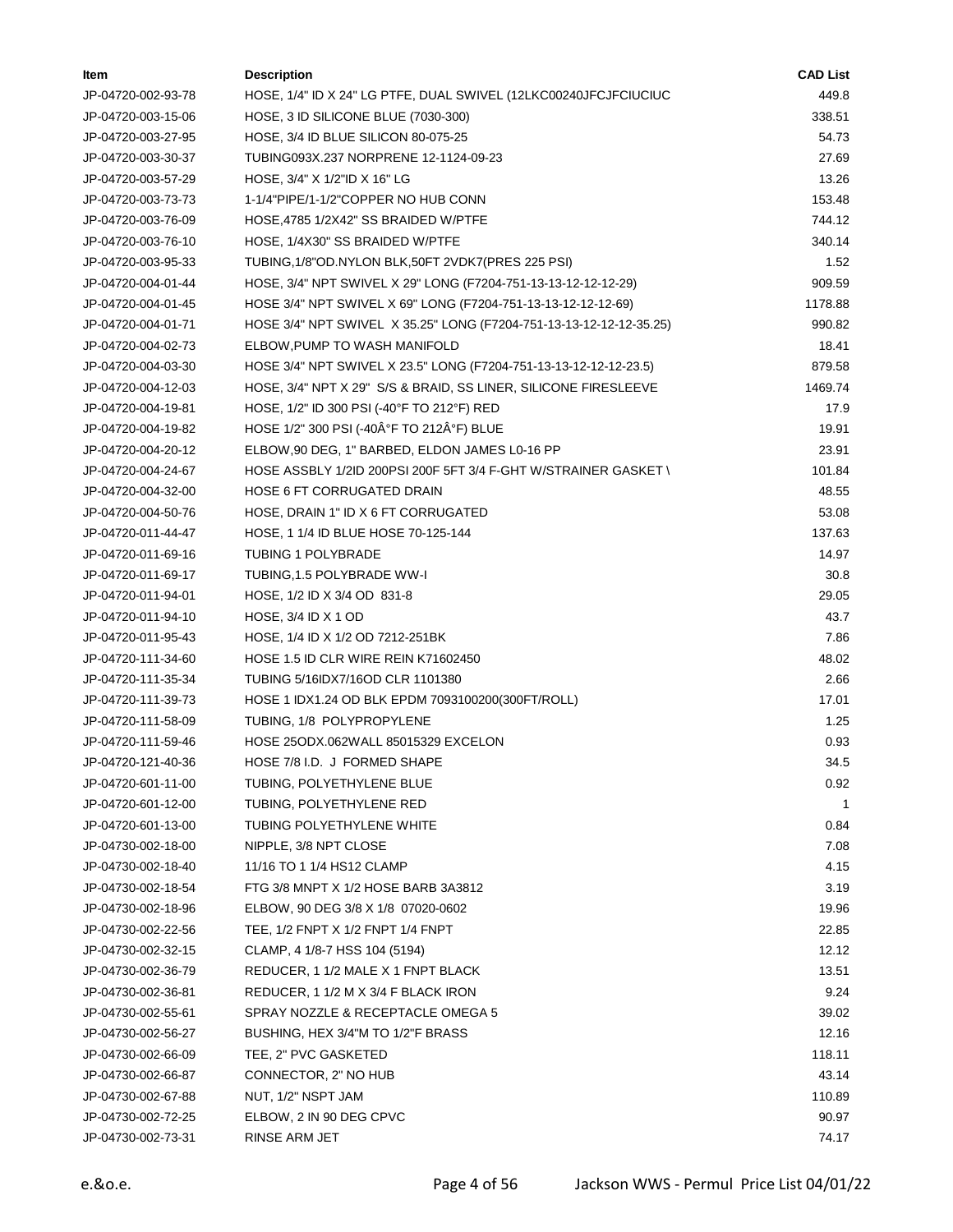| Item | Description | CAD List |
|---|---|---|
| JP-04720-002-93-78 | HOSE, 1/4" ID X 24" LG PTFE, DUAL SWIVEL (12LKC00240JFCJFCIUCIUC | 449.8 |
| JP-04720-003-15-06 | HOSE, 3 ID SILICONE BLUE (7030-300) | 338.51 |
| JP-04720-003-27-95 | HOSE, 3/4 ID BLUE SILICON 80-075-25 | 54.73 |
| JP-04720-003-30-37 | TUBING093X.237 NORPRENE 12-1124-09-23 | 27.69 |
| JP-04720-003-57-29 | HOSE, 3/4" X 1/2"ID X 16" LG | 13.26 |
| JP-04720-003-73-73 | 1-1/4"PIPE/1-1/2"COPPER NO HUB CONN | 153.48 |
| JP-04720-003-76-09 | HOSE,4785 1/2X42" SS BRAIDED W/PTFE | 744.12 |
| JP-04720-003-76-10 | HOSE, 1/4X30" SS BRAIDED W/PTFE | 340.14 |
| JP-04720-003-95-33 | TUBING,1/8"OD.NYLON BLK,50FT 2VDK7(PRES 225 PSI) | 1.52 |
| JP-04720-004-01-44 | HOSE, 3/4" NPT SWIVEL X 29" LONG (F7204-751-13-13-12-12-12-29) | 909.59 |
| JP-04720-004-01-45 | HOSE 3/4" NPT SWIVEL X 69" LONG (F7204-751-13-13-12-12-12-69) | 1178.88 |
| JP-04720-004-01-71 | HOSE 3/4" NPT SWIVEL X 35.25" LONG (F7204-751-13-13-12-12-12-35.25) | 990.82 |
| JP-04720-004-02-73 | ELBOW,PUMP TO WASH MANIFOLD | 18.41 |
| JP-04720-004-03-30 | HOSE 3/4" NPT SWIVEL X 23.5" LONG (F7204-751-13-13-12-12-12-23.5) | 879.58 |
| JP-04720-004-12-03 | HOSE, 3/4" NPT X 29" S/S & BRAID, SS LINER, SILICONE FIRESLEEVE | 1469.74 |
| JP-04720-004-19-81 | HOSE, 1/2" ID 300 PSI (-40°F TO 212°F) RED | 17.9 |
| JP-04720-004-19-82 | HOSE 1/2" 300 PSI (-40Â°F TO 212Â°F) BLUE | 19.91 |
| JP-04720-004-20-12 | ELBOW,90 DEG, 1" BARBED, ELDON JAMES L0-16 PP | 23.91 |
| JP-04720-004-24-67 | HOSE ASSBLY 1/2ID 200PSI 200F 5FT 3/4 F-GHT W/STRAINER GASKET \ | 101.84 |
| JP-04720-004-32-00 | HOSE 6 FT CORRUGATED DRAIN | 48.55 |
| JP-04720-004-50-76 | HOSE, DRAIN 1" ID X 6 FT CORRUGATED | 53.08 |
| JP-04720-011-44-47 | HOSE, 1 1/4 ID BLUE HOSE 70-125-144 | 137.63 |
| JP-04720-011-69-16 | TUBING 1 POLYBRADE | 14.97 |
| JP-04720-011-69-17 | TUBING,1.5 POLYBRADE WW-I | 30.8 |
| JP-04720-011-94-01 | HOSE, 1/2 ID X 3/4 OD 831-8 | 29.05 |
| JP-04720-011-94-10 | HOSE, 3/4 ID X 1 OD | 43.7 |
| JP-04720-011-95-43 | HOSE, 1/4 ID X 1/2 OD 7212-251BK | 7.86 |
| JP-04720-111-34-60 | HOSE 1.5 ID CLR WIRE REIN K71602450 | 48.02 |
| JP-04720-111-35-34 | TUBING 5/16IDX7/16OD CLR 1101380 | 2.66 |
| JP-04720-111-39-73 | HOSE 1 IDX1.24 OD BLK EPDM 7093100200(300FT/ROLL) | 17.01 |
| JP-04720-111-58-09 | TUBING, 1/8 POLYPROPYLENE | 1.25 |
| JP-04720-111-59-46 | HOSE 25ODX.062WALL 85015329 EXCELON | 0.93 |
| JP-04720-121-40-36 | HOSE 7/8 I.D. J FORMED SHAPE | 34.5 |
| JP-04720-601-11-00 | TUBING, POLYETHYLENE BLUE | 0.92 |
| JP-04720-601-12-00 | TUBING, POLYETHYLENE RED | 1 |
| JP-04720-601-13-00 | TUBING POLYETHYLENE WHITE | 0.84 |
| JP-04730-002-18-00 | NIPPLE, 3/8 NPT CLOSE | 7.08 |
| JP-04730-002-18-40 | 11/16 TO 1 1/4 HS12 CLAMP | 4.15 |
| JP-04730-002-18-54 | FTG 3/8 MNPT X 1/2 HOSE BARB 3A3812 | 3.19 |
| JP-04730-002-18-96 | ELBOW, 90 DEG 3/8 X 1/8 07020-0602 | 19.96 |
| JP-04730-002-22-56 | TEE, 1/2 FNPT X 1/2 FNPT 1/4 FNPT | 22.85 |
| JP-04730-002-32-15 | CLAMP, 4 1/8-7 HSS 104 (5194) | 12.12 |
| JP-04730-002-36-79 | REDUCER, 1 1/2 MALE X 1 FNPT BLACK | 13.51 |
| JP-04730-002-36-81 | REDUCER, 1 1/2 M X 3/4 F BLACK IRON | 9.24 |
| JP-04730-002-55-61 | SPRAY NOZZLE & RECEPTACLE OMEGA 5 | 39.02 |
| JP-04730-002-56-27 | BUSHING, HEX 3/4"M TO 1/2"F BRASS | 12.16 |
| JP-04730-002-66-09 | TEE, 2" PVC GASKETED | 118.11 |
| JP-04730-002-66-87 | CONNECTOR, 2" NO HUB | 43.14 |
| JP-04730-002-67-88 | NUT, 1/2" NSPT JAM | 110.89 |
| JP-04730-002-72-25 | ELBOW, 2 IN 90 DEG CPVC | 90.97 |
| JP-04730-002-73-31 | RINSE ARM JET | 74.17 |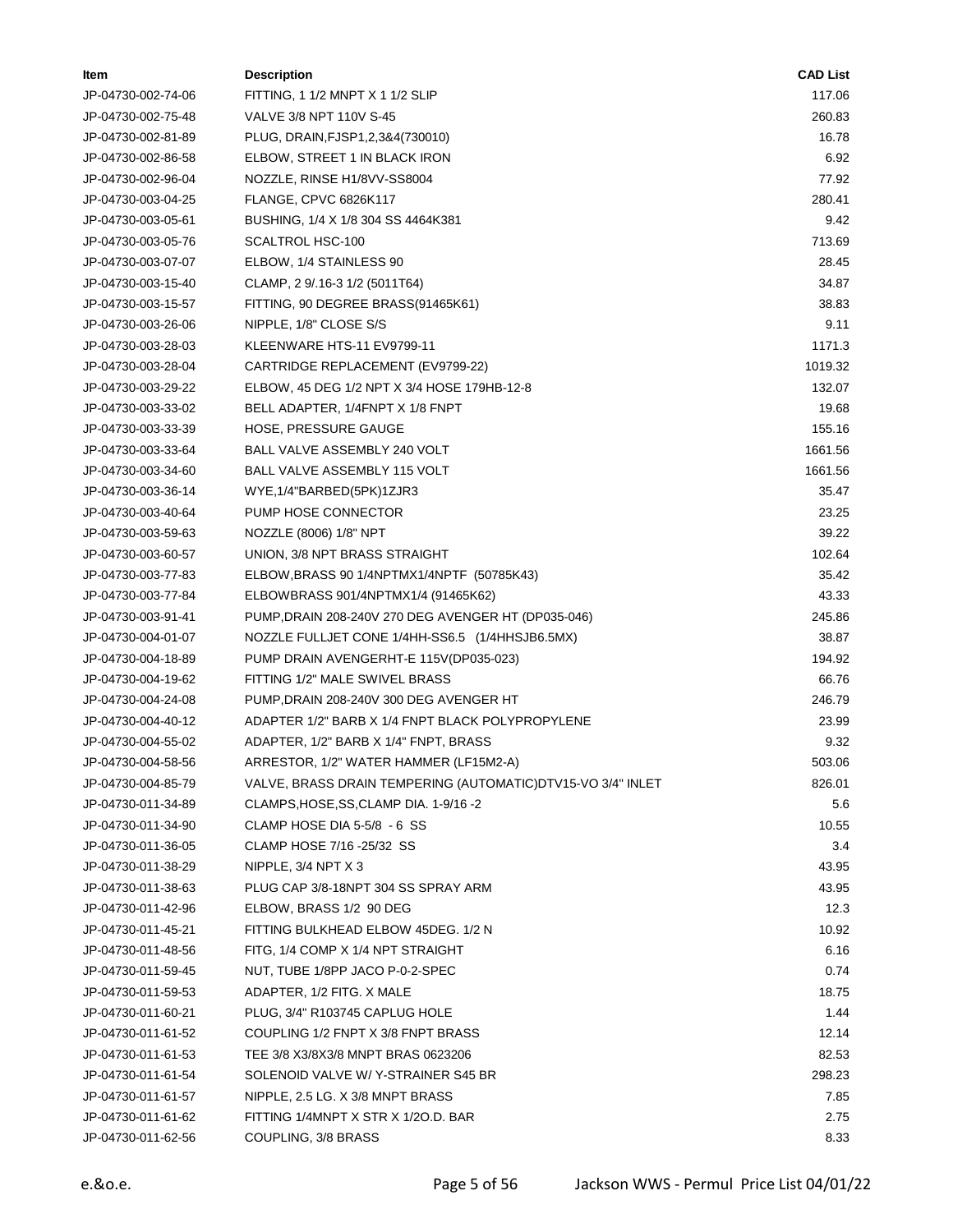| Item | Description | CAD List |
| --- | --- | --- |
| JP-04730-002-74-06 | FITTING, 1 1/2 MNPT X 1 1/2 SLIP | 117.06 |
| JP-04730-002-75-48 | VALVE 3/8 NPT 110V S-45 | 260.83 |
| JP-04730-002-81-89 | PLUG, DRAIN,FJSP1,2,3&4(730010) | 16.78 |
| JP-04730-002-86-58 | ELBOW, STREET 1 IN BLACK IRON | 6.92 |
| JP-04730-002-96-04 | NOZZLE, RINSE H1/8VV-SS8004 | 77.92 |
| JP-04730-003-04-25 | FLANGE, CPVC 6826K117 | 280.41 |
| JP-04730-003-05-61 | BUSHING, 1/4 X 1/8 304 SS 4464K381 | 9.42 |
| JP-04730-003-05-76 | SCALTROL HSC-100 | 713.69 |
| JP-04730-003-07-07 | ELBOW, 1/4 STAINLESS 90 | 28.45 |
| JP-04730-003-15-40 | CLAMP, 2 9/.16-3 1/2 (5011T64) | 34.87 |
| JP-04730-003-15-57 | FITTING, 90 DEGREE BRASS(91465K61) | 38.83 |
| JP-04730-003-26-06 | NIPPLE, 1/8" CLOSE S/S | 9.11 |
| JP-04730-003-28-03 | KLEENWARE HTS-11 EV9799-11 | 1171.3 |
| JP-04730-003-28-04 | CARTRIDGE REPLACEMENT (EV9799-22) | 1019.32 |
| JP-04730-003-29-22 | ELBOW, 45 DEG 1/2 NPT X 3/4 HOSE 179HB-12-8 | 132.07 |
| JP-04730-003-33-02 | BELL ADAPTER, 1/4FNPT X 1/8 FNPT | 19.68 |
| JP-04730-003-33-39 | HOSE, PRESSURE GAUGE | 155.16 |
| JP-04730-003-33-64 | BALL VALVE ASSEMBLY 240 VOLT | 1661.56 |
| JP-04730-003-34-60 | BALL VALVE ASSEMBLY 115 VOLT | 1661.56 |
| JP-04730-003-36-14 | WYE,1/4"BARBED(5PK)1ZJR3 | 35.47 |
| JP-04730-003-40-64 | PUMP HOSE CONNECTOR | 23.25 |
| JP-04730-003-59-63 | NOZZLE (8006) 1/8" NPT | 39.22 |
| JP-04730-003-60-57 | UNION, 3/8 NPT BRASS STRAIGHT | 102.64 |
| JP-04730-003-77-83 | ELBOW,BRASS 90 1/4NPTMX1/4NPTF (50785K43) | 35.42 |
| JP-04730-003-77-84 | ELBOWBRASS 901/4NPTMX1/4 (91465K62) | 43.33 |
| JP-04730-003-91-41 | PUMP,DRAIN 208-240V 270 DEG AVENGER HT (DP035-046) | 245.86 |
| JP-04730-004-01-07 | NOZZLE FULLJET CONE 1/4HH-SS6.5 (1/4HHSJB6.5MX) | 38.87 |
| JP-04730-004-18-89 | PUMP DRAIN AVENGERHT-E 115V(DP035-023) | 194.92 |
| JP-04730-004-19-62 | FITTING 1/2" MALE SWIVEL BRASS | 66.76 |
| JP-04730-004-24-08 | PUMP,DRAIN 208-240V 300 DEG AVENGER HT | 246.79 |
| JP-04730-004-40-12 | ADAPTER 1/2" BARB X 1/4 FNPT BLACK POLYPROPYLENE | 23.99 |
| JP-04730-004-55-02 | ADAPTER, 1/2" BARB X 1/4" FNPT, BRASS | 9.32 |
| JP-04730-004-58-56 | ARRESTOR, 1/2" WATER HAMMER (LF15M2-A) | 503.06 |
| JP-04730-004-85-79 | VALVE, BRASS DRAIN TEMPERING (AUTOMATIC)DTV15-VO 3/4" INLET | 826.01 |
| JP-04730-011-34-89 | CLAMPS,HOSE,SS,CLAMP DIA. 1-9/16 -2 | 5.6 |
| JP-04730-011-34-90 | CLAMP HOSE DIA 5-5/8 - 6 SS | 10.55 |
| JP-04730-011-36-05 | CLAMP HOSE 7/16 -25/32 SS | 3.4 |
| JP-04730-011-38-29 | NIPPLE, 3/4 NPT X 3 | 43.95 |
| JP-04730-011-38-63 | PLUG CAP 3/8-18NPT 304 SS SPRAY ARM | 43.95 |
| JP-04730-011-42-96 | ELBOW, BRASS 1/2 90 DEG | 12.3 |
| JP-04730-011-45-21 | FITTING BULKHEAD ELBOW 45DEG. 1/2 N | 10.92 |
| JP-04730-011-48-56 | FITG, 1/4 COMP X 1/4 NPT STRAIGHT | 6.16 |
| JP-04730-011-59-45 | NUT, TUBE 1/8PP JACO P-0-2-SPEC | 0.74 |
| JP-04730-011-59-53 | ADAPTER, 1/2 FITG. X MALE | 18.75 |
| JP-04730-011-60-21 | PLUG, 3/4" R103745 CAPLUG HOLE | 1.44 |
| JP-04730-011-61-52 | COUPLING 1/2 FNPT X 3/8 FNPT BRASS | 12.14 |
| JP-04730-011-61-53 | TEE 3/8 X3/8X3/8 MNPT BRAS 0623206 | 82.53 |
| JP-04730-011-61-54 | SOLENOID VALVE W/ Y-STRAINER S45 BR | 298.23 |
| JP-04730-011-61-57 | NIPPLE, 2.5 LG. X 3/8 MNPT BRASS | 7.85 |
| JP-04730-011-61-62 | FITTING 1/4MNPT X STR X 1/2O.D. BAR | 2.75 |
| JP-04730-011-62-56 | COUPLING, 3/8 BRASS | 8.33 |

e.&o.e.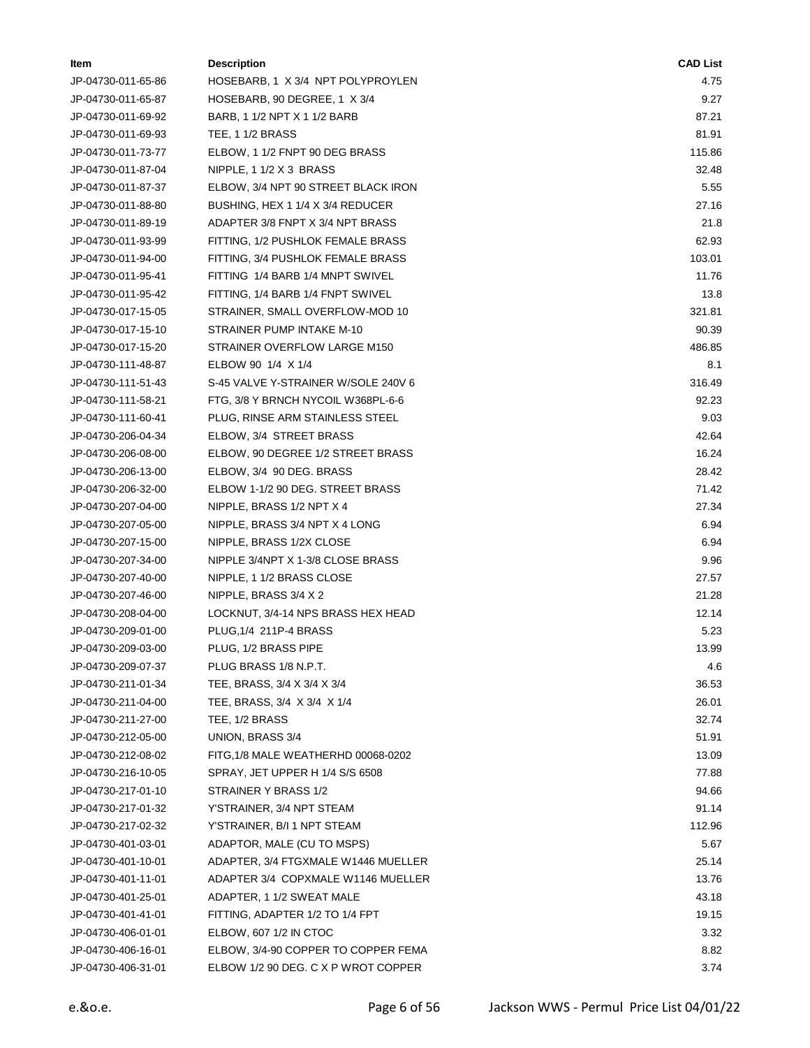| Item | Description | CAD List |
|---|---|---|
| JP-04730-011-65-86 | HOSEBARB, 1 X 3/4 NPT POLYPROYLEN | 4.75 |
| JP-04730-011-65-87 | HOSEBARB, 90 DEGREE, 1 X 3/4 | 9.27 |
| JP-04730-011-69-92 | BARB, 1 1/2 NPT X 1 1/2 BARB | 87.21 |
| JP-04730-011-69-93 | TEE, 1 1/2 BRASS | 81.91 |
| JP-04730-011-73-77 | ELBOW, 1 1/2 FNPT 90 DEG BRASS | 115.86 |
| JP-04730-011-87-04 | NIPPLE, 1 1/2 X 3 BRASS | 32.48 |
| JP-04730-011-87-37 | ELBOW, 3/4 NPT 90 STREET BLACK IRON | 5.55 |
| JP-04730-011-88-80 | BUSHING, HEX 1 1/4 X 3/4 REDUCER | 27.16 |
| JP-04730-011-89-19 | ADAPTER 3/8 FNPT X 3/4 NPT BRASS | 21.8 |
| JP-04730-011-93-99 | FITTING, 1/2 PUSHLOK FEMALE BRASS | 62.93 |
| JP-04730-011-94-00 | FITTING, 3/4 PUSHLOK FEMALE BRASS | 103.01 |
| JP-04730-011-95-41 | FITTING 1/4 BARB 1/4 MNPT SWIVEL | 11.76 |
| JP-04730-011-95-42 | FITTING, 1/4 BARB 1/4 FNPT SWIVEL | 13.8 |
| JP-04730-017-15-05 | STRAINER, SMALL OVERFLOW-MOD 10 | 321.81 |
| JP-04730-017-15-10 | STRAINER PUMP INTAKE M-10 | 90.39 |
| JP-04730-017-15-20 | STRAINER OVERFLOW LARGE M150 | 486.85 |
| JP-04730-111-48-87 | ELBOW 90 1/4 X 1/4 | 8.1 |
| JP-04730-111-51-43 | S-45 VALVE Y-STRAINER W/SOLE 240V 6 | 316.49 |
| JP-04730-111-58-21 | FTG, 3/8 Y BRNCH NYCOIL W368PL-6-6 | 92.23 |
| JP-04730-111-60-41 | PLUG, RINSE ARM STAINLESS STEEL | 9.03 |
| JP-04730-206-04-34 | ELBOW, 3/4 STREET BRASS | 42.64 |
| JP-04730-206-08-00 | ELBOW, 90 DEGREE 1/2 STREET BRASS | 16.24 |
| JP-04730-206-13-00 | ELBOW, 3/4 90 DEG. BRASS | 28.42 |
| JP-04730-206-32-00 | ELBOW 1-1/2 90 DEG. STREET BRASS | 71.42 |
| JP-04730-207-04-00 | NIPPLE, BRASS 1/2 NPT X 4 | 27.34 |
| JP-04730-207-05-00 | NIPPLE, BRASS 3/4 NPT X 4 LONG | 6.94 |
| JP-04730-207-15-00 | NIPPLE, BRASS 1/2X CLOSE | 6.94 |
| JP-04730-207-34-00 | NIPPLE 3/4NPT X 1-3/8 CLOSE BRASS | 9.96 |
| JP-04730-207-40-00 | NIPPLE, 1 1/2 BRASS CLOSE | 27.57 |
| JP-04730-207-46-00 | NIPPLE, BRASS 3/4 X 2 | 21.28 |
| JP-04730-208-04-00 | LOCKNUT, 3/4-14 NPS BRASS HEX HEAD | 12.14 |
| JP-04730-209-01-00 | PLUG,1/4 211P-4 BRASS | 5.23 |
| JP-04730-209-03-00 | PLUG, 1/2 BRASS PIPE | 13.99 |
| JP-04730-209-07-37 | PLUG BRASS 1/8 N.P.T. | 4.6 |
| JP-04730-211-01-34 | TEE, BRASS, 3/4 X 3/4 X 3/4 | 36.53 |
| JP-04730-211-04-00 | TEE, BRASS, 3/4 X 3/4 X 1/4 | 26.01 |
| JP-04730-211-27-00 | TEE, 1/2 BRASS | 32.74 |
| JP-04730-212-05-00 | UNION, BRASS 3/4 | 51.91 |
| JP-04730-212-08-02 | FITG,1/8 MALE WEATHERHD 00068-0202 | 13.09 |
| JP-04730-216-10-05 | SPRAY, JET UPPER H 1/4 S/S 6508 | 77.88 |
| JP-04730-217-01-10 | STRAINER Y BRASS 1/2 | 94.66 |
| JP-04730-217-01-32 | Y'STRAINER, 3/4 NPT STEAM | 91.14 |
| JP-04730-217-02-32 | Y'STRAINER, B/I 1 NPT STEAM | 112.96 |
| JP-04730-401-03-01 | ADAPTOR, MALE (CU TO MSPS) | 5.67 |
| JP-04730-401-10-01 | ADAPTER, 3/4 FTGXMALE W1446 MUELLER | 25.14 |
| JP-04730-401-11-01 | ADAPTER 3/4 COPXMALE W1146 MUELLER | 13.76 |
| JP-04730-401-25-01 | ADAPTER, 1 1/2 SWEAT MALE | 43.18 |
| JP-04730-401-41-01 | FITTING, ADAPTER 1/2 TO 1/4 FPT | 19.15 |
| JP-04730-406-01-01 | ELBOW, 607 1/2 IN CTOC | 3.32 |
| JP-04730-406-16-01 | ELBOW, 3/4-90 COPPER TO COPPER FEMA | 8.82 |
| JP-04730-406-31-01 | ELBOW 1/2 90 DEG. C X P WROT COPPER | 3.74 |

e.&o.e.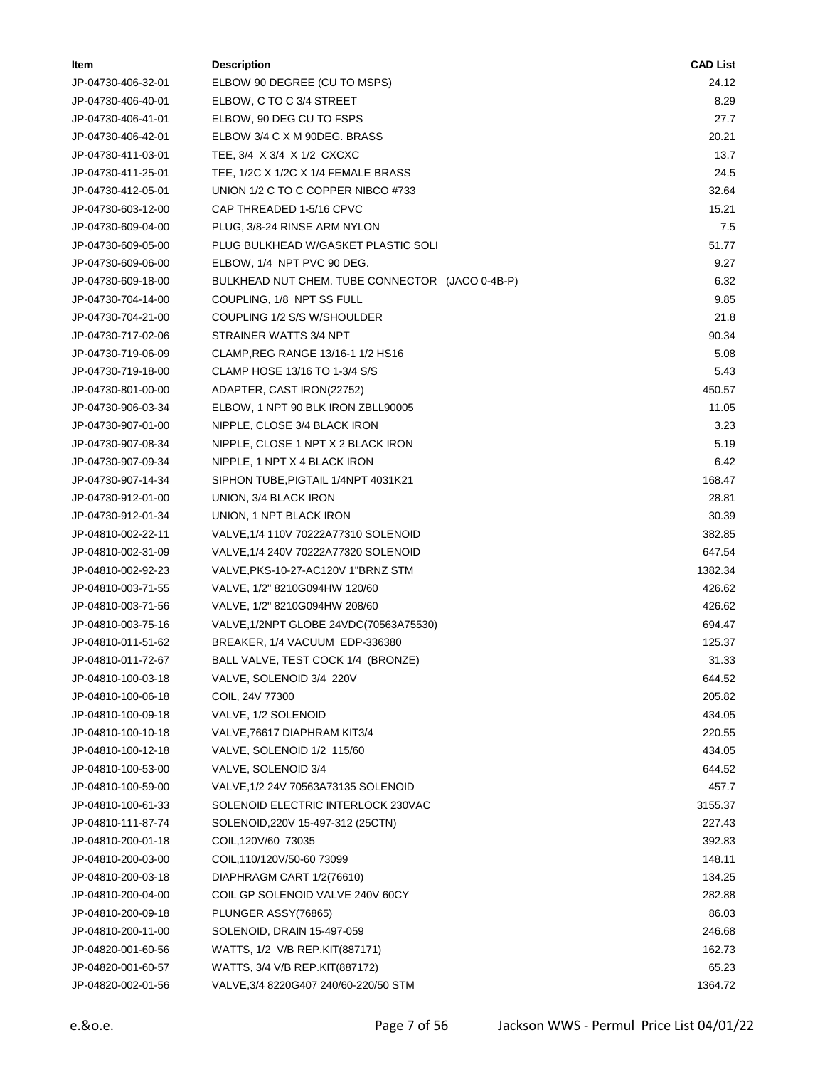| Item | Description | CAD List |
|---|---|---|
| JP-04730-406-32-01 | ELBOW 90 DEGREE (CU TO MSPS) | 24.12 |
| JP-04730-406-40-01 | ELBOW, C TO C 3/4 STREET | 8.29 |
| JP-04730-406-41-01 | ELBOW, 90 DEG CU TO FSPS | 27.7 |
| JP-04730-406-42-01 | ELBOW 3/4 C X M 90DEG. BRASS | 20.21 |
| JP-04730-411-03-01 | TEE, 3/4 X 3/4 X 1/2 CXCXC | 13.7 |
| JP-04730-411-25-01 | TEE, 1/2C X 1/2C X 1/4 FEMALE BRASS | 24.5 |
| JP-04730-412-05-01 | UNION 1/2 C TO C COPPER NIBCO #733 | 32.64 |
| JP-04730-603-12-00 | CAP THREADED 1-5/16 CPVC | 15.21 |
| JP-04730-609-04-00 | PLUG, 3/8-24 RINSE ARM NYLON | 7.5 |
| JP-04730-609-05-00 | PLUG BULKHEAD W/GASKET PLASTIC SOLI | 51.77 |
| JP-04730-609-06-00 | ELBOW, 1/4 NPT PVC 90 DEG. | 9.27 |
| JP-04730-609-18-00 | BULKHEAD NUT CHEM. TUBE CONNECTOR (JACO 0-4B-P) | 6.32 |
| JP-04730-704-14-00 | COUPLING, 1/8 NPT SS FULL | 9.85 |
| JP-04730-704-21-00 | COUPLING 1/2 S/S W/SHOULDER | 21.8 |
| JP-04730-717-02-06 | STRAINER WATTS 3/4 NPT | 90.34 |
| JP-04730-719-06-09 | CLAMP,REG RANGE 13/16-1 1/2 HS16 | 5.08 |
| JP-04730-719-18-00 | CLAMP HOSE 13/16 TO 1-3/4 S/S | 5.43 |
| JP-04730-801-00-00 | ADAPTER, CAST IRON(22752) | 450.57 |
| JP-04730-906-03-34 | ELBOW, 1 NPT 90 BLK IRON ZBLL90005 | 11.05 |
| JP-04730-907-01-00 | NIPPLE, CLOSE 3/4 BLACK IRON | 3.23 |
| JP-04730-907-08-34 | NIPPLE, CLOSE 1 NPT X 2 BLACK IRON | 5.19 |
| JP-04730-907-09-34 | NIPPLE, 1 NPT X 4 BLACK IRON | 6.42 |
| JP-04730-907-14-34 | SIPHON TUBE,PIGTAIL 1/4NPT 4031K21 | 168.47 |
| JP-04730-912-01-00 | UNION, 3/4 BLACK IRON | 28.81 |
| JP-04730-912-01-34 | UNION, 1 NPT BLACK IRON | 30.39 |
| JP-04810-002-22-11 | VALVE,1/4 110V 70222A77310 SOLENOID | 382.85 |
| JP-04810-002-31-09 | VALVE,1/4 240V 70222A77320 SOLENOID | 647.54 |
| JP-04810-002-92-23 | VALVE,PKS-10-27-AC120V 1"BRNZ STM | 1382.34 |
| JP-04810-003-71-55 | VALVE, 1/2" 8210G094HW 120/60 | 426.62 |
| JP-04810-003-71-56 | VALVE, 1/2" 8210G094HW 208/60 | 426.62 |
| JP-04810-003-75-16 | VALVE,1/2NPT GLOBE 24VDC(70563A75530) | 694.47 |
| JP-04810-011-51-62 | BREAKER, 1/4 VACUUM EDP-336380 | 125.37 |
| JP-04810-011-72-67 | BALL VALVE, TEST COCK 1/4 (BRONZE) | 31.33 |
| JP-04810-100-03-18 | VALVE, SOLENOID 3/4 220V | 644.52 |
| JP-04810-100-06-18 | COIL, 24V 77300 | 205.82 |
| JP-04810-100-09-18 | VALVE, 1/2 SOLENOID | 434.05 |
| JP-04810-100-10-18 | VALVE,76617 DIAPHRAM KIT3/4 | 220.55 |
| JP-04810-100-12-18 | VALVE, SOLENOID 1/2 115/60 | 434.05 |
| JP-04810-100-53-00 | VALVE, SOLENOID 3/4 | 644.52 |
| JP-04810-100-59-00 | VALVE,1/2 24V 70563A73135 SOLENOID | 457.7 |
| JP-04810-100-61-33 | SOLENOID ELECTRIC INTERLOCK 230VAC | 3155.37 |
| JP-04810-111-87-74 | SOLENOID,220V 15-497-312 (25CTN) | 227.43 |
| JP-04810-200-01-18 | COIL,120V/60 73035 | 392.83 |
| JP-04810-200-03-00 | COIL,110/120V/50-60 73099 | 148.11 |
| JP-04810-200-03-18 | DIAPHRAGM CART 1/2(76610) | 134.25 |
| JP-04810-200-04-00 | COIL GP SOLENOID VALVE 240V 60CY | 282.88 |
| JP-04810-200-09-18 | PLUNGER ASSY(76865) | 86.03 |
| JP-04810-200-11-00 | SOLENOID, DRAIN 15-497-059 | 246.68 |
| JP-04820-001-60-56 | WATTS, 1/2 V/B REP.KIT(887171) | 162.73 |
| JP-04820-001-60-57 | WATTS, 3/4 V/B REP.KIT(887172) | 65.23 |
| JP-04820-002-01-56 | VALVE,3/4 8220G407 240/60-220/50 STM | 1364.72 |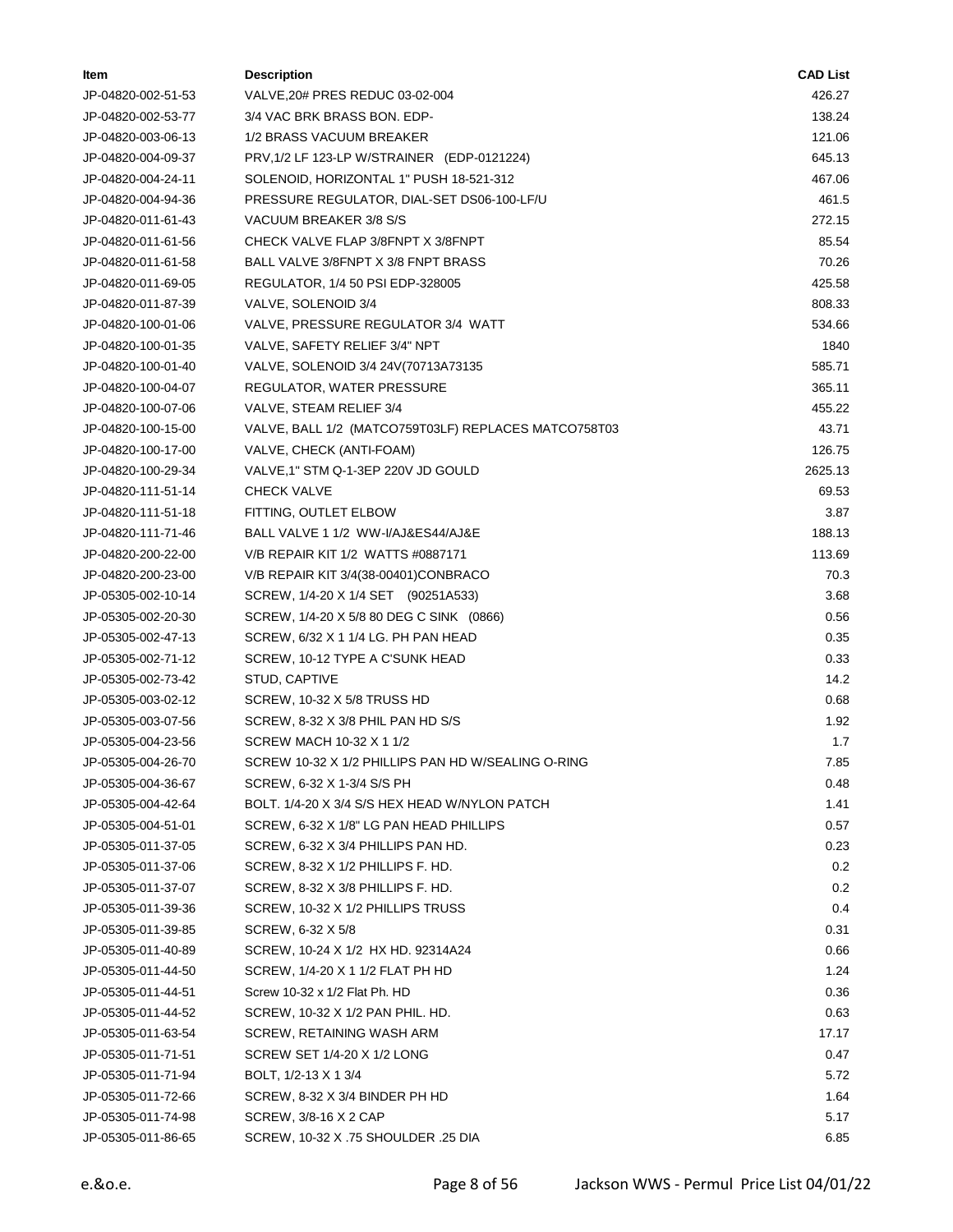| Item | Description | CAD List |
|---|---|---|
| JP-04820-002-51-53 | VALVE,20# PRES REDUC 03-02-004 | 426.27 |
| JP-04820-002-53-77 | 3/4 VAC BRK BRASS BON. EDP- | 138.24 |
| JP-04820-003-06-13 | 1/2 BRASS VACUUM BREAKER | 121.06 |
| JP-04820-004-09-37 | PRV,1/2 LF 123-LP W/STRAINER (EDP-0121224) | 645.13 |
| JP-04820-004-24-11 | SOLENOID, HORIZONTAL 1" PUSH 18-521-312 | 467.06 |
| JP-04820-004-94-36 | PRESSURE REGULATOR, DIAL-SET DS06-100-LF/U | 461.5 |
| JP-04820-011-61-43 | VACUUM BREAKER 3/8 S/S | 272.15 |
| JP-04820-011-61-56 | CHECK VALVE FLAP 3/8FNPT X 3/8FNPT | 85.54 |
| JP-04820-011-61-58 | BALL VALVE 3/8FNPT X 3/8 FNPT BRASS | 70.26 |
| JP-04820-011-69-05 | REGULATOR, 1/4 50 PSI EDP-328005 | 425.58 |
| JP-04820-011-87-39 | VALVE, SOLENOID 3/4 | 808.33 |
| JP-04820-100-01-06 | VALVE, PRESSURE REGULATOR 3/4 WATT | 534.66 |
| JP-04820-100-01-35 | VALVE, SAFETY RELIEF 3/4" NPT | 1840 |
| JP-04820-100-01-40 | VALVE, SOLENOID 3/4 24V(70713A73135 | 585.71 |
| JP-04820-100-04-07 | REGULATOR, WATER PRESSURE | 365.11 |
| JP-04820-100-07-06 | VALVE, STEAM RELIEF 3/4 | 455.22 |
| JP-04820-100-15-00 | VALVE, BALL 1/2 (MATCO759T03LF) REPLACES MATCO758T03 | 43.71 |
| JP-04820-100-17-00 | VALVE, CHECK (ANTI-FOAM) | 126.75 |
| JP-04820-100-29-34 | VALVE,1" STM Q-1-3EP 220V JD GOULD | 2625.13 |
| JP-04820-111-51-14 | CHECK VALVE | 69.53 |
| JP-04820-111-51-18 | FITTING, OUTLET ELBOW | 3.87 |
| JP-04820-111-71-46 | BALL VALVE 1 1/2 WW-I/AJ&ES44/AJ&E | 188.13 |
| JP-04820-200-22-00 | V/B REPAIR KIT 1/2 WATTS #0887171 | 113.69 |
| JP-04820-200-23-00 | V/B REPAIR KIT 3/4(38-00401)CONBRACO | 70.3 |
| JP-05305-002-10-14 | SCREW, 1/4-20 X 1/4 SET (90251A533) | 3.68 |
| JP-05305-002-20-30 | SCREW, 1/4-20 X 5/8 80 DEG C SINK (0866) | 0.56 |
| JP-05305-002-47-13 | SCREW, 6/32 X 1 1/4 LG. PH PAN HEAD | 0.35 |
| JP-05305-002-71-12 | SCREW, 10-12 TYPE A C'SUNK HEAD | 0.33 |
| JP-05305-002-73-42 | STUD, CAPTIVE | 14.2 |
| JP-05305-003-02-12 | SCREW, 10-32 X 5/8 TRUSS HD | 0.68 |
| JP-05305-003-07-56 | SCREW, 8-32 X 3/8 PHIL PAN HD S/S | 1.92 |
| JP-05305-004-23-56 | SCREW MACH 10-32 X 1 1/2 | 1.7 |
| JP-05305-004-26-70 | SCREW 10-32 X 1/2 PHILLIPS PAN HD W/SEALING O-RING | 7.85 |
| JP-05305-004-36-67 | SCREW, 6-32 X 1-3/4 S/S PH | 0.48 |
| JP-05305-004-42-64 | BOLT. 1/4-20 X 3/4 S/S HEX HEAD W/NYLON PATCH | 1.41 |
| JP-05305-004-51-01 | SCREW, 6-32 X 1/8" LG PAN HEAD PHILLIPS | 0.57 |
| JP-05305-011-37-05 | SCREW, 6-32 X 3/4 PHILLIPS PAN HD. | 0.23 |
| JP-05305-011-37-06 | SCREW, 8-32 X 1/2 PHILLIPS F. HD. | 0.2 |
| JP-05305-011-37-07 | SCREW, 8-32 X 3/8 PHILLIPS F. HD. | 0.2 |
| JP-05305-011-39-36 | SCREW, 10-32 X 1/2 PHILLIPS TRUSS | 0.4 |
| JP-05305-011-39-85 | SCREW, 6-32 X 5/8 | 0.31 |
| JP-05305-011-40-89 | SCREW, 10-24 X 1/2 HX HD. 92314A24 | 0.66 |
| JP-05305-011-44-50 | SCREW, 1/4-20 X 1 1/2 FLAT PH HD | 1.24 |
| JP-05305-011-44-51 | Screw 10-32 x 1/2 Flat Ph. HD | 0.36 |
| JP-05305-011-44-52 | SCREW, 10-32 X 1/2 PAN PHIL. HD. | 0.63 |
| JP-05305-011-63-54 | SCREW, RETAINING WASH ARM | 17.17 |
| JP-05305-011-71-51 | SCREW SET 1/4-20 X 1/2 LONG | 0.47 |
| JP-05305-011-71-94 | BOLT, 1/2-13 X 1 3/4 | 5.72 |
| JP-05305-011-72-66 | SCREW, 8-32 X 3/4 BINDER PH HD | 1.64 |
| JP-05305-011-74-98 | SCREW, 3/8-16 X 2 CAP | 5.17 |
| JP-05305-011-86-65 | SCREW, 10-32 X .75 SHOULDER .25 DIA | 6.85 |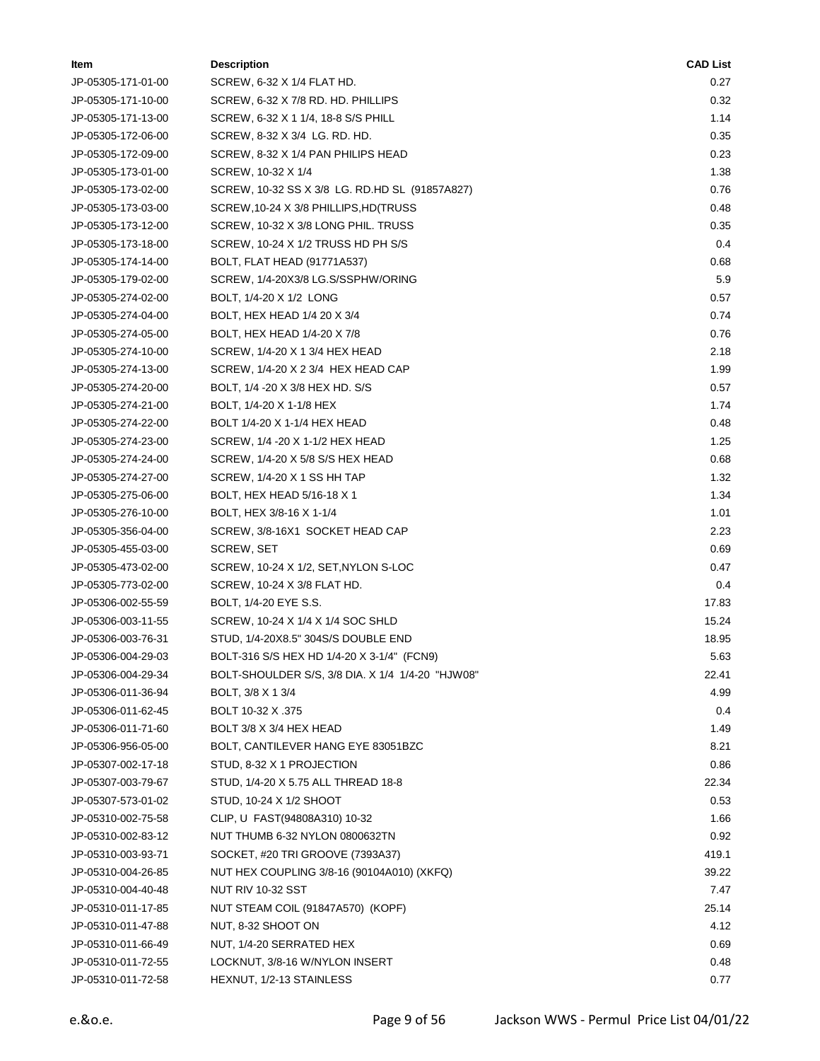| Item | Description | CAD List |
|---|---|---|
| JP-05305-171-01-00 | SCREW, 6-32 X 1/4 FLAT HD. | 0.27 |
| JP-05305-171-10-00 | SCREW, 6-32 X 7/8 RD. HD. PHILLIPS | 0.32 |
| JP-05305-171-13-00 | SCREW, 6-32 X 1 1/4, 18-8 S/S PHILL | 1.14 |
| JP-05305-172-06-00 | SCREW, 8-32 X 3/4 LG. RD. HD. | 0.35 |
| JP-05305-172-09-00 | SCREW, 8-32 X 1/4 PAN PHILIPS HEAD | 0.23 |
| JP-05305-173-01-00 | SCREW, 10-32 X 1/4 | 1.38 |
| JP-05305-173-02-00 | SCREW, 10-32 SS X 3/8 LG. RD.HD SL (91857A827) | 0.76 |
| JP-05305-173-03-00 | SCREW,10-24 X 3/8 PHILLIPS,HD(TRUSS | 0.48 |
| JP-05305-173-12-00 | SCREW, 10-32 X 3/8 LONG PHIL. TRUSS | 0.35 |
| JP-05305-173-18-00 | SCREW, 10-24 X 1/2 TRUSS HD PH S/S | 0.4 |
| JP-05305-174-14-00 | BOLT, FLAT HEAD (91771A537) | 0.68 |
| JP-05305-179-02-00 | SCREW, 1/4-20X3/8 LG.S/SSPHW/ORING | 5.9 |
| JP-05305-274-02-00 | BOLT, 1/4-20 X 1/2 LONG | 0.57 |
| JP-05305-274-04-00 | BOLT, HEX HEAD 1/4 20 X 3/4 | 0.74 |
| JP-05305-274-05-00 | BOLT, HEX HEAD 1/4-20 X 7/8 | 0.76 |
| JP-05305-274-10-00 | SCREW, 1/4-20 X 1 3/4 HEX HEAD | 2.18 |
| JP-05305-274-13-00 | SCREW, 1/4-20 X 2 3/4 HEX HEAD CAP | 1.99 |
| JP-05305-274-20-00 | BOLT, 1/4 -20 X 3/8 HEX HD. S/S | 0.57 |
| JP-05305-274-21-00 | BOLT, 1/4-20 X 1-1/8 HEX | 1.74 |
| JP-05305-274-22-00 | BOLT 1/4-20 X 1-1/4 HEX HEAD | 0.48 |
| JP-05305-274-23-00 | SCREW, 1/4 -20 X 1-1/2 HEX HEAD | 1.25 |
| JP-05305-274-24-00 | SCREW, 1/4-20 X 5/8 S/S HEX HEAD | 0.68 |
| JP-05305-274-27-00 | SCREW, 1/4-20 X 1 SS HH TAP | 1.32 |
| JP-05305-275-06-00 | BOLT, HEX HEAD 5/16-18 X 1 | 1.34 |
| JP-05305-276-10-00 | BOLT, HEX 3/8-16 X 1-1/4 | 1.01 |
| JP-05305-356-04-00 | SCREW, 3/8-16X1 SOCKET HEAD CAP | 2.23 |
| JP-05305-455-03-00 | SCREW, SET | 0.69 |
| JP-05305-473-02-00 | SCREW, 10-24 X 1/2, SET,NYLON S-LOC | 0.47 |
| JP-05305-773-02-00 | SCREW, 10-24 X 3/8 FLAT HD. | 0.4 |
| JP-05306-002-55-59 | BOLT, 1/4-20 EYE S.S. | 17.83 |
| JP-05306-003-11-55 | SCREW, 10-24 X 1/4 X 1/4 SOC SHLD | 15.24 |
| JP-05306-003-76-31 | STUD, 1/4-20X8.5" 304S/S DOUBLE END | 18.95 |
| JP-05306-004-29-03 | BOLT-316 S/S HEX HD 1/4-20 X 3-1/4" (FCN9) | 5.63 |
| JP-05306-004-29-34 | BOLT-SHOULDER S/S, 3/8 DIA. X 1/4 1/4-20 "HJW08" | 22.41 |
| JP-05306-011-36-94 | BOLT, 3/8 X 1 3/4 | 4.99 |
| JP-05306-011-62-45 | BOLT 10-32 X .375 | 0.4 |
| JP-05306-011-71-60 | BOLT 3/8 X 3/4 HEX HEAD | 1.49 |
| JP-05306-956-05-00 | BOLT, CANTILEVER HANG EYE 83051BZC | 8.21 |
| JP-05307-002-17-18 | STUD, 8-32 X 1 PROJECTION | 0.86 |
| JP-05307-003-79-67 | STUD, 1/4-20 X 5.75 ALL THREAD 18-8 | 22.34 |
| JP-05307-573-01-02 | STUD, 10-24 X 1/2 SHOOT | 0.53 |
| JP-05310-002-75-58 | CLIP, U FAST(94808A310) 10-32 | 1.66 |
| JP-05310-002-83-12 | NUT THUMB 6-32 NYLON 0800632TN | 0.92 |
| JP-05310-003-93-71 | SOCKET, #20 TRI GROOVE (7393A37) | 419.1 |
| JP-05310-004-26-85 | NUT HEX COUPLING 3/8-16 (90104A010) (XKFQ) | 39.22 |
| JP-05310-004-40-48 | NUT RIV 10-32 SST | 7.47 |
| JP-05310-011-17-85 | NUT STEAM COIL (91847A570) (KOPF) | 25.14 |
| JP-05310-011-47-88 | NUT, 8-32 SHOOT ON | 4.12 |
| JP-05310-011-66-49 | NUT, 1/4-20 SERRATED HEX | 0.69 |
| JP-05310-011-72-55 | LOCKNUT, 3/8-16 W/NYLON INSERT | 0.48 |
| JP-05310-011-72-58 | HEXNUT, 1/2-13 STAINLESS | 0.77 |

e.&o.e.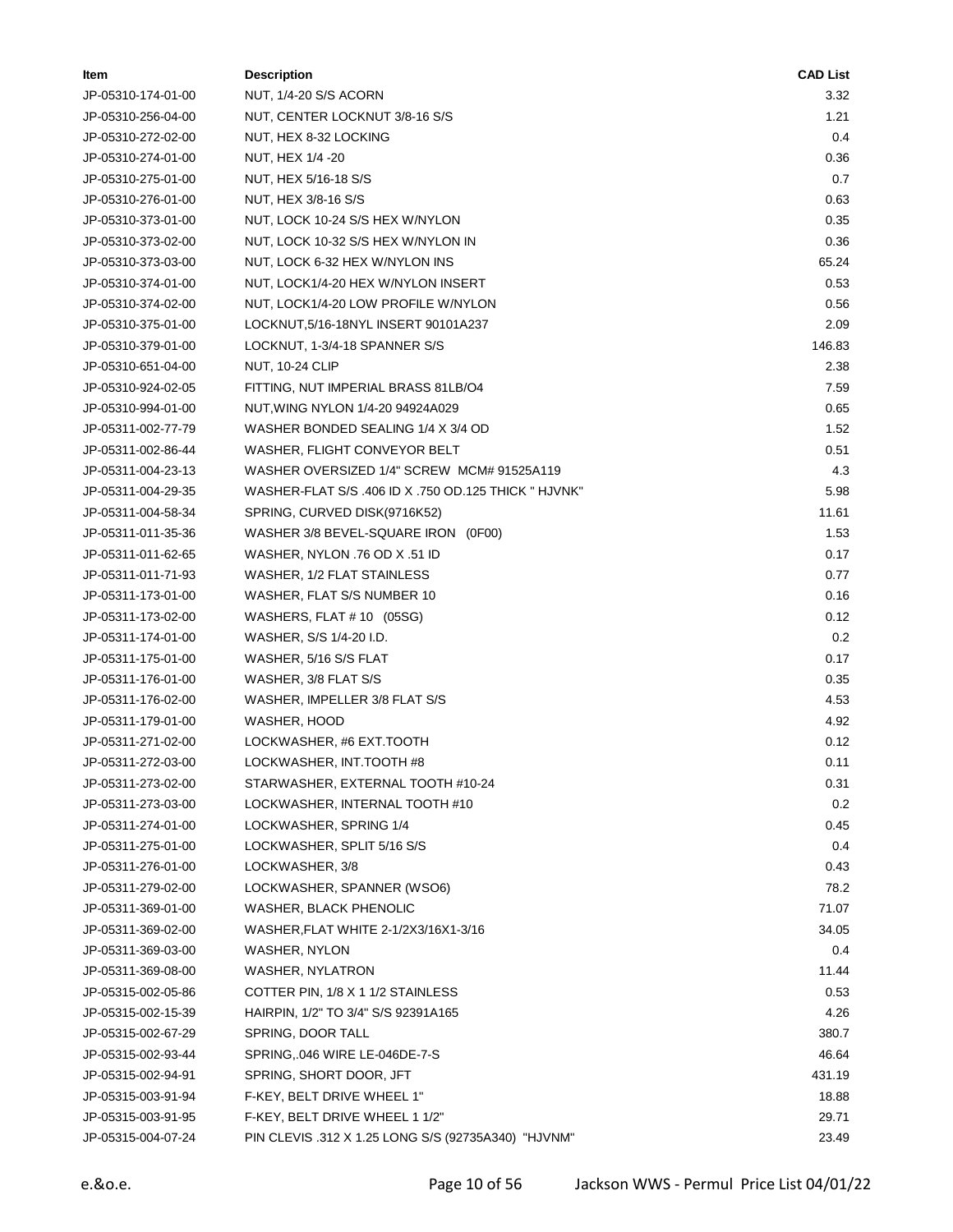| Item | Description | CAD List |
|---|---|---|
| JP-05310-174-01-00 | NUT, 1/4-20 S/S ACORN | 3.32 |
| JP-05310-256-04-00 | NUT, CENTER LOCKNUT 3/8-16 S/S | 1.21 |
| JP-05310-272-02-00 | NUT, HEX 8-32 LOCKING | 0.4 |
| JP-05310-274-01-00 | NUT, HEX 1/4 -20 | 0.36 |
| JP-05310-275-01-00 | NUT, HEX 5/16-18 S/S | 0.7 |
| JP-05310-276-01-00 | NUT, HEX 3/8-16 S/S | 0.63 |
| JP-05310-373-01-00 | NUT, LOCK 10-24 S/S HEX W/NYLON | 0.35 |
| JP-05310-373-02-00 | NUT, LOCK 10-32 S/S HEX W/NYLON IN | 0.36 |
| JP-05310-373-03-00 | NUT, LOCK 6-32 HEX W/NYLON INS | 65.24 |
| JP-05310-374-01-00 | NUT, LOCK1/4-20 HEX W/NYLON INSERT | 0.53 |
| JP-05310-374-02-00 | NUT, LOCK1/4-20 LOW PROFILE W/NYLON | 0.56 |
| JP-05310-375-01-00 | LOCKNUT,5/16-18NYL INSERT 90101A237 | 2.09 |
| JP-05310-379-01-00 | LOCKNUT, 1-3/4-18 SPANNER S/S | 146.83 |
| JP-05310-651-04-00 | NUT, 10-24 CLIP | 2.38 |
| JP-05310-924-02-05 | FITTING, NUT IMPERIAL BRASS 81LB/O4 | 7.59 |
| JP-05310-994-01-00 | NUT,WING NYLON 1/4-20 94924A029 | 0.65 |
| JP-05311-002-77-79 | WASHER BONDED SEALING 1/4 X 3/4 OD | 1.52 |
| JP-05311-002-86-44 | WASHER, FLIGHT CONVEYOR BELT | 0.51 |
| JP-05311-004-23-13 | WASHER OVERSIZED 1/4" SCREW MCM# 91525A119 | 4.3 |
| JP-05311-004-29-35 | WASHER-FLAT S/S .406 ID X .750 OD.125 THICK " HJVNK" | 5.98 |
| JP-05311-004-58-34 | SPRING, CURVED DISK(9716K52) | 11.61 |
| JP-05311-011-35-36 | WASHER 3/8 BEVEL-SQUARE IRON (0F00) | 1.53 |
| JP-05311-011-62-65 | WASHER, NYLON .76 OD X .51 ID | 0.17 |
| JP-05311-011-71-93 | WASHER, 1/2 FLAT STAINLESS | 0.77 |
| JP-05311-173-01-00 | WASHER, FLAT S/S NUMBER 10 | 0.16 |
| JP-05311-173-02-00 | WASHERS, FLAT # 10 (05SG) | 0.12 |
| JP-05311-174-01-00 | WASHER, S/S 1/4-20 I.D. | 0.2 |
| JP-05311-175-01-00 | WASHER, 5/16 S/S FLAT | 0.17 |
| JP-05311-176-01-00 | WASHER, 3/8 FLAT S/S | 0.35 |
| JP-05311-176-02-00 | WASHER, IMPELLER 3/8 FLAT S/S | 4.53 |
| JP-05311-179-01-00 | WASHER, HOOD | 4.92 |
| JP-05311-271-02-00 | LOCKWASHER, #6 EXT.TOOTH | 0.12 |
| JP-05311-272-03-00 | LOCKWASHER, INT.TOOTH #8 | 0.11 |
| JP-05311-273-02-00 | STARWASHER, EXTERNAL TOOTH #10-24 | 0.31 |
| JP-05311-273-03-00 | LOCKWASHER, INTERNAL TOOTH #10 | 0.2 |
| JP-05311-274-01-00 | LOCKWASHER, SPRING 1/4 | 0.45 |
| JP-05311-275-01-00 | LOCKWASHER, SPLIT 5/16 S/S | 0.4 |
| JP-05311-276-01-00 | LOCKWASHER, 3/8 | 0.43 |
| JP-05311-279-02-00 | LOCKWASHER, SPANNER (WSO6) | 78.2 |
| JP-05311-369-01-00 | WASHER, BLACK PHENOLIC | 71.07 |
| JP-05311-369-02-00 | WASHER,FLAT WHITE 2-1/2X3/16X1-3/16 | 34.05 |
| JP-05311-369-03-00 | WASHER, NYLON | 0.4 |
| JP-05311-369-08-00 | WASHER, NYLATRON | 11.44 |
| JP-05315-002-05-86 | COTTER PIN, 1/8 X 1 1/2 STAINLESS | 0.53 |
| JP-05315-002-15-39 | HAIRPIN, 1/2" TO 3/4" S/S 92391A165 | 4.26 |
| JP-05315-002-67-29 | SPRING, DOOR TALL | 380.7 |
| JP-05315-002-93-44 | SPRING,.046 WIRE LE-046DE-7-S | 46.64 |
| JP-05315-002-94-91 | SPRING, SHORT DOOR, JFT | 431.19 |
| JP-05315-003-91-94 | F-KEY, BELT DRIVE WHEEL 1" | 18.88 |
| JP-05315-003-91-95 | F-KEY, BELT DRIVE WHEEL 1 1/2" | 29.71 |
| JP-05315-004-07-24 | PIN CLEVIS .312 X 1.25 LONG S/S (92735A340) "HJVNM" | 23.49 |

e.&o.e.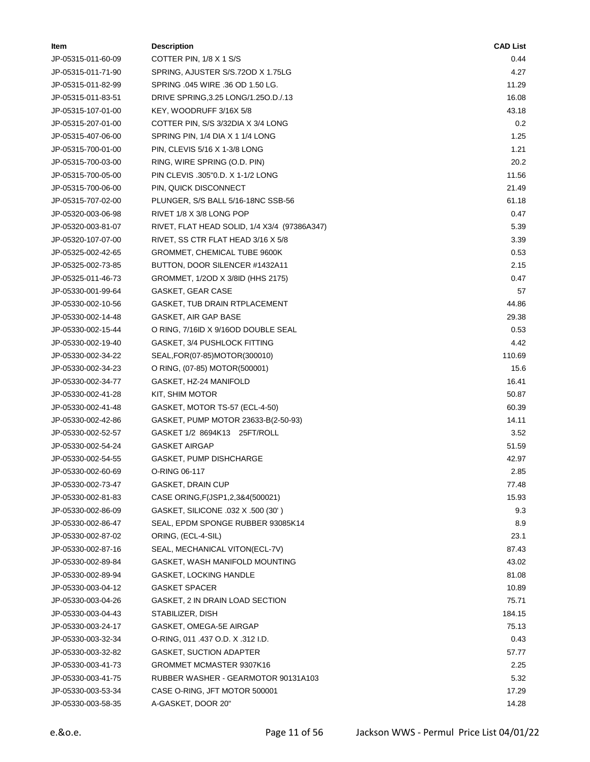| Item | Description | CAD List |
|---|---|---|
| JP-05315-011-60-09 | COTTER PIN, 1/8 X 1 S/S | 0.44 |
| JP-05315-011-71-90 | SPRING, AJUSTER S/S.72OD X 1.75LG | 4.27 |
| JP-05315-011-82-99 | SPRING .045 WIRE .36 OD 1.50 LG. | 11.29 |
| JP-05315-011-83-51 | DRIVE SPRING,3.25 LONG/1.25O.D./.13 | 16.08 |
| JP-05315-107-01-00 | KEY, WOODRUFF 3/16X 5/8 | 43.18 |
| JP-05315-207-01-00 | COTTER PIN, S/S 3/32DIA X 3/4 LONG | 0.2 |
| JP-05315-407-06-00 | SPRING PIN, 1/4 DIA X 1 1/4 LONG | 1.25 |
| JP-05315-700-01-00 | PIN, CLEVIS 5/16 X 1-3/8 LONG | 1.21 |
| JP-05315-700-03-00 | RING, WIRE SPRING (O.D. PIN) | 20.2 |
| JP-05315-700-05-00 | PIN CLEVIS .305"0.D. X 1-1/2 LONG | 11.56 |
| JP-05315-700-06-00 | PIN, QUICK DISCONNECT | 21.49 |
| JP-05315-707-02-00 | PLUNGER, S/S BALL 5/16-18NC SSB-56 | 61.18 |
| JP-05320-003-06-98 | RIVET 1/8 X 3/8 LONG POP | 0.47 |
| JP-05320-003-81-07 | RIVET, FLAT HEAD SOLID, 1/4 X3/4 (97386A347) | 5.39 |
| JP-05320-107-07-00 | RIVET, SS CTR FLAT HEAD 3/16 X 5/8 | 3.39 |
| JP-05325-002-42-65 | GROMMET, CHEMICAL TUBE 9600K | 0.53 |
| JP-05325-002-73-85 | BUTTON, DOOR SILENCER #1432A11 | 2.15 |
| JP-05325-011-46-73 | GROMMET, 1/2OD X 3/8ID (HHS 2175) | 0.47 |
| JP-05330-001-99-64 | GASKET, GEAR CASE | 57 |
| JP-05330-002-10-56 | GASKET, TUB DRAIN RTPLACEMENT | 44.86 |
| JP-05330-002-14-48 | GASKET, AIR GAP BASE | 29.38 |
| JP-05330-002-15-44 | O RING, 7/16ID X 9/16OD DOUBLE SEAL | 0.53 |
| JP-05330-002-19-40 | GASKET, 3/4 PUSHLOCK FITTING | 4.42 |
| JP-05330-002-34-22 | SEAL,FOR(07-85)MOTOR(300010) | 110.69 |
| JP-05330-002-34-23 | O RING, (07-85) MOTOR(500001) | 15.6 |
| JP-05330-002-34-77 | GASKET, HZ-24 MANIFOLD | 16.41 |
| JP-05330-002-41-28 | KIT, SHIM MOTOR | 50.87 |
| JP-05330-002-41-48 | GASKET, MOTOR TS-57 (ECL-4-50) | 60.39 |
| JP-05330-002-42-86 | GASKET, PUMP MOTOR 23633-B(2-50-93) | 14.11 |
| JP-05330-002-52-57 | GASKET 1/2 8694K13 25FT/ROLL | 3.52 |
| JP-05330-002-54-24 | GASKET AIRGAP | 51.59 |
| JP-05330-002-54-55 | GASKET, PUMP DISHCHARGE | 42.97 |
| JP-05330-002-60-69 | O-RING 06-117 | 2.85 |
| JP-05330-002-73-47 | GASKET, DRAIN CUP | 77.48 |
| JP-05330-002-81-83 | CASE ORING,F(JSP1,2,3&4(500021) | 15.93 |
| JP-05330-002-86-09 | GASKET, SILICONE .032 X .500 (30' ) | 9.3 |
| JP-05330-002-86-47 | SEAL, EPDM SPONGE RUBBER 93085K14 | 8.9 |
| JP-05330-002-87-02 | ORING, (ECL-4-SIL) | 23.1 |
| JP-05330-002-87-16 | SEAL, MECHANICAL VITON(ECL-7V) | 87.43 |
| JP-05330-002-89-84 | GASKET, WASH MANIFOLD MOUNTING | 43.02 |
| JP-05330-002-89-94 | GASKET, LOCKING HANDLE | 81.08 |
| JP-05330-003-04-12 | GASKET SPACER | 10.89 |
| JP-05330-003-04-26 | GASKET, 2 IN DRAIN LOAD SECTION | 75.71 |
| JP-05330-003-04-43 | STABILIZER, DISH | 184.15 |
| JP-05330-003-24-17 | GASKET, OMEGA-5E AIRGAP | 75.13 |
| JP-05330-003-32-34 | O-RING, 011 .437 O.D. X .312 I.D. | 0.43 |
| JP-05330-003-32-82 | GASKET, SUCTION ADAPTER | 57.77 |
| JP-05330-003-41-73 | GROMMET MCMASTER 9307K16 | 2.25 |
| JP-05330-003-41-75 | RUBBER WASHER - GEARMOTOR 90131A103 | 5.32 |
| JP-05330-003-53-34 | CASE O-RING, JFT MOTOR 500001 | 17.29 |
| JP-05330-003-58-35 | A-GASKET, DOOR 20" | 14.28 |

e.&o.e.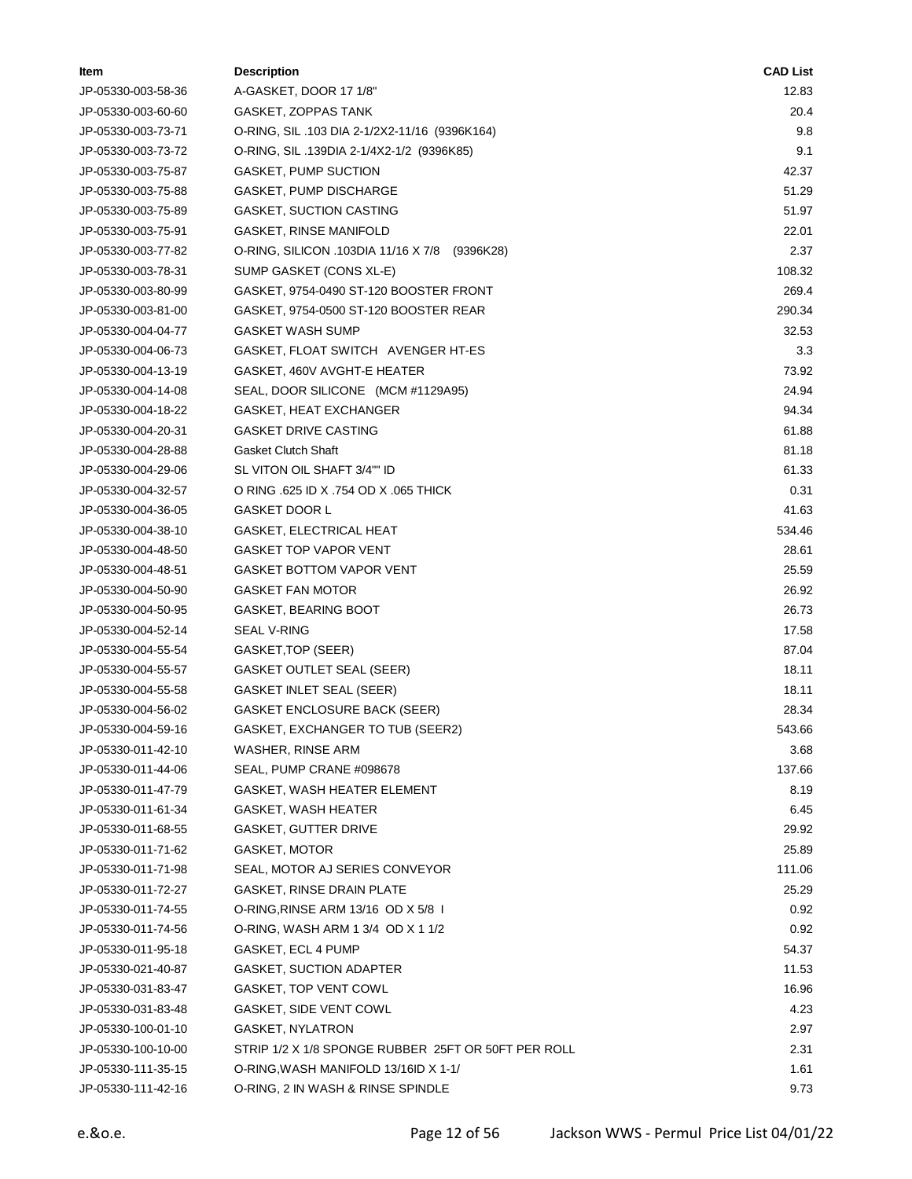| Item | Description | CAD List |
| --- | --- | --- |
| JP-05330-003-58-36 | A-GASKET, DOOR 17 1/8" | 12.83 |
| JP-05330-003-60-60 | GASKET, ZOPPAS TANK | 20.4 |
| JP-05330-003-73-71 | O-RING, SIL .103 DIA 2-1/2X2-11/16 (9396K164) | 9.8 |
| JP-05330-003-73-72 | O-RING, SIL .139DIA 2-1/4X2-1/2 (9396K85) | 9.1 |
| JP-05330-003-75-87 | GASKET, PUMP SUCTION | 42.37 |
| JP-05330-003-75-88 | GASKET, PUMP DISCHARGE | 51.29 |
| JP-05330-003-75-89 | GASKET, SUCTION CASTING | 51.97 |
| JP-05330-003-75-91 | GASKET, RINSE MANIFOLD | 22.01 |
| JP-05330-003-77-82 | O-RING, SILICON .103DIA 11/16 X 7/8 (9396K28) | 2.37 |
| JP-05330-003-78-31 | SUMP GASKET (CONS XL-E) | 108.32 |
| JP-05330-003-80-99 | GASKET, 9754-0490 ST-120 BOOSTER FRONT | 269.4 |
| JP-05330-003-81-00 | GASKET, 9754-0500 ST-120 BOOSTER REAR | 290.34 |
| JP-05330-004-04-77 | GASKET WASH SUMP | 32.53 |
| JP-05330-004-06-73 | GASKET, FLOAT SWITCH AVENGER HT-ES | 3.3 |
| JP-05330-004-13-19 | GASKET, 460V AVGHT-E HEATER | 73.92 |
| JP-05330-004-14-08 | SEAL, DOOR SILICONE (MCM #1129A95) | 24.94 |
| JP-05330-004-18-22 | GASKET, HEAT EXCHANGER | 94.34 |
| JP-05330-004-20-31 | GASKET DRIVE CASTING | 61.88 |
| JP-05330-004-28-88 | Gasket Clutch Shaft | 81.18 |
| JP-05330-004-29-06 | SL VITON OIL SHAFT 3/4"" ID | 61.33 |
| JP-05330-004-32-57 | O RING .625 ID X .754 OD X .065 THICK | 0.31 |
| JP-05330-004-36-05 | GASKET DOOR L | 41.63 |
| JP-05330-004-38-10 | GASKET, ELECTRICAL HEAT | 534.46 |
| JP-05330-004-48-50 | GASKET TOP VAPOR VENT | 28.61 |
| JP-05330-004-48-51 | GASKET BOTTOM VAPOR VENT | 25.59 |
| JP-05330-004-50-90 | GASKET FAN MOTOR | 26.92 |
| JP-05330-004-50-95 | GASKET, BEARING BOOT | 26.73 |
| JP-05330-004-52-14 | SEAL V-RING | 17.58 |
| JP-05330-004-55-54 | GASKET,TOP (SEER) | 87.04 |
| JP-05330-004-55-57 | GASKET OUTLET SEAL (SEER) | 18.11 |
| JP-05330-004-55-58 | GASKET INLET SEAL (SEER) | 18.11 |
| JP-05330-004-56-02 | GASKET ENCLOSURE BACK (SEER) | 28.34 |
| JP-05330-004-59-16 | GASKET, EXCHANGER TO TUB (SEER2) | 543.66 |
| JP-05330-011-42-10 | WASHER, RINSE ARM | 3.68 |
| JP-05330-011-44-06 | SEAL, PUMP CRANE #098678 | 137.66 |
| JP-05330-011-47-79 | GASKET, WASH HEATER ELEMENT | 8.19 |
| JP-05330-011-61-34 | GASKET, WASH HEATER | 6.45 |
| JP-05330-011-68-55 | GASKET, GUTTER DRIVE | 29.92 |
| JP-05330-011-71-62 | GASKET, MOTOR | 25.89 |
| JP-05330-011-71-98 | SEAL, MOTOR AJ SERIES CONVEYOR | 111.06 |
| JP-05330-011-72-27 | GASKET, RINSE DRAIN PLATE | 25.29 |
| JP-05330-011-74-55 | O-RING,RINSE ARM 13/16 OD X 5/8 I | 0.92 |
| JP-05330-011-74-56 | O-RING, WASH ARM 1 3/4 OD X 1 1/2 | 0.92 |
| JP-05330-011-95-18 | GASKET, ECL 4 PUMP | 54.37 |
| JP-05330-021-40-87 | GASKET, SUCTION ADAPTER | 11.53 |
| JP-05330-031-83-47 | GASKET, TOP VENT COWL | 16.96 |
| JP-05330-031-83-48 | GASKET, SIDE VENT COWL | 4.23 |
| JP-05330-100-01-10 | GASKET, NYLATRON | 2.97 |
| JP-05330-100-10-00 | STRIP 1/2 X 1/8 SPONGE RUBBER 25FT OR 50FT PER ROLL | 2.31 |
| JP-05330-111-35-15 | O-RING,WASH MANIFOLD 13/16ID X 1-1/ | 1.61 |
| JP-05330-111-42-16 | O-RING, 2 IN WASH & RINSE SPINDLE | 9.73 |

e.&o.e.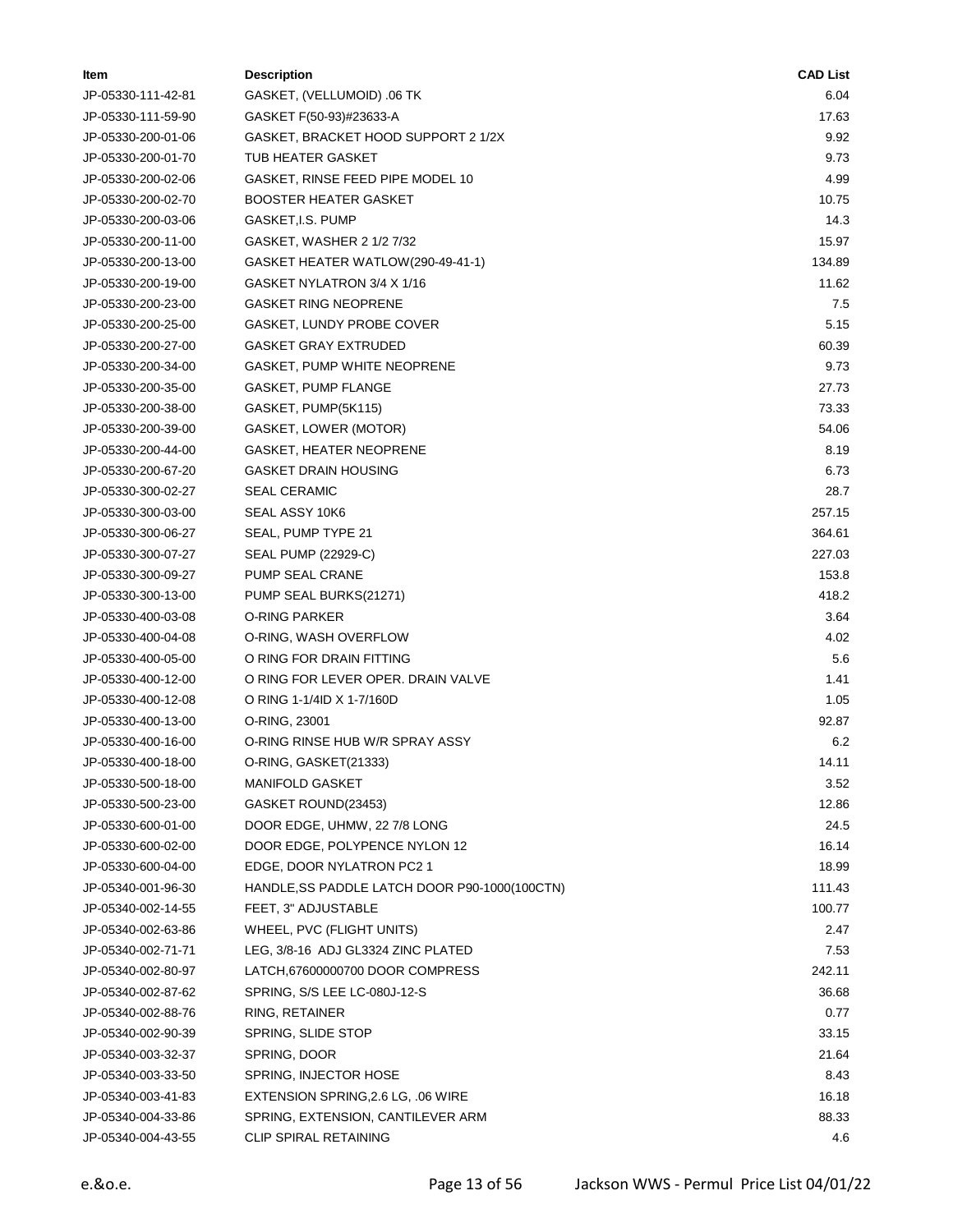| Item | Description | CAD List |
|---|---|---|
| JP-05330-111-42-81 | GASKET, (VELLUMOID) .06 TK | 6.04 |
| JP-05330-111-59-90 | GASKET F(50-93)#23633-A | 17.63 |
| JP-05330-200-01-06 | GASKET, BRACKET HOOD SUPPORT 2 1/2X | 9.92 |
| JP-05330-200-01-70 | TUB HEATER GASKET | 9.73 |
| JP-05330-200-02-06 | GASKET, RINSE FEED PIPE MODEL 10 | 4.99 |
| JP-05330-200-02-70 | BOOSTER HEATER GASKET | 10.75 |
| JP-05330-200-03-06 | GASKET,I.S. PUMP | 14.3 |
| JP-05330-200-11-00 | GASKET, WASHER 2 1/2 7/32 | 15.97 |
| JP-05330-200-13-00 | GASKET HEATER WATLOW(290-49-41-1) | 134.89 |
| JP-05330-200-19-00 | GASKET NYLATRON 3/4 X 1/16 | 11.62 |
| JP-05330-200-23-00 | GASKET RING NEOPRENE | 7.5 |
| JP-05330-200-25-00 | GASKET, LUNDY PROBE COVER | 5.15 |
| JP-05330-200-27-00 | GASKET GRAY EXTRUDED | 60.39 |
| JP-05330-200-34-00 | GASKET, PUMP WHITE NEOPRENE | 9.73 |
| JP-05330-200-35-00 | GASKET, PUMP FLANGE | 27.73 |
| JP-05330-200-38-00 | GASKET, PUMP(5K115) | 73.33 |
| JP-05330-200-39-00 | GASKET, LOWER (MOTOR) | 54.06 |
| JP-05330-200-44-00 | GASKET, HEATER NEOPRENE | 8.19 |
| JP-05330-200-67-20 | GASKET DRAIN HOUSING | 6.73 |
| JP-05330-300-02-27 | SEAL CERAMIC | 28.7 |
| JP-05330-300-03-00 | SEAL ASSY 10K6 | 257.15 |
| JP-05330-300-06-27 | SEAL, PUMP TYPE 21 | 364.61 |
| JP-05330-300-07-27 | SEAL PUMP (22929-C) | 227.03 |
| JP-05330-300-09-27 | PUMP SEAL CRANE | 153.8 |
| JP-05330-300-13-00 | PUMP SEAL BURKS(21271) | 418.2 |
| JP-05330-400-03-08 | O-RING PARKER | 3.64 |
| JP-05330-400-04-08 | O-RING, WASH OVERFLOW | 4.02 |
| JP-05330-400-05-00 | O RING FOR DRAIN FITTING | 5.6 |
| JP-05330-400-12-00 | O RING FOR LEVER OPER. DRAIN VALVE | 1.41 |
| JP-05330-400-12-08 | O RING 1-1/4ID X 1-7/160D | 1.05 |
| JP-05330-400-13-00 | O-RING, 23001 | 92.87 |
| JP-05330-400-16-00 | O-RING RINSE HUB W/R SPRAY ASSY | 6.2 |
| JP-05330-400-18-00 | O-RING, GASKET(21333) | 14.11 |
| JP-05330-500-18-00 | MANIFOLD GASKET | 3.52 |
| JP-05330-500-23-00 | GASKET ROUND(23453) | 12.86 |
| JP-05330-600-01-00 | DOOR EDGE, UHMW, 22 7/8 LONG | 24.5 |
| JP-05330-600-02-00 | DOOR EDGE, POLYPENCE NYLON 12 | 16.14 |
| JP-05330-600-04-00 | EDGE, DOOR NYLATRON PC2 1 | 18.99 |
| JP-05340-001-96-30 | HANDLE,SS PADDLE LATCH DOOR P90-1000(100CTN) | 111.43 |
| JP-05340-002-14-55 | FEET, 3" ADJUSTABLE | 100.77 |
| JP-05340-002-63-86 | WHEEL, PVC (FLIGHT UNITS) | 2.47 |
| JP-05340-002-71-71 | LEG, 3/8-16 ADJ GL3324 ZINC PLATED | 7.53 |
| JP-05340-002-80-97 | LATCH,67600000700 DOOR COMPRESS | 242.11 |
| JP-05340-002-87-62 | SPRING, S/S LEE LC-080J-12-S | 36.68 |
| JP-05340-002-88-76 | RING, RETAINER | 0.77 |
| JP-05340-002-90-39 | SPRING, SLIDE STOP | 33.15 |
| JP-05340-003-32-37 | SPRING, DOOR | 21.64 |
| JP-05340-003-33-50 | SPRING, INJECTOR HOSE | 8.43 |
| JP-05340-003-41-83 | EXTENSION SPRING,2.6 LG, .06 WIRE | 16.18 |
| JP-05340-004-33-86 | SPRING, EXTENSION, CANTILEVER ARM | 88.33 |
| JP-05340-004-43-55 | CLIP SPIRAL RETAINING | 4.6 |

e.&o.e.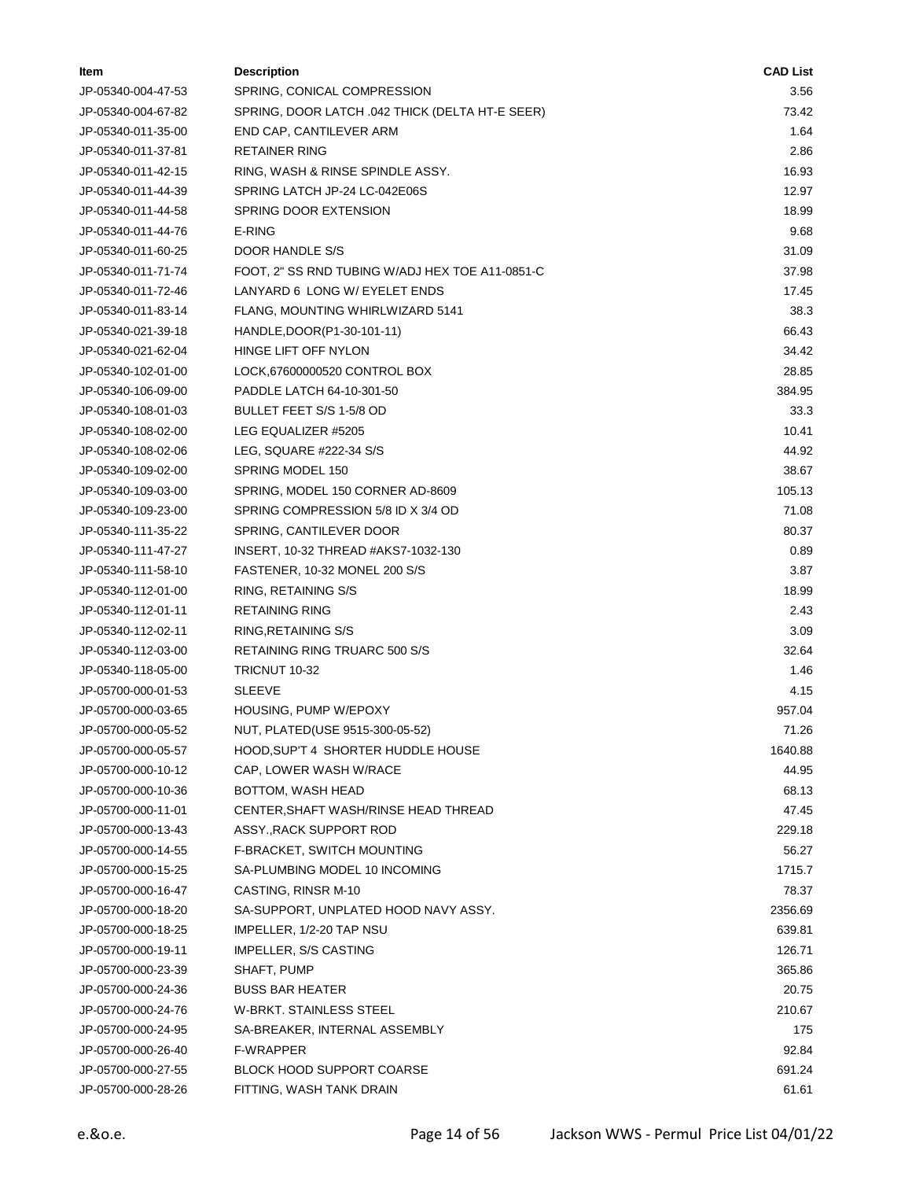| Item | Description | CAD List |
|---|---|---|
| JP-05340-004-47-53 | SPRING, CONICAL COMPRESSION | 3.56 |
| JP-05340-004-67-82 | SPRING, DOOR LATCH .042 THICK (DELTA HT-E SEER) | 73.42 |
| JP-05340-011-35-00 | END CAP, CANTILEVER ARM | 1.64 |
| JP-05340-011-37-81 | RETAINER RING | 2.86 |
| JP-05340-011-42-15 | RING, WASH & RINSE SPINDLE ASSY. | 16.93 |
| JP-05340-011-44-39 | SPRING LATCH JP-24 LC-042E06S | 12.97 |
| JP-05340-011-44-58 | SPRING DOOR EXTENSION | 18.99 |
| JP-05340-011-44-76 | E-RING | 9.68 |
| JP-05340-011-60-25 | DOOR HANDLE S/S | 31.09 |
| JP-05340-011-71-74 | FOOT, 2" SS RND TUBING W/ADJ HEX TOE A11-0851-C | 37.98 |
| JP-05340-011-72-46 | LANYARD 6 LONG W/ EYELET ENDS | 17.45 |
| JP-05340-011-83-14 | FLANG, MOUNTING WHIRLWIZARD 5141 | 38.3 |
| JP-05340-021-39-18 | HANDLE,DOOR(P1-30-101-11) | 66.43 |
| JP-05340-021-62-04 | HINGE LIFT OFF NYLON | 34.42 |
| JP-05340-102-01-00 | LOCK,67600000520 CONTROL BOX | 28.85 |
| JP-05340-106-09-00 | PADDLE LATCH 64-10-301-50 | 384.95 |
| JP-05340-108-01-03 | BULLET FEET S/S 1-5/8 OD | 33.3 |
| JP-05340-108-02-00 | LEG EQUALIZER #5205 | 10.41 |
| JP-05340-108-02-06 | LEG, SQUARE #222-34 S/S | 44.92 |
| JP-05340-109-02-00 | SPRING MODEL 150 | 38.67 |
| JP-05340-109-03-00 | SPRING, MODEL 150 CORNER AD-8609 | 105.13 |
| JP-05340-109-23-00 | SPRING COMPRESSION 5/8 ID X 3/4 OD | 71.08 |
| JP-05340-111-35-22 | SPRING, CANTILEVER DOOR | 80.37 |
| JP-05340-111-47-27 | INSERT, 10-32 THREAD #AKS7-1032-130 | 0.89 |
| JP-05340-111-58-10 | FASTENER, 10-32 MONEL 200 S/S | 3.87 |
| JP-05340-112-01-00 | RING, RETAINING S/S | 18.99 |
| JP-05340-112-01-11 | RETAINING RING | 2.43 |
| JP-05340-112-02-11 | RING,RETAINING S/S | 3.09 |
| JP-05340-112-03-00 | RETAINING RING TRUARC 500 S/S | 32.64 |
| JP-05340-118-05-00 | TRICNUT 10-32 | 1.46 |
| JP-05700-000-01-53 | SLEEVE | 4.15 |
| JP-05700-000-03-65 | HOUSING, PUMP W/EPOXY | 957.04 |
| JP-05700-000-05-52 | NUT, PLATED(USE 9515-300-05-52) | 71.26 |
| JP-05700-000-05-57 | HOOD,SUP'T 4 SHORTER HUDDLE HOUSE | 1640.88 |
| JP-05700-000-10-12 | CAP, LOWER WASH W/RACE | 44.95 |
| JP-05700-000-10-36 | BOTTOM, WASH HEAD | 68.13 |
| JP-05700-000-11-01 | CENTER,SHAFT WASH/RINSE HEAD THREAD | 47.45 |
| JP-05700-000-13-43 | ASSY.,RACK SUPPORT ROD | 229.18 |
| JP-05700-000-14-55 | F-BRACKET, SWITCH MOUNTING | 56.27 |
| JP-05700-000-15-25 | SA-PLUMBING MODEL 10 INCOMING | 1715.7 |
| JP-05700-000-16-47 | CASTING, RINSR M-10 | 78.37 |
| JP-05700-000-18-20 | SA-SUPPORT, UNPLATED HOOD NAVY ASSY. | 2356.69 |
| JP-05700-000-18-25 | IMPELLER, 1/2-20 TAP NSU | 639.81 |
| JP-05700-000-19-11 | IMPELLER, S/S CASTING | 126.71 |
| JP-05700-000-23-39 | SHAFT, PUMP | 365.86 |
| JP-05700-000-24-36 | BUSS BAR HEATER | 20.75 |
| JP-05700-000-24-76 | W-BRKT. STAINLESS STEEL | 210.67 |
| JP-05700-000-24-95 | SA-BREAKER, INTERNAL ASSEMBLY | 175 |
| JP-05700-000-26-40 | F-WRAPPER | 92.84 |
| JP-05700-000-27-55 | BLOCK HOOD SUPPORT COARSE | 691.24 |
| JP-05700-000-28-26 | FITTING, WASH TANK DRAIN | 61.61 |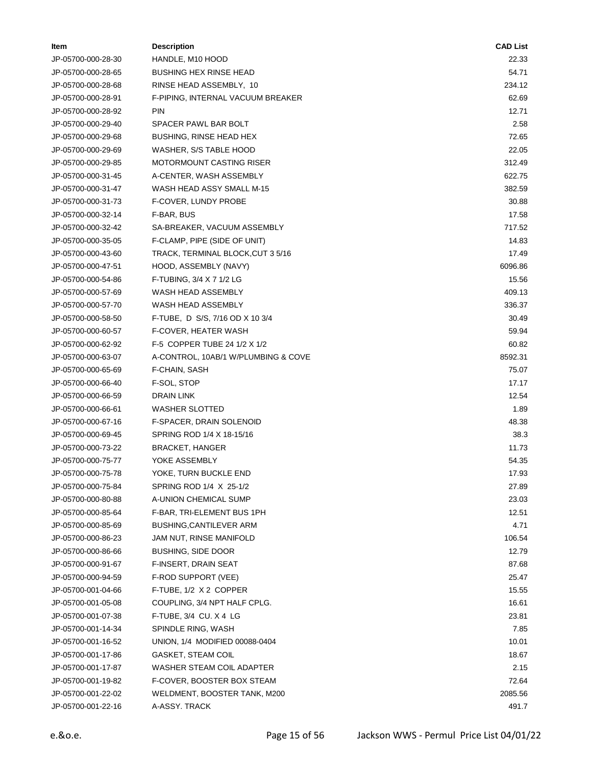| Item | Description | CAD List |
|---|---|---|
| JP-05700-000-28-30 | HANDLE, M10 HOOD | 22.33 |
| JP-05700-000-28-65 | BUSHING HEX RINSE HEAD | 54.71 |
| JP-05700-000-28-68 | RINSE HEAD ASSEMBLY, 10 | 234.12 |
| JP-05700-000-28-91 | F-PIPING, INTERNAL VACUUM BREAKER | 62.69 |
| JP-05700-000-28-92 | PIN | 12.71 |
| JP-05700-000-29-40 | SPACER PAWL BAR BOLT | 2.58 |
| JP-05700-000-29-68 | BUSHING, RINSE HEAD HEX | 72.65 |
| JP-05700-000-29-69 | WASHER, S/S TABLE HOOD | 22.05 |
| JP-05700-000-29-85 | MOTORMOUNT CASTING RISER | 312.49 |
| JP-05700-000-31-45 | A-CENTER, WASH ASSEMBLY | 622.75 |
| JP-05700-000-31-47 | WASH HEAD ASSY SMALL M-15 | 382.59 |
| JP-05700-000-31-73 | F-COVER, LUNDY PROBE | 30.88 |
| JP-05700-000-32-14 | F-BAR, BUS | 17.58 |
| JP-05700-000-32-42 | SA-BREAKER, VACUUM ASSEMBLY | 717.52 |
| JP-05700-000-35-05 | F-CLAMP, PIPE (SIDE OF UNIT) | 14.83 |
| JP-05700-000-43-60 | TRACK, TERMINAL BLOCK,CUT 3 5/16 | 17.49 |
| JP-05700-000-47-51 | HOOD, ASSEMBLY (NAVY) | 6096.86 |
| JP-05700-000-54-86 | F-TUBING, 3/4 X 7 1/2 LG | 15.56 |
| JP-05700-000-57-69 | WASH HEAD ASSEMBLY | 409.13 |
| JP-05700-000-57-70 | WASH HEAD ASSEMBLY | 336.37 |
| JP-05700-000-58-50 | F-TUBE, D S/S, 7/16 OD X 10 3/4 | 30.49 |
| JP-05700-000-60-57 | F-COVER, HEATER WASH | 59.94 |
| JP-05700-000-62-92 | F-5 COPPER TUBE 24 1/2 X 1/2 | 60.82 |
| JP-05700-000-63-07 | A-CONTROL, 10AB/1 W/PLUMBING & COVE | 8592.31 |
| JP-05700-000-65-69 | F-CHAIN, SASH | 75.07 |
| JP-05700-000-66-40 | F-SOL, STOP | 17.17 |
| JP-05700-000-66-59 | DRAIN LINK | 12.54 |
| JP-05700-000-66-61 | WASHER SLOTTED | 1.89 |
| JP-05700-000-67-16 | F-SPACER, DRAIN SOLENOID | 48.38 |
| JP-05700-000-69-45 | SPRING ROD 1/4 X 18-15/16 | 38.3 |
| JP-05700-000-73-22 | BRACKET, HANGER | 11.73 |
| JP-05700-000-75-77 | YOKE ASSEMBLY | 54.35 |
| JP-05700-000-75-78 | YOKE, TURN BUCKLE END | 17.93 |
| JP-05700-000-75-84 | SPRING ROD 1/4 X 25-1/2 | 27.89 |
| JP-05700-000-80-88 | A-UNION CHEMICAL SUMP | 23.03 |
| JP-05700-000-85-64 | F-BAR, TRI-ELEMENT BUS 1PH | 12.51 |
| JP-05700-000-85-69 | BUSHING,CANTILEVER ARM | 4.71 |
| JP-05700-000-86-23 | JAM NUT, RINSE MANIFOLD | 106.54 |
| JP-05700-000-86-66 | BUSHING, SIDE DOOR | 12.79 |
| JP-05700-000-91-67 | F-INSERT, DRAIN SEAT | 87.68 |
| JP-05700-000-94-59 | F-ROD SUPPORT (VEE) | 25.47 |
| JP-05700-001-04-66 | F-TUBE, 1/2 X 2 COPPER | 15.55 |
| JP-05700-001-05-08 | COUPLING, 3/4 NPT HALF CPLG. | 16.61 |
| JP-05700-001-07-38 | F-TUBE, 3/4 CU. X 4 LG | 23.81 |
| JP-05700-001-14-34 | SPINDLE RING, WASH | 7.85 |
| JP-05700-001-16-52 | UNION, 1/4 MODIFIED 00088-0404 | 10.01 |
| JP-05700-001-17-86 | GASKET, STEAM COIL | 18.67 |
| JP-05700-001-17-87 | WASHER STEAM COIL ADAPTER | 2.15 |
| JP-05700-001-19-82 | F-COVER, BOOSTER BOX STEAM | 72.64 |
| JP-05700-001-22-02 | WELDMENT, BOOSTER TANK, M200 | 2085.56 |
| JP-05700-001-22-16 | A-ASSY. TRACK | 491.7 |

e.&o.e. Jackson WWS - Permul Price List 04/01/22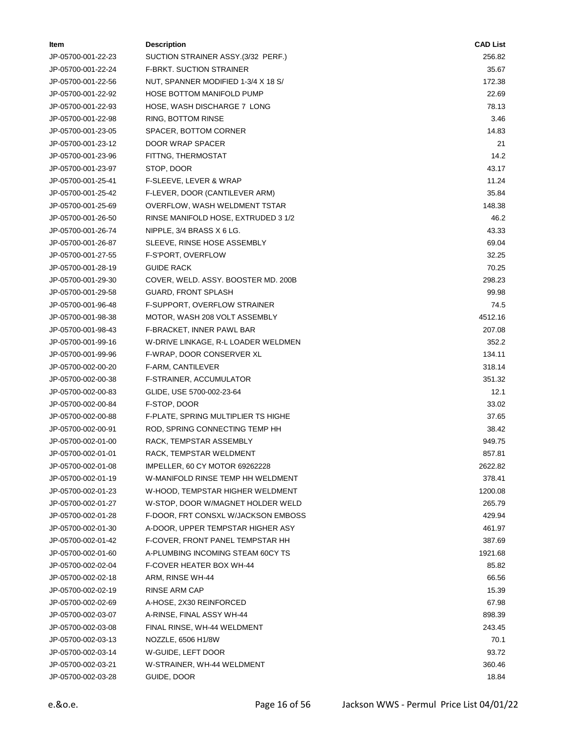| Item | Description | CAD List |
|---|---|---|
| JP-05700-001-22-23 | SUCTION STRAINER ASSY.(3/32 PERF.) | 256.82 |
| JP-05700-001-22-24 | F-BRKT. SUCTION STRAINER | 35.67 |
| JP-05700-001-22-56 | NUT, SPANNER MODIFIED 1-3/4 X 18 S/ | 172.38 |
| JP-05700-001-22-92 | HOSE BOTTOM MANIFOLD PUMP | 22.69 |
| JP-05700-001-22-93 | HOSE, WASH DISCHARGE 7 LONG | 78.13 |
| JP-05700-001-22-98 | RING, BOTTOM RINSE | 3.46 |
| JP-05700-001-23-05 | SPACER, BOTTOM CORNER | 14.83 |
| JP-05700-001-23-12 | DOOR WRAP SPACER | 21 |
| JP-05700-001-23-96 | FITTNG, THERMOSTAT | 14.2 |
| JP-05700-001-23-97 | STOP, DOOR | 43.17 |
| JP-05700-001-25-41 | F-SLEEVE, LEVER & WRAP | 11.24 |
| JP-05700-001-25-42 | F-LEVER, DOOR (CANTILEVER ARM) | 35.84 |
| JP-05700-001-25-69 | OVERFLOW, WASH WELDMENT TSTAR | 148.38 |
| JP-05700-001-26-50 | RINSE MANIFOLD HOSE, EXTRUDED 3 1/2 | 46.2 |
| JP-05700-001-26-74 | NIPPLE, 3/4 BRASS X 6 LG. | 43.33 |
| JP-05700-001-26-87 | SLEEVE, RINSE HOSE ASSEMBLY | 69.04 |
| JP-05700-001-27-55 | F-S'PORT, OVERFLOW | 32.25 |
| JP-05700-001-28-19 | GUIDE RACK | 70.25 |
| JP-05700-001-29-30 | COVER, WELD. ASSY. BOOSTER MD. 200B | 298.23 |
| JP-05700-001-29-58 | GUARD, FRONT SPLASH | 99.98 |
| JP-05700-001-96-48 | F-SUPPORT, OVERFLOW STRAINER | 74.5 |
| JP-05700-001-98-38 | MOTOR, WASH 208 VOLT ASSEMBLY | 4512.16 |
| JP-05700-001-98-43 | F-BRACKET, INNER PAWL BAR | 207.08 |
| JP-05700-001-99-16 | W-DRIVE LINKAGE, R-L LOADER WELDMEN | 352.2 |
| JP-05700-001-99-96 | F-WRAP, DOOR CONSERVER XL | 134.11 |
| JP-05700-002-00-20 | F-ARM, CANTILEVER | 318.14 |
| JP-05700-002-00-38 | F-STRAINER, ACCUMULATOR | 351.32 |
| JP-05700-002-00-83 | GLIDE, USE 5700-002-23-64 | 12.1 |
| JP-05700-002-00-84 | F-STOP, DOOR | 33.02 |
| JP-05700-002-00-88 | F-PLATE, SPRING MULTIPLIER TS HIGHE | 37.65 |
| JP-05700-002-00-91 | ROD, SPRING CONNECTING TEMP HH | 38.42 |
| JP-05700-002-01-00 | RACK, TEMPSTAR ASSEMBLY | 949.75 |
| JP-05700-002-01-01 | RACK, TEMPSTAR WELDMENT | 857.81 |
| JP-05700-002-01-08 | IMPELLER, 60 CY MOTOR 69262228 | 2622.82 |
| JP-05700-002-01-19 | W-MANIFOLD RINSE TEMP HH WELDMENT | 378.41 |
| JP-05700-002-01-23 | W-HOOD, TEMPSTAR HIGHER WELDMENT | 1200.08 |
| JP-05700-002-01-27 | W-STOP, DOOR W/MAGNET HOLDER WELD | 265.79 |
| JP-05700-002-01-28 | F-DOOR, FRT CONSXL W/JACKSON EMBOSS | 429.94 |
| JP-05700-002-01-30 | A-DOOR, UPPER TEMPSTAR HIGHER ASY | 461.97 |
| JP-05700-002-01-42 | F-COVER, FRONT PANEL TEMPSTAR HH | 387.69 |
| JP-05700-002-01-60 | A-PLUMBING INCOMING STEAM 60CY TS | 1921.68 |
| JP-05700-002-02-04 | F-COVER HEATER BOX WH-44 | 85.82 |
| JP-05700-002-02-18 | ARM, RINSE WH-44 | 66.56 |
| JP-05700-002-02-19 | RINSE ARM CAP | 15.39 |
| JP-05700-002-02-69 | A-HOSE, 2X30 REINFORCED | 67.98 |
| JP-05700-002-03-07 | A-RINSE, FINAL ASSY WH-44 | 898.39 |
| JP-05700-002-03-08 | FINAL RINSE, WH-44 WELDMENT | 243.45 |
| JP-05700-002-03-13 | NOZZLE, 6506 H1/8W | 70.1 |
| JP-05700-002-03-14 | W-GUIDE, LEFT DOOR | 93.72 |
| JP-05700-002-03-21 | W-STRAINER, WH-44 WELDMENT | 360.46 |
| JP-05700-002-03-28 | GUIDE, DOOR | 18.84 |

e.&o.e.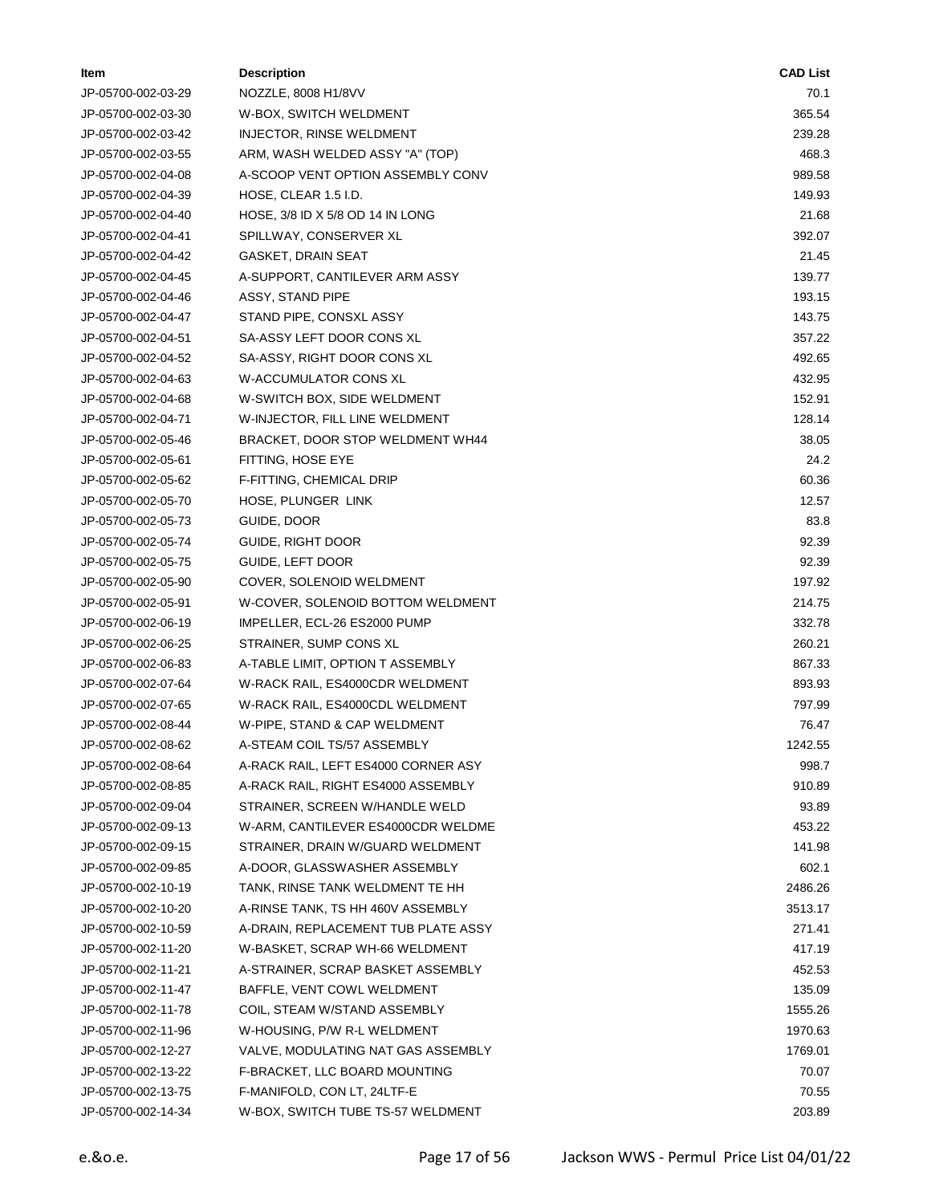| Item | Description | CAD List |
|---|---|---|
| JP-05700-002-03-29 | NOZZLE, 8008 H1/8VV | 70.1 |
| JP-05700-002-03-30 | W-BOX, SWITCH WELDMENT | 365.54 |
| JP-05700-002-03-42 | INJECTOR, RINSE WELDMENT | 239.28 |
| JP-05700-002-03-55 | ARM, WASH WELDED ASSY "A" (TOP) | 468.3 |
| JP-05700-002-04-08 | A-SCOOP VENT OPTION ASSEMBLY CONV | 989.58 |
| JP-05700-002-04-39 | HOSE, CLEAR 1.5 I.D. | 149.93 |
| JP-05700-002-04-40 | HOSE, 3/8 ID X 5/8 OD 14 IN LONG | 21.68 |
| JP-05700-002-04-41 | SPILLWAY, CONSERVER XL | 392.07 |
| JP-05700-002-04-42 | GASKET, DRAIN SEAT | 21.45 |
| JP-05700-002-04-45 | A-SUPPORT, CANTILEVER ARM ASSY | 139.77 |
| JP-05700-002-04-46 | ASSY, STAND PIPE | 193.15 |
| JP-05700-002-04-47 | STAND PIPE, CONSXL ASSY | 143.75 |
| JP-05700-002-04-51 | SA-ASSY LEFT DOOR CONS XL | 357.22 |
| JP-05700-002-04-52 | SA-ASSY, RIGHT DOOR CONS XL | 492.65 |
| JP-05700-002-04-63 | W-ACCUMULATOR CONS XL | 432.95 |
| JP-05700-002-04-68 | W-SWITCH BOX, SIDE WELDMENT | 152.91 |
| JP-05700-002-04-71 | W-INJECTOR, FILL LINE WELDMENT | 128.14 |
| JP-05700-002-05-46 | BRACKET, DOOR STOP WELDMENT WH44 | 38.05 |
| JP-05700-002-05-61 | FITTING, HOSE EYE | 24.2 |
| JP-05700-002-05-62 | F-FITTING, CHEMICAL DRIP | 60.36 |
| JP-05700-002-05-70 | HOSE, PLUNGER LINK | 12.57 |
| JP-05700-002-05-73 | GUIDE, DOOR | 83.8 |
| JP-05700-002-05-74 | GUIDE, RIGHT DOOR | 92.39 |
| JP-05700-002-05-75 | GUIDE, LEFT DOOR | 92.39 |
| JP-05700-002-05-90 | COVER, SOLENOID WELDMENT | 197.92 |
| JP-05700-002-05-91 | W-COVER, SOLENOID BOTTOM WELDMENT | 214.75 |
| JP-05700-002-06-19 | IMPELLER, ECL-26 ES2000 PUMP | 332.78 |
| JP-05700-002-06-25 | STRAINER, SUMP CONS XL | 260.21 |
| JP-05700-002-06-83 | A-TABLE LIMIT, OPTION T ASSEMBLY | 867.33 |
| JP-05700-002-07-64 | W-RACK RAIL, ES4000CDR WELDMENT | 893.93 |
| JP-05700-002-07-65 | W-RACK RAIL, ES4000CDL WELDMENT | 797.99 |
| JP-05700-002-08-44 | W-PIPE, STAND & CAP WELDMENT | 76.47 |
| JP-05700-002-08-62 | A-STEAM COIL TS/57 ASSEMBLY | 1242.55 |
| JP-05700-002-08-64 | A-RACK RAIL, LEFT ES4000 CORNER ASY | 998.7 |
| JP-05700-002-08-85 | A-RACK RAIL, RIGHT ES4000 ASSEMBLY | 910.89 |
| JP-05700-002-09-04 | STRAINER, SCREEN W/HANDLE WELD | 93.89 |
| JP-05700-002-09-13 | W-ARM, CANTILEVER ES4000CDR WELDME | 453.22 |
| JP-05700-002-09-15 | STRAINER, DRAIN W/GUARD WELDMENT | 141.98 |
| JP-05700-002-09-85 | A-DOOR, GLASSWASHER ASSEMBLY | 602.1 |
| JP-05700-002-10-19 | TANK, RINSE TANK WELDMENT TE HH | 2486.26 |
| JP-05700-002-10-20 | A-RINSE TANK, TS HH 460V ASSEMBLY | 3513.17 |
| JP-05700-002-10-59 | A-DRAIN, REPLACEMENT TUB PLATE ASSY | 271.41 |
| JP-05700-002-11-20 | W-BASKET, SCRAP WH-66 WELDMENT | 417.19 |
| JP-05700-002-11-21 | A-STRAINER, SCRAP BASKET ASSEMBLY | 452.53 |
| JP-05700-002-11-47 | BAFFLE, VENT COWL WELDMENT | 135.09 |
| JP-05700-002-11-78 | COIL, STEAM W/STAND ASSEMBLY | 1555.26 |
| JP-05700-002-11-96 | W-HOUSING, P/W R-L WELDMENT | 1970.63 |
| JP-05700-002-12-27 | VALVE, MODULATING NAT GAS ASSEMBLY | 1769.01 |
| JP-05700-002-13-22 | F-BRACKET, LLC BOARD MOUNTING | 70.07 |
| JP-05700-002-13-75 | F-MANIFOLD, CON LT, 24LTF-E | 70.55 |
| JP-05700-002-14-34 | W-BOX, SWITCH TUBE TS-57 WELDMENT | 203.89 |

e.&o.e.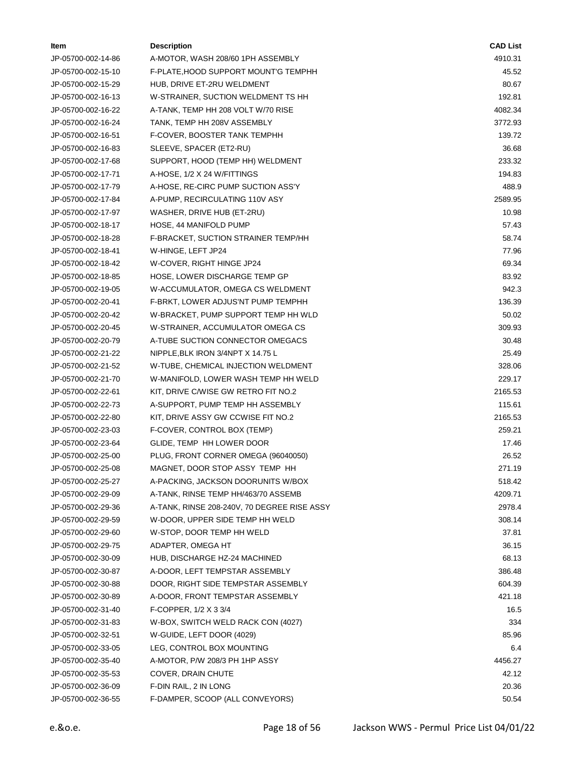| Item | Description | CAD List |
|---|---|---|
| JP-05700-002-14-86 | A-MOTOR, WASH 208/60 1PH ASSEMBLY | 4910.31 |
| JP-05700-002-15-10 | F-PLATE,HOOD SUPPORT MOUNT'G TEMPHH | 45.52 |
| JP-05700-002-15-29 | HUB, DRIVE ET-2RU WELDMENT | 80.67 |
| JP-05700-002-16-13 | W-STRAINER, SUCTION WELDMENT TS HH | 192.81 |
| JP-05700-002-16-22 | A-TANK, TEMP HH 208 VOLT W/70 RISE | 4082.34 |
| JP-05700-002-16-24 | TANK, TEMP HH 208V ASSEMBLY | 3772.93 |
| JP-05700-002-16-51 | F-COVER, BOOSTER TANK TEMPHH | 139.72 |
| JP-05700-002-16-83 | SLEEVE, SPACER (ET2-RU) | 36.68 |
| JP-05700-002-17-68 | SUPPORT, HOOD (TEMP HH) WELDMENT | 233.32 |
| JP-05700-002-17-71 | A-HOSE, 1/2 X 24 W/FITTINGS | 194.83 |
| JP-05700-002-17-79 | A-HOSE, RE-CIRC PUMP SUCTION ASS'Y | 488.9 |
| JP-05700-002-17-84 | A-PUMP, RECIRCULATING 110V ASY | 2589.95 |
| JP-05700-002-17-97 | WASHER, DRIVE HUB (ET-2RU) | 10.98 |
| JP-05700-002-18-17 | HOSE, 44 MANIFOLD PUMP | 57.43 |
| JP-05700-002-18-28 | F-BRACKET, SUCTION STRAINER TEMP/HH | 58.74 |
| JP-05700-002-18-41 | W-HINGE, LEFT JP24 | 77.96 |
| JP-05700-002-18-42 | W-COVER, RIGHT HINGE JP24 | 69.34 |
| JP-05700-002-18-85 | HOSE, LOWER DISCHARGE TEMP GP | 83.92 |
| JP-05700-002-19-05 | W-ACCUMULATOR, OMEGA CS WELDMENT | 942.3 |
| JP-05700-002-20-41 | F-BRKT, LOWER ADJUS'NT PUMP TEMPHH | 136.39 |
| JP-05700-002-20-42 | W-BRACKET, PUMP SUPPORT TEMP HH WLD | 50.02 |
| JP-05700-002-20-45 | W-STRAINER, ACCUMULATOR OMEGA CS | 309.93 |
| JP-05700-002-20-79 | A-TUBE SUCTION CONNECTOR OMEGACS | 30.48 |
| JP-05700-002-21-22 | NIPPLE,BLK IRON 3/4NPT X 14.75 L | 25.49 |
| JP-05700-002-21-52 | W-TUBE, CHEMICAL INJECTION WELDMENT | 328.06 |
| JP-05700-002-21-70 | W-MANIFOLD, LOWER WASH TEMP HH WELD | 229.17 |
| JP-05700-002-22-61 | KIT, DRIVE C/WISE GW RETRO FIT NO.2 | 2165.53 |
| JP-05700-002-22-73 | A-SUPPORT, PUMP TEMP HH ASSEMBLY | 115.61 |
| JP-05700-002-22-80 | KIT, DRIVE ASSY GW CCWISE FIT NO.2 | 2165.53 |
| JP-05700-002-23-03 | F-COVER, CONTROL BOX (TEMP) | 259.21 |
| JP-05700-002-23-64 | GLIDE, TEMP HH LOWER DOOR | 17.46 |
| JP-05700-002-25-00 | PLUG, FRONT CORNER OMEGA (96040050) | 26.52 |
| JP-05700-002-25-08 | MAGNET, DOOR STOP ASSY TEMP HH | 271.19 |
| JP-05700-002-25-27 | A-PACKING, JACKSON DOORUNITS W/BOX | 518.42 |
| JP-05700-002-29-09 | A-TANK, RINSE TEMP HH/463/70 ASSEMB | 4209.71 |
| JP-05700-002-29-36 | A-TANK, RINSE 208-240V, 70 DEGREE RISE ASSY | 2978.4 |
| JP-05700-002-29-59 | W-DOOR, UPPER SIDE TEMP HH WELD | 308.14 |
| JP-05700-002-29-60 | W-STOP, DOOR TEMP HH WELD | 37.81 |
| JP-05700-002-29-75 | ADAPTER, OMEGA HT | 36.15 |
| JP-05700-002-30-09 | HUB, DISCHARGE HZ-24 MACHINED | 68.13 |
| JP-05700-002-30-87 | A-DOOR, LEFT TEMPSTAR ASSEMBLY | 386.48 |
| JP-05700-002-30-88 | DOOR, RIGHT SIDE TEMPSTAR ASSEMBLY | 604.39 |
| JP-05700-002-30-89 | A-DOOR, FRONT TEMPSTAR ASSEMBLY | 421.18 |
| JP-05700-002-31-40 | F-COPPER, 1/2 X 3 3/4 | 16.5 |
| JP-05700-002-31-83 | W-BOX, SWITCH WELD RACK CON (4027) | 334 |
| JP-05700-002-32-51 | W-GUIDE, LEFT DOOR (4029) | 85.96 |
| JP-05700-002-33-05 | LEG, CONTROL BOX MOUNTING | 6.4 |
| JP-05700-002-35-40 | A-MOTOR, P/W 208/3 PH 1HP ASSY | 4456.27 |
| JP-05700-002-35-53 | COVER, DRAIN CHUTE | 42.12 |
| JP-05700-002-36-09 | F-DIN RAIL, 2 IN LONG | 20.36 |
| JP-05700-002-36-55 | F-DAMPER, SCOOP (ALL CONVEYORS) | 50.54 |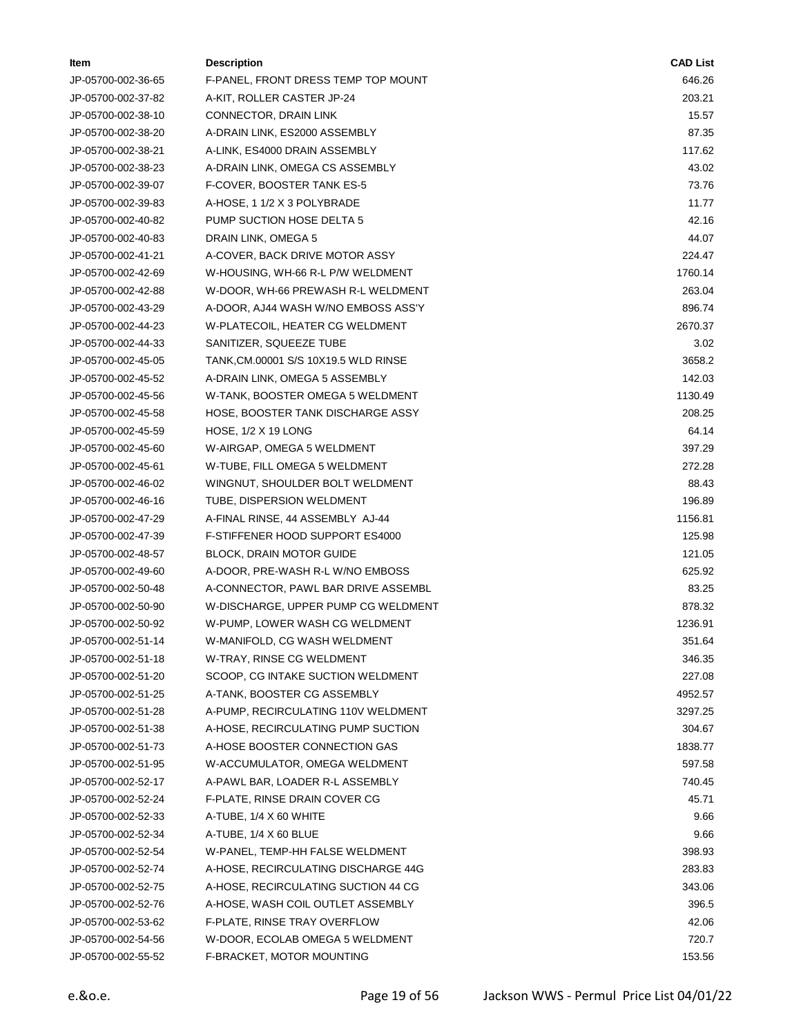| Item | Description | CAD List |
|---|---|---|
| JP-05700-002-36-65 | F-PANEL, FRONT DRESS TEMP TOP MOUNT | 646.26 |
| JP-05700-002-37-82 | A-KIT, ROLLER CASTER JP-24 | 203.21 |
| JP-05700-002-38-10 | CONNECTOR, DRAIN LINK | 15.57 |
| JP-05700-002-38-20 | A-DRAIN LINK, ES2000 ASSEMBLY | 87.35 |
| JP-05700-002-38-21 | A-LINK, ES4000 DRAIN ASSEMBLY | 117.62 |
| JP-05700-002-38-23 | A-DRAIN LINK, OMEGA CS ASSEMBLY | 43.02 |
| JP-05700-002-39-07 | F-COVER, BOOSTER TANK ES-5 | 73.76 |
| JP-05700-002-39-83 | A-HOSE, 1 1/2 X 3 POLYBRADE | 11.77 |
| JP-05700-002-40-82 | PUMP SUCTION HOSE DELTA 5 | 42.16 |
| JP-05700-002-40-83 | DRAIN LINK, OMEGA 5 | 44.07 |
| JP-05700-002-41-21 | A-COVER, BACK DRIVE MOTOR ASSY | 224.47 |
| JP-05700-002-42-69 | W-HOUSING, WH-66 R-L P/W WELDMENT | 1760.14 |
| JP-05700-002-42-88 | W-DOOR, WH-66 PREWASH R-L WELDMENT | 263.04 |
| JP-05700-002-43-29 | A-DOOR, AJ44 WASH W/NO EMBOSS ASS'Y | 896.74 |
| JP-05700-002-44-23 | W-PLATECOIL, HEATER CG WELDMENT | 2670.37 |
| JP-05700-002-44-33 | SANITIZER, SQUEEZE TUBE | 3.02 |
| JP-05700-002-45-05 | TANK,CM.00001 S/S 10X19.5 WLD RINSE | 3658.2 |
| JP-05700-002-45-52 | A-DRAIN LINK, OMEGA 5 ASSEMBLY | 142.03 |
| JP-05700-002-45-56 | W-TANK, BOOSTER OMEGA 5 WELDMENT | 1130.49 |
| JP-05700-002-45-58 | HOSE, BOOSTER TANK DISCHARGE ASSY | 208.25 |
| JP-05700-002-45-59 | HOSE, 1/2 X 19 LONG | 64.14 |
| JP-05700-002-45-60 | W-AIRGAP, OMEGA 5 WELDMENT | 397.29 |
| JP-05700-002-45-61 | W-TUBE, FILL OMEGA 5 WELDMENT | 272.28 |
| JP-05700-002-46-02 | WINGNUT, SHOULDER BOLT WELDMENT | 88.43 |
| JP-05700-002-46-16 | TUBE, DISPERSION WELDMENT | 196.89 |
| JP-05700-002-47-29 | A-FINAL RINSE, 44 ASSEMBLY AJ-44 | 1156.81 |
| JP-05700-002-47-39 | F-STIFFENER HOOD SUPPORT ES4000 | 125.98 |
| JP-05700-002-48-57 | BLOCK, DRAIN MOTOR GUIDE | 121.05 |
| JP-05700-002-49-60 | A-DOOR, PRE-WASH R-L W/NO EMBOSS | 625.92 |
| JP-05700-002-50-48 | A-CONNECTOR, PAWL BAR DRIVE ASSEMBL | 83.25 |
| JP-05700-002-50-90 | W-DISCHARGE, UPPER PUMP CG WELDMENT | 878.32 |
| JP-05700-002-50-92 | W-PUMP, LOWER WASH CG WELDMENT | 1236.91 |
| JP-05700-002-51-14 | W-MANIFOLD, CG WASH WELDMENT | 351.64 |
| JP-05700-002-51-18 | W-TRAY, RINSE CG WELDMENT | 346.35 |
| JP-05700-002-51-20 | SCOOP, CG INTAKE SUCTION WELDMENT | 227.08 |
| JP-05700-002-51-25 | A-TANK, BOOSTER CG ASSEMBLY | 4952.57 |
| JP-05700-002-51-28 | A-PUMP, RECIRCULATING 110V WELDMENT | 3297.25 |
| JP-05700-002-51-38 | A-HOSE, RECIRCULATING PUMP SUCTION | 304.67 |
| JP-05700-002-51-73 | A-HOSE BOOSTER CONNECTION GAS | 1838.77 |
| JP-05700-002-51-95 | W-ACCUMULATOR, OMEGA WELDMENT | 597.58 |
| JP-05700-002-52-17 | A-PAWL BAR, LOADER R-L ASSEMBLY | 740.45 |
| JP-05700-002-52-24 | F-PLATE, RINSE DRAIN COVER CG | 45.71 |
| JP-05700-002-52-33 | A-TUBE, 1/4 X 60 WHITE | 9.66 |
| JP-05700-002-52-34 | A-TUBE, 1/4 X 60 BLUE | 9.66 |
| JP-05700-002-52-54 | W-PANEL, TEMP-HH FALSE WELDMENT | 398.93 |
| JP-05700-002-52-74 | A-HOSE, RECIRCULATING DISCHARGE 44G | 283.83 |
| JP-05700-002-52-75 | A-HOSE, RECIRCULATING SUCTION 44 CG | 343.06 |
| JP-05700-002-52-76 | A-HOSE, WASH COIL OUTLET ASSEMBLY | 396.5 |
| JP-05700-002-53-62 | F-PLATE, RINSE TRAY OVERFLOW | 42.06 |
| JP-05700-002-54-56 | W-DOOR, ECOLAB OMEGA 5 WELDMENT | 720.7 |
| JP-05700-002-55-52 | F-BRACKET, MOTOR MOUNTING | 153.56 |

e.&o.e.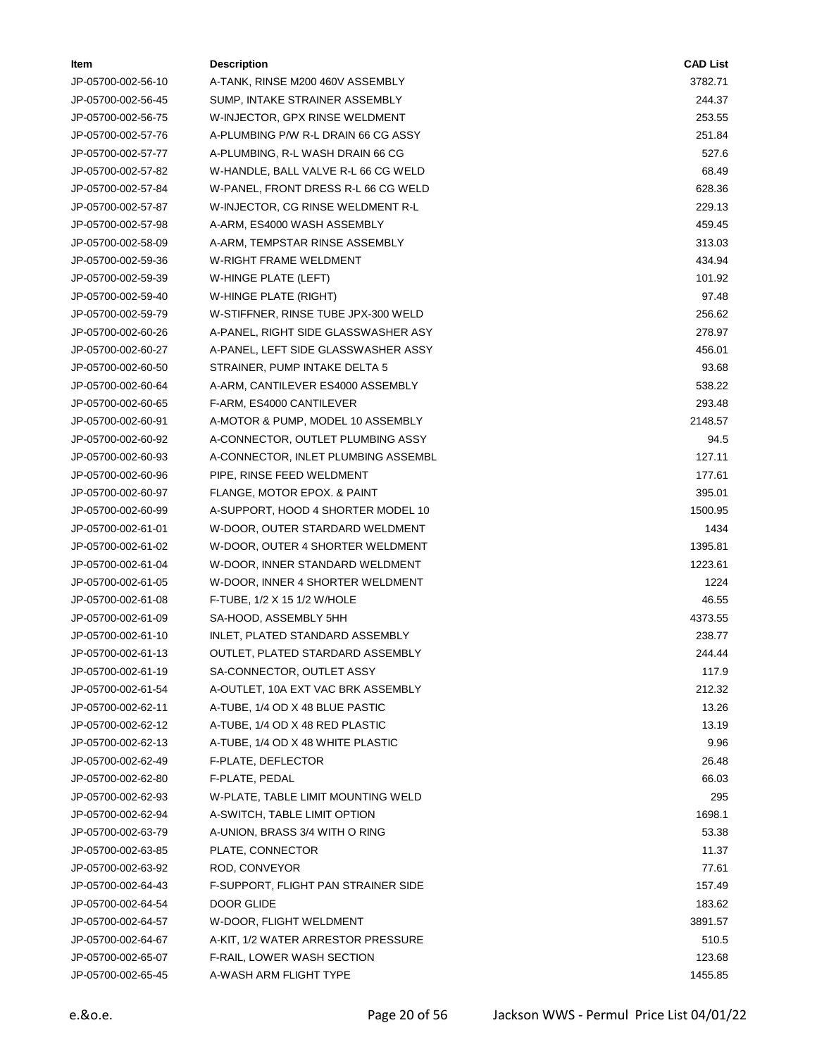| Item | Description | CAD List |
|---|---|---|
| JP-05700-002-56-10 | A-TANK, RINSE M200 460V ASSEMBLY | 3782.71 |
| JP-05700-002-56-45 | SUMP, INTAKE STRAINER ASSEMBLY | 244.37 |
| JP-05700-002-56-75 | W-INJECTOR, GPX RINSE WELDMENT | 253.55 |
| JP-05700-002-57-76 | A-PLUMBING P/W R-L DRAIN 66 CG ASSY | 251.84 |
| JP-05700-002-57-77 | A-PLUMBING, R-L WASH DRAIN 66 CG | 527.6 |
| JP-05700-002-57-82 | W-HANDLE, BALL VALVE R-L 66 CG WELD | 68.49 |
| JP-05700-002-57-84 | W-PANEL, FRONT DRESS R-L 66 CG WELD | 628.36 |
| JP-05700-002-57-87 | W-INJECTOR, CG RINSE WELDMENT R-L | 229.13 |
| JP-05700-002-57-98 | A-ARM, ES4000 WASH ASSEMBLY | 459.45 |
| JP-05700-002-58-09 | A-ARM, TEMPSTAR RINSE ASSEMBLY | 313.03 |
| JP-05700-002-59-36 | W-RIGHT FRAME WELDMENT | 434.94 |
| JP-05700-002-59-39 | W-HINGE PLATE (LEFT) | 101.92 |
| JP-05700-002-59-40 | W-HINGE PLATE (RIGHT) | 97.48 |
| JP-05700-002-59-79 | W-STIFFNER, RINSE TUBE JPX-300 WELD | 256.62 |
| JP-05700-002-60-26 | A-PANEL, RIGHT SIDE GLASSWASHER ASY | 278.97 |
| JP-05700-002-60-27 | A-PANEL, LEFT SIDE GLASSWASHER ASSY | 456.01 |
| JP-05700-002-60-50 | STRAINER, PUMP INTAKE DELTA 5 | 93.68 |
| JP-05700-002-60-64 | A-ARM, CANTILEVER ES4000 ASSEMBLY | 538.22 |
| JP-05700-002-60-65 | F-ARM, ES4000 CANTILEVER | 293.48 |
| JP-05700-002-60-91 | A-MOTOR & PUMP, MODEL 10 ASSEMBLY | 2148.57 |
| JP-05700-002-60-92 | A-CONNECTOR, OUTLET PLUMBING ASSY | 94.5 |
| JP-05700-002-60-93 | A-CONNECTOR, INLET PLUMBING ASSEMBL | 127.11 |
| JP-05700-002-60-96 | PIPE, RINSE FEED WELDMENT | 177.61 |
| JP-05700-002-60-97 | FLANGE, MOTOR EPOX. & PAINT | 395.01 |
| JP-05700-002-60-99 | A-SUPPORT, HOOD 4 SHORTER MODEL 10 | 1500.95 |
| JP-05700-002-61-01 | W-DOOR, OUTER STARDARD WELDMENT | 1434 |
| JP-05700-002-61-02 | W-DOOR, OUTER 4 SHORTER WELDMENT | 1395.81 |
| JP-05700-002-61-04 | W-DOOR, INNER STANDARD WELDMENT | 1223.61 |
| JP-05700-002-61-05 | W-DOOR, INNER 4 SHORTER WELDMENT | 1224 |
| JP-05700-002-61-08 | F-TUBE, 1/2 X 15 1/2 W/HOLE | 46.55 |
| JP-05700-002-61-09 | SA-HOOD, ASSEMBLY 5HH | 4373.55 |
| JP-05700-002-61-10 | INLET, PLATED STANDARD ASSEMBLY | 238.77 |
| JP-05700-002-61-13 | OUTLET, PLATED STARDARD ASSEMBLY | 244.44 |
| JP-05700-002-61-19 | SA-CONNECTOR, OUTLET ASSY | 117.9 |
| JP-05700-002-61-54 | A-OUTLET, 10A EXT VAC BRK ASSEMBLY | 212.32 |
| JP-05700-002-62-11 | A-TUBE, 1/4 OD X 48 BLUE PASTIC | 13.26 |
| JP-05700-002-62-12 | A-TUBE, 1/4 OD X 48 RED PLASTIC | 13.19 |
| JP-05700-002-62-13 | A-TUBE, 1/4 OD X 48 WHITE PLASTIC | 9.96 |
| JP-05700-002-62-49 | F-PLATE, DEFLECTOR | 26.48 |
| JP-05700-002-62-80 | F-PLATE, PEDAL | 66.03 |
| JP-05700-002-62-93 | W-PLATE, TABLE LIMIT MOUNTING WELD | 295 |
| JP-05700-002-62-94 | A-SWITCH, TABLE LIMIT OPTION | 1698.1 |
| JP-05700-002-63-79 | A-UNION, BRASS 3/4 WITH O RING | 53.38 |
| JP-05700-002-63-85 | PLATE, CONNECTOR | 11.37 |
| JP-05700-002-63-92 | ROD, CONVEYOR | 77.61 |
| JP-05700-002-64-43 | F-SUPPORT, FLIGHT PAN STRAINER SIDE | 157.49 |
| JP-05700-002-64-54 | DOOR GLIDE | 183.62 |
| JP-05700-002-64-57 | W-DOOR, FLIGHT WELDMENT | 3891.57 |
| JP-05700-002-64-67 | A-KIT, 1/2 WATER ARRESTOR PRESSURE | 510.5 |
| JP-05700-002-65-07 | F-RAIL, LOWER WASH SECTION | 123.68 |
| JP-05700-002-65-45 | A-WASH ARM FLIGHT TYPE | 1455.85 |

e.&o.e.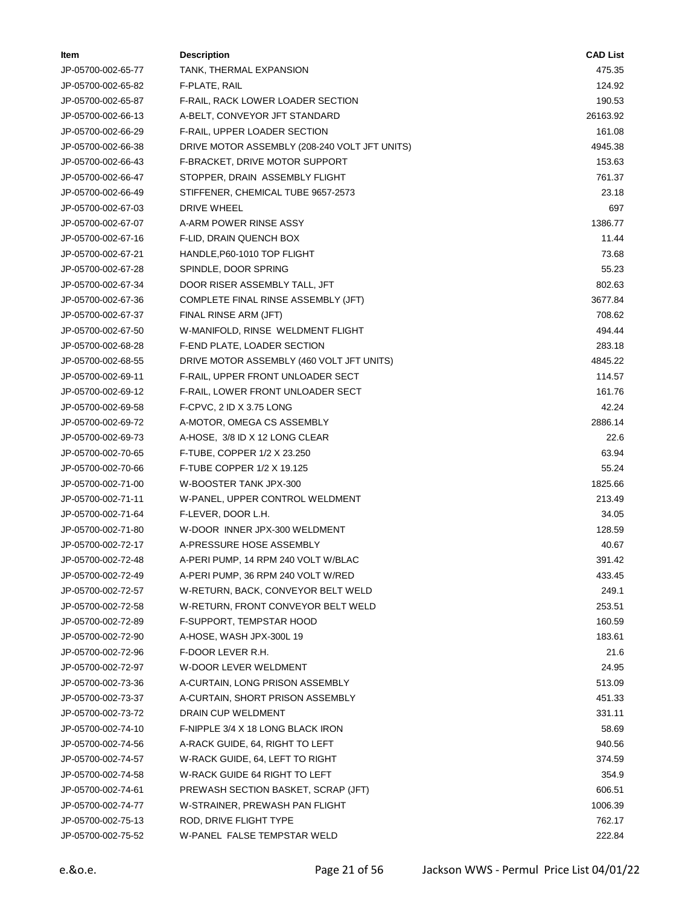| Item | Description | CAD List |
|---|---|---|
| JP-05700-002-65-77 | TANK, THERMAL EXPANSION | 475.35 |
| JP-05700-002-65-82 | F-PLATE, RAIL | 124.92 |
| JP-05700-002-65-87 | F-RAIL, RACK LOWER LOADER SECTION | 190.53 |
| JP-05700-002-66-13 | A-BELT, CONVEYOR JFT STANDARD | 26163.92 |
| JP-05700-002-66-29 | F-RAIL, UPPER LOADER SECTION | 161.08 |
| JP-05700-002-66-38 | DRIVE MOTOR ASSEMBLY (208-240 VOLT JFT UNITS) | 4945.38 |
| JP-05700-002-66-43 | F-BRACKET, DRIVE MOTOR SUPPORT | 153.63 |
| JP-05700-002-66-47 | STOPPER, DRAIN ASSEMBLY FLIGHT | 761.37 |
| JP-05700-002-66-49 | STIFFENER, CHEMICAL TUBE 9657-2573 | 23.18 |
| JP-05700-002-67-03 | DRIVE WHEEL | 697 |
| JP-05700-002-67-07 | A-ARM POWER RINSE ASSY | 1386.77 |
| JP-05700-002-67-16 | F-LID, DRAIN QUENCH BOX | 11.44 |
| JP-05700-002-67-21 | HANDLE,P60-1010 TOP FLIGHT | 73.68 |
| JP-05700-002-67-28 | SPINDLE, DOOR SPRING | 55.23 |
| JP-05700-002-67-34 | DOOR RISER ASSEMBLY TALL, JFT | 802.63 |
| JP-05700-002-67-36 | COMPLETE FINAL RINSE ASSEMBLY (JFT) | 3677.84 |
| JP-05700-002-67-37 | FINAL RINSE ARM (JFT) | 708.62 |
| JP-05700-002-67-50 | W-MANIFOLD, RINSE WELDMENT FLIGHT | 494.44 |
| JP-05700-002-68-28 | F-END PLATE, LOADER SECTION | 283.18 |
| JP-05700-002-68-55 | DRIVE MOTOR ASSEMBLY (460 VOLT JFT UNITS) | 4845.22 |
| JP-05700-002-69-11 | F-RAIL, UPPER FRONT UNLOADER SECT | 114.57 |
| JP-05700-002-69-12 | F-RAIL, LOWER FRONT UNLOADER SECT | 161.76 |
| JP-05700-002-69-58 | F-CPVC, 2 ID X 3.75 LONG | 42.24 |
| JP-05700-002-69-72 | A-MOTOR, OMEGA CS ASSEMBLY | 2886.14 |
| JP-05700-002-69-73 | A-HOSE, 3/8 ID X 12 LONG CLEAR | 22.6 |
| JP-05700-002-70-65 | F-TUBE, COPPER 1/2 X 23.250 | 63.94 |
| JP-05700-002-70-66 | F-TUBE COPPER 1/2 X 19.125 | 55.24 |
| JP-05700-002-71-00 | W-BOOSTER TANK JPX-300 | 1825.66 |
| JP-05700-002-71-11 | W-PANEL, UPPER CONTROL WELDMENT | 213.49 |
| JP-05700-002-71-64 | F-LEVER, DOOR L.H. | 34.05 |
| JP-05700-002-71-80 | W-DOOR INNER JPX-300 WELDMENT | 128.59 |
| JP-05700-002-72-17 | A-PRESSURE HOSE ASSEMBLY | 40.67 |
| JP-05700-002-72-48 | A-PERI PUMP, 14 RPM 240 VOLT W/BLAC | 391.42 |
| JP-05700-002-72-49 | A-PERI PUMP, 36 RPM 240 VOLT W/RED | 433.45 |
| JP-05700-002-72-57 | W-RETURN, BACK, CONVEYOR BELT WELD | 249.1 |
| JP-05700-002-72-58 | W-RETURN, FRONT CONVEYOR BELT WELD | 253.51 |
| JP-05700-002-72-89 | F-SUPPORT, TEMPSTAR HOOD | 160.59 |
| JP-05700-002-72-90 | A-HOSE, WASH JPX-300L 19 | 183.61 |
| JP-05700-002-72-96 | F-DOOR LEVER R.H. | 21.6 |
| JP-05700-002-72-97 | W-DOOR LEVER WELDMENT | 24.95 |
| JP-05700-002-73-36 | A-CURTAIN, LONG PRISON ASSEMBLY | 513.09 |
| JP-05700-002-73-37 | A-CURTAIN, SHORT PRISON ASSEMBLY | 451.33 |
| JP-05700-002-73-72 | DRAIN CUP WELDMENT | 331.11 |
| JP-05700-002-74-10 | F-NIPPLE 3/4 X 18 LONG BLACK IRON | 58.69 |
| JP-05700-002-74-56 | A-RACK GUIDE, 64, RIGHT TO LEFT | 940.56 |
| JP-05700-002-74-57 | W-RACK GUIDE, 64, LEFT TO RIGHT | 374.59 |
| JP-05700-002-74-58 | W-RACK GUIDE 64 RIGHT TO LEFT | 354.9 |
| JP-05700-002-74-61 | PREWASH SECTION BASKET, SCRAP (JFT) | 606.51 |
| JP-05700-002-74-77 | W-STRAINER, PREWASH PAN FLIGHT | 1006.39 |
| JP-05700-002-75-13 | ROD, DRIVE FLIGHT TYPE | 762.17 |
| JP-05700-002-75-52 | W-PANEL FALSE TEMPSTAR WELD | 222.84 |

e.&o.e.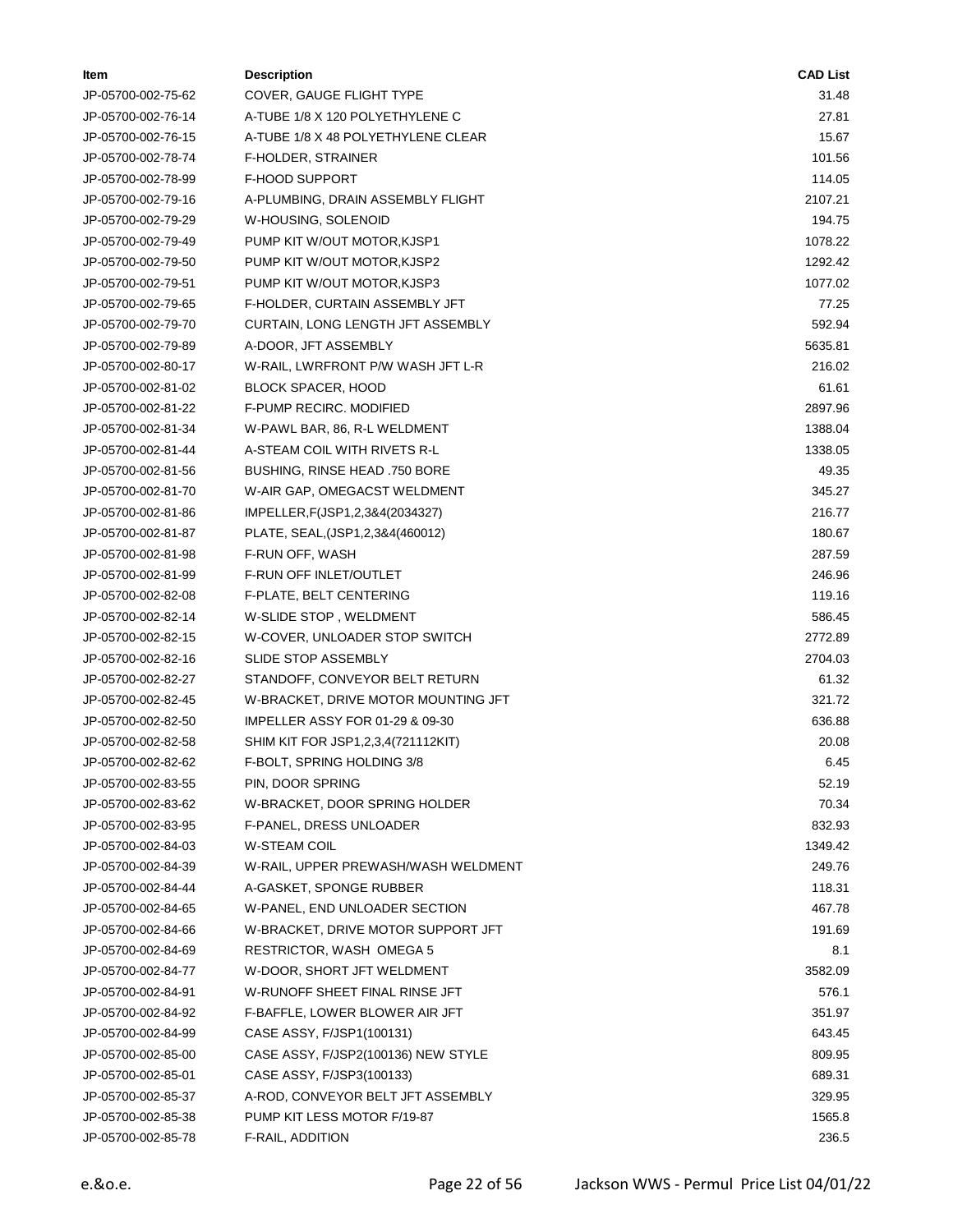| Item | Description | CAD List |
|---|---|---|
| JP-05700-002-75-62 | COVER, GAUGE FLIGHT TYPE | 31.48 |
| JP-05700-002-76-14 | A-TUBE 1/8 X 120 POLYETHYLENE C | 27.81 |
| JP-05700-002-76-15 | A-TUBE 1/8 X 48 POLYETHYLENE CLEAR | 15.67 |
| JP-05700-002-78-74 | F-HOLDER, STRAINER | 101.56 |
| JP-05700-002-78-99 | F-HOOD SUPPORT | 114.05 |
| JP-05700-002-79-16 | A-PLUMBING, DRAIN ASSEMBLY FLIGHT | 2107.21 |
| JP-05700-002-79-29 | W-HOUSING, SOLENOID | 194.75 |
| JP-05700-002-79-49 | PUMP KIT W/OUT MOTOR,KJSP1 | 1078.22 |
| JP-05700-002-79-50 | PUMP KIT W/OUT MOTOR,KJSP2 | 1292.42 |
| JP-05700-002-79-51 | PUMP KIT W/OUT MOTOR,KJSP3 | 1077.02 |
| JP-05700-002-79-65 | F-HOLDER, CURTAIN ASSEMBLY JFT | 77.25 |
| JP-05700-002-79-70 | CURTAIN, LONG LENGTH JFT ASSEMBLY | 592.94 |
| JP-05700-002-79-89 | A-DOOR, JFT ASSEMBLY | 5635.81 |
| JP-05700-002-80-17 | W-RAIL, LWRFRONT P/W WASH JFT L-R | 216.02 |
| JP-05700-002-81-02 | BLOCK SPACER, HOOD | 61.61 |
| JP-05700-002-81-22 | F-PUMP RECIRC. MODIFIED | 2897.96 |
| JP-05700-002-81-34 | W-PAWL BAR, 86, R-L WELDMENT | 1388.04 |
| JP-05700-002-81-44 | A-STEAM COIL WITH RIVETS R-L | 1338.05 |
| JP-05700-002-81-56 | BUSHING, RINSE HEAD .750 BORE | 49.35 |
| JP-05700-002-81-70 | W-AIR GAP, OMEGACST WELDMENT | 345.27 |
| JP-05700-002-81-86 | IMPELLER,F(JSP1,2,3&4(2034327) | 216.77 |
| JP-05700-002-81-87 | PLATE, SEAL,(JSP1,2,3&4(460012) | 180.67 |
| JP-05700-002-81-98 | F-RUN OFF, WASH | 287.59 |
| JP-05700-002-81-99 | F-RUN OFF INLET/OUTLET | 246.96 |
| JP-05700-002-82-08 | F-PLATE, BELT CENTERING | 119.16 |
| JP-05700-002-82-14 | W-SLIDE STOP , WELDMENT | 586.45 |
| JP-05700-002-82-15 | W-COVER, UNLOADER STOP SWITCH | 2772.89 |
| JP-05700-002-82-16 | SLIDE STOP ASSEMBLY | 2704.03 |
| JP-05700-002-82-27 | STANDOFF, CONVEYOR BELT RETURN | 61.32 |
| JP-05700-002-82-45 | W-BRACKET, DRIVE MOTOR MOUNTING JFT | 321.72 |
| JP-05700-002-82-50 | IMPELLER ASSY FOR 01-29 & 09-30 | 636.88 |
| JP-05700-002-82-58 | SHIM KIT FOR JSP1,2,3,4(721112KIT) | 20.08 |
| JP-05700-002-82-62 | F-BOLT, SPRING HOLDING 3/8 | 6.45 |
| JP-05700-002-83-55 | PIN, DOOR SPRING | 52.19 |
| JP-05700-002-83-62 | W-BRACKET, DOOR SPRING HOLDER | 70.34 |
| JP-05700-002-83-95 | F-PANEL, DRESS UNLOADER | 832.93 |
| JP-05700-002-84-03 | W-STEAM COIL | 1349.42 |
| JP-05700-002-84-39 | W-RAIL, UPPER PREWASH/WASH WELDMENT | 249.76 |
| JP-05700-002-84-44 | A-GASKET, SPONGE RUBBER | 118.31 |
| JP-05700-002-84-65 | W-PANEL, END UNLOADER SECTION | 467.78 |
| JP-05700-002-84-66 | W-BRACKET, DRIVE MOTOR SUPPORT JFT | 191.69 |
| JP-05700-002-84-69 | RESTRICTOR, WASH OMEGA 5 | 8.1 |
| JP-05700-002-84-77 | W-DOOR, SHORT JFT WELDMENT | 3582.09 |
| JP-05700-002-84-91 | W-RUNOFF SHEET FINAL RINSE JFT | 576.1 |
| JP-05700-002-84-92 | F-BAFFLE, LOWER BLOWER AIR JFT | 351.97 |
| JP-05700-002-84-99 | CASE ASSY, F/JSP1(100131) | 643.45 |
| JP-05700-002-85-00 | CASE ASSY, F/JSP2(100136) NEW STYLE | 809.95 |
| JP-05700-002-85-01 | CASE ASSY, F/JSP3(100133) | 689.31 |
| JP-05700-002-85-37 | A-ROD, CONVEYOR BELT JFT ASSEMBLY | 329.95 |
| JP-05700-002-85-38 | PUMP KIT LESS MOTOR F/19-87 | 1565.8 |
| JP-05700-002-85-78 | F-RAIL, ADDITION | 236.5 |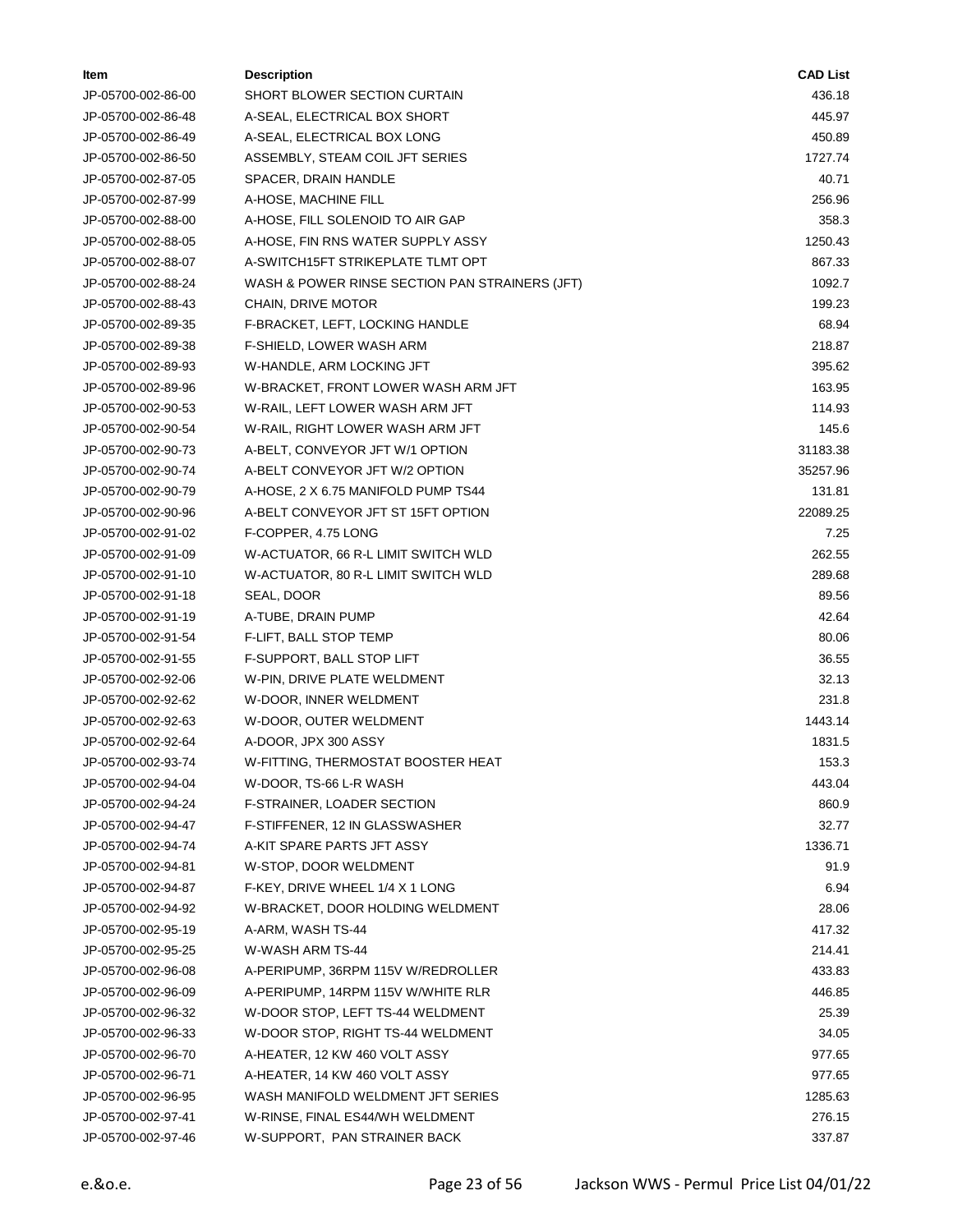| Item | Description | CAD List |
|---|---|---|
| JP-05700-002-86-00 | SHORT BLOWER SECTION CURTAIN | 436.18 |
| JP-05700-002-86-48 | A-SEAL, ELECTRICAL BOX SHORT | 445.97 |
| JP-05700-002-86-49 | A-SEAL, ELECTRICAL BOX LONG | 450.89 |
| JP-05700-002-86-50 | ASSEMBLY, STEAM COIL JFT SERIES | 1727.74 |
| JP-05700-002-87-05 | SPACER, DRAIN HANDLE | 40.71 |
| JP-05700-002-87-99 | A-HOSE, MACHINE FILL | 256.96 |
| JP-05700-002-88-00 | A-HOSE, FILL SOLENOID TO AIR GAP | 358.3 |
| JP-05700-002-88-05 | A-HOSE, FIN RNS WATER SUPPLY ASSY | 1250.43 |
| JP-05700-002-88-07 | A-SWITCH15FT STRIKEPLATE TLMT OPT | 867.33 |
| JP-05700-002-88-24 | WASH & POWER RINSE SECTION PAN STRAINERS (JFT) | 1092.7 |
| JP-05700-002-88-43 | CHAIN, DRIVE MOTOR | 199.23 |
| JP-05700-002-89-35 | F-BRACKET, LEFT, LOCKING HANDLE | 68.94 |
| JP-05700-002-89-38 | F-SHIELD, LOWER WASH ARM | 218.87 |
| JP-05700-002-89-93 | W-HANDLE, ARM LOCKING JFT | 395.62 |
| JP-05700-002-89-96 | W-BRACKET, FRONT LOWER WASH ARM JFT | 163.95 |
| JP-05700-002-90-53 | W-RAIL, LEFT LOWER WASH ARM JFT | 114.93 |
| JP-05700-002-90-54 | W-RAIL, RIGHT LOWER WASH ARM JFT | 145.6 |
| JP-05700-002-90-73 | A-BELT, CONVEYOR JFT W/1 OPTION | 31183.38 |
| JP-05700-002-90-74 | A-BELT CONVEYOR JFT W/2 OPTION | 35257.96 |
| JP-05700-002-90-79 | A-HOSE, 2 X 6.75 MANIFOLD PUMP TS44 | 131.81 |
| JP-05700-002-90-96 | A-BELT CONVEYOR JFT ST 15FT OPTION | 22089.25 |
| JP-05700-002-91-02 | F-COPPER, 4.75 LONG | 7.25 |
| JP-05700-002-91-09 | W-ACTUATOR, 66 R-L LIMIT SWITCH WLD | 262.55 |
| JP-05700-002-91-10 | W-ACTUATOR, 80 R-L LIMIT SWITCH WLD | 289.68 |
| JP-05700-002-91-18 | SEAL, DOOR | 89.56 |
| JP-05700-002-91-19 | A-TUBE, DRAIN PUMP | 42.64 |
| JP-05700-002-91-54 | F-LIFT, BALL STOP TEMP | 80.06 |
| JP-05700-002-91-55 | F-SUPPORT, BALL STOP LIFT | 36.55 |
| JP-05700-002-92-06 | W-PIN, DRIVE PLATE WELDMENT | 32.13 |
| JP-05700-002-92-62 | W-DOOR, INNER WELDMENT | 231.8 |
| JP-05700-002-92-63 | W-DOOR, OUTER WELDMENT | 1443.14 |
| JP-05700-002-92-64 | A-DOOR, JPX 300 ASSY | 1831.5 |
| JP-05700-002-93-74 | W-FITTING, THERMOSTAT BOOSTER HEAT | 153.3 |
| JP-05700-002-94-04 | W-DOOR, TS-66 L-R WASH | 443.04 |
| JP-05700-002-94-24 | F-STRAINER, LOADER SECTION | 860.9 |
| JP-05700-002-94-47 | F-STIFFENER, 12 IN GLASSWASHER | 32.77 |
| JP-05700-002-94-74 | A-KIT SPARE PARTS JFT ASSY | 1336.71 |
| JP-05700-002-94-81 | W-STOP, DOOR WELDMENT | 91.9 |
| JP-05700-002-94-87 | F-KEY, DRIVE WHEEL 1/4 X 1 LONG | 6.94 |
| JP-05700-002-94-92 | W-BRACKET, DOOR HOLDING WELDMENT | 28.06 |
| JP-05700-002-95-19 | A-ARM, WASH TS-44 | 417.32 |
| JP-05700-002-95-25 | W-WASH ARM TS-44 | 214.41 |
| JP-05700-002-96-08 | A-PERIPUMP, 36RPM 115V W/REDROLLER | 433.83 |
| JP-05700-002-96-09 | A-PERIPUMP, 14RPM 115V W/WHITE RLR | 446.85 |
| JP-05700-002-96-32 | W-DOOR STOP, LEFT TS-44 WELDMENT | 25.39 |
| JP-05700-002-96-33 | W-DOOR STOP, RIGHT TS-44 WELDMENT | 34.05 |
| JP-05700-002-96-70 | A-HEATER, 12 KW 460 VOLT ASSY | 977.65 |
| JP-05700-002-96-71 | A-HEATER, 14 KW 460 VOLT ASSY | 977.65 |
| JP-05700-002-96-95 | WASH MANIFOLD WELDMENT JFT SERIES | 1285.63 |
| JP-05700-002-97-41 | W-RINSE, FINAL ES44/WH WELDMENT | 276.15 |
| JP-05700-002-97-46 | W-SUPPORT, PAN STRAINER BACK | 337.87 |

e.&o.e.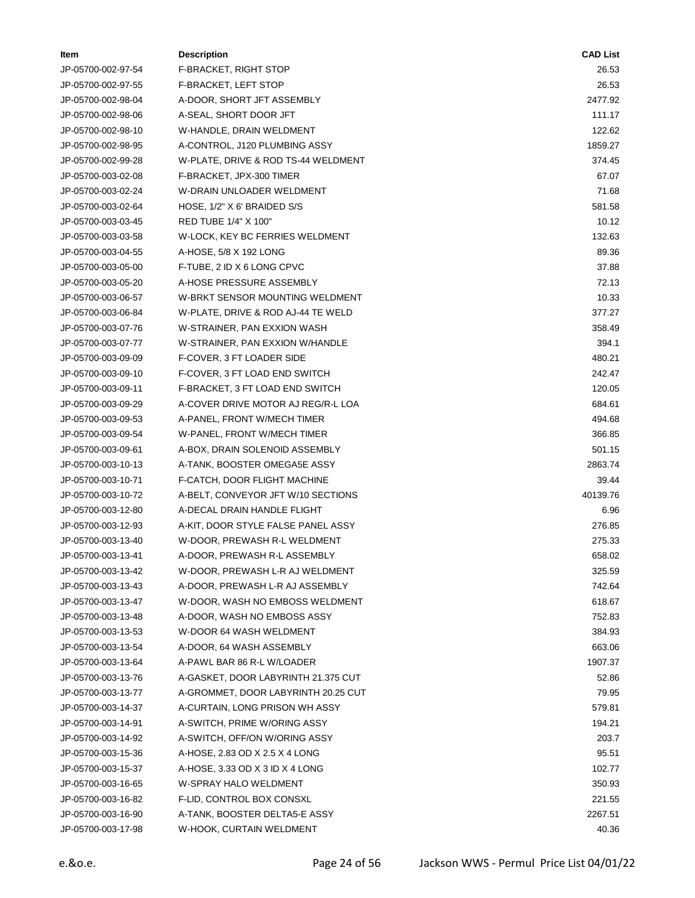| Item | Description | CAD List |
|---|---|---|
| JP-05700-002-97-54 | F-BRACKET, RIGHT STOP | 26.53 |
| JP-05700-002-97-55 | F-BRACKET, LEFT STOP | 26.53 |
| JP-05700-002-98-04 | A-DOOR, SHORT JFT ASSEMBLY | 2477.92 |
| JP-05700-002-98-06 | A-SEAL, SHORT DOOR JFT | 111.17 |
| JP-05700-002-98-10 | W-HANDLE, DRAIN WELDMENT | 122.62 |
| JP-05700-002-98-95 | A-CONTROL, J120 PLUMBING ASSY | 1859.27 |
| JP-05700-002-99-28 | W-PLATE, DRIVE & ROD TS-44 WELDMENT | 374.45 |
| JP-05700-003-02-08 | F-BRACKET, JPX-300 TIMER | 67.07 |
| JP-05700-003-02-24 | W-DRAIN UNLOADER WELDMENT | 71.68 |
| JP-05700-003-02-64 | HOSE, 1/2" X 6' BRAIDED S/S | 581.58 |
| JP-05700-003-03-45 | RED TUBE 1/4" X 100" | 10.12 |
| JP-05700-003-03-58 | W-LOCK, KEY BC FERRIES WELDMENT | 132.63 |
| JP-05700-003-04-55 | A-HOSE, 5/8 X 192 LONG | 89.36 |
| JP-05700-003-05-00 | F-TUBE, 2 ID X 6 LONG CPVC | 37.88 |
| JP-05700-003-05-20 | A-HOSE PRESSURE ASSEMBLY | 72.13 |
| JP-05700-003-06-57 | W-BRKT SENSOR MOUNTING WELDMENT | 10.33 |
| JP-05700-003-06-84 | W-PLATE, DRIVE & ROD AJ-44 TE WELD | 377.27 |
| JP-05700-003-07-76 | W-STRAINER, PAN EXXION WASH | 358.49 |
| JP-05700-003-07-77 | W-STRAINER, PAN EXXION W/HANDLE | 394.1 |
| JP-05700-003-09-09 | F-COVER, 3 FT LOADER SIDE | 480.21 |
| JP-05700-003-09-10 | F-COVER, 3 FT LOAD END SWITCH | 242.47 |
| JP-05700-003-09-11 | F-BRACKET, 3 FT LOAD END SWITCH | 120.05 |
| JP-05700-003-09-29 | A-COVER DRIVE MOTOR AJ REG/R-L LOA | 684.61 |
| JP-05700-003-09-53 | A-PANEL, FRONT W/MECH TIMER | 494.68 |
| JP-05700-003-09-54 | W-PANEL, FRONT W/MECH TIMER | 366.85 |
| JP-05700-003-09-61 | A-BOX, DRAIN SOLENOID ASSEMBLY | 501.15 |
| JP-05700-003-10-13 | A-TANK, BOOSTER OMEGA5E ASSY | 2863.74 |
| JP-05700-003-10-71 | F-CATCH, DOOR FLIGHT MACHINE | 39.44 |
| JP-05700-003-10-72 | A-BELT, CONVEYOR JFT W/10 SECTIONS | 40139.76 |
| JP-05700-003-12-80 | A-DECAL DRAIN HANDLE FLIGHT | 6.96 |
| JP-05700-003-12-93 | A-KIT, DOOR STYLE FALSE PANEL ASSY | 276.85 |
| JP-05700-003-13-40 | W-DOOR, PREWASH R-L WELDMENT | 275.33 |
| JP-05700-003-13-41 | A-DOOR, PREWASH R-L ASSEMBLY | 658.02 |
| JP-05700-003-13-42 | W-DOOR, PREWASH L-R AJ WELDMENT | 325.59 |
| JP-05700-003-13-43 | A-DOOR, PREWASH L-R AJ ASSEMBLY | 742.64 |
| JP-05700-003-13-47 | W-DOOR, WASH NO EMBOSS WELDMENT | 618.67 |
| JP-05700-003-13-48 | A-DOOR, WASH NO EMBOSS ASSY | 752.83 |
| JP-05700-003-13-53 | W-DOOR 64 WASH WELDMENT | 384.93 |
| JP-05700-003-13-54 | A-DOOR, 64 WASH ASSEMBLY | 663.06 |
| JP-05700-003-13-64 | A-PAWL BAR 86 R-L W/LOADER | 1907.37 |
| JP-05700-003-13-76 | A-GASKET, DOOR LABYRINTH 21.375 CUT | 52.86 |
| JP-05700-003-13-77 | A-GROMMET, DOOR LABYRINTH 20.25 CUT | 79.95 |
| JP-05700-003-14-37 | A-CURTAIN, LONG PRISON WH ASSY | 579.81 |
| JP-05700-003-14-91 | A-SWITCH, PRIME W/ORING ASSY | 194.21 |
| JP-05700-003-14-92 | A-SWITCH, OFF/ON W/ORING ASSY | 203.7 |
| JP-05700-003-15-36 | A-HOSE, 2.83 OD X 2.5 X 4 LONG | 95.51 |
| JP-05700-003-15-37 | A-HOSE, 3.33 OD X 3 ID X 4 LONG | 102.77 |
| JP-05700-003-16-65 | W-SPRAY HALO WELDMENT | 350.93 |
| JP-05700-003-16-82 | F-LID, CONTROL BOX CONSXL | 221.55 |
| JP-05700-003-16-90 | A-TANK, BOOSTER DELTA5-E ASSY | 2267.51 |
| JP-05700-003-17-98 | W-HOOK, CURTAIN WELDMENT | 40.36 |

e.&o.e.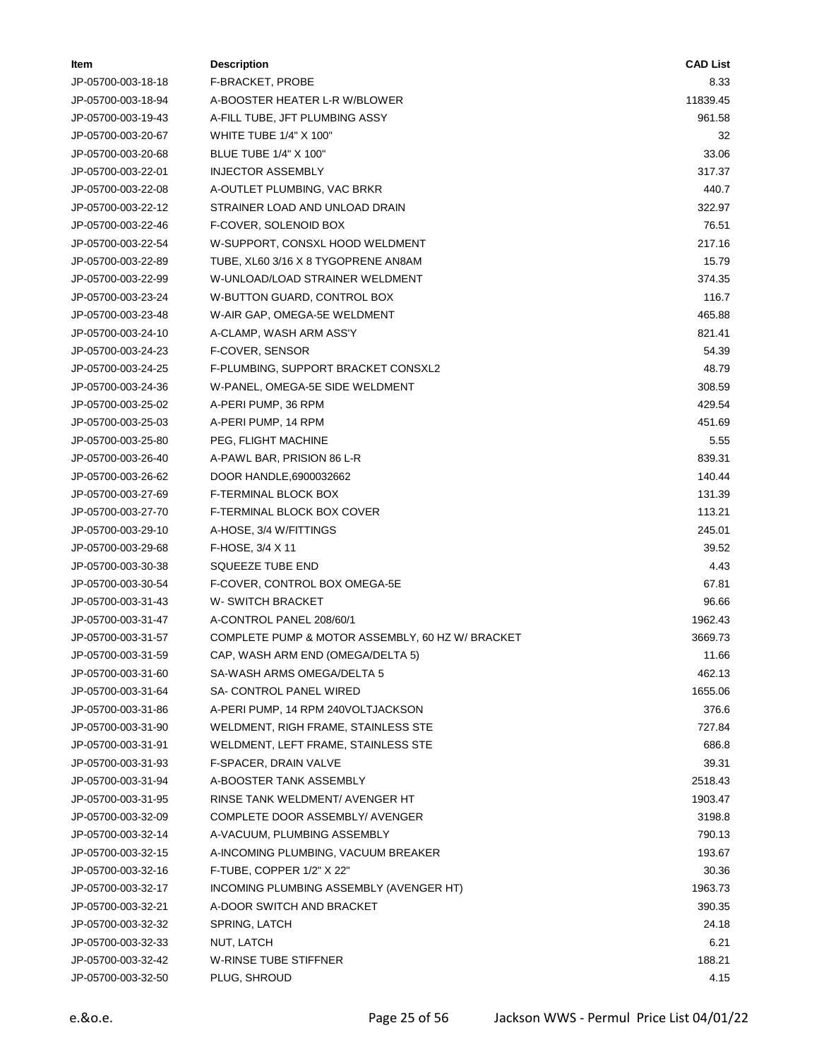| Item | Description | CAD List |
|---|---|---|
| JP-05700-003-18-18 | F-BRACKET, PROBE | 8.33 |
| JP-05700-003-18-94 | A-BOOSTER HEATER L-R W/BLOWER | 11839.45 |
| JP-05700-003-19-43 | A-FILL TUBE, JFT PLUMBING ASSY | 961.58 |
| JP-05700-003-20-67 | WHITE TUBE 1/4" X 100" | 32 |
| JP-05700-003-20-68 | BLUE TUBE 1/4" X 100" | 33.06 |
| JP-05700-003-22-01 | INJECTOR ASSEMBLY | 317.37 |
| JP-05700-003-22-08 | A-OUTLET PLUMBING, VAC BRKR | 440.7 |
| JP-05700-003-22-12 | STRAINER LOAD AND UNLOAD DRAIN | 322.97 |
| JP-05700-003-22-46 | F-COVER, SOLENOID BOX | 76.51 |
| JP-05700-003-22-54 | W-SUPPORT, CONSXL HOOD WELDMENT | 217.16 |
| JP-05700-003-22-89 | TUBE, XL60 3/16 X 8 TYGOPRENE AN8AM | 15.79 |
| JP-05700-003-22-99 | W-UNLOAD/LOAD STRAINER WELDMENT | 374.35 |
| JP-05700-003-23-24 | W-BUTTON GUARD, CONTROL BOX | 116.7 |
| JP-05700-003-23-48 | W-AIR GAP, OMEGA-5E WELDMENT | 465.88 |
| JP-05700-003-24-10 | A-CLAMP, WASH ARM ASS'Y | 821.41 |
| JP-05700-003-24-23 | F-COVER, SENSOR | 54.39 |
| JP-05700-003-24-25 | F-PLUMBING, SUPPORT BRACKET CONSXL2 | 48.79 |
| JP-05700-003-24-36 | W-PANEL, OMEGA-5E SIDE WELDMENT | 308.59 |
| JP-05700-003-25-02 | A-PERI PUMP, 36 RPM | 429.54 |
| JP-05700-003-25-03 | A-PERI PUMP, 14 RPM | 451.69 |
| JP-05700-003-25-80 | PEG, FLIGHT MACHINE | 5.55 |
| JP-05700-003-26-40 | A-PAWL BAR, PRISION 86 L-R | 839.31 |
| JP-05700-003-26-62 | DOOR HANDLE,6900032662 | 140.44 |
| JP-05700-003-27-69 | F-TERMINAL BLOCK BOX | 131.39 |
| JP-05700-003-27-70 | F-TERMINAL BLOCK BOX COVER | 113.21 |
| JP-05700-003-29-10 | A-HOSE, 3/4 W/FITTINGS | 245.01 |
| JP-05700-003-29-68 | F-HOSE, 3/4 X 11 | 39.52 |
| JP-05700-003-30-38 | SQUEEZE TUBE END | 4.43 |
| JP-05700-003-30-54 | F-COVER, CONTROL BOX OMEGA-5E | 67.81 |
| JP-05700-003-31-43 | W- SWITCH BRACKET | 96.66 |
| JP-05700-003-31-47 | A-CONTROL PANEL 208/60/1 | 1962.43 |
| JP-05700-003-31-57 | COMPLETE PUMP & MOTOR ASSEMBLY, 60 HZ W/ BRACKET | 3669.73 |
| JP-05700-003-31-59 | CAP, WASH ARM END (OMEGA/DELTA 5) | 11.66 |
| JP-05700-003-31-60 | SA-WASH ARMS OMEGA/DELTA 5 | 462.13 |
| JP-05700-003-31-64 | SA- CONTROL PANEL WIRED | 1655.06 |
| JP-05700-003-31-86 | A-PERI PUMP, 14 RPM 240VOLTJACKSON | 376.6 |
| JP-05700-003-31-90 | WELDMENT, RIGH FRAME, STAINLESS STE | 727.84 |
| JP-05700-003-31-91 | WELDMENT, LEFT FRAME, STAINLESS STE | 686.8 |
| JP-05700-003-31-93 | F-SPACER, DRAIN VALVE | 39.31 |
| JP-05700-003-31-94 | A-BOOSTER TANK ASSEMBLY | 2518.43 |
| JP-05700-003-31-95 | RINSE TANK WELDMENT/ AVENGER HT | 1903.47 |
| JP-05700-003-32-09 | COMPLETE DOOR ASSEMBLY/ AVENGER | 3198.8 |
| JP-05700-003-32-14 | A-VACUUM, PLUMBING ASSEMBLY | 790.13 |
| JP-05700-003-32-15 | A-INCOMING PLUMBING, VACUUM BREAKER | 193.67 |
| JP-05700-003-32-16 | F-TUBE, COPPER 1/2" X 22" | 30.36 |
| JP-05700-003-32-17 | INCOMING PLUMBING ASSEMBLY (AVENGER HT) | 1963.73 |
| JP-05700-003-32-21 | A-DOOR SWITCH AND BRACKET | 390.35 |
| JP-05700-003-32-32 | SPRING, LATCH | 24.18 |
| JP-05700-003-32-33 | NUT, LATCH | 6.21 |
| JP-05700-003-32-42 | W-RINSE TUBE STIFFNER | 188.21 |
| JP-05700-003-32-50 | PLUG, SHROUD | 4.15 |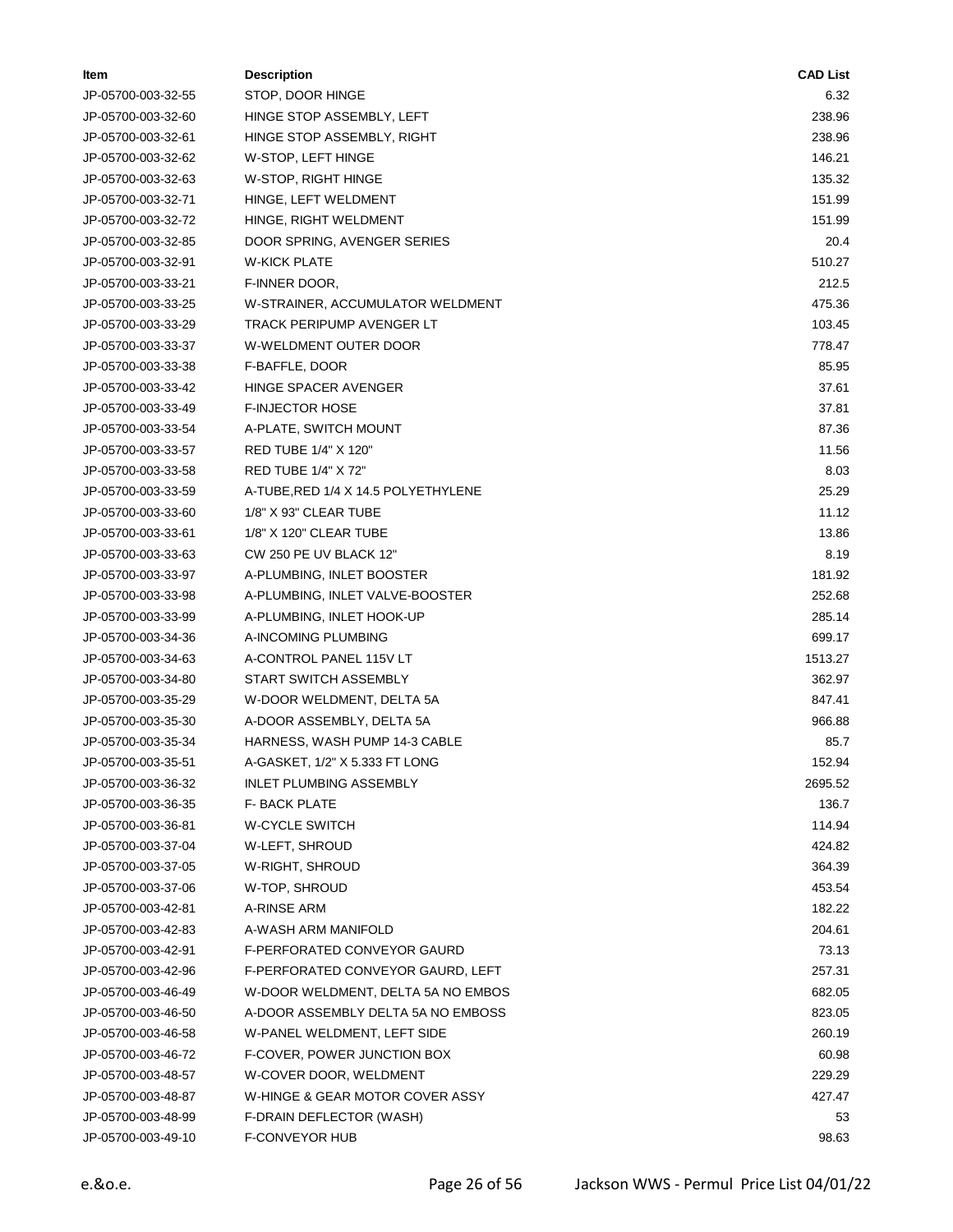| Item | Description | CAD List |
|---|---|---|
| JP-05700-003-32-55 | STOP, DOOR HINGE | 6.32 |
| JP-05700-003-32-60 | HINGE STOP ASSEMBLY, LEFT | 238.96 |
| JP-05700-003-32-61 | HINGE STOP ASSEMBLY, RIGHT | 238.96 |
| JP-05700-003-32-62 | W-STOP, LEFT HINGE | 146.21 |
| JP-05700-003-32-63 | W-STOP, RIGHT HINGE | 135.32 |
| JP-05700-003-32-71 | HINGE, LEFT WELDMENT | 151.99 |
| JP-05700-003-32-72 | HINGE, RIGHT WELDMENT | 151.99 |
| JP-05700-003-32-85 | DOOR SPRING, AVENGER SERIES | 20.4 |
| JP-05700-003-32-91 | W-KICK PLATE | 510.27 |
| JP-05700-003-33-21 | F-INNER DOOR, | 212.5 |
| JP-05700-003-33-25 | W-STRAINER, ACCUMULATOR WELDMENT | 475.36 |
| JP-05700-003-33-29 | TRACK PERIPUMP AVENGER LT | 103.45 |
| JP-05700-003-33-37 | W-WELDMENT OUTER DOOR | 778.47 |
| JP-05700-003-33-38 | F-BAFFLE, DOOR | 85.95 |
| JP-05700-003-33-42 | HINGE SPACER AVENGER | 37.61 |
| JP-05700-003-33-49 | F-INJECTOR HOSE | 37.81 |
| JP-05700-003-33-54 | A-PLATE, SWITCH MOUNT | 87.36 |
| JP-05700-003-33-57 | RED TUBE 1/4" X 120" | 11.56 |
| JP-05700-003-33-58 | RED TUBE 1/4" X 72" | 8.03 |
| JP-05700-003-33-59 | A-TUBE,RED 1/4 X 14.5 POLYETHYLENE | 25.29 |
| JP-05700-003-33-60 | 1/8" X 93" CLEAR TUBE | 11.12 |
| JP-05700-003-33-61 | 1/8" X 120" CLEAR TUBE | 13.86 |
| JP-05700-003-33-63 | CW 250 PE UV BLACK 12" | 8.19 |
| JP-05700-003-33-97 | A-PLUMBING, INLET BOOSTER | 181.92 |
| JP-05700-003-33-98 | A-PLUMBING, INLET VALVE-BOOSTER | 252.68 |
| JP-05700-003-33-99 | A-PLUMBING, INLET HOOK-UP | 285.14 |
| JP-05700-003-34-36 | A-INCOMING PLUMBING | 699.17 |
| JP-05700-003-34-63 | A-CONTROL PANEL 115V LT | 1513.27 |
| JP-05700-003-34-80 | START SWITCH ASSEMBLY | 362.97 |
| JP-05700-003-35-29 | W-DOOR WELDMENT, DELTA 5A | 847.41 |
| JP-05700-003-35-30 | A-DOOR ASSEMBLY, DELTA 5A | 966.88 |
| JP-05700-003-35-34 | HARNESS, WASH PUMP 14-3 CABLE | 85.7 |
| JP-05700-003-35-51 | A-GASKET, 1/2" X 5.333 FT LONG | 152.94 |
| JP-05700-003-36-32 | INLET PLUMBING ASSEMBLY | 2695.52 |
| JP-05700-003-36-35 | F- BACK PLATE | 136.7 |
| JP-05700-003-36-81 | W-CYCLE SWITCH | 114.94 |
| JP-05700-003-37-04 | W-LEFT, SHROUD | 424.82 |
| JP-05700-003-37-05 | W-RIGHT, SHROUD | 364.39 |
| JP-05700-003-37-06 | W-TOP, SHROUD | 453.54 |
| JP-05700-003-42-81 | A-RINSE ARM | 182.22 |
| JP-05700-003-42-83 | A-WASH ARM MANIFOLD | 204.61 |
| JP-05700-003-42-91 | F-PERFORATED CONVEYOR GAURD | 73.13 |
| JP-05700-003-42-96 | F-PERFORATED CONVEYOR GAURD, LEFT | 257.31 |
| JP-05700-003-46-49 | W-DOOR WELDMENT, DELTA 5A NO EMBOS | 682.05 |
| JP-05700-003-46-50 | A-DOOR ASSEMBLY DELTA 5A NO EMBOSS | 823.05 |
| JP-05700-003-46-58 | W-PANEL WELDMENT, LEFT SIDE | 260.19 |
| JP-05700-003-46-72 | F-COVER, POWER JUNCTION BOX | 60.98 |
| JP-05700-003-48-57 | W-COVER DOOR, WELDMENT | 229.29 |
| JP-05700-003-48-87 | W-HINGE & GEAR MOTOR COVER ASSY | 427.47 |
| JP-05700-003-48-99 | F-DRAIN DEFLECTOR (WASH) | 53 |
| JP-05700-003-49-10 | F-CONVEYOR HUB | 98.63 |

e.&o.e.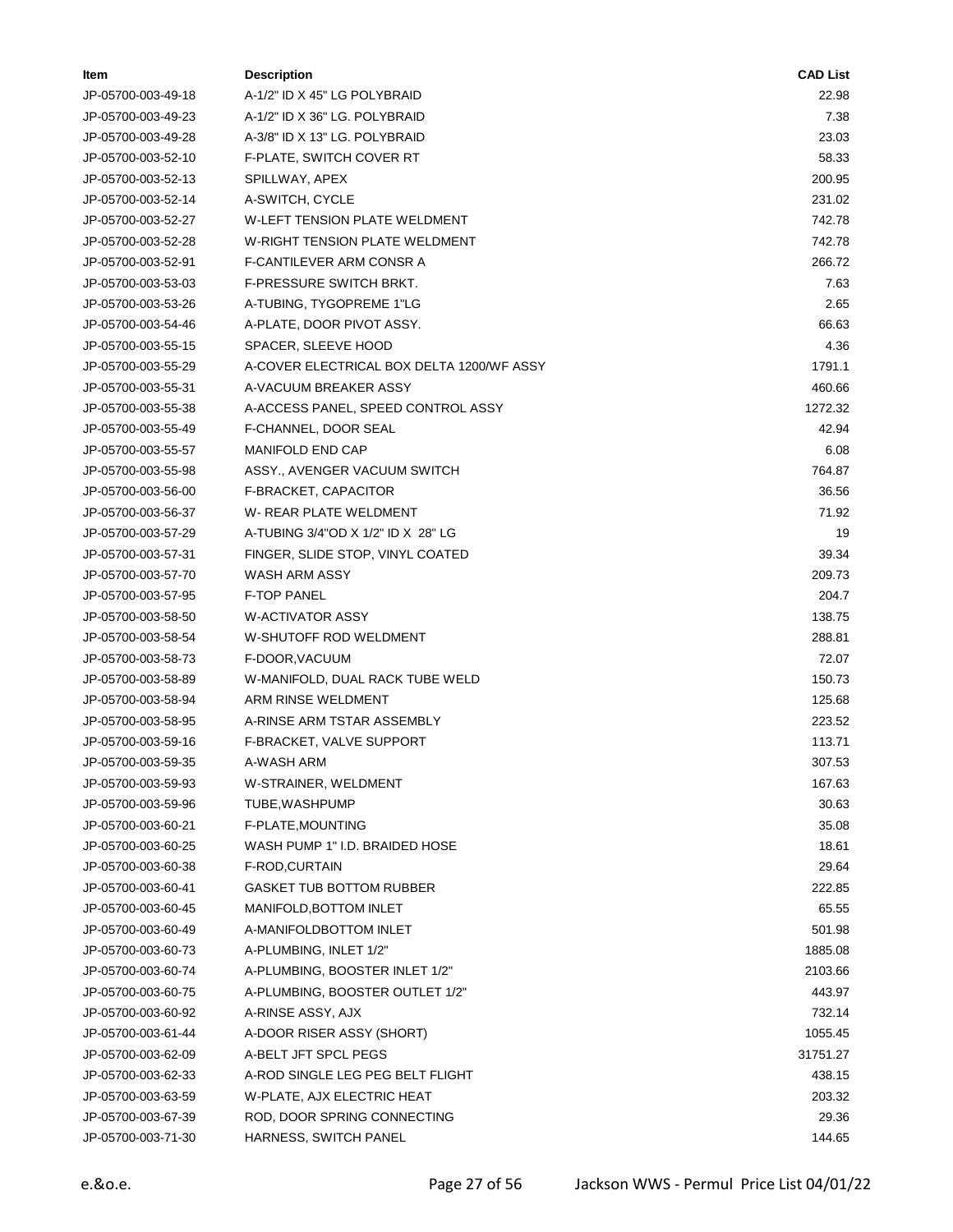| Item | Description | CAD List |
|---|---|---|
| JP-05700-003-49-18 | A-1/2" ID X 45" LG POLYBRAID | 22.98 |
| JP-05700-003-49-23 | A-1/2" ID X 36" LG. POLYBRAID | 7.38 |
| JP-05700-003-49-28 | A-3/8" ID X 13" LG. POLYBRAID | 23.03 |
| JP-05700-003-52-10 | F-PLATE, SWITCH COVER RT | 58.33 |
| JP-05700-003-52-13 | SPILLWAY, APEX | 200.95 |
| JP-05700-003-52-14 | A-SWITCH, CYCLE | 231.02 |
| JP-05700-003-52-27 | W-LEFT TENSION PLATE WELDMENT | 742.78 |
| JP-05700-003-52-28 | W-RIGHT TENSION PLATE WELDMENT | 742.78 |
| JP-05700-003-52-91 | F-CANTILEVER ARM CONSR A | 266.72 |
| JP-05700-003-53-03 | F-PRESSURE SWITCH BRKT. | 7.63 |
| JP-05700-003-53-26 | A-TUBING, TYGOPREME 1"LG | 2.65 |
| JP-05700-003-54-46 | A-PLATE, DOOR PIVOT ASSY. | 66.63 |
| JP-05700-003-55-15 | SPACER, SLEEVE HOOD | 4.36 |
| JP-05700-003-55-29 | A-COVER ELECTRICAL BOX DELTA 1200/WF ASSY | 1791.1 |
| JP-05700-003-55-31 | A-VACUUM BREAKER ASSY | 460.66 |
| JP-05700-003-55-38 | A-ACCESS PANEL, SPEED CONTROL ASSY | 1272.32 |
| JP-05700-003-55-49 | F-CHANNEL, DOOR SEAL | 42.94 |
| JP-05700-003-55-57 | MANIFOLD END CAP | 6.08 |
| JP-05700-003-55-98 | ASSY., AVENGER VACUUM SWITCH | 764.87 |
| JP-05700-003-56-00 | F-BRACKET, CAPACITOR | 36.56 |
| JP-05700-003-56-37 | W- REAR PLATE WELDMENT | 71.92 |
| JP-05700-003-57-29 | A-TUBING 3/4"OD X 1/2" ID X 28" LG | 19 |
| JP-05700-003-57-31 | FINGER, SLIDE STOP, VINYL COATED | 39.34 |
| JP-05700-003-57-70 | WASH ARM ASSY | 209.73 |
| JP-05700-003-57-95 | F-TOP PANEL | 204.7 |
| JP-05700-003-58-50 | W-ACTIVATOR ASSY | 138.75 |
| JP-05700-003-58-54 | W-SHUTOFF ROD WELDMENT | 288.81 |
| JP-05700-003-58-73 | F-DOOR,VACUUM | 72.07 |
| JP-05700-003-58-89 | W-MANIFOLD, DUAL RACK TUBE WELD | 150.73 |
| JP-05700-003-58-94 | ARM RINSE WELDMENT | 125.68 |
| JP-05700-003-58-95 | A-RINSE ARM TSTAR ASSEMBLY | 223.52 |
| JP-05700-003-59-16 | F-BRACKET, VALVE SUPPORT | 113.71 |
| JP-05700-003-59-35 | A-WASH ARM | 307.53 |
| JP-05700-003-59-93 | W-STRAINER, WELDMENT | 167.63 |
| JP-05700-003-59-96 | TUBE,WASHPUMP | 30.63 |
| JP-05700-003-60-21 | F-PLATE,MOUNTING | 35.08 |
| JP-05700-003-60-25 | WASH PUMP 1" I.D. BRAIDED HOSE | 18.61 |
| JP-05700-003-60-38 | F-ROD,CURTAIN | 29.64 |
| JP-05700-003-60-41 | GASKET TUB BOTTOM RUBBER | 222.85 |
| JP-05700-003-60-45 | MANIFOLD,BOTTOM INLET | 65.55 |
| JP-05700-003-60-49 | A-MANIFOLDBOTTOM INLET | 501.98 |
| JP-05700-003-60-73 | A-PLUMBING, INLET 1/2" | 1885.08 |
| JP-05700-003-60-74 | A-PLUMBING, BOOSTER INLET 1/2" | 2103.66 |
| JP-05700-003-60-75 | A-PLUMBING, BOOSTER OUTLET 1/2" | 443.97 |
| JP-05700-003-60-92 | A-RINSE ASSY, AJX | 732.14 |
| JP-05700-003-61-44 | A-DOOR RISER ASSY (SHORT) | 1055.45 |
| JP-05700-003-62-09 | A-BELT JFT SPCL PEGS | 31751.27 |
| JP-05700-003-62-33 | A-ROD SINGLE LEG PEG BELT FLIGHT | 438.15 |
| JP-05700-003-63-59 | W-PLATE, AJX ELECTRIC HEAT | 203.32 |
| JP-05700-003-67-39 | ROD, DOOR SPRING CONNECTING | 29.36 |
| JP-05700-003-71-30 | HARNESS, SWITCH PANEL | 144.65 |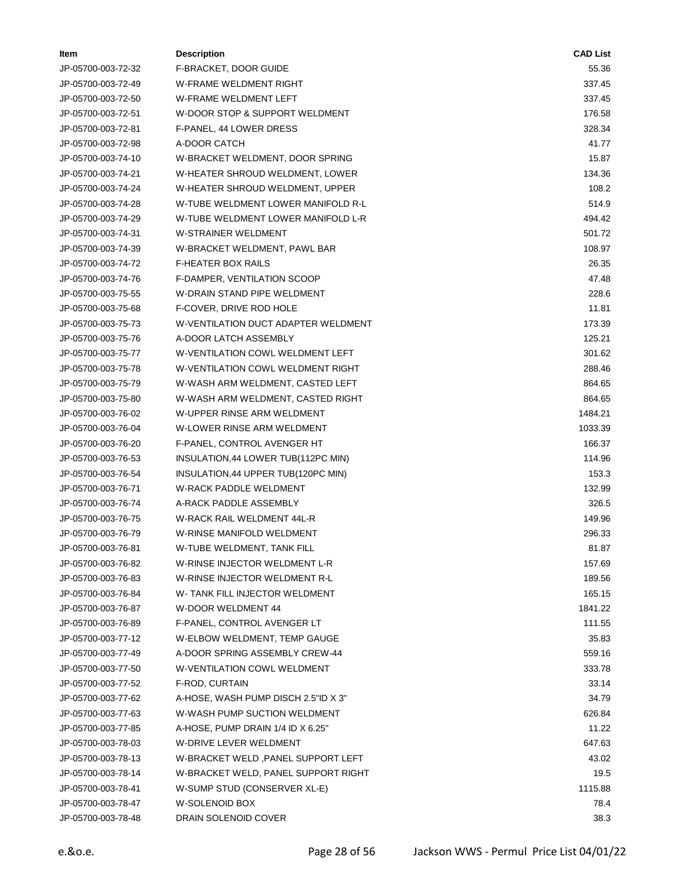| Item | Description | CAD List |
|---|---|---|
| JP-05700-003-72-32 | F-BRACKET, DOOR GUIDE | 55.36 |
| JP-05700-003-72-49 | W-FRAME WELDMENT RIGHT | 337.45 |
| JP-05700-003-72-50 | W-FRAME WELDMENT LEFT | 337.45 |
| JP-05700-003-72-51 | W-DOOR STOP & SUPPORT WELDMENT | 176.58 |
| JP-05700-003-72-81 | F-PANEL, 44 LOWER DRESS | 328.34 |
| JP-05700-003-72-98 | A-DOOR CATCH | 41.77 |
| JP-05700-003-74-10 | W-BRACKET WELDMENT, DOOR SPRING | 15.87 |
| JP-05700-003-74-21 | W-HEATER SHROUD WELDMENT, LOWER | 134.36 |
| JP-05700-003-74-24 | W-HEATER SHROUD WELDMENT, UPPER | 108.2 |
| JP-05700-003-74-28 | W-TUBE WELDMENT LOWER MANIFOLD R-L | 514.9 |
| JP-05700-003-74-29 | W-TUBE WELDMENT LOWER MANIFOLD L-R | 494.42 |
| JP-05700-003-74-31 | W-STRAINER WELDMENT | 501.72 |
| JP-05700-003-74-39 | W-BRACKET WELDMENT, PAWL BAR | 108.97 |
| JP-05700-003-74-72 | F-HEATER BOX RAILS | 26.35 |
| JP-05700-003-74-76 | F-DAMPER, VENTILATION SCOOP | 47.48 |
| JP-05700-003-75-55 | W-DRAIN STAND PIPE WELDMENT | 228.6 |
| JP-05700-003-75-68 | F-COVER, DRIVE ROD HOLE | 11.81 |
| JP-05700-003-75-73 | W-VENTILATION DUCT ADAPTER WELDMENT | 173.39 |
| JP-05700-003-75-76 | A-DOOR LATCH ASSEMBLY | 125.21 |
| JP-05700-003-75-77 | W-VENTILATION COWL WELDMENT LEFT | 301.62 |
| JP-05700-003-75-78 | W-VENTILATION COWL WELDMENT RIGHT | 288.46 |
| JP-05700-003-75-79 | W-WASH ARM WELDMENT, CASTED LEFT | 864.65 |
| JP-05700-003-75-80 | W-WASH ARM WELDMENT, CASTED RIGHT | 864.65 |
| JP-05700-003-76-02 | W-UPPER RINSE ARM WELDMENT | 1484.21 |
| JP-05700-003-76-04 | W-LOWER RINSE ARM WELDMENT | 1033.39 |
| JP-05700-003-76-20 | F-PANEL, CONTROL AVENGER HT | 166.37 |
| JP-05700-003-76-53 | INSULATION,44 LOWER TUB(112PC MIN) | 114.96 |
| JP-05700-003-76-54 | INSULATION,44 UPPER TUB(120PC MIN) | 153.3 |
| JP-05700-003-76-71 | W-RACK PADDLE WELDMENT | 132.99 |
| JP-05700-003-76-74 | A-RACK PADDLE ASSEMBLY | 326.5 |
| JP-05700-003-76-75 | W-RACK RAIL WELDMENT 44L-R | 149.96 |
| JP-05700-003-76-79 | W-RINSE MANIFOLD WELDMENT | 296.33 |
| JP-05700-003-76-81 | W-TUBE WELDMENT, TANK FILL | 81.87 |
| JP-05700-003-76-82 | W-RINSE INJECTOR WELDMENT L-R | 157.69 |
| JP-05700-003-76-83 | W-RINSE INJECTOR WELDMENT R-L | 189.56 |
| JP-05700-003-76-84 | W- TANK FILL INJECTOR WELDMENT | 165.15 |
| JP-05700-003-76-87 | W-DOOR WELDMENT 44 | 1841.22 |
| JP-05700-003-76-89 | F-PANEL, CONTROL AVENGER LT | 111.55 |
| JP-05700-003-77-12 | W-ELBOW WELDMENT, TEMP GAUGE | 35.83 |
| JP-05700-003-77-49 | A-DOOR SPRING ASSEMBLY CREW-44 | 559.16 |
| JP-05700-003-77-50 | W-VENTILATION COWL WELDMENT | 333.78 |
| JP-05700-003-77-52 | F-ROD, CURTAIN | 33.14 |
| JP-05700-003-77-62 | A-HOSE, WASH PUMP DISCH 2.5"ID X 3" | 34.79 |
| JP-05700-003-77-63 | W-WASH PUMP SUCTION WELDMENT | 626.84 |
| JP-05700-003-77-85 | A-HOSE, PUMP DRAIN 1/4 ID X 6.25" | 11.22 |
| JP-05700-003-78-03 | W-DRIVE LEVER WELDMENT | 647.63 |
| JP-05700-003-78-13 | W-BRACKET WELD ,PANEL SUPPORT LEFT | 43.02 |
| JP-05700-003-78-14 | W-BRACKET WELD, PANEL SUPPORT RIGHT | 19.5 |
| JP-05700-003-78-41 | W-SUMP STUD (CONSERVER XL-E) | 1115.88 |
| JP-05700-003-78-47 | W-SOLENOID BOX | 78.4 |
| JP-05700-003-78-48 | DRAIN SOLENOID COVER | 38.3 |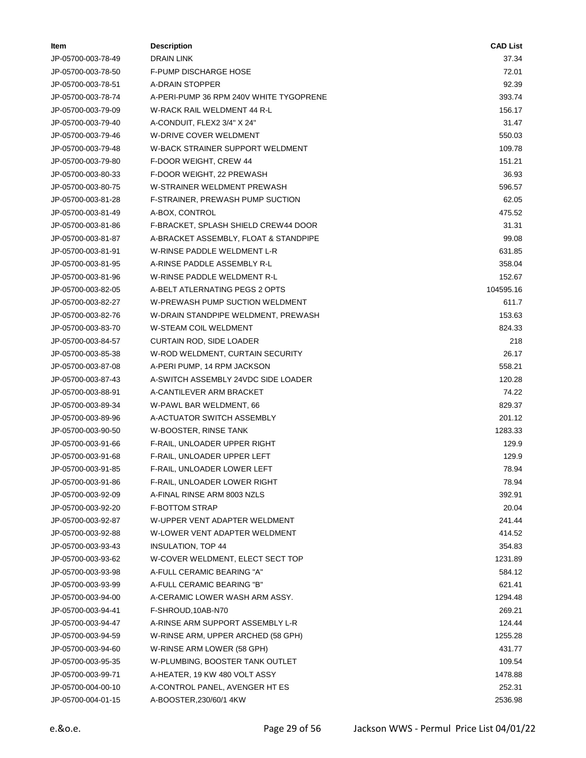| Item | Description | CAD List |
|---|---|---|
| JP-05700-003-78-49 | DRAIN LINK | 37.34 |
| JP-05700-003-78-50 | F-PUMP DISCHARGE HOSE | 72.01 |
| JP-05700-003-78-51 | A-DRAIN STOPPER | 92.39 |
| JP-05700-003-78-74 | A-PERI-PUMP 36 RPM 240V WHITE TYGOPRENE | 393.74 |
| JP-05700-003-79-09 | W-RACK RAIL WELDMENT 44 R-L | 156.17 |
| JP-05700-003-79-40 | A-CONDUIT, FLEX2 3/4" X 24" | 31.47 |
| JP-05700-003-79-46 | W-DRIVE COVER WELDMENT | 550.03 |
| JP-05700-003-79-48 | W-BACK STRAINER SUPPORT WELDMENT | 109.78 |
| JP-05700-003-79-80 | F-DOOR WEIGHT, CREW 44 | 151.21 |
| JP-05700-003-80-33 | F-DOOR WEIGHT, 22 PREWASH | 36.93 |
| JP-05700-003-80-75 | W-STRAINER WELDMENT PREWASH | 596.57 |
| JP-05700-003-81-28 | F-STRAINER, PREWASH PUMP SUCTION | 62.05 |
| JP-05700-003-81-49 | A-BOX, CONTROL | 475.52 |
| JP-05700-003-81-86 | F-BRACKET, SPLASH SHIELD CREW44 DOOR | 31.31 |
| JP-05700-003-81-87 | A-BRACKET ASSEMBLY, FLOAT & STANDPIPE | 99.08 |
| JP-05700-003-81-91 | W-RINSE PADDLE WELDMENT L-R | 631.85 |
| JP-05700-003-81-95 | A-RINSE PADDLE ASSEMBLY R-L | 358.04 |
| JP-05700-003-81-96 | W-RINSE PADDLE WELDMENT R-L | 152.67 |
| JP-05700-003-82-05 | A-BELT ATLERNATING PEGS 2 OPTS | 104595.16 |
| JP-05700-003-82-27 | W-PREWASH PUMP SUCTION WELDMENT | 611.7 |
| JP-05700-003-82-76 | W-DRAIN STANDPIPE WELDMENT, PREWASH | 153.63 |
| JP-05700-003-83-70 | W-STEAM COIL WELDMENT | 824.33 |
| JP-05700-003-84-57 | CURTAIN ROD, SIDE LOADER | 218 |
| JP-05700-003-85-38 | W-ROD WELDMENT, CURTAIN SECURITY | 26.17 |
| JP-05700-003-87-08 | A-PERI PUMP, 14 RPM JACKSON | 558.21 |
| JP-05700-003-87-43 | A-SWITCH ASSEMBLY 24VDC SIDE LOADER | 120.28 |
| JP-05700-003-88-91 | A-CANTILEVER ARM BRACKET | 74.22 |
| JP-05700-003-89-34 | W-PAWL BAR WELDMENT, 66 | 829.37 |
| JP-05700-003-89-96 | A-ACTUATOR SWITCH ASSEMBLY | 201.12 |
| JP-05700-003-90-50 | W-BOOSTER, RINSE TANK | 1283.33 |
| JP-05700-003-91-66 | F-RAIL, UNLOADER UPPER RIGHT | 129.9 |
| JP-05700-003-91-68 | F-RAIL, UNLOADER UPPER LEFT | 129.9 |
| JP-05700-003-91-85 | F-RAIL, UNLOADER LOWER LEFT | 78.94 |
| JP-05700-003-91-86 | F-RAIL, UNLOADER LOWER RIGHT | 78.94 |
| JP-05700-003-92-09 | A-FINAL RINSE ARM 8003 NZLS | 392.91 |
| JP-05700-003-92-20 | F-BOTTOM STRAP | 20.04 |
| JP-05700-003-92-87 | W-UPPER VENT ADAPTER WELDMENT | 241.44 |
| JP-05700-003-92-88 | W-LOWER VENT ADAPTER WELDMENT | 414.52 |
| JP-05700-003-93-43 | INSULATION, TOP 44 | 354.83 |
| JP-05700-003-93-62 | W-COVER WELDMENT, ELECT SECT TOP | 1231.89 |
| JP-05700-003-93-98 | A-FULL CERAMIC BEARING "A" | 584.12 |
| JP-05700-003-93-99 | A-FULL CERAMIC BEARING "B" | 621.41 |
| JP-05700-003-94-00 | A-CERAMIC LOWER WASH ARM ASSY. | 1294.48 |
| JP-05700-003-94-41 | F-SHROUD,10AB-N70 | 269.21 |
| JP-05700-003-94-47 | A-RINSE ARM SUPPORT ASSEMBLY L-R | 124.44 |
| JP-05700-003-94-59 | W-RINSE ARM, UPPER ARCHED (58 GPH) | 1255.28 |
| JP-05700-003-94-60 | W-RINSE ARM LOWER (58 GPH) | 431.77 |
| JP-05700-003-95-35 | W-PLUMBING, BOOSTER TANK OUTLET | 109.54 |
| JP-05700-003-99-71 | A-HEATER, 19 KW 480 VOLT ASSY | 1478.88 |
| JP-05700-004-00-10 | A-CONTROL PANEL, AVENGER HT ES | 252.31 |
| JP-05700-004-01-15 | A-BOOSTER,230/60/1 4KW | 2536.98 |

e.&o.e.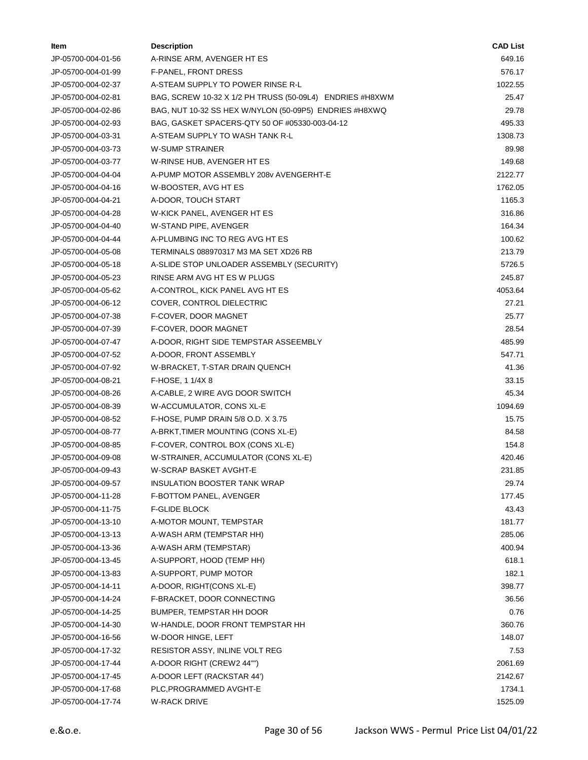| Item | Description | CAD List |
|---|---|---|
| JP-05700-004-01-56 | A-RINSE ARM, AVENGER HT ES | 649.16 |
| JP-05700-004-01-99 | F-PANEL, FRONT DRESS | 576.17 |
| JP-05700-004-02-37 | A-STEAM SUPPLY TO POWER RINSE R-L | 1022.55 |
| JP-05700-004-02-81 | BAG, SCREW 10-32 X 1/2 PH TRUSS (50-09L4) ENDRIES #H8XWM | 25.47 |
| JP-05700-004-02-86 | BAG, NUT 10-32 SS HEX W/NYLON (50-09P5) ENDRIES #H8XWQ | 29.78 |
| JP-05700-004-02-93 | BAG, GASKET SPACERS-QTY 50 OF #05330-003-04-12 | 495.33 |
| JP-05700-004-03-31 | A-STEAM SUPPLY TO WASH TANK R-L | 1308.73 |
| JP-05700-004-03-73 | W-SUMP STRAINER | 89.98 |
| JP-05700-004-03-77 | W-RINSE HUB, AVENGER HT ES | 149.68 |
| JP-05700-004-04-04 | A-PUMP MOTOR ASSEMBLY 208v AVENGERHT-E | 2122.77 |
| JP-05700-004-04-16 | W-BOOSTER, AVG HT ES | 1762.05 |
| JP-05700-004-04-21 | A-DOOR, TOUCH START | 1165.3 |
| JP-05700-004-04-28 | W-KICK PANEL, AVENGER HT ES | 316.86 |
| JP-05700-004-04-40 | W-STAND PIPE, AVENGER | 164.34 |
| JP-05700-004-04-44 | A-PLUMBING INC TO REG AVG HT ES | 100.62 |
| JP-05700-004-05-08 | TERMINALS 088970317 M3 MA SET XD26 RB | 213.79 |
| JP-05700-004-05-18 | A-SLIDE STOP UNLOADER ASSEMBLY (SECURITY) | 5726.5 |
| JP-05700-004-05-23 | RINSE ARM AVG HT ES W PLUGS | 245.87 |
| JP-05700-004-05-62 | A-CONTROL, KICK PANEL AVG HT ES | 4053.64 |
| JP-05700-004-06-12 | COVER, CONTROL DIELECTRIC | 27.21 |
| JP-05700-004-07-38 | F-COVER, DOOR MAGNET | 25.77 |
| JP-05700-004-07-39 | F-COVER, DOOR MAGNET | 28.54 |
| JP-05700-004-07-47 | A-DOOR, RIGHT SIDE TEMPSTAR ASSEEMBLY | 485.99 |
| JP-05700-004-07-52 | A-DOOR, FRONT ASSEMBLY | 547.71 |
| JP-05700-004-07-92 | W-BRACKET, T-STAR DRAIN QUENCH | 41.36 |
| JP-05700-004-08-21 | F-HOSE, 1 1/4X 8 | 33.15 |
| JP-05700-004-08-26 | A-CABLE, 2 WIRE AVG DOOR SWITCH | 45.34 |
| JP-05700-004-08-39 | W-ACCUMULATOR, CONS XL-E | 1094.69 |
| JP-05700-004-08-52 | F-HOSE, PUMP DRAIN 5/8 O.D. X 3.75 | 15.75 |
| JP-05700-004-08-77 | A-BRKT,TIMER MOUNTING (CONS XL-E) | 84.58 |
| JP-05700-004-08-85 | F-COVER, CONTROL BOX (CONS XL-E) | 154.8 |
| JP-05700-004-09-08 | W-STRAINER, ACCUMULATOR (CONS XL-E) | 420.46 |
| JP-05700-004-09-43 | W-SCRAP BASKET AVGHT-E | 231.85 |
| JP-05700-004-09-57 | INSULATION BOOSTER TANK WRAP | 29.74 |
| JP-05700-004-11-28 | F-BOTTOM PANEL, AVENGER | 177.45 |
| JP-05700-004-11-75 | F-GLIDE BLOCK | 43.43 |
| JP-05700-004-13-10 | A-MOTOR MOUNT, TEMPSTAR | 181.77 |
| JP-05700-004-13-13 | A-WASH ARM (TEMPSTAR HH) | 285.06 |
| JP-05700-004-13-36 | A-WASH ARM (TEMPSTAR) | 400.94 |
| JP-05700-004-13-45 | A-SUPPORT, HOOD (TEMP HH) | 618.1 |
| JP-05700-004-13-83 | A-SUPPORT, PUMP MOTOR | 182.1 |
| JP-05700-004-14-11 | A-DOOR, RIGHT(CONS XL-E) | 398.77 |
| JP-05700-004-14-24 | F-BRACKET, DOOR CONNECTING | 36.56 |
| JP-05700-004-14-25 | BUMPER, TEMPSTAR HH DOOR | 0.76 |
| JP-05700-004-14-30 | W-HANDLE, DOOR FRONT TEMPSTAR HH | 360.76 |
| JP-05700-004-16-56 | W-DOOR HINGE, LEFT | 148.07 |
| JP-05700-004-17-32 | RESISTOR ASSY, INLINE VOLT REG | 7.53 |
| JP-05700-004-17-44 | A-DOOR RIGHT (CREW2 44"") | 2061.69 |
| JP-05700-004-17-45 | A-DOOR LEFT (RACKSTAR 44') | 2142.67 |
| JP-05700-004-17-68 | PLC,PROGRAMMED AVGHT-E | 1734.1 |
| JP-05700-004-17-74 | W-RACK DRIVE | 1525.09 |

e.&o.e.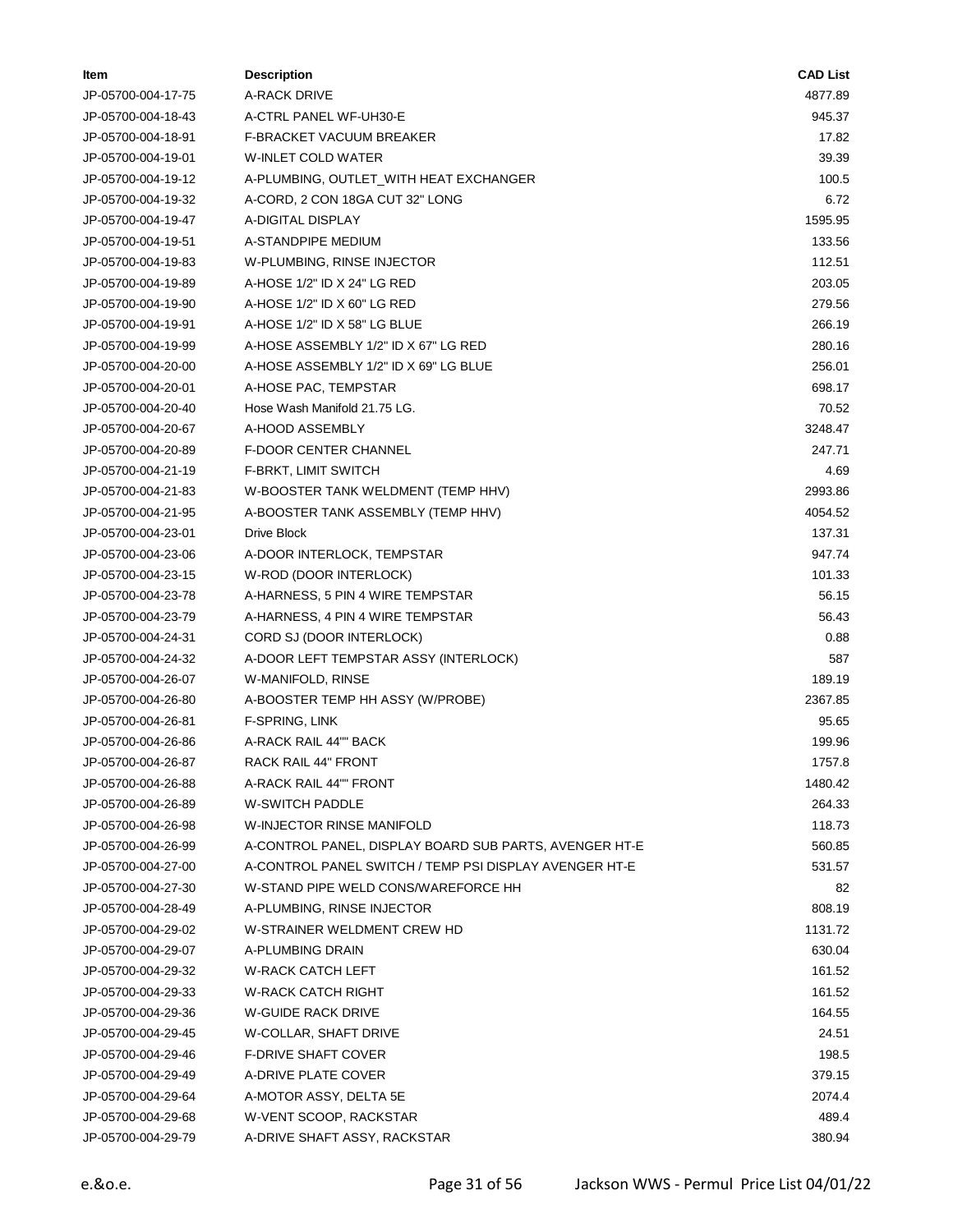| Item | Description | CAD List |
|---|---|---|
| JP-05700-004-17-75 | A-RACK DRIVE | 4877.89 |
| JP-05700-004-18-43 | A-CTRL PANEL WF-UH30-E | 945.37 |
| JP-05700-004-18-91 | F-BRACKET VACUUM BREAKER | 17.82 |
| JP-05700-004-19-01 | W-INLET COLD WATER | 39.39 |
| JP-05700-004-19-12 | A-PLUMBING, OUTLET_WITH HEAT EXCHANGER | 100.5 |
| JP-05700-004-19-32 | A-CORD, 2 CON 18GA CUT 32" LONG | 6.72 |
| JP-05700-004-19-47 | A-DIGITAL DISPLAY | 1595.95 |
| JP-05700-004-19-51 | A-STANDPIPE MEDIUM | 133.56 |
| JP-05700-004-19-83 | W-PLUMBING, RINSE INJECTOR | 112.51 |
| JP-05700-004-19-89 | A-HOSE 1/2" ID X 24" LG RED | 203.05 |
| JP-05700-004-19-90 | A-HOSE 1/2" ID X 60" LG RED | 279.56 |
| JP-05700-004-19-91 | A-HOSE 1/2" ID X 58" LG BLUE | 266.19 |
| JP-05700-004-19-99 | A-HOSE ASSEMBLY 1/2" ID X 67" LG RED | 280.16 |
| JP-05700-004-20-00 | A-HOSE ASSEMBLY 1/2" ID X 69" LG BLUE | 256.01 |
| JP-05700-004-20-01 | A-HOSE PAC, TEMPSTAR | 698.17 |
| JP-05700-004-20-40 | Hose Wash Manifold 21.75 LG. | 70.52 |
| JP-05700-004-20-67 | A-HOOD ASSEMBLY | 3248.47 |
| JP-05700-004-20-89 | F-DOOR CENTER CHANNEL | 247.71 |
| JP-05700-004-21-19 | F-BRKT, LIMIT SWITCH | 4.69 |
| JP-05700-004-21-83 | W-BOOSTER TANK WELDMENT (TEMP HHV) | 2993.86 |
| JP-05700-004-21-95 | A-BOOSTER TANK ASSEMBLY (TEMP HHV) | 4054.52 |
| JP-05700-004-23-01 | Drive Block | 137.31 |
| JP-05700-004-23-06 | A-DOOR INTERLOCK, TEMPSTAR | 947.74 |
| JP-05700-004-23-15 | W-ROD (DOOR INTERLOCK) | 101.33 |
| JP-05700-004-23-78 | A-HARNESS, 5 PIN 4 WIRE TEMPSTAR | 56.15 |
| JP-05700-004-23-79 | A-HARNESS, 4 PIN 4 WIRE TEMPSTAR | 56.43 |
| JP-05700-004-24-31 | CORD SJ (DOOR INTERLOCK) | 0.88 |
| JP-05700-004-24-32 | A-DOOR LEFT TEMPSTAR ASSY (INTERLOCK) | 587 |
| JP-05700-004-26-07 | W-MANIFOLD, RINSE | 189.19 |
| JP-05700-004-26-80 | A-BOOSTER TEMP HH ASSY (W/PROBE) | 2367.85 |
| JP-05700-004-26-81 | F-SPRING, LINK | 95.65 |
| JP-05700-004-26-86 | A-RACK RAIL 44"" BACK | 199.96 |
| JP-05700-004-26-87 | RACK RAIL 44" FRONT | 1757.8 |
| JP-05700-004-26-88 | A-RACK RAIL 44"" FRONT | 1480.42 |
| JP-05700-004-26-89 | W-SWITCH PADDLE | 264.33 |
| JP-05700-004-26-98 | W-INJECTOR RINSE MANIFOLD | 118.73 |
| JP-05700-004-26-99 | A-CONTROL PANEL, DISPLAY BOARD SUB PARTS, AVENGER HT-E | 560.85 |
| JP-05700-004-27-00 | A-CONTROL PANEL SWITCH / TEMP PSI DISPLAY AVENGER HT-E | 531.57 |
| JP-05700-004-27-30 | W-STAND PIPE WELD CONS/WAREFORCE HH | 82 |
| JP-05700-004-28-49 | A-PLUMBING, RINSE INJECTOR | 808.19 |
| JP-05700-004-29-02 | W-STRAINER WELDMENT CREW HD | 1131.72 |
| JP-05700-004-29-07 | A-PLUMBING DRAIN | 630.04 |
| JP-05700-004-29-32 | W-RACK CATCH LEFT | 161.52 |
| JP-05700-004-29-33 | W-RACK CATCH RIGHT | 161.52 |
| JP-05700-004-29-36 | W-GUIDE RACK DRIVE | 164.55 |
| JP-05700-004-29-45 | W-COLLAR, SHAFT DRIVE | 24.51 |
| JP-05700-004-29-46 | F-DRIVE SHAFT COVER | 198.5 |
| JP-05700-004-29-49 | A-DRIVE PLATE COVER | 379.15 |
| JP-05700-004-29-64 | A-MOTOR ASSY, DELTA 5E | 2074.4 |
| JP-05700-004-29-68 | W-VENT SCOOP, RACKSTAR | 489.4 |
| JP-05700-004-29-79 | A-DRIVE SHAFT ASSY, RACKSTAR | 380.94 |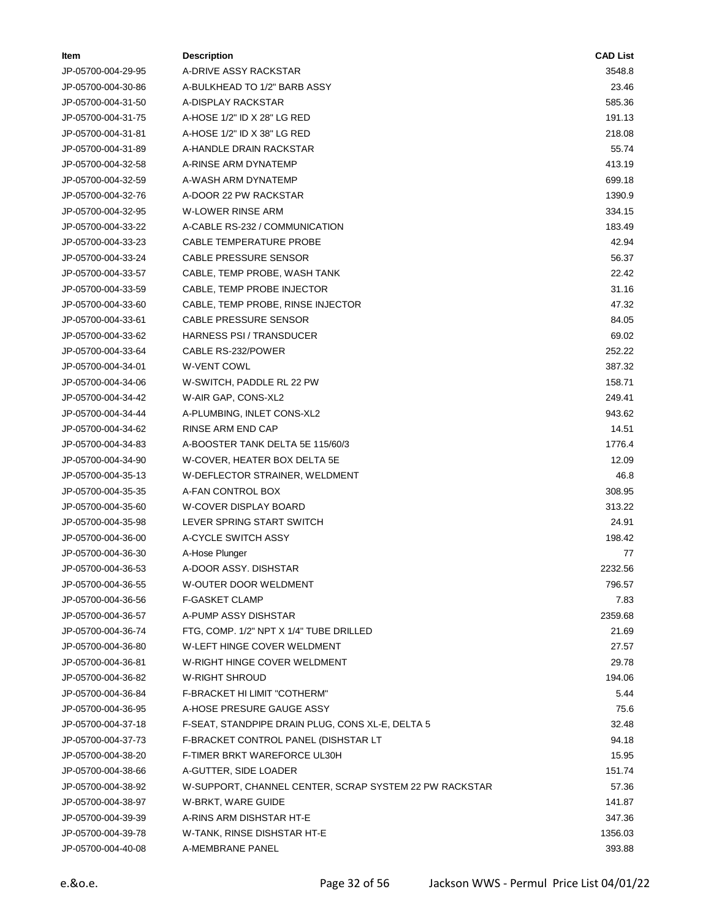| Item | Description | CAD List |
|---|---|---|
| JP-05700-004-29-95 | A-DRIVE ASSY RACKSTAR | 3548.8 |
| JP-05700-004-30-86 | A-BULKHEAD TO 1/2" BARB ASSY | 23.46 |
| JP-05700-004-31-50 | A-DISPLAY RACKSTAR | 585.36 |
| JP-05700-004-31-75 | A-HOSE 1/2" ID X 28" LG RED | 191.13 |
| JP-05700-004-31-81 | A-HOSE 1/2" ID X 38" LG RED | 218.08 |
| JP-05700-004-31-89 | A-HANDLE DRAIN RACKSTAR | 55.74 |
| JP-05700-004-32-58 | A-RINSE ARM DYNATEMP | 413.19 |
| JP-05700-004-32-59 | A-WASH ARM DYNATEMP | 699.18 |
| JP-05700-004-32-76 | A-DOOR 22 PW RACKSTAR | 1390.9 |
| JP-05700-004-32-95 | W-LOWER RINSE ARM | 334.15 |
| JP-05700-004-33-22 | A-CABLE RS-232 / COMMUNICATION | 183.49 |
| JP-05700-004-33-23 | CABLE TEMPERATURE PROBE | 42.94 |
| JP-05700-004-33-24 | CABLE PRESSURE SENSOR | 56.37 |
| JP-05700-004-33-57 | CABLE, TEMP PROBE, WASH TANK | 22.42 |
| JP-05700-004-33-59 | CABLE, TEMP PROBE INJECTOR | 31.16 |
| JP-05700-004-33-60 | CABLE, TEMP PROBE, RINSE INJECTOR | 47.32 |
| JP-05700-004-33-61 | CABLE PRESSURE SENSOR | 84.05 |
| JP-05700-004-33-62 | HARNESS PSI / TRANSDUCER | 69.02 |
| JP-05700-004-33-64 | CABLE RS-232/POWER | 252.22 |
| JP-05700-004-34-01 | W-VENT COWL | 387.32 |
| JP-05700-004-34-06 | W-SWITCH, PADDLE RL 22 PW | 158.71 |
| JP-05700-004-34-42 | W-AIR GAP, CONS-XL2 | 249.41 |
| JP-05700-004-34-44 | A-PLUMBING, INLET CONS-XL2 | 943.62 |
| JP-05700-004-34-62 | RINSE ARM END CAP | 14.51 |
| JP-05700-004-34-83 | A-BOOSTER TANK DELTA 5E 115/60/3 | 1776.4 |
| JP-05700-004-34-90 | W-COVER, HEATER BOX DELTA 5E | 12.09 |
| JP-05700-004-35-13 | W-DEFLECTOR STRAINER, WELDMENT | 46.8 |
| JP-05700-004-35-35 | A-FAN CONTROL BOX | 308.95 |
| JP-05700-004-35-60 | W-COVER DISPLAY BOARD | 313.22 |
| JP-05700-004-35-98 | LEVER SPRING START SWITCH | 24.91 |
| JP-05700-004-36-00 | A-CYCLE SWITCH ASSY | 198.42 |
| JP-05700-004-36-30 | A-Hose Plunger | 77 |
| JP-05700-004-36-53 | A-DOOR ASSY. DISHSTAR | 2232.56 |
| JP-05700-004-36-55 | W-OUTER DOOR WELDMENT | 796.57 |
| JP-05700-004-36-56 | F-GASKET CLAMP | 7.83 |
| JP-05700-004-36-57 | A-PUMP ASSY DISHSTAR | 2359.68 |
| JP-05700-004-36-74 | FTG, COMP. 1/2" NPT X 1/4" TUBE DRILLED | 21.69 |
| JP-05700-004-36-80 | W-LEFT HINGE COVER WELDMENT | 27.57 |
| JP-05700-004-36-81 | W-RIGHT HINGE COVER WELDMENT | 29.78 |
| JP-05700-004-36-82 | W-RIGHT SHROUD | 194.06 |
| JP-05700-004-36-84 | F-BRACKET HI LIMIT "COTHERM" | 5.44 |
| JP-05700-004-36-95 | A-HOSE PRESURE GAUGE ASSY | 75.6 |
| JP-05700-004-37-18 | F-SEAT, STANDPIPE DRAIN PLUG, CONS XL-E, DELTA 5 | 32.48 |
| JP-05700-004-37-73 | F-BRACKET CONTROL PANEL (DISHSTAR LT | 94.18 |
| JP-05700-004-38-20 | F-TIMER BRKT WAREFORCE UL30H | 15.95 |
| JP-05700-004-38-66 | A-GUTTER, SIDE LOADER | 151.74 |
| JP-05700-004-38-92 | W-SUPPORT, CHANNEL CENTER, SCRAP SYSTEM 22 PW RACKSTAR | 57.36 |
| JP-05700-004-38-97 | W-BRKT, WARE GUIDE | 141.87 |
| JP-05700-004-39-39 | A-RINS ARM DISHSTAR HT-E | 347.36 |
| JP-05700-004-39-78 | W-TANK, RINSE DISHSTAR HT-E | 1356.03 |
| JP-05700-004-40-08 | A-MEMBRANE PANEL | 393.88 |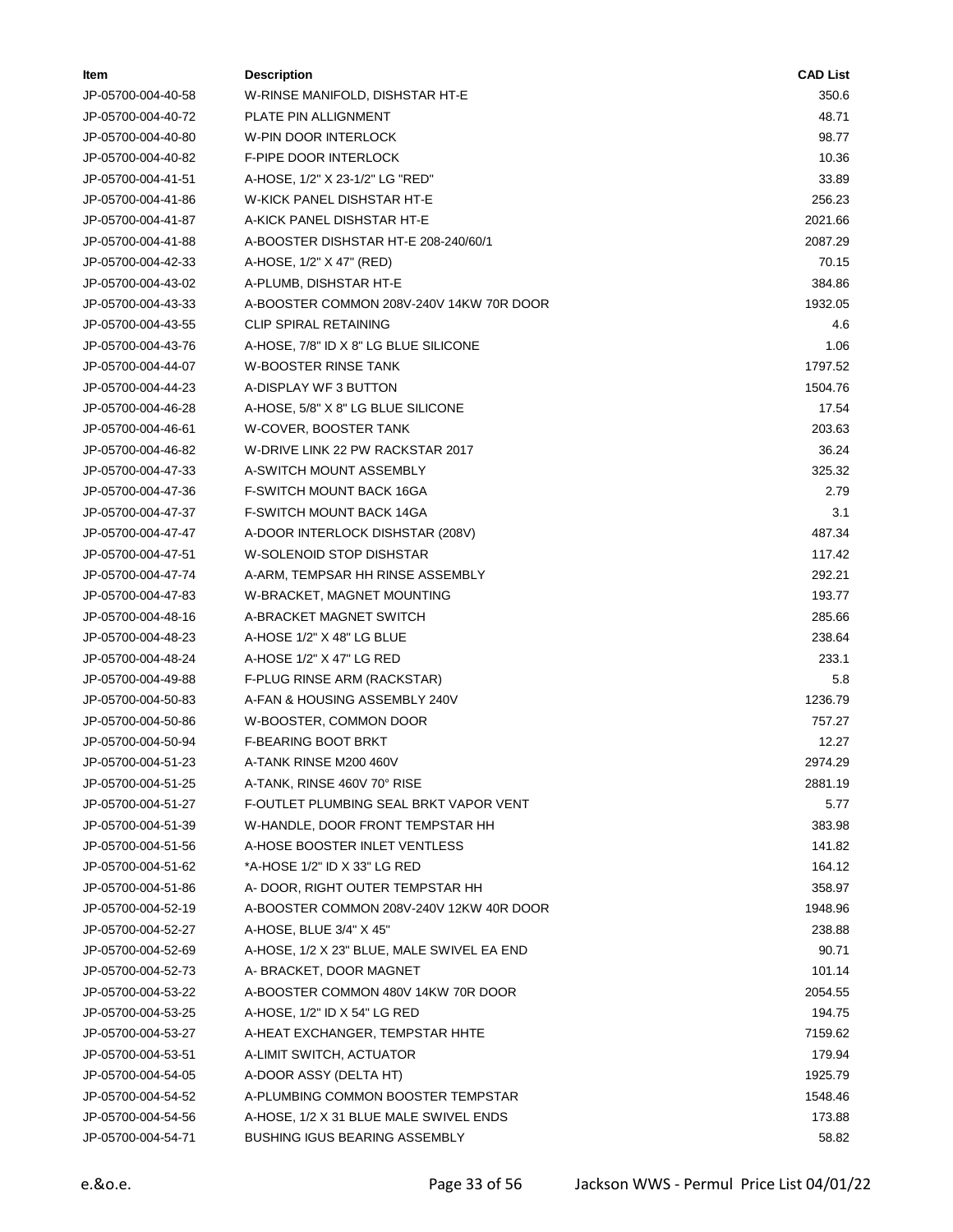| Item | Description | CAD List |
|---|---|---|
| JP-05700-004-40-58 | W-RINSE MANIFOLD, DISHSTAR HT-E | 350.6 |
| JP-05700-004-40-72 | PLATE PIN ALLIGNMENT | 48.71 |
| JP-05700-004-40-80 | W-PIN DOOR INTERLOCK | 98.77 |
| JP-05700-004-40-82 | F-PIPE DOOR INTERLOCK | 10.36 |
| JP-05700-004-41-51 | A-HOSE, 1/2" X 23-1/2" LG "RED" | 33.89 |
| JP-05700-004-41-86 | W-KICK PANEL DISHSTAR HT-E | 256.23 |
| JP-05700-004-41-87 | A-KICK PANEL DISHSTAR HT-E | 2021.66 |
| JP-05700-004-41-88 | A-BOOSTER DISHSTAR HT-E 208-240/60/1 | 2087.29 |
| JP-05700-004-42-33 | A-HOSE, 1/2" X 47" (RED) | 70.15 |
| JP-05700-004-43-02 | A-PLUMB, DISHSTAR HT-E | 384.86 |
| JP-05700-004-43-33 | A-BOOSTER COMMON 208V-240V 14KW 70R DOOR | 1932.05 |
| JP-05700-004-43-55 | CLIP SPIRAL RETAINING | 4.6 |
| JP-05700-004-43-76 | A-HOSE, 7/8" ID X 8" LG BLUE SILICONE | 1.06 |
| JP-05700-004-44-07 | W-BOOSTER RINSE TANK | 1797.52 |
| JP-05700-004-44-23 | A-DISPLAY WF 3 BUTTON | 1504.76 |
| JP-05700-004-46-28 | A-HOSE, 5/8" X 8" LG BLUE SILICONE | 17.54 |
| JP-05700-004-46-61 | W-COVER, BOOSTER TANK | 203.63 |
| JP-05700-004-46-82 | W-DRIVE LINK 22 PW RACKSTAR 2017 | 36.24 |
| JP-05700-004-47-33 | A-SWITCH MOUNT ASSEMBLY | 325.32 |
| JP-05700-004-47-36 | F-SWITCH MOUNT BACK 16GA | 2.79 |
| JP-05700-004-47-37 | F-SWITCH MOUNT BACK 14GA | 3.1 |
| JP-05700-004-47-47 | A-DOOR INTERLOCK DISHSTAR (208V) | 487.34 |
| JP-05700-004-47-51 | W-SOLENOID STOP DISHSTAR | 117.42 |
| JP-05700-004-47-74 | A-ARM, TEMPSAR HH RINSE ASSEMBLY | 292.21 |
| JP-05700-004-47-83 | W-BRACKET, MAGNET MOUNTING | 193.77 |
| JP-05700-004-48-16 | A-BRACKET MAGNET SWITCH | 285.66 |
| JP-05700-004-48-23 | A-HOSE 1/2" X 48" LG BLUE | 238.64 |
| JP-05700-004-48-24 | A-HOSE 1/2" X 47" LG RED | 233.1 |
| JP-05700-004-49-88 | F-PLUG RINSE ARM (RACKSTAR) | 5.8 |
| JP-05700-004-50-83 | A-FAN & HOUSING ASSEMBLY 240V | 1236.79 |
| JP-05700-004-50-86 | W-BOOSTER, COMMON DOOR | 757.27 |
| JP-05700-004-50-94 | F-BEARING BOOT BRKT | 12.27 |
| JP-05700-004-51-23 | A-TANK RINSE M200 460V | 2974.29 |
| JP-05700-004-51-25 | A-TANK, RINSE 460V 70° RISE | 2881.19 |
| JP-05700-004-51-27 | F-OUTLET PLUMBING SEAL BRKT VAPOR VENT | 5.77 |
| JP-05700-004-51-39 | W-HANDLE, DOOR FRONT TEMPSTAR HH | 383.98 |
| JP-05700-004-51-56 | A-HOSE BOOSTER INLET VENTLESS | 141.82 |
| JP-05700-004-51-62 | *A-HOSE 1/2" ID X 33" LG RED | 164.12 |
| JP-05700-004-51-86 | A- DOOR, RIGHT OUTER TEMPSTAR HH | 358.97 |
| JP-05700-004-52-19 | A-BOOSTER COMMON 208V-240V 12KW 40R DOOR | 1948.96 |
| JP-05700-004-52-27 | A-HOSE, BLUE 3/4" X 45" | 238.88 |
| JP-05700-004-52-69 | A-HOSE, 1/2 X 23" BLUE, MALE SWIVEL EA END | 90.71 |
| JP-05700-004-52-73 | A- BRACKET, DOOR MAGNET | 101.14 |
| JP-05700-004-53-22 | A-BOOSTER COMMON 480V 14KW 70R DOOR | 2054.55 |
| JP-05700-004-53-25 | A-HOSE, 1/2" ID X 54" LG RED | 194.75 |
| JP-05700-004-53-27 | A-HEAT EXCHANGER, TEMPSTAR HHTE | 7159.62 |
| JP-05700-004-53-51 | A-LIMIT SWITCH, ACTUATOR | 179.94 |
| JP-05700-004-54-05 | A-DOOR ASSY (DELTA HT) | 1925.79 |
| JP-05700-004-54-52 | A-PLUMBING COMMON BOOSTER TEMPSTAR | 1548.46 |
| JP-05700-004-54-56 | A-HOSE, 1/2 X 31 BLUE MALE SWIVEL ENDS | 173.88 |
| JP-05700-004-54-71 | BUSHING IGUS BEARING ASSEMBLY | 58.82 |

e.&o.e.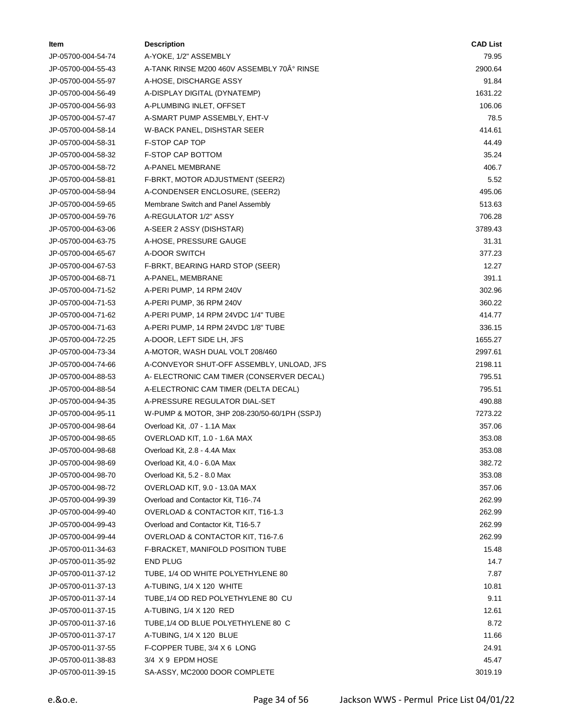| Item | Description | CAD List |
|---|---|---|
| JP-05700-004-54-74 | A-YOKE, 1/2" ASSEMBLY | 79.95 |
| JP-05700-004-55-43 | A-TANK RINSE M200 460V ASSEMBLY 70Â° RINSE | 2900.64 |
| JP-05700-004-55-97 | A-HOSE, DISCHARGE ASSY | 91.84 |
| JP-05700-004-56-49 | A-DISPLAY DIGITAL (DYNATEMP) | 1631.22 |
| JP-05700-004-56-93 | A-PLUMBING INLET, OFFSET | 106.06 |
| JP-05700-004-57-47 | A-SMART PUMP ASSEMBLY, EHT-V | 78.5 |
| JP-05700-004-58-14 | W-BACK PANEL, DISHSTAR SEER | 414.61 |
| JP-05700-004-58-31 | F-STOP CAP TOP | 44.49 |
| JP-05700-004-58-32 | F-STOP CAP BOTTOM | 35.24 |
| JP-05700-004-58-72 | A-PANEL MEMBRANE | 406.7 |
| JP-05700-004-58-81 | F-BRKT, MOTOR ADJUSTMENT (SEER2) | 5.52 |
| JP-05700-004-58-94 | A-CONDENSER ENCLOSURE, (SEER2) | 495.06 |
| JP-05700-004-59-65 | Membrane Switch and Panel Assembly | 513.63 |
| JP-05700-004-59-76 | A-REGULATOR 1/2" ASSY | 706.28 |
| JP-05700-004-63-06 | A-SEER 2 ASSY (DISHSTAR) | 3789.43 |
| JP-05700-004-63-75 | A-HOSE, PRESSURE GAUGE | 31.31 |
| JP-05700-004-65-67 | A-DOOR SWITCH | 377.23 |
| JP-05700-004-67-53 | F-BRKT, BEARING HARD STOP (SEER) | 12.27 |
| JP-05700-004-68-71 | A-PANEL, MEMBRANE | 391.1 |
| JP-05700-004-71-52 | A-PERI PUMP, 14 RPM 240V | 302.96 |
| JP-05700-004-71-53 | A-PERI PUMP, 36 RPM 240V | 360.22 |
| JP-05700-004-71-62 | A-PERI PUMP, 14 RPM 24VDC 1/4" TUBE | 414.77 |
| JP-05700-004-71-63 | A-PERI PUMP, 14 RPM 24VDC 1/8" TUBE | 336.15 |
| JP-05700-004-72-25 | A-DOOR, LEFT SIDE LH, JFS | 1655.27 |
| JP-05700-004-73-34 | A-MOTOR, WASH DUAL VOLT 208/460 | 2997.61 |
| JP-05700-004-74-66 | A-CONVEYOR SHUT-OFF ASSEMBLY, UNLOAD, JFS | 2198.11 |
| JP-05700-004-88-53 | A- ELECTRONIC CAM TIMER (CONSERVER DECAL) | 795.51 |
| JP-05700-004-88-54 | A-ELECTRONIC CAM TIMER (DELTA DECAL) | 795.51 |
| JP-05700-004-94-35 | A-PRESSURE REGULATOR DIAL-SET | 490.88 |
| JP-05700-004-95-11 | W-PUMP & MOTOR, 3HP 208-230/50-60/1PH (SSPJ) | 7273.22 |
| JP-05700-004-98-64 | Overload Kit, .07 - 1.1A Max | 357.06 |
| JP-05700-004-98-65 | OVERLOAD KIT, 1.0 - 1.6A MAX | 353.08 |
| JP-05700-004-98-68 | Overload Kit, 2.8 - 4.4A Max | 353.08 |
| JP-05700-004-98-69 | Overload Kit, 4.0 - 6.0A Max | 382.72 |
| JP-05700-004-98-70 | Overload Kit, 5.2 - 8.0 Max | 353.08 |
| JP-05700-004-98-72 | OVERLOAD KIT, 9.0 - 13.0A MAX | 357.06 |
| JP-05700-004-99-39 | Overload and Contactor Kit, T16-.74 | 262.99 |
| JP-05700-004-99-40 | OVERLOAD & CONTACTOR KIT, T16-1.3 | 262.99 |
| JP-05700-004-99-43 | Overload and Contactor Kit, T16-5.7 | 262.99 |
| JP-05700-004-99-44 | OVERLOAD & CONTACTOR KIT, T16-7.6 | 262.99 |
| JP-05700-011-34-63 | F-BRACKET, MANIFOLD POSITION TUBE | 15.48 |
| JP-05700-011-35-92 | END PLUG | 14.7 |
| JP-05700-011-37-12 | TUBE, 1/4 OD WHITE POLYETHYLENE 80 | 7.87 |
| JP-05700-011-37-13 | A-TUBING, 1/4 X 120 WHITE | 10.81 |
| JP-05700-011-37-14 | TUBE,1/4 OD RED POLYETHYLENE 80 CU | 9.11 |
| JP-05700-011-37-15 | A-TUBING, 1/4 X 120 RED | 12.61 |
| JP-05700-011-37-16 | TUBE,1/4 OD BLUE POLYETHYLENE 80 C | 8.72 |
| JP-05700-011-37-17 | A-TUBING, 1/4 X 120 BLUE | 11.66 |
| JP-05700-011-37-55 | F-COPPER TUBE, 3/4 X 6 LONG | 24.91 |
| JP-05700-011-38-83 | 3/4 X 9 EPDM HOSE | 45.47 |
| JP-05700-011-39-15 | SA-ASSY, MC2000 DOOR COMPLETE | 3019.19 |

e.&o.e.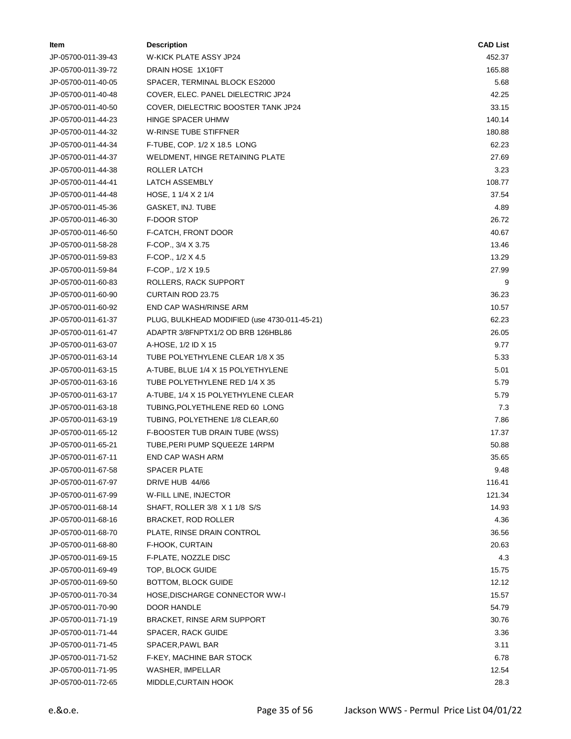| Item | Description | CAD List |
|---|---|---|
| JP-05700-011-39-43 | W-KICK PLATE ASSY JP24 | 452.37 |
| JP-05700-011-39-72 | DRAIN HOSE 1X10FT | 165.88 |
| JP-05700-011-40-05 | SPACER, TERMINAL BLOCK ES2000 | 5.68 |
| JP-05700-011-40-48 | COVER, ELEC. PANEL DIELECTRIC JP24 | 42.25 |
| JP-05700-011-40-50 | COVER, DIELECTRIC BOOSTER TANK JP24 | 33.15 |
| JP-05700-011-44-23 | HINGE SPACER UHMW | 140.14 |
| JP-05700-011-44-32 | W-RINSE TUBE STIFFNER | 180.88 |
| JP-05700-011-44-34 | F-TUBE, COP. 1/2 X 18.5 LONG | 62.23 |
| JP-05700-011-44-37 | WELDMENT, HINGE RETAINING PLATE | 27.69 |
| JP-05700-011-44-38 | ROLLER LATCH | 3.23 |
| JP-05700-011-44-41 | LATCH ASSEMBLY | 108.77 |
| JP-05700-011-44-48 | HOSE, 1 1/4 X 2 1/4 | 37.54 |
| JP-05700-011-45-36 | GASKET, INJ. TUBE | 4.89 |
| JP-05700-011-46-30 | F-DOOR STOP | 26.72 |
| JP-05700-011-46-50 | F-CATCH, FRONT DOOR | 40.67 |
| JP-05700-011-58-28 | F-COP., 3/4 X 3.75 | 13.46 |
| JP-05700-011-59-83 | F-COP., 1/2 X 4.5 | 13.29 |
| JP-05700-011-59-84 | F-COP., 1/2 X 19.5 | 27.99 |
| JP-05700-011-60-83 | ROLLERS, RACK SUPPORT | 9 |
| JP-05700-011-60-90 | CURTAIN ROD 23.75 | 36.23 |
| JP-05700-011-60-92 | END CAP WASH/RINSE ARM | 10.57 |
| JP-05700-011-61-37 | PLUG, BULKHEAD MODIFIED (use 4730-011-45-21) | 62.23 |
| JP-05700-011-61-47 | ADAPTR 3/8FNPTX1/2 OD BRB 126HBL86 | 26.05 |
| JP-05700-011-63-07 | A-HOSE, 1/2 ID X 15 | 9.77 |
| JP-05700-011-63-14 | TUBE POLYETHYLENE CLEAR 1/8 X 35 | 5.33 |
| JP-05700-011-63-15 | A-TUBE, BLUE 1/4 X 15 POLYETHYLENE | 5.01 |
| JP-05700-011-63-16 | TUBE POLYETHYLENE RED 1/4 X 35 | 5.79 |
| JP-05700-011-63-17 | A-TUBE, 1/4 X 15 POLYETHYLENE CLEAR | 5.79 |
| JP-05700-011-63-18 | TUBING,POLYETHLENE RED 60 LONG | 7.3 |
| JP-05700-011-63-19 | TUBING, POLYETHENE 1/8 CLEAR,60 | 7.86 |
| JP-05700-011-65-12 | F-BOOSTER TUB DRAIN TUBE (WSS) | 17.37 |
| JP-05700-011-65-21 | TUBE,PERI PUMP SQUEEZE 14RPM | 50.88 |
| JP-05700-011-67-11 | END CAP WASH ARM | 35.65 |
| JP-05700-011-67-58 | SPACER PLATE | 9.48 |
| JP-05700-011-67-97 | DRIVE HUB 44/66 | 116.41 |
| JP-05700-011-67-99 | W-FILL LINE, INJECTOR | 121.34 |
| JP-05700-011-68-14 | SHAFT, ROLLER 3/8 X 1 1/8 S/S | 14.93 |
| JP-05700-011-68-16 | BRACKET, ROD ROLLER | 4.36 |
| JP-05700-011-68-70 | PLATE, RINSE DRAIN CONTROL | 36.56 |
| JP-05700-011-68-80 | F-HOOK, CURTAIN | 20.63 |
| JP-05700-011-69-15 | F-PLATE, NOZZLE DISC | 4.3 |
| JP-05700-011-69-49 | TOP, BLOCK GUIDE | 15.75 |
| JP-05700-011-69-50 | BOTTOM, BLOCK GUIDE | 12.12 |
| JP-05700-011-70-34 | HOSE,DISCHARGE CONNECTOR WW-I | 15.57 |
| JP-05700-011-70-90 | DOOR HANDLE | 54.79 |
| JP-05700-011-71-19 | BRACKET, RINSE ARM SUPPORT | 30.76 |
| JP-05700-011-71-44 | SPACER, RACK GUIDE | 3.36 |
| JP-05700-011-71-45 | SPACER,PAWL BAR | 3.11 |
| JP-05700-011-71-52 | F-KEY, MACHINE BAR STOCK | 6.78 |
| JP-05700-011-71-95 | WASHER, IMPELLAR | 12.54 |
| JP-05700-011-72-65 | MIDDLE,CURTAIN HOOK | 28.3 |

e.&o.e.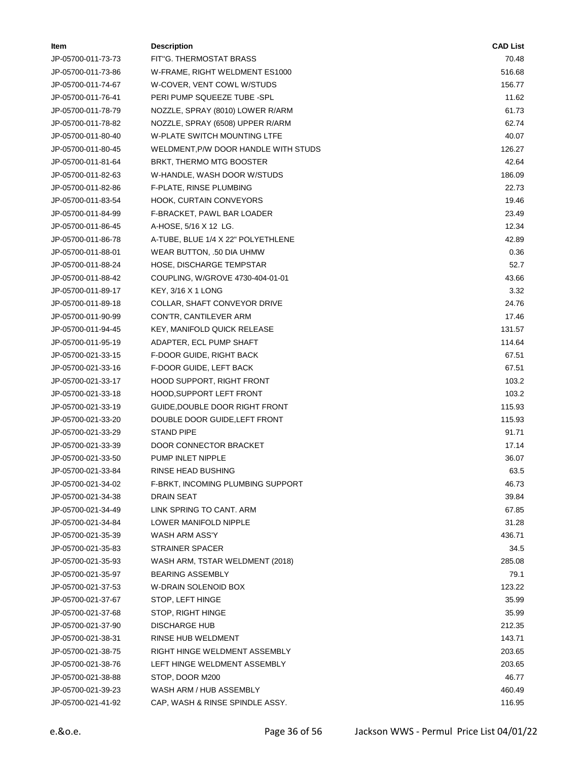| Item | Description | CAD List |
|---|---|---|
| JP-05700-011-73-73 | FIT"G. THERMOSTAT BRASS | 70.48 |
| JP-05700-011-73-86 | W-FRAME, RIGHT WELDMENT ES1000 | 516.68 |
| JP-05700-011-74-67 | W-COVER, VENT COWL W/STUDS | 156.77 |
| JP-05700-011-76-41 | PERI PUMP SQUEEZE TUBE -SPL | 11.62 |
| JP-05700-011-78-79 | NOZZLE, SPRAY (8010) LOWER R/ARM | 61.73 |
| JP-05700-011-78-82 | NOZZLE, SPRAY (6508) UPPER R/ARM | 62.74 |
| JP-05700-011-80-40 | W-PLATE SWITCH MOUNTING LTFE | 40.07 |
| JP-05700-011-80-45 | WELDMENT,P/W DOOR HANDLE WITH STUDS | 126.27 |
| JP-05700-011-81-64 | BRKT, THERMO MTG BOOSTER | 42.64 |
| JP-05700-011-82-63 | W-HANDLE, WASH DOOR W/STUDS | 186.09 |
| JP-05700-011-82-86 | F-PLATE, RINSE PLUMBING | 22.73 |
| JP-05700-011-83-54 | HOOK, CURTAIN CONVEYORS | 19.46 |
| JP-05700-011-84-99 | F-BRACKET, PAWL BAR LOADER | 23.49 |
| JP-05700-011-86-45 | A-HOSE, 5/16 X 12 LG. | 12.34 |
| JP-05700-011-86-78 | A-TUBE, BLUE 1/4 X 22" POLYETHLENE | 42.89 |
| JP-05700-011-88-01 | WEAR BUTTON, .50 DIA UHMW | 0.36 |
| JP-05700-011-88-24 | HOSE, DISCHARGE TEMPSTAR | 52.7 |
| JP-05700-011-88-42 | COUPLING, W/GROVE 4730-404-01-01 | 43.66 |
| JP-05700-011-89-17 | KEY, 3/16 X 1 LONG | 3.32 |
| JP-05700-011-89-18 | COLLAR, SHAFT CONVEYOR DRIVE | 24.76 |
| JP-05700-011-90-99 | CON'TR, CANTILEVER ARM | 17.46 |
| JP-05700-011-94-45 | KEY, MANIFOLD QUICK RELEASE | 131.57 |
| JP-05700-011-95-19 | ADAPTER, ECL PUMP SHAFT | 114.64 |
| JP-05700-021-33-15 | F-DOOR GUIDE, RIGHT BACK | 67.51 |
| JP-05700-021-33-16 | F-DOOR GUIDE, LEFT BACK | 67.51 |
| JP-05700-021-33-17 | HOOD SUPPORT, RIGHT FRONT | 103.2 |
| JP-05700-021-33-18 | HOOD,SUPPORT LEFT FRONT | 103.2 |
| JP-05700-021-33-19 | GUIDE,DOUBLE DOOR RIGHT FRONT | 115.93 |
| JP-05700-021-33-20 | DOUBLE DOOR GUIDE,LEFT FRONT | 115.93 |
| JP-05700-021-33-29 | STAND PIPE | 91.71 |
| JP-05700-021-33-39 | DOOR CONNECTOR BRACKET | 17.14 |
| JP-05700-021-33-50 | PUMP INLET NIPPLE | 36.07 |
| JP-05700-021-33-84 | RINSE HEAD BUSHING | 63.5 |
| JP-05700-021-34-02 | F-BRKT, INCOMING PLUMBING SUPPORT | 46.73 |
| JP-05700-021-34-38 | DRAIN SEAT | 39.84 |
| JP-05700-021-34-49 | LINK SPRING TO CANT. ARM | 67.85 |
| JP-05700-021-34-84 | LOWER MANIFOLD NIPPLE | 31.28 |
| JP-05700-021-35-39 | WASH ARM ASS'Y | 436.71 |
| JP-05700-021-35-83 | STRAINER SPACER | 34.5 |
| JP-05700-021-35-93 | WASH ARM, TSTAR WELDMENT (2018) | 285.08 |
| JP-05700-021-35-97 | BEARING ASSEMBLY | 79.1 |
| JP-05700-021-37-53 | W-DRAIN SOLENOID BOX | 123.22 |
| JP-05700-021-37-67 | STOP, LEFT HINGE | 35.99 |
| JP-05700-021-37-68 | STOP, RIGHT HINGE | 35.99 |
| JP-05700-021-37-90 | DISCHARGE HUB | 212.35 |
| JP-05700-021-38-31 | RINSE HUB WELDMENT | 143.71 |
| JP-05700-021-38-75 | RIGHT HINGE WELDMENT ASSEMBLY | 203.65 |
| JP-05700-021-38-76 | LEFT HINGE WELDMENT ASSEMBLY | 203.65 |
| JP-05700-021-38-88 | STOP, DOOR M200 | 46.77 |
| JP-05700-021-39-23 | WASH ARM / HUB ASSEMBLY | 460.49 |
| JP-05700-021-41-92 | CAP, WASH & RINSE SPINDLE ASSY. | 116.95 |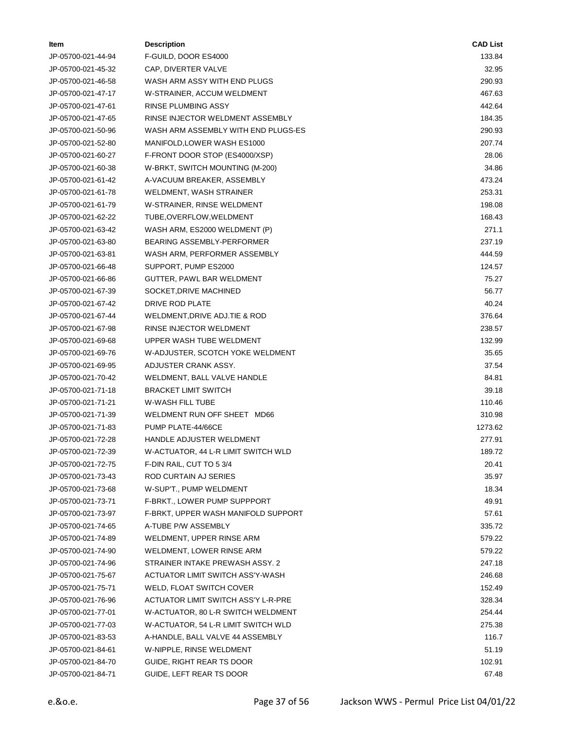| Item | Description | CAD List |
|---|---|---|
| JP-05700-021-44-94 | F-GUILD, DOOR ES4000 | 133.84 |
| JP-05700-021-45-32 | CAP, DIVERTER VALVE | 32.95 |
| JP-05700-021-46-58 | WASH ARM ASSY WITH END PLUGS | 290.93 |
| JP-05700-021-47-17 | W-STRAINER, ACCUM WELDMENT | 467.63 |
| JP-05700-021-47-61 | RINSE PLUMBING ASSY | 442.64 |
| JP-05700-021-47-65 | RINSE INJECTOR WELDMENT ASSEMBLY | 184.35 |
| JP-05700-021-50-96 | WASH ARM ASSEMBLY WITH END PLUGS-ES | 290.93 |
| JP-05700-021-52-80 | MANIFOLD,LOWER WASH ES1000 | 207.74 |
| JP-05700-021-60-27 | F-FRONT DOOR STOP (ES4000/XSP) | 28.06 |
| JP-05700-021-60-38 | W-BRKT, SWITCH MOUNTING (M-200) | 34.86 |
| JP-05700-021-61-42 | A-VACUUM BREAKER, ASSEMBLY | 473.24 |
| JP-05700-021-61-78 | WELDMENT, WASH STRAINER | 253.31 |
| JP-05700-021-61-79 | W-STRAINER, RINSE WELDMENT | 198.08 |
| JP-05700-021-62-22 | TUBE,OVERFLOW,WELDMENT | 168.43 |
| JP-05700-021-63-42 | WASH ARM, ES2000 WELDMENT (P) | 271.1 |
| JP-05700-021-63-80 | BEARING ASSEMBLY-PERFORMER | 237.19 |
| JP-05700-021-63-81 | WASH ARM, PERFORMER ASSEMBLY | 444.59 |
| JP-05700-021-66-48 | SUPPORT, PUMP ES2000 | 124.57 |
| JP-05700-021-66-86 | GUTTER, PAWL BAR WELDMENT | 75.27 |
| JP-05700-021-67-39 | SOCKET,DRIVE MACHINED | 56.77 |
| JP-05700-021-67-42 | DRIVE ROD PLATE | 40.24 |
| JP-05700-021-67-44 | WELDMENT,DRIVE ADJ.TIE & ROD | 376.64 |
| JP-05700-021-67-98 | RINSE INJECTOR WELDMENT | 238.57 |
| JP-05700-021-69-68 | UPPER WASH TUBE WELDMENT | 132.99 |
| JP-05700-021-69-76 | W-ADJUSTER, SCOTCH YOKE WELDMENT | 35.65 |
| JP-05700-021-69-95 | ADJUSTER CRANK ASSY. | 37.54 |
| JP-05700-021-70-42 | WELDMENT, BALL VALVE HANDLE | 84.81 |
| JP-05700-021-71-18 | BRACKET LIMIT SWITCH | 39.18 |
| JP-05700-021-71-21 | W-WASH FILL TUBE | 110.46 |
| JP-05700-021-71-39 | WELDMENT RUN OFF SHEET MD66 | 310.98 |
| JP-05700-021-71-83 | PUMP PLATE-44/66CE | 1273.62 |
| JP-05700-021-72-28 | HANDLE ADJUSTER WELDMENT | 277.91 |
| JP-05700-021-72-39 | W-ACTUATOR, 44 L-R LIMIT SWITCH WLD | 189.72 |
| JP-05700-021-72-75 | F-DIN RAIL, CUT TO 5 3/4 | 20.41 |
| JP-05700-021-73-43 | ROD CURTAIN AJ SERIES | 35.97 |
| JP-05700-021-73-68 | W-SUP'T., PUMP WELDMENT | 18.34 |
| JP-05700-021-73-71 | F-BRKT., LOWER PUMP SUPPPORT | 49.91 |
| JP-05700-021-73-97 | F-BRKT, UPPER WASH MANIFOLD SUPPORT | 57.61 |
| JP-05700-021-74-65 | A-TUBE P/W ASSEMBLY | 335.72 |
| JP-05700-021-74-89 | WELDMENT, UPPER RINSE ARM | 579.22 |
| JP-05700-021-74-90 | WELDMENT, LOWER RINSE ARM | 579.22 |
| JP-05700-021-74-96 | STRAINER INTAKE PREWASH ASSY. 2 | 247.18 |
| JP-05700-021-75-67 | ACTUATOR LIMIT SWITCH ASS'Y-WASH | 246.68 |
| JP-05700-021-75-71 | WELD, FLOAT SWITCH COVER | 152.49 |
| JP-05700-021-76-96 | ACTUATOR LIMIT SWITCH ASS'Y L-R-PRE | 328.34 |
| JP-05700-021-77-01 | W-ACTUATOR, 80 L-R SWITCH WELDMENT | 254.44 |
| JP-05700-021-77-03 | W-ACTUATOR, 54 L-R LIMIT SWITCH WLD | 275.38 |
| JP-05700-021-83-53 | A-HANDLE, BALL VALVE 44 ASSEMBLY | 116.7 |
| JP-05700-021-84-61 | W-NIPPLE, RINSE WELDMENT | 51.19 |
| JP-05700-021-84-70 | GUIDE, RIGHT REAR TS DOOR | 102.91 |
| JP-05700-021-84-71 | GUIDE, LEFT REAR TS DOOR | 67.48 |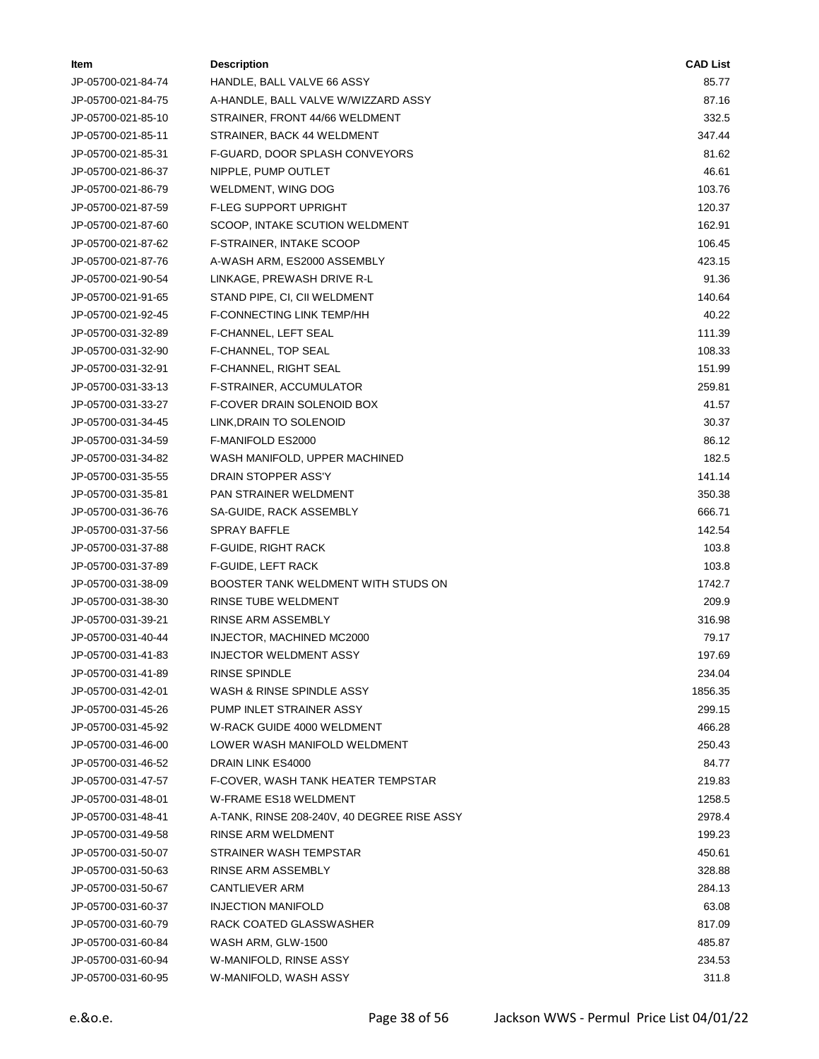| Item | Description | CAD List |
|---|---|---|
| JP-05700-021-84-74 | HANDLE, BALL VALVE 66 ASSY | 85.77 |
| JP-05700-021-84-75 | A-HANDLE, BALL VALVE W/WIZZARD ASSY | 87.16 |
| JP-05700-021-85-10 | STRAINER, FRONT 44/66 WELDMENT | 332.5 |
| JP-05700-021-85-11 | STRAINER, BACK 44 WELDMENT | 347.44 |
| JP-05700-021-85-31 | F-GUARD, DOOR SPLASH CONVEYORS | 81.62 |
| JP-05700-021-86-37 | NIPPLE, PUMP OUTLET | 46.61 |
| JP-05700-021-86-79 | WELDMENT, WING DOG | 103.76 |
| JP-05700-021-87-59 | F-LEG SUPPORT UPRIGHT | 120.37 |
| JP-05700-021-87-60 | SCOOP, INTAKE SCUTION WELDMENT | 162.91 |
| JP-05700-021-87-62 | F-STRAINER, INTAKE SCOOP | 106.45 |
| JP-05700-021-87-76 | A-WASH ARM, ES2000 ASSEMBLY | 423.15 |
| JP-05700-021-90-54 | LINKAGE, PREWASH DRIVE R-L | 91.36 |
| JP-05700-021-91-65 | STAND PIPE, CI, CII WELDMENT | 140.64 |
| JP-05700-021-92-45 | F-CONNECTING LINK TEMP/HH | 40.22 |
| JP-05700-031-32-89 | F-CHANNEL, LEFT SEAL | 111.39 |
| JP-05700-031-32-90 | F-CHANNEL, TOP SEAL | 108.33 |
| JP-05700-031-32-91 | F-CHANNEL, RIGHT SEAL | 151.99 |
| JP-05700-031-33-13 | F-STRAINER, ACCUMULATOR | 259.81 |
| JP-05700-031-33-27 | F-COVER DRAIN SOLENOID BOX | 41.57 |
| JP-05700-031-34-45 | LINK,DRAIN TO SOLENOID | 30.37 |
| JP-05700-031-34-59 | F-MANIFOLD ES2000 | 86.12 |
| JP-05700-031-34-82 | WASH MANIFOLD, UPPER MACHINED | 182.5 |
| JP-05700-031-35-55 | DRAIN STOPPER ASS'Y | 141.14 |
| JP-05700-031-35-81 | PAN STRAINER WELDMENT | 350.38 |
| JP-05700-031-36-76 | SA-GUIDE, RACK ASSEMBLY | 666.71 |
| JP-05700-031-37-56 | SPRAY BAFFLE | 142.54 |
| JP-05700-031-37-88 | F-GUIDE, RIGHT RACK | 103.8 |
| JP-05700-031-37-89 | F-GUIDE, LEFT RACK | 103.8 |
| JP-05700-031-38-09 | BOOSTER TANK WELDMENT WITH STUDS ON | 1742.7 |
| JP-05700-031-38-30 | RINSE TUBE WELDMENT | 209.9 |
| JP-05700-031-39-21 | RINSE ARM ASSEMBLY | 316.98 |
| JP-05700-031-40-44 | INJECTOR, MACHINED MC2000 | 79.17 |
| JP-05700-031-41-83 | INJECTOR WELDMENT ASSY | 197.69 |
| JP-05700-031-41-89 | RINSE SPINDLE | 234.04 |
| JP-05700-031-42-01 | WASH & RINSE SPINDLE ASSY | 1856.35 |
| JP-05700-031-45-26 | PUMP INLET STRAINER ASSY | 299.15 |
| JP-05700-031-45-92 | W-RACK GUIDE 4000 WELDMENT | 466.28 |
| JP-05700-031-46-00 | LOWER WASH MANIFOLD WELDMENT | 250.43 |
| JP-05700-031-46-52 | DRAIN LINK ES4000 | 84.77 |
| JP-05700-031-47-57 | F-COVER, WASH TANK HEATER TEMPSTAR | 219.83 |
| JP-05700-031-48-01 | W-FRAME ES18 WELDMENT | 1258.5 |
| JP-05700-031-48-41 | A-TANK, RINSE 208-240V, 40 DEGREE RISE ASSY | 2978.4 |
| JP-05700-031-49-58 | RINSE ARM WELDMENT | 199.23 |
| JP-05700-031-50-07 | STRAINER WASH TEMPSTAR | 450.61 |
| JP-05700-031-50-63 | RINSE ARM ASSEMBLY | 328.88 |
| JP-05700-031-50-67 | CANTLIEVER ARM | 284.13 |
| JP-05700-031-60-37 | INJECTION MANIFOLD | 63.08 |
| JP-05700-031-60-79 | RACK COATED GLASSWASHER | 817.09 |
| JP-05700-031-60-84 | WASH ARM, GLW-1500 | 485.87 |
| JP-05700-031-60-94 | W-MANIFOLD, RINSE ASSY | 234.53 |
| JP-05700-031-60-95 | W-MANIFOLD, WASH ASSY | 311.8 |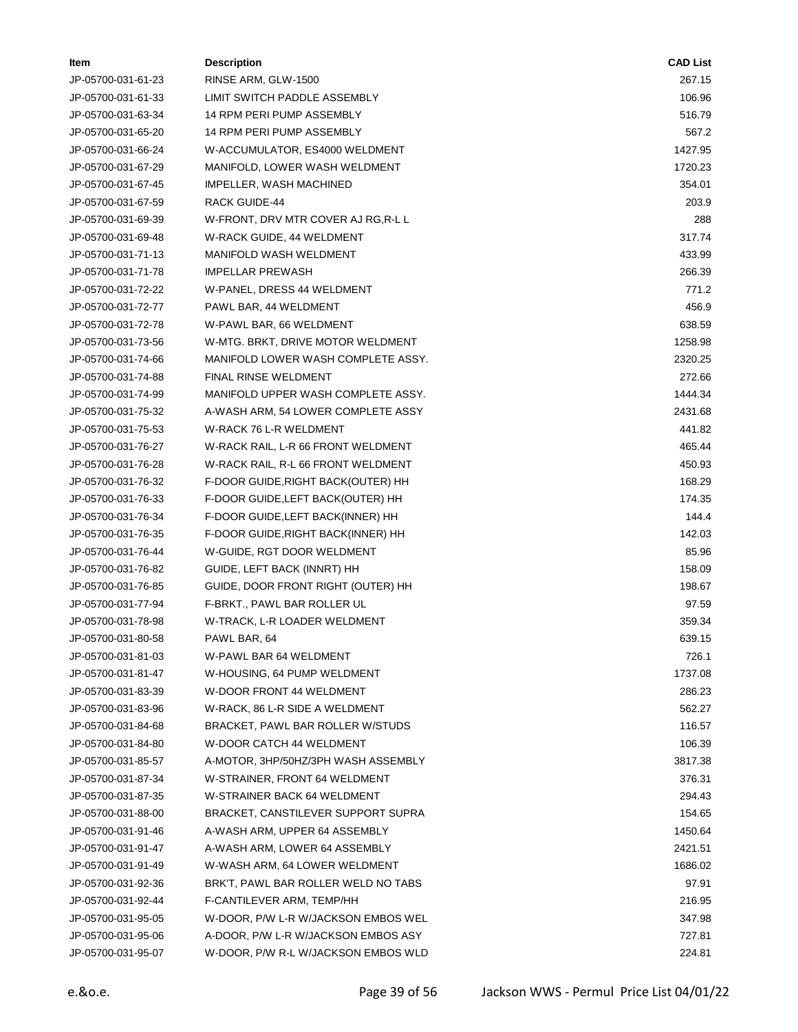| Item | Description | CAD List |
|---|---|---|
| JP-05700-031-61-23 | RINSE ARM, GLW-1500 | 267.15 |
| JP-05700-031-61-33 | LIMIT SWITCH PADDLE ASSEMBLY | 106.96 |
| JP-05700-031-63-34 | 14 RPM PERI PUMP ASSEMBLY | 516.79 |
| JP-05700-031-65-20 | 14 RPM PERI PUMP ASSEMBLY | 567.2 |
| JP-05700-031-66-24 | W-ACCUMULATOR, ES4000 WELDMENT | 1427.95 |
| JP-05700-031-67-29 | MANIFOLD, LOWER WASH WELDMENT | 1720.23 |
| JP-05700-031-67-45 | IMPELLER, WASH MACHINED | 354.01 |
| JP-05700-031-67-59 | RACK GUIDE-44 | 203.9 |
| JP-05700-031-69-39 | W-FRONT, DRV MTR COVER AJ RG,R-L L | 288 |
| JP-05700-031-69-48 | W-RACK GUIDE, 44 WELDMENT | 317.74 |
| JP-05700-031-71-13 | MANIFOLD WASH WELDMENT | 433.99 |
| JP-05700-031-71-78 | IMPELLAR PREWASH | 266.39 |
| JP-05700-031-72-22 | W-PANEL, DRESS 44 WELDMENT | 771.2 |
| JP-05700-031-72-77 | PAWL BAR, 44 WELDMENT | 456.9 |
| JP-05700-031-72-78 | W-PAWL BAR, 66 WELDMENT | 638.59 |
| JP-05700-031-73-56 | W-MTG. BRKT, DRIVE MOTOR WELDMENT | 1258.98 |
| JP-05700-031-74-66 | MANIFOLD LOWER WASH COMPLETE ASSY. | 2320.25 |
| JP-05700-031-74-88 | FINAL RINSE WELDMENT | 272.66 |
| JP-05700-031-74-99 | MANIFOLD UPPER WASH COMPLETE ASSY. | 1444.34 |
| JP-05700-031-75-32 | A-WASH ARM, 54 LOWER COMPLETE ASSY | 2431.68 |
| JP-05700-031-75-53 | W-RACK 76 L-R WELDMENT | 441.82 |
| JP-05700-031-76-27 | W-RACK RAIL, L-R 66 FRONT WELDMENT | 465.44 |
| JP-05700-031-76-28 | W-RACK RAIL, R-L 66 FRONT WELDMENT | 450.93 |
| JP-05700-031-76-32 | F-DOOR GUIDE,RIGHT BACK(OUTER) HH | 168.29 |
| JP-05700-031-76-33 | F-DOOR GUIDE,LEFT BACK(OUTER) HH | 174.35 |
| JP-05700-031-76-34 | F-DOOR GUIDE,LEFT BACK(INNER) HH | 144.4 |
| JP-05700-031-76-35 | F-DOOR GUIDE,RIGHT BACK(INNER) HH | 142.03 |
| JP-05700-031-76-44 | W-GUIDE, RGT DOOR WELDMENT | 85.96 |
| JP-05700-031-76-82 | GUIDE, LEFT BACK (INNRT) HH | 158.09 |
| JP-05700-031-76-85 | GUIDE, DOOR FRONT RIGHT (OUTER) HH | 198.67 |
| JP-05700-031-77-94 | F-BRKT., PAWL BAR ROLLER UL | 97.59 |
| JP-05700-031-78-98 | W-TRACK, L-R LOADER WELDMENT | 359.34 |
| JP-05700-031-80-58 | PAWL BAR, 64 | 639.15 |
| JP-05700-031-81-03 | W-PAWL BAR 64 WELDMENT | 726.1 |
| JP-05700-031-81-47 | W-HOUSING, 64 PUMP WELDMENT | 1737.08 |
| JP-05700-031-83-39 | W-DOOR FRONT 44 WELDMENT | 286.23 |
| JP-05700-031-83-96 | W-RACK, 86 L-R SIDE A WELDMENT | 562.27 |
| JP-05700-031-84-68 | BRACKET, PAWL BAR ROLLER W/STUDS | 116.57 |
| JP-05700-031-84-80 | W-DOOR CATCH 44 WELDMENT | 106.39 |
| JP-05700-031-85-57 | A-MOTOR, 3HP/50HZ/3PH WASH ASSEMBLY | 3817.38 |
| JP-05700-031-87-34 | W-STRAINER, FRONT 64 WELDMENT | 376.31 |
| JP-05700-031-87-35 | W-STRAINER BACK 64 WELDMENT | 294.43 |
| JP-05700-031-88-00 | BRACKET, CANSTILEVER SUPPORT SUPRA | 154.65 |
| JP-05700-031-91-46 | A-WASH ARM, UPPER 64 ASSEMBLY | 1450.64 |
| JP-05700-031-91-47 | A-WASH ARM, LOWER 64 ASSEMBLY | 2421.51 |
| JP-05700-031-91-49 | W-WASH ARM, 64 LOWER WELDMENT | 1686.02 |
| JP-05700-031-92-36 | BRK'T, PAWL BAR ROLLER WELD NO TABS | 97.91 |
| JP-05700-031-92-44 | F-CANTILEVER ARM, TEMP/HH | 216.95 |
| JP-05700-031-95-05 | W-DOOR, P/W L-R W/JACKSON EMBOS WEL | 347.98 |
| JP-05700-031-95-06 | A-DOOR, P/W L-R W/JACKSON EMBOS ASY | 727.81 |
| JP-05700-031-95-07 | W-DOOR, P/W R-L W/JACKSON EMBOS WLD | 224.81 |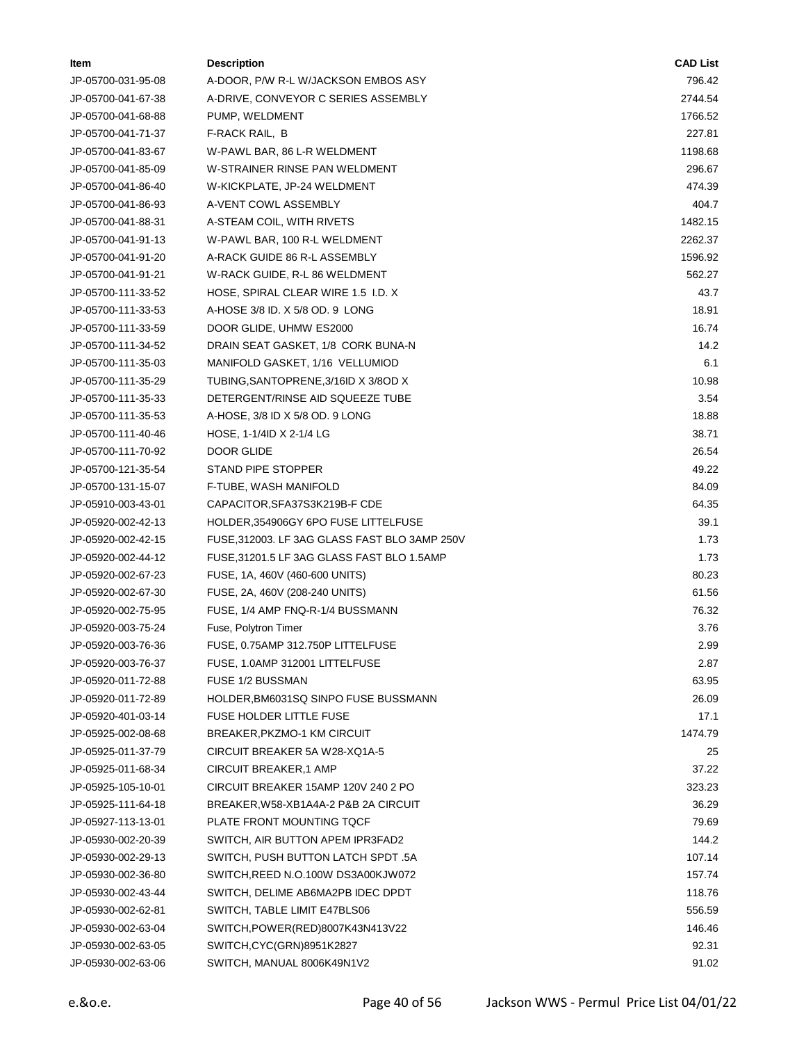| Item | Description | CAD List |
|---|---|---|
| JP-05700-031-95-08 | A-DOOR, P/W R-L W/JACKSON EMBOS ASY | 796.42 |
| JP-05700-041-67-38 | A-DRIVE, CONVEYOR C SERIES ASSEMBLY | 2744.54 |
| JP-05700-041-68-88 | PUMP, WELDMENT | 1766.52 |
| JP-05700-041-71-37 | F-RACK RAIL, B | 227.81 |
| JP-05700-041-83-67 | W-PAWL BAR, 86 L-R WELDMENT | 1198.68 |
| JP-05700-041-85-09 | W-STRAINER RINSE PAN WELDMENT | 296.67 |
| JP-05700-041-86-40 | W-KICKPLATE, JP-24 WELDMENT | 474.39 |
| JP-05700-041-86-93 | A-VENT COWL ASSEMBLY | 404.7 |
| JP-05700-041-88-31 | A-STEAM COIL, WITH RIVETS | 1482.15 |
| JP-05700-041-91-13 | W-PAWL BAR, 100 R-L WELDMENT | 2262.37 |
| JP-05700-041-91-20 | A-RACK GUIDE 86 R-L ASSEMBLY | 1596.92 |
| JP-05700-041-91-21 | W-RACK GUIDE, R-L 86 WELDMENT | 562.27 |
| JP-05700-111-33-52 | HOSE, SPIRAL CLEAR WIRE 1.5 I.D. X | 43.7 |
| JP-05700-111-33-53 | A-HOSE 3/8 ID. X 5/8 OD. 9 LONG | 18.91 |
| JP-05700-111-33-59 | DOOR GLIDE, UHMW ES2000 | 16.74 |
| JP-05700-111-34-52 | DRAIN SEAT GASKET, 1/8 CORK BUNA-N | 14.2 |
| JP-05700-111-35-03 | MANIFOLD GASKET, 1/16 VELLUMIOD | 6.1 |
| JP-05700-111-35-29 | TUBING,SANTOPRENE,3/16ID X 3/8OD X | 10.98 |
| JP-05700-111-35-33 | DETERGENT/RINSE AID SQUEEZE TUBE | 3.54 |
| JP-05700-111-35-53 | A-HOSE, 3/8 ID X 5/8 OD. 9 LONG | 18.88 |
| JP-05700-111-40-46 | HOSE, 1-1/4ID X 2-1/4 LG | 38.71 |
| JP-05700-111-70-92 | DOOR GLIDE | 26.54 |
| JP-05700-121-35-54 | STAND PIPE STOPPER | 49.22 |
| JP-05700-131-15-07 | F-TUBE, WASH MANIFOLD | 84.09 |
| JP-05910-003-43-01 | CAPACITOR,SFA37S3K219B-F CDE | 64.35 |
| JP-05920-002-42-13 | HOLDER,354906GY 6PO FUSE LITTELFUSE | 39.1 |
| JP-05920-002-42-15 | FUSE,312003. LF 3AG GLASS FAST BLO 3AMP 250V | 1.73 |
| JP-05920-002-44-12 | FUSE,31201.5 LF 3AG GLASS FAST BLO 1.5AMP | 1.73 |
| JP-05920-002-67-23 | FUSE, 1A, 460V (460-600 UNITS) | 80.23 |
| JP-05920-002-67-30 | FUSE, 2A, 460V (208-240 UNITS) | 61.56 |
| JP-05920-002-75-95 | FUSE, 1/4 AMP FNQ-R-1/4 BUSSMANN | 76.32 |
| JP-05920-003-75-24 | Fuse, Polytron Timer | 3.76 |
| JP-05920-003-76-36 | FUSE, 0.75AMP 312.750P LITTELFUSE | 2.99 |
| JP-05920-003-76-37 | FUSE, 1.0AMP 312001 LITTELFUSE | 2.87 |
| JP-05920-011-72-88 | FUSE 1/2 BUSSMAN | 63.95 |
| JP-05920-011-72-89 | HOLDER,BM6031SQ SINPO FUSE BUSSMANN | 26.09 |
| JP-05920-401-03-14 | FUSE HOLDER LITTLE FUSE | 17.1 |
| JP-05925-002-08-68 | BREAKER,PKZMO-1 KM CIRCUIT | 1474.79 |
| JP-05925-011-37-79 | CIRCUIT BREAKER 5A W28-XQ1A-5 | 25 |
| JP-05925-011-68-34 | CIRCUIT BREAKER,1 AMP | 37.22 |
| JP-05925-105-10-01 | CIRCUIT BREAKER 15AMP 120V 240 2 PO | 323.23 |
| JP-05925-111-64-18 | BREAKER,W58-XB1A4A-2 P&B 2A CIRCUIT | 36.29 |
| JP-05927-113-13-01 | PLATE FRONT MOUNTING TQCF | 79.69 |
| JP-05930-002-20-39 | SWITCH, AIR BUTTON APEM IPR3FAD2 | 144.2 |
| JP-05930-002-29-13 | SWITCH, PUSH BUTTON LATCH SPDT .5A | 107.14 |
| JP-05930-002-36-80 | SWITCH,REED N.O.100W DS3A00KJW072 | 157.74 |
| JP-05930-002-43-44 | SWITCH, DELIME AB6MA2PB IDEC DPDT | 118.76 |
| JP-05930-002-62-81 | SWITCH, TABLE LIMIT E47BLS06 | 556.59 |
| JP-05930-002-63-04 | SWITCH,POWER(RED)8007K43N413V22 | 146.46 |
| JP-05930-002-63-05 | SWITCH,CYC(GRN)8951K2827 | 92.31 |
| JP-05930-002-63-06 | SWITCH, MANUAL 8006K49N1V2 | 91.02 |

e.&o.e.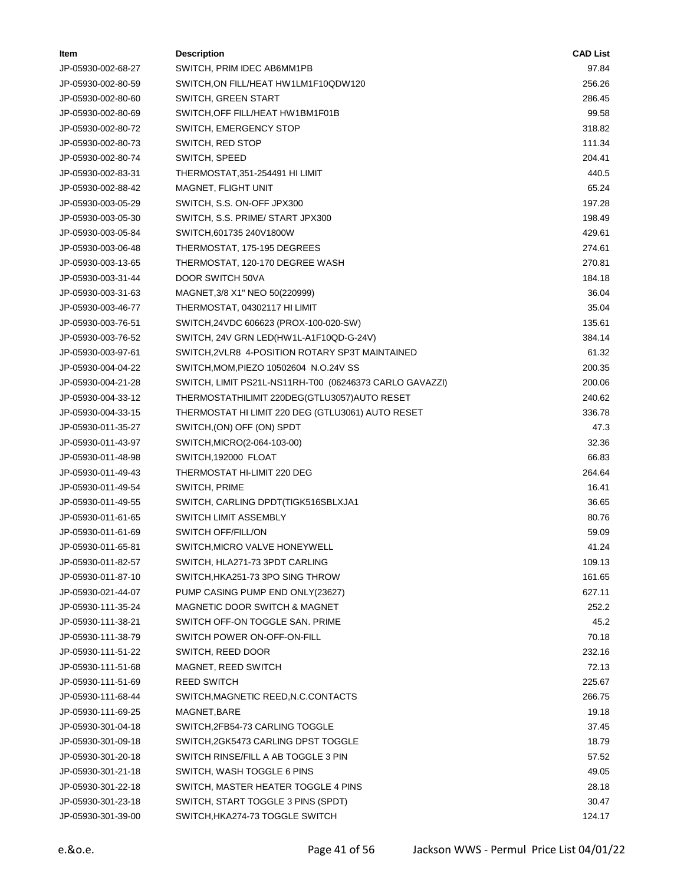| Item | Description | CAD List |
| --- | --- | --- |
| JP-05930-002-68-27 | SWITCH, PRIM IDEC AB6MM1PB | 97.84 |
| JP-05930-002-80-59 | SWITCH,ON FILL/HEAT HW1LM1F10QDW120 | 256.26 |
| JP-05930-002-80-60 | SWITCH, GREEN START | 286.45 |
| JP-05930-002-80-69 | SWITCH,OFF FILL/HEAT HW1BM1F01B | 99.58 |
| JP-05930-002-80-72 | SWITCH, EMERGENCY STOP | 318.82 |
| JP-05930-002-80-73 | SWITCH, RED STOP | 111.34 |
| JP-05930-002-80-74 | SWITCH, SPEED | 204.41 |
| JP-05930-002-83-31 | THERMOSTAT,351-254491 HI LIMIT | 440.5 |
| JP-05930-002-88-42 | MAGNET, FLIGHT UNIT | 65.24 |
| JP-05930-003-05-29 | SWITCH, S.S. ON-OFF JPX300 | 197.28 |
| JP-05930-003-05-30 | SWITCH, S.S. PRIME/ START JPX300 | 198.49 |
| JP-05930-003-05-84 | SWITCH,601735 240V1800W | 429.61 |
| JP-05930-003-06-48 | THERMOSTAT, 175-195 DEGREES | 274.61 |
| JP-05930-003-13-65 | THERMOSTAT, 120-170 DEGREE WASH | 270.81 |
| JP-05930-003-31-44 | DOOR SWITCH 50VA | 184.18 |
| JP-05930-003-31-63 | MAGNET,3/8 X1" NEO 50(220999) | 36.04 |
| JP-05930-003-46-77 | THERMOSTAT, 04302117 HI LIMIT | 35.04 |
| JP-05930-003-76-51 | SWITCH,24VDC 606623 (PROX-100-020-SW) | 135.61 |
| JP-05930-003-76-52 | SWITCH, 24V GRN LED(HW1L-A1F10QD-G-24V) | 384.14 |
| JP-05930-003-97-61 | SWITCH,2VLR8 4-POSITION ROTARY SP3T MAINTAINED | 61.32 |
| JP-05930-004-04-22 | SWITCH,MOM,PIEZO 10502604 N.O.24V SS | 200.35 |
| JP-05930-004-21-28 | SWITCH, LIMIT PS21L-NS11RH-T00 (06246373 CARLO GAVAZZI) | 200.06 |
| JP-05930-004-33-12 | THERMOSTATHILIMIT 220DEG(GTLU3057)AUTO RESET | 240.62 |
| JP-05930-004-33-15 | THERMOSTAT HI LIMIT 220 DEG (GTLU3061) AUTO RESET | 336.78 |
| JP-05930-011-35-27 | SWITCH,(ON) OFF (ON) SPDT | 47.3 |
| JP-05930-011-43-97 | SWITCH,MICRO(2-064-103-00) | 32.36 |
| JP-05930-011-48-98 | SWITCH,192000 FLOAT | 66.83 |
| JP-05930-011-49-43 | THERMOSTAT HI-LIMIT 220 DEG | 264.64 |
| JP-05930-011-49-54 | SWITCH, PRIME | 16.41 |
| JP-05930-011-49-55 | SWITCH, CARLING DPDT(TIGK516SBLXJA1 | 36.65 |
| JP-05930-011-61-65 | SWITCH LIMIT ASSEMBLY | 80.76 |
| JP-05930-011-61-69 | SWITCH OFF/FILL/ON | 59.09 |
| JP-05930-011-65-81 | SWITCH,MICRO VALVE HONEYWELL | 41.24 |
| JP-05930-011-82-57 | SWITCH, HLA271-73 3PDT CARLING | 109.13 |
| JP-05930-011-87-10 | SWITCH,HKA251-73 3PO SING THROW | 161.65 |
| JP-05930-021-44-07 | PUMP CASING PUMP END ONLY(23627) | 627.11 |
| JP-05930-111-35-24 | MAGNETIC DOOR SWITCH & MAGNET | 252.2 |
| JP-05930-111-38-21 | SWITCH OFF-ON TOGGLE SAN. PRIME | 45.2 |
| JP-05930-111-38-79 | SWITCH POWER ON-OFF-ON-FILL | 70.18 |
| JP-05930-111-51-22 | SWITCH, REED DOOR | 232.16 |
| JP-05930-111-51-68 | MAGNET, REED SWITCH | 72.13 |
| JP-05930-111-51-69 | REED SWITCH | 225.67 |
| JP-05930-111-68-44 | SWITCH,MAGNETIC REED,N.C.CONTACTS | 266.75 |
| JP-05930-111-69-25 | MAGNET,BARE | 19.18 |
| JP-05930-301-04-18 | SWITCH,2FB54-73 CARLING TOGGLE | 37.45 |
| JP-05930-301-09-18 | SWITCH,2GK5473 CARLING DPST TOGGLE | 18.79 |
| JP-05930-301-20-18 | SWITCH RINSE/FILL A AB TOGGLE 3 PIN | 57.52 |
| JP-05930-301-21-18 | SWITCH, WASH TOGGLE 6 PINS | 49.05 |
| JP-05930-301-22-18 | SWITCH, MASTER HEATER TOGGLE 4 PINS | 28.18 |
| JP-05930-301-23-18 | SWITCH, START TOGGLE 3 PINS (SPDT) | 30.47 |
| JP-05930-301-39-00 | SWITCH,HKA274-73 TOGGLE SWITCH | 124.17 |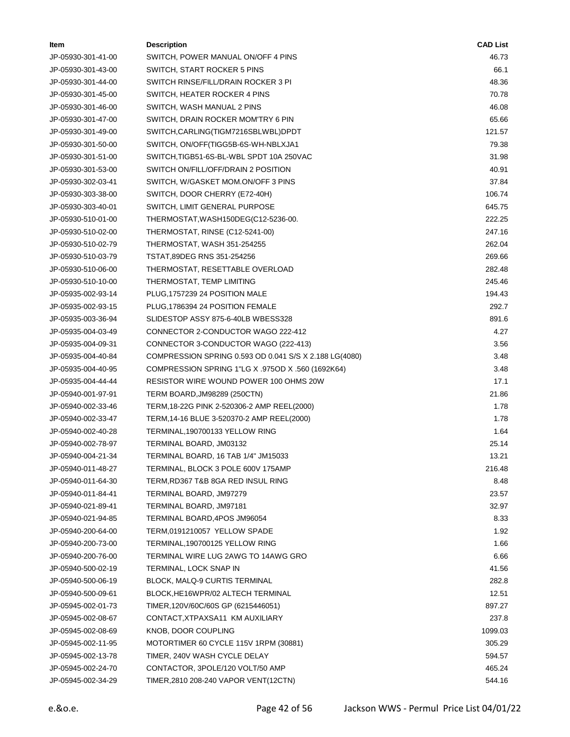| Item | Description | CAD List |
|---|---|---|
| JP-05930-301-41-00 | SWITCH, POWER MANUAL ON/OFF 4 PINS | 46.73 |
| JP-05930-301-43-00 | SWITCH, START ROCKER 5 PINS | 66.1 |
| JP-05930-301-44-00 | SWITCH RINSE/FILL/DRAIN ROCKER 3 PI | 48.36 |
| JP-05930-301-45-00 | SWITCH, HEATER ROCKER 4 PINS | 70.78 |
| JP-05930-301-46-00 | SWITCH, WASH MANUAL 2 PINS | 46.08 |
| JP-05930-301-47-00 | SWITCH, DRAIN ROCKER MOM'TRY 6 PIN | 65.66 |
| JP-05930-301-49-00 | SWITCH,CARLING(TIGM7216SBLWBL)DPDT | 121.57 |
| JP-05930-301-50-00 | SWITCH, ON/OFF(TIGG5B-6S-WH-NBLXJA1 | 79.38 |
| JP-05930-301-51-00 | SWITCH,TIGB51-6S-BL-WBL SPDT 10A 250VAC | 31.98 |
| JP-05930-301-53-00 | SWITCH ON/FILL/OFF/DRAIN 2 POSITION | 40.91 |
| JP-05930-302-03-41 | SWITCH, W/GASKET MOM.ON/OFF 3 PINS | 37.84 |
| JP-05930-303-38-00 | SWITCH, DOOR CHERRY (E72-40H) | 106.74 |
| JP-05930-303-40-01 | SWITCH, LIMIT GENERAL PURPOSE | 645.75 |
| JP-05930-510-01-00 | THERMOSTAT,WASH150DEG(C12-5236-00. | 222.25 |
| JP-05930-510-02-00 | THERMOSTAT, RINSE (C12-5241-00) | 247.16 |
| JP-05930-510-02-79 | THERMOSTAT, WASH 351-254255 | 262.04 |
| JP-05930-510-03-79 | TSTAT,89DEG RNS 351-254256 | 269.66 |
| JP-05930-510-06-00 | THERMOSTAT, RESETTABLE OVERLOAD | 282.48 |
| JP-05930-510-10-00 | THERMOSTAT, TEMP LIMITING | 245.46 |
| JP-05935-002-93-14 | PLUG,1757239 24 POSITION MALE | 194.43 |
| JP-05935-002-93-15 | PLUG,1786394 24 POSITION FEMALE | 292.7 |
| JP-05935-003-36-94 | SLIDESTOP ASSY 875-6-40LB WBESS328 | 891.6 |
| JP-05935-004-03-49 | CONNECTOR 2-CONDUCTOR WAGO 222-412 | 4.27 |
| JP-05935-004-09-31 | CONNECTOR 3-CONDUCTOR WAGO (222-413) | 3.56 |
| JP-05935-004-40-84 | COMPRESSION SPRING 0.593 OD 0.041 S/S X 2.188 LG(4080) | 3.48 |
| JP-05935-004-40-95 | COMPRESSION SPRING 1"LG X .975OD X .560 (1692K64) | 3.48 |
| JP-05935-004-44-44 | RESISTOR WIRE WOUND POWER 100 OHMS 20W | 17.1 |
| JP-05940-001-97-91 | TERM BOARD,JM98289 (250CTN) | 21.86 |
| JP-05940-002-33-46 | TERM,18-22G PINK 2-520306-2 AMP REEL(2000) | 1.78 |
| JP-05940-002-33-47 | TERM,14-16 BLUE 3-520370-2 AMP REEL(2000) | 1.78 |
| JP-05940-002-40-28 | TERMINAL,190700133 YELLOW RING | 1.64 |
| JP-05940-002-78-97 | TERMINAL BOARD, JM03132 | 25.14 |
| JP-05940-004-21-34 | TERMINAL BOARD, 16 TAB 1/4" JM15033 | 13.21 |
| JP-05940-011-48-27 | TERMINAL, BLOCK 3 POLE 600V 175AMP | 216.48 |
| JP-05940-011-64-30 | TERM,RD367 T&B 8GA RED INSUL RING | 8.48 |
| JP-05940-011-84-41 | TERMINAL BOARD, JM97279 | 23.57 |
| JP-05940-021-89-41 | TERMINAL BOARD, JM97181 | 32.97 |
| JP-05940-021-94-85 | TERMINAL BOARD,4POS JM96054 | 8.33 |
| JP-05940-200-64-00 | TERM,0191210057 YELLOW SPADE | 1.92 |
| JP-05940-200-73-00 | TERMINAL,190700125 YELLOW RING | 1.66 |
| JP-05940-200-76-00 | TERMINAL WIRE LUG 2AWG TO 14AWG GRO | 6.66 |
| JP-05940-500-02-19 | TERMINAL, LOCK SNAP IN | 41.56 |
| JP-05940-500-06-19 | BLOCK, MALQ-9 CURTIS TERMINAL | 282.8 |
| JP-05940-500-09-61 | BLOCK,HE16WPR/02 ALTECH TERMINAL | 12.51 |
| JP-05945-002-01-73 | TIMER,120V/60C/60S GP (6215446051) | 897.27 |
| JP-05945-002-08-67 | CONTACT,XTPAXSA11 KM AUXILIARY | 237.8 |
| JP-05945-002-08-69 | KNOB, DOOR COUPLING | 1099.03 |
| JP-05945-002-11-95 | MOTORTIMER 60 CYCLE 115V 1RPM (30881) | 305.29 |
| JP-05945-002-13-78 | TIMER, 240V WASH CYCLE DELAY | 594.57 |
| JP-05945-002-24-70 | CONTACTOR, 3POLE/120 VOLT/50 AMP | 465.24 |
| JP-05945-002-34-29 | TIMER,2810 208-240 VAPOR VENT(12CTN) | 544.16 |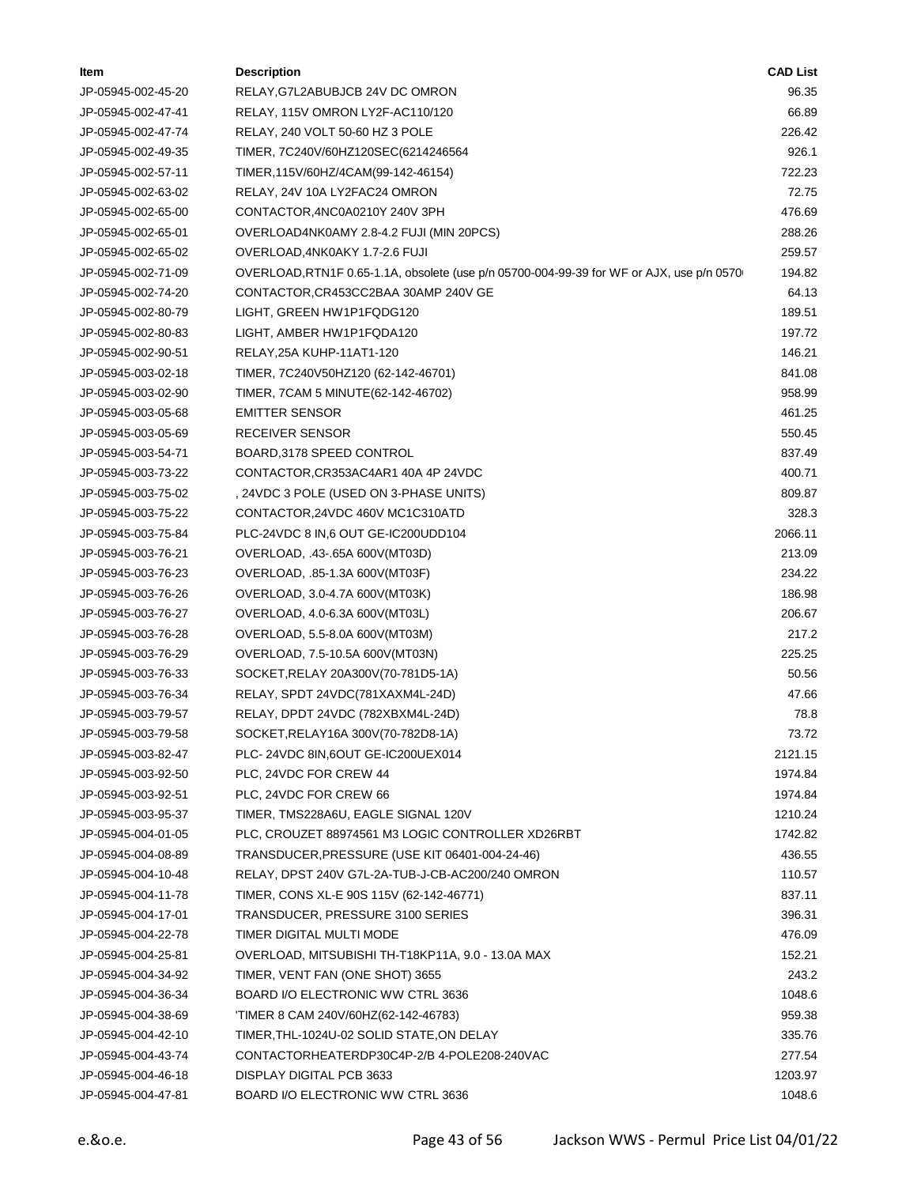| Item | Description | CAD List |
|---|---|---|
| JP-05945-002-45-20 | RELAY,G7L2ABUBJCB 24V DC OMRON | 96.35 |
| JP-05945-002-47-41 | RELAY, 115V OMRON LY2F-AC110/120 | 66.89 |
| JP-05945-002-47-74 | RELAY, 240 VOLT 50-60 HZ 3 POLE | 226.42 |
| JP-05945-002-49-35 | TIMER, 7C240V/60HZ120SEC(6214246564 | 926.1 |
| JP-05945-002-57-11 | TIMER,115V/60HZ/4CAM(99-142-46154) | 722.23 |
| JP-05945-002-63-02 | RELAY, 24V 10A LY2FAC24 OMRON | 72.75 |
| JP-05945-002-65-00 | CONTACTOR,4NC0A0210Y 240V 3PH | 476.69 |
| JP-05945-002-65-01 | OVERLOAD4NK0AMY 2.8-4.2 FUJI (MIN 20PCS) | 288.26 |
| JP-05945-002-65-02 | OVERLOAD,4NK0AKY 1.7-2.6 FUJI | 259.57 |
| JP-05945-002-71-09 | OVERLOAD,RTN1F 0.65-1.1A, obsolete (use p/n 05700-004-99-39 for WF or AJX, use p/n 0570 | 194.82 |
| JP-05945-002-74-20 | CONTACTOR,CR453CC2BAA 30AMP 240V GE | 64.13 |
| JP-05945-002-80-79 | LIGHT, GREEN HW1P1FQDG120 | 189.51 |
| JP-05945-002-80-83 | LIGHT, AMBER HW1P1FQDA120 | 197.72 |
| JP-05945-002-90-51 | RELAY,25A KUHP-11AT1-120 | 146.21 |
| JP-05945-003-02-18 | TIMER, 7C240V50HZ120 (62-142-46701) | 841.08 |
| JP-05945-003-02-90 | TIMER, 7CAM 5 MINUTE(62-142-46702) | 958.99 |
| JP-05945-003-05-68 | EMITTER SENSOR | 461.25 |
| JP-05945-003-05-69 | RECEIVER SENSOR | 550.45 |
| JP-05945-003-54-71 | BOARD,3178 SPEED CONTROL | 837.49 |
| JP-05945-003-73-22 | CONTACTOR,CR353AC4AR1 40A 4P 24VDC | 400.71 |
| JP-05945-003-75-02 | , 24VDC 3 POLE (USED ON 3-PHASE UNITS) | 809.87 |
| JP-05945-003-75-22 | CONTACTOR,24VDC 460V MC1C310ATD | 328.3 |
| JP-05945-003-75-84 | PLC-24VDC 8 IN,6 OUT GE-IC200UDD104 | 2066.11 |
| JP-05945-003-76-21 | OVERLOAD, .43-.65A 600V(MT03D) | 213.09 |
| JP-05945-003-76-23 | OVERLOAD, .85-1.3A 600V(MT03F) | 234.22 |
| JP-05945-003-76-26 | OVERLOAD, 3.0-4.7A 600V(MT03K) | 186.98 |
| JP-05945-003-76-27 | OVERLOAD, 4.0-6.3A 600V(MT03L) | 206.67 |
| JP-05945-003-76-28 | OVERLOAD, 5.5-8.0A 600V(MT03M) | 217.2 |
| JP-05945-003-76-29 | OVERLOAD, 7.5-10.5A 600V(MT03N) | 225.25 |
| JP-05945-003-76-33 | SOCKET,RELAY 20A300V(70-781D5-1A) | 50.56 |
| JP-05945-003-76-34 | RELAY, SPDT 24VDC(781XAXM4L-24D) | 47.66 |
| JP-05945-003-79-57 | RELAY, DPDT 24VDC (782XBXM4L-24D) | 78.8 |
| JP-05945-003-79-58 | SOCKET,RELAY16A 300V(70-782D8-1A) | 73.72 |
| JP-05945-003-82-47 | PLC- 24VDC 8IN,6OUT GE-IC200UEX014 | 2121.15 |
| JP-05945-003-92-50 | PLC, 24VDC FOR CREW 44 | 1974.84 |
| JP-05945-003-92-51 | PLC, 24VDC FOR CREW 66 | 1974.84 |
| JP-05945-003-95-37 | TIMER, TMS228A6U, EAGLE SIGNAL 120V | 1210.24 |
| JP-05945-004-01-05 | PLC, CROUZET 88974561 M3 LOGIC CONTROLLER XD26RBT | 1742.82 |
| JP-05945-004-08-89 | TRANSDUCER,PRESSURE (USE KIT 06401-004-24-46) | 436.55 |
| JP-05945-004-10-48 | RELAY, DPST 240V G7L-2A-TUB-J-CB-AC200/240 OMRON | 110.57 |
| JP-05945-004-11-78 | TIMER, CONS XL-E 90S 115V (62-142-46771) | 837.11 |
| JP-05945-004-17-01 | TRANSDUCER, PRESSURE 3100 SERIES | 396.31 |
| JP-05945-004-22-78 | TIMER DIGITAL MULTI MODE | 476.09 |
| JP-05945-004-25-81 | OVERLOAD, MITSUBISHI TH-T18KP11A, 9.0 - 13.0A MAX | 152.21 |
| JP-05945-004-34-92 | TIMER, VENT FAN (ONE SHOT) 3655 | 243.2 |
| JP-05945-004-36-34 | BOARD I/O ELECTRONIC WW CTRL 3636 | 1048.6 |
| JP-05945-004-38-69 | 'TIMER 8 CAM 240V/60HZ(62-142-46783) | 959.38 |
| JP-05945-004-42-10 | TIMER,THL-1024U-02 SOLID STATE,ON DELAY | 335.76 |
| JP-05945-004-43-74 | CONTACTORHEATERDP30C4P-2/B 4-POLE208-240VAC | 277.54 |
| JP-05945-004-46-18 | DISPLAY DIGITAL PCB 3633 | 1203.97 |
| JP-05945-004-47-81 | BOARD I/O ELECTRONIC WW CTRL 3636 | 1048.6 |

e.&o.e.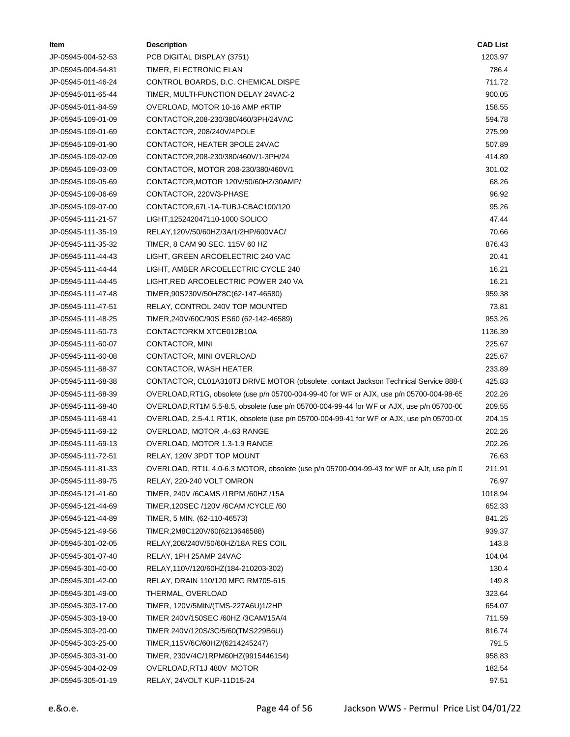| Item | Description | CAD List |
|---|---|---|
| JP-05945-004-52-53 | PCB DIGITAL DISPLAY (3751) | 1203.97 |
| JP-05945-004-54-81 | TIMER, ELECTRONIC ELAN | 786.4 |
| JP-05945-011-46-24 | CONTROL BOARDS, D.C. CHEMICAL DISPE | 711.72 |
| JP-05945-011-65-44 | TIMER, MULTI-FUNCTION DELAY 24VAC-2 | 900.05 |
| JP-05945-011-84-59 | OVERLOAD, MOTOR 10-16 AMP #RTIP | 158.55 |
| JP-05945-109-01-09 | CONTACTOR,208-230/380/460/3PH/24VAC | 594.78 |
| JP-05945-109-01-69 | CONTACTOR, 208/240V/4POLE | 275.99 |
| JP-05945-109-01-90 | CONTACTOR, HEATER 3POLE 24VAC | 507.89 |
| JP-05945-109-02-09 | CONTACTOR,208-230/380/460V/1-3PH/24 | 414.89 |
| JP-05945-109-03-09 | CONTACTOR, MOTOR 208-230/380/460V/1 | 301.02 |
| JP-05945-109-05-69 | CONTACTOR,MOTOR 120V/50/60HZ/30AMP/ | 68.26 |
| JP-05945-109-06-69 | CONTACTOR, 220V/3-PHASE | 96.92 |
| JP-05945-109-07-00 | CONTACTOR,67L-1A-TUBJ-CBAC100/120 | 95.26 |
| JP-05945-111-21-57 | LIGHT,125242047110-1000 SOLICO | 47.44 |
| JP-05945-111-35-19 | RELAY,120V/50/60HZ/3A/1/2HP/600VAC/ | 70.66 |
| JP-05945-111-35-32 | TIMER, 8 CAM 90 SEC. 115V 60 HZ | 876.43 |
| JP-05945-111-44-43 | LIGHT, GREEN ARCOELECTRIC 240 VAC | 20.41 |
| JP-05945-111-44-44 | LIGHT, AMBER ARCOELECTRIC CYCLE 240 | 16.21 |
| JP-05945-111-44-45 | LIGHT,RED ARCOELECTRIC POWER 240 VA | 16.21 |
| JP-05945-111-47-48 | TIMER,90S230V/50HZ8C(62-147-46580) | 959.38 |
| JP-05945-111-47-51 | RELAY, CONTROL 240V TOP MOUNTED | 73.81 |
| JP-05945-111-48-25 | TIMER,240V/60C/90S ES60 (62-142-46589) | 953.26 |
| JP-05945-111-50-73 | CONTACTORKM XTCE012B10A | 1136.39 |
| JP-05945-111-60-07 | CONTACTOR, MINI | 225.67 |
| JP-05945-111-60-08 | CONTACTOR, MINI OVERLOAD | 225.67 |
| JP-05945-111-68-37 | CONTACTOR, WASH HEATER | 233.89 |
| JP-05945-111-68-38 | CONTACTOR, CL01A310TJ DRIVE MOTOR (obsolete, contact Jackson Technical Service 888-8 | 425.83 |
| JP-05945-111-68-39 | OVERLOAD,RT1G, obsolete (use p/n 05700-004-99-40 for WF or AJX, use p/n 05700-004-98-65 | 202.26 |
| JP-05945-111-68-40 | OVERLOAD,RT1M 5.5-8.5, obsolete (use p/n 05700-004-99-44 for WF or AJX, use p/n 05700-00 | 209.55 |
| JP-05945-111-68-41 | OVERLOAD, 2.5-4.1 RT1K, obsolete (use p/n 05700-004-99-41 for WF or AJX, use p/n 05700-00 | 204.15 |
| JP-05945-111-69-12 | OVERLOAD, MOTOR .4-.63 RANGE | 202.26 |
| JP-05945-111-69-13 | OVERLOAD, MOTOR 1.3-1.9 RANGE | 202.26 |
| JP-05945-111-72-51 | RELAY, 120V 3PDT TOP MOUNT | 76.63 |
| JP-05945-111-81-33 | OVERLOAD, RT1L 4.0-6.3 MOTOR, obsolete (use p/n 05700-004-99-43 for WF or AJt, use p/n 0 | 211.91 |
| JP-05945-111-89-75 | RELAY, 220-240 VOLT OMRON | 76.97 |
| JP-05945-121-41-60 | TIMER, 240V /6CAMS /1RPM /60HZ /15A | 1018.94 |
| JP-05945-121-44-69 | TIMER,120SEC /120V /6CAM /CYCLE /60 | 652.33 |
| JP-05945-121-44-89 | TIMER, 5 MIN. (62-110-46573) | 841.25 |
| JP-05945-121-49-56 | TIMER,2M8C120V/60(6213646588) | 939.37 |
| JP-05945-301-02-05 | RELAY,208/240V/50/60HZ/18A RES COIL | 143.8 |
| JP-05945-301-07-40 | RELAY, 1PH 25AMP 24VAC | 104.04 |
| JP-05945-301-40-00 | RELAY,110V/120/60HZ(184-210203-302) | 130.4 |
| JP-05945-301-42-00 | RELAY, DRAIN 110/120 MFG RM705-615 | 149.8 |
| JP-05945-301-49-00 | THERMAL, OVERLOAD | 323.64 |
| JP-05945-303-17-00 | TIMER, 120V/5MIN/(TMS-227A6U)1/2HP | 654.07 |
| JP-05945-303-19-00 | TIMER 240V/150SEC /60HZ /3CAM/15A/4 | 711.59 |
| JP-05945-303-20-00 | TIMER 240V/120S/3C/5/60(TMS229B6U) | 816.74 |
| JP-05945-303-25-00 | TIMER,115V/6C/60HZ/(6214245247) | 791.5 |
| JP-05945-303-31-00 | TIMER, 230V/4C/1RPM60HZ(9915446154) | 958.83 |
| JP-05945-304-02-09 | OVERLOAD,RT1J 480V MOTOR | 182.54 |
| JP-05945-305-01-19 | RELAY, 24VOLT KUP-11D15-24 | 97.51 |

e.&o.e.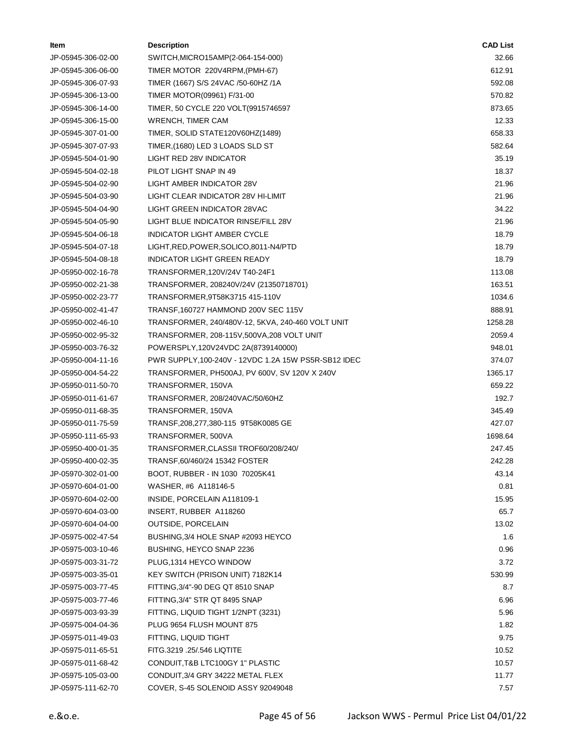| Item | Description | CAD List |
|---|---|---|
| JP-05945-306-02-00 | SWITCH,MICRO15AMP(2-064-154-000) | 32.66 |
| JP-05945-306-06-00 | TIMER MOTOR 220V4RPM,(PMH-67) | 612.91 |
| JP-05945-306-07-93 | TIMER (1667) S/S 24VAC /50-60HZ /1A | 592.08 |
| JP-05945-306-13-00 | TIMER MOTOR(09961) F/31-00 | 570.82 |
| JP-05945-306-14-00 | TIMER, 50 CYCLE 220 VOLT(9915746597 | 873.65 |
| JP-05945-306-15-00 | WRENCH, TIMER CAM | 12.33 |
| JP-05945-307-01-00 | TIMER, SOLID STATE120V60HZ(1489) | 658.33 |
| JP-05945-307-07-93 | TIMER,(1680) LED 3 LOADS SLD ST | 582.64 |
| JP-05945-504-01-90 | LIGHT RED 28V INDICATOR | 35.19 |
| JP-05945-504-02-18 | PILOT LIGHT SNAP IN 49 | 18.37 |
| JP-05945-504-02-90 | LIGHT AMBER INDICATOR 28V | 21.96 |
| JP-05945-504-03-90 | LIGHT CLEAR INDICATOR 28V HI-LIMIT | 21.96 |
| JP-05945-504-04-90 | LIGHT GREEN INDICATOR 28VAC | 34.22 |
| JP-05945-504-05-90 | LIGHT BLUE INDICATOR RINSE/FILL 28V | 21.96 |
| JP-05945-504-06-18 | INDICATOR LIGHT AMBER CYCLE | 18.79 |
| JP-05945-504-07-18 | LIGHT,RED,POWER,SOLICO,8011-N4/PTD | 18.79 |
| JP-05945-504-08-18 | INDICATOR LIGHT GREEN READY | 18.79 |
| JP-05950-002-16-78 | TRANSFORMER,120V/24V T40-24F1 | 113.08 |
| JP-05950-002-21-38 | TRANSFORMER, 208240V/24V (21350718701) | 163.51 |
| JP-05950-002-23-77 | TRANSFORMER,9T58K3715 415-110V | 1034.6 |
| JP-05950-002-41-47 | TRANSF,160727 HAMMOND 200V SEC 115V | 888.91 |
| JP-05950-002-46-10 | TRANSFORMER, 240/480V-12, 5KVA, 240-460 VOLT UNIT | 1258.28 |
| JP-05950-002-95-32 | TRANSFORMER, 208-115V,500VA,208 VOLT UNIT | 2059.4 |
| JP-05950-003-76-32 | POWERSPLY,120V24VDC 2A(8739140000) | 948.01 |
| JP-05950-004-11-16 | PWR SUPPLY,100-240V - 12VDC 1.2A 15W PS5R-SB12 IDEC | 374.07 |
| JP-05950-004-54-22 | TRANSFORMER, PH500AJ, PV 600V, SV 120V X 240V | 1365.17 |
| JP-05950-011-50-70 | TRANSFORMER, 150VA | 659.22 |
| JP-05950-011-61-67 | TRANSFORMER, 208/240VAC/50/60HZ | 192.7 |
| JP-05950-011-68-35 | TRANSFORMER, 150VA | 345.49 |
| JP-05950-011-75-59 | TRANSF,208,277,380-115 9T58K0085 GE | 427.07 |
| JP-05950-111-65-93 | TRANSFORMER, 500VA | 1698.64 |
| JP-05950-400-01-35 | TRANSFORMER,CLASSII TROF60/208/240/ | 247.45 |
| JP-05950-400-02-35 | TRANSF,60/460/24 15342 FOSTER | 242.28 |
| JP-05970-302-01-00 | BOOT, RUBBER - IN 1030 70205K41 | 43.14 |
| JP-05970-604-01-00 | WASHER, #6 A118146-5 | 0.81 |
| JP-05970-604-02-00 | INSIDE, PORCELAIN A118109-1 | 15.95 |
| JP-05970-604-03-00 | INSERT, RUBBER A118260 | 65.7 |
| JP-05970-604-04-00 | OUTSIDE, PORCELAIN | 13.02 |
| JP-05975-002-47-54 | BUSHING,3/4 HOLE SNAP #2093 HEYCO | 1.6 |
| JP-05975-003-10-46 | BUSHING, HEYCO SNAP 2236 | 0.96 |
| JP-05975-003-31-72 | PLUG,1314 HEYCO WINDOW | 3.72 |
| JP-05975-003-35-01 | KEY SWITCH (PRISON UNIT) 7182K14 | 530.99 |
| JP-05975-003-77-45 | FITTING,3/4"-90 DEG QT 8510 SNAP | 8.7 |
| JP-05975-003-77-46 | FITTING,3/4" STR QT 8495 SNAP | 6.96 |
| JP-05975-003-93-39 | FITTING, LIQUID TIGHT 1/2NPT (3231) | 5.96 |
| JP-05975-004-04-36 | PLUG 9654 FLUSH MOUNT 875 | 1.82 |
| JP-05975-011-49-03 | FITTING, LIQUID TIGHT | 9.75 |
| JP-05975-011-65-51 | FITG.3219 .25/.546 LIQTITE | 10.52 |
| JP-05975-011-68-42 | CONDUIT,T&B LTC100GY 1" PLASTIC | 10.57 |
| JP-05975-105-03-00 | CONDUIT,3/4 GRY 34222 METAL FLEX | 11.77 |
| JP-05975-111-62-70 | COVER, S-45 SOLENOID ASSY 92049048 | 7.57 |

e.&o.e.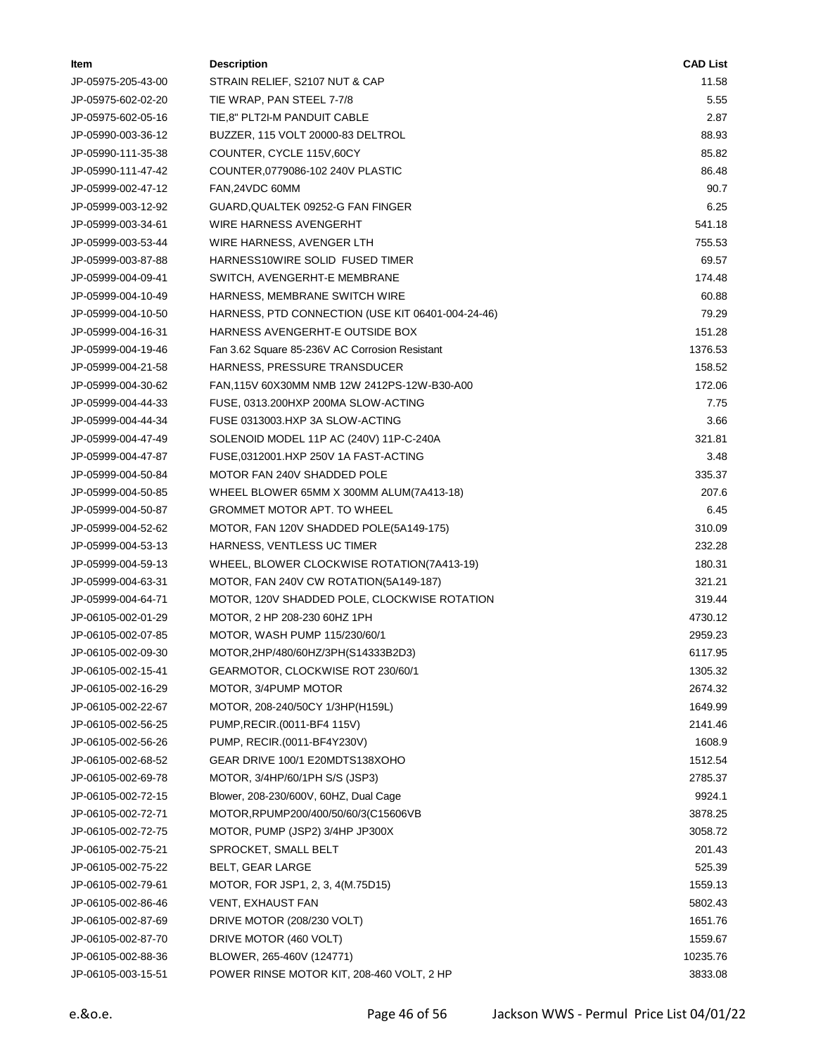| Item | Description | CAD List |
| --- | --- | --- |
| JP-05975-205-43-00 | STRAIN RELIEF, S2107 NUT & CAP | 11.58 |
| JP-05975-602-02-20 | TIE WRAP, PAN STEEL 7-7/8 | 5.55 |
| JP-05975-602-05-16 | TIE,8" PLT2I-M PANDUIT CABLE | 2.87 |
| JP-05990-003-36-12 | BUZZER, 115 VOLT 20000-83 DELTROL | 88.93 |
| JP-05990-111-35-38 | COUNTER, CYCLE 115V,60CY | 85.82 |
| JP-05990-111-47-42 | COUNTER,0779086-102 240V PLASTIC | 86.48 |
| JP-05999-002-47-12 | FAN,24VDC 60MM | 90.7 |
| JP-05999-003-12-92 | GUARD,QUALTEK 09252-G FAN FINGER | 6.25 |
| JP-05999-003-34-61 | WIRE HARNESS AVENGERHT | 541.18 |
| JP-05999-003-53-44 | WIRE HARNESS, AVENGER LTH | 755.53 |
| JP-05999-003-87-88 | HARNESS10WIRE SOLID FUSED TIMER | 69.57 |
| JP-05999-004-09-41 | SWITCH, AVENGERHT-E MEMBRANE | 174.48 |
| JP-05999-004-10-49 | HARNESS, MEMBRANE SWITCH WIRE | 60.88 |
| JP-05999-004-10-50 | HARNESS, PTD CONNECTION (USE KIT 06401-004-24-46) | 79.29 |
| JP-05999-004-16-31 | HARNESS AVENGERHT-E OUTSIDE BOX | 151.28 |
| JP-05999-004-19-46 | Fan 3.62 Square 85-236V AC Corrosion Resistant | 1376.53 |
| JP-05999-004-21-58 | HARNESS, PRESSURE TRANSDUCER | 158.52 |
| JP-05999-004-30-62 | FAN,115V 60X30MM NMB 12W 2412PS-12W-B30-A00 | 172.06 |
| JP-05999-004-44-33 | FUSE, 0313.200HXP 200MA SLOW-ACTING | 7.75 |
| JP-05999-004-44-34 | FUSE 0313003.HXP 3A SLOW-ACTING | 3.66 |
| JP-05999-004-47-49 | SOLENOID MODEL 11P AC (240V) 11P-C-240A | 321.81 |
| JP-05999-004-47-87 | FUSE,0312001.HXP 250V 1A FAST-ACTING | 3.48 |
| JP-05999-004-50-84 | MOTOR FAN 240V SHADDED POLE | 335.37 |
| JP-05999-004-50-85 | WHEEL BLOWER 65MM X 300MM ALUM(7A413-18) | 207.6 |
| JP-05999-004-50-87 | GROMMET MOTOR APT. TO WHEEL | 6.45 |
| JP-05999-004-52-62 | MOTOR, FAN 120V SHADDED POLE(5A149-175) | 310.09 |
| JP-05999-004-53-13 | HARNESS, VENTLESS UC TIMER | 232.28 |
| JP-05999-004-59-13 | WHEEL, BLOWER CLOCKWISE ROTATION(7A413-19) | 180.31 |
| JP-05999-004-63-31 | MOTOR, FAN 240V CW ROTATION(5A149-187) | 321.21 |
| JP-05999-004-64-71 | MOTOR, 120V SHADDED POLE, CLOCKWISE ROTATION | 319.44 |
| JP-06105-002-01-29 | MOTOR, 2 HP 208-230 60HZ 1PH | 4730.12 |
| JP-06105-002-07-85 | MOTOR, WASH PUMP 115/230/60/1 | 2959.23 |
| JP-06105-002-09-30 | MOTOR,2HP/480/60HZ/3PH(S14333B2D3) | 6117.95 |
| JP-06105-002-15-41 | GEARMOTOR, CLOCKWISE ROT 230/60/1 | 1305.32 |
| JP-06105-002-16-29 | MOTOR, 3/4PUMP MOTOR | 2674.32 |
| JP-06105-002-22-67 | MOTOR, 208-240/50CY 1/3HP(H159L) | 1649.99 |
| JP-06105-002-56-25 | PUMP,RECIR.(0011-BF4 115V) | 2141.46 |
| JP-06105-002-56-26 | PUMP, RECIR.(0011-BF4Y230V) | 1608.9 |
| JP-06105-002-68-52 | GEAR DRIVE 100/1 E20MDTS138XOHO | 1512.54 |
| JP-06105-002-69-78 | MOTOR, 3/4HP/60/1PH S/S (JSP3) | 2785.37 |
| JP-06105-002-72-15 | Blower, 208-230/600V, 60HZ, Dual Cage | 9924.1 |
| JP-06105-002-72-71 | MOTOR,RPUMP200/400/50/60/3(C15606VB | 3878.25 |
| JP-06105-002-72-75 | MOTOR, PUMP (JSP2) 3/4HP JP300X | 3058.72 |
| JP-06105-002-75-21 | SPROCKET, SMALL BELT | 201.43 |
| JP-06105-002-75-22 | BELT, GEAR LARGE | 525.39 |
| JP-06105-002-79-61 | MOTOR, FOR JSP1, 2, 3, 4(M.75D15) | 1559.13 |
| JP-06105-002-86-46 | VENT, EXHAUST FAN | 5802.43 |
| JP-06105-002-87-69 | DRIVE MOTOR (208/230 VOLT) | 1651.76 |
| JP-06105-002-87-70 | DRIVE MOTOR (460 VOLT) | 1559.67 |
| JP-06105-002-88-36 | BLOWER, 265-460V (124771) | 10235.76 |
| JP-06105-003-15-51 | POWER RINSE MOTOR KIT, 208-460 VOLT, 2 HP | 3833.08 |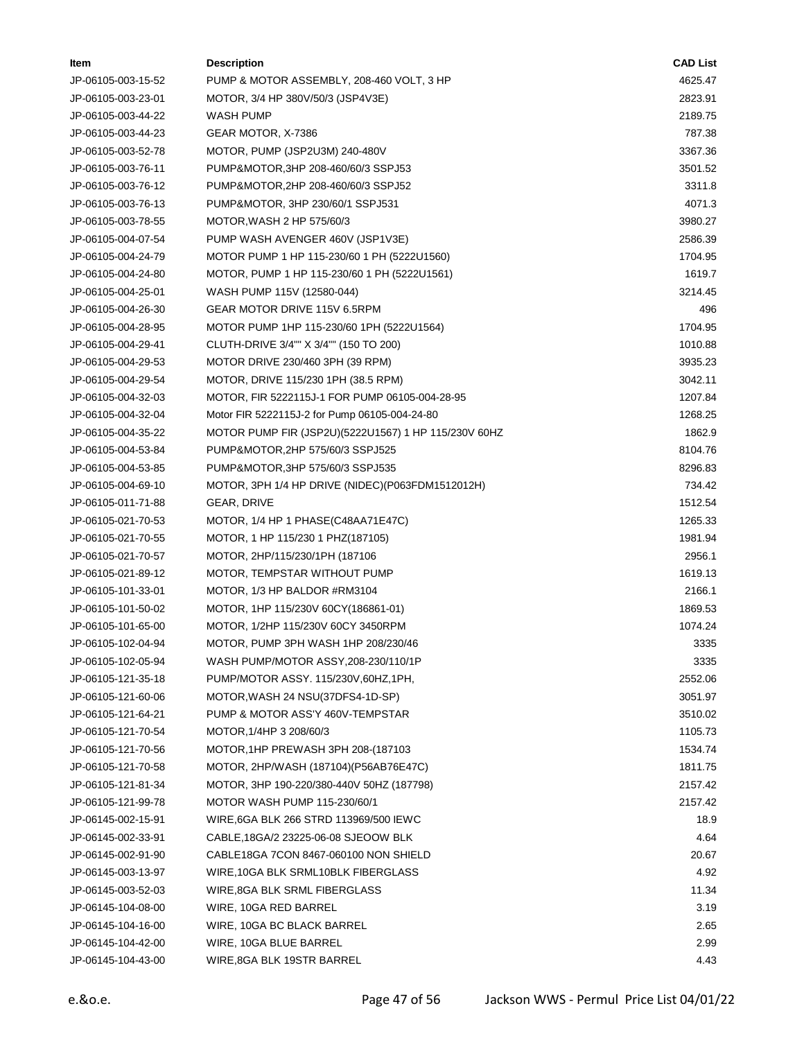| Item | Description | CAD List |
|---|---|---|
| JP-06105-003-15-52 | PUMP & MOTOR ASSEMBLY, 208-460 VOLT, 3 HP | 4625.47 |
| JP-06105-003-23-01 | MOTOR, 3/4 HP 380V/50/3 (JSP4V3E) | 2823.91 |
| JP-06105-003-44-22 | WASH PUMP | 2189.75 |
| JP-06105-003-44-23 | GEAR MOTOR, X-7386 | 787.38 |
| JP-06105-003-52-78 | MOTOR, PUMP (JSP2U3M) 240-480V | 3367.36 |
| JP-06105-003-76-11 | PUMP&MOTOR,3HP 208-460/60/3 SSPJ53 | 3501.52 |
| JP-06105-003-76-12 | PUMP&MOTOR,2HP 208-460/60/3 SSPJ52 | 3311.8 |
| JP-06105-003-76-13 | PUMP&MOTOR, 3HP 230/60/1 SSPJ531 | 4071.3 |
| JP-06105-003-78-55 | MOTOR,WASH 2 HP 575/60/3 | 3980.27 |
| JP-06105-004-07-54 | PUMP WASH AVENGER 460V (JSP1V3E) | 2586.39 |
| JP-06105-004-24-79 | MOTOR PUMP 1 HP 115-230/60 1 PH (5222U1560) | 1704.95 |
| JP-06105-004-24-80 | MOTOR, PUMP 1 HP 115-230/60 1 PH (5222U1561) | 1619.7 |
| JP-06105-004-25-01 | WASH PUMP 115V (12580-044) | 3214.45 |
| JP-06105-004-26-30 | GEAR MOTOR DRIVE 115V 6.5RPM | 496 |
| JP-06105-004-28-95 | MOTOR PUMP 1HP 115-230/60 1PH (5222U1564) | 1704.95 |
| JP-06105-004-29-41 | CLUTH-DRIVE 3/4"" X 3/4"" (150 TO 200) | 1010.88 |
| JP-06105-004-29-53 | MOTOR DRIVE 230/460 3PH (39 RPM) | 3935.23 |
| JP-06105-004-29-54 | MOTOR, DRIVE 115/230 1PH (38.5 RPM) | 3042.11 |
| JP-06105-004-32-03 | MOTOR, FIR 5222115J-1 FOR PUMP 06105-004-28-95 | 1207.84 |
| JP-06105-004-32-04 | Motor FIR 5222115J-2 for Pump 06105-004-24-80 | 1268.25 |
| JP-06105-004-35-22 | MOTOR PUMP FIR (JSP2U)(5222U1567) 1 HP 115/230V 60HZ | 1862.9 |
| JP-06105-004-53-84 | PUMP&MOTOR,2HP 575/60/3 SSPJ525 | 8104.76 |
| JP-06105-004-53-85 | PUMP&MOTOR,3HP 575/60/3 SSPJ535 | 8296.83 |
| JP-06105-004-69-10 | MOTOR, 3PH 1/4 HP DRIVE (NIDEC)(P063FDM1512012H) | 734.42 |
| JP-06105-011-71-88 | GEAR, DRIVE | 1512.54 |
| JP-06105-021-70-53 | MOTOR, 1/4 HP 1 PHASE(C48AA71E47C) | 1265.33 |
| JP-06105-021-70-55 | MOTOR, 1 HP 115/230 1 PHZ(187105) | 1981.94 |
| JP-06105-021-70-57 | MOTOR, 2HP/115/230/1PH (187106 | 2956.1 |
| JP-06105-021-89-12 | MOTOR, TEMPSTAR WITHOUT PUMP | 1619.13 |
| JP-06105-101-33-01 | MOTOR, 1/3 HP BALDOR #RM3104 | 2166.1 |
| JP-06105-101-50-02 | MOTOR, 1HP 115/230V 60CY(186861-01) | 1869.53 |
| JP-06105-101-65-00 | MOTOR, 1/2HP 115/230V 60CY 3450RPM | 1074.24 |
| JP-06105-102-04-94 | MOTOR, PUMP 3PH WASH 1HP 208/230/46 | 3335 |
| JP-06105-102-05-94 | WASH PUMP/MOTOR ASSY,208-230/110/1P | 3335 |
| JP-06105-121-35-18 | PUMP/MOTOR ASSY. 115/230V,60HZ,1PH, | 2552.06 |
| JP-06105-121-60-06 | MOTOR,WASH 24 NSU(37DFS4-1D-SP) | 3051.97 |
| JP-06105-121-64-21 | PUMP & MOTOR ASS'Y 460V-TEMPSTAR | 3510.02 |
| JP-06105-121-70-54 | MOTOR,1/4HP 3 208/60/3 | 1105.73 |
| JP-06105-121-70-56 | MOTOR,1HP PREWASH 3PH 208-(187103 | 1534.74 |
| JP-06105-121-70-58 | MOTOR, 2HP/WASH (187104)(P56AB76E47C) | 1811.75 |
| JP-06105-121-81-34 | MOTOR, 3HP 190-220/380-440V 50HZ (187798) | 2157.42 |
| JP-06105-121-99-78 | MOTOR WASH PUMP 115-230/60/1 | 2157.42 |
| JP-06145-002-15-91 | WIRE,6GA BLK 266 STRD 113969/500 IEWC | 18.9 |
| JP-06145-002-33-91 | CABLE,18GA/2 23225-06-08 SJEOOW BLK | 4.64 |
| JP-06145-002-91-90 | CABLE18GA 7CON 8467-060100 NON SHIELD | 20.67 |
| JP-06145-003-13-97 | WIRE,10GA BLK SRML10BLK FIBERGLASS | 4.92 |
| JP-06145-003-52-03 | WIRE,8GA BLK SRML FIBERGLASS | 11.34 |
| JP-06145-104-08-00 | WIRE, 10GA RED BARREL | 3.19 |
| JP-06145-104-16-00 | WIRE, 10GA BC BLACK BARREL | 2.65 |
| JP-06145-104-42-00 | WIRE, 10GA BLUE BARREL | 2.99 |
| JP-06145-104-43-00 | WIRE,8GA BLK 19STR BARREL | 4.43 |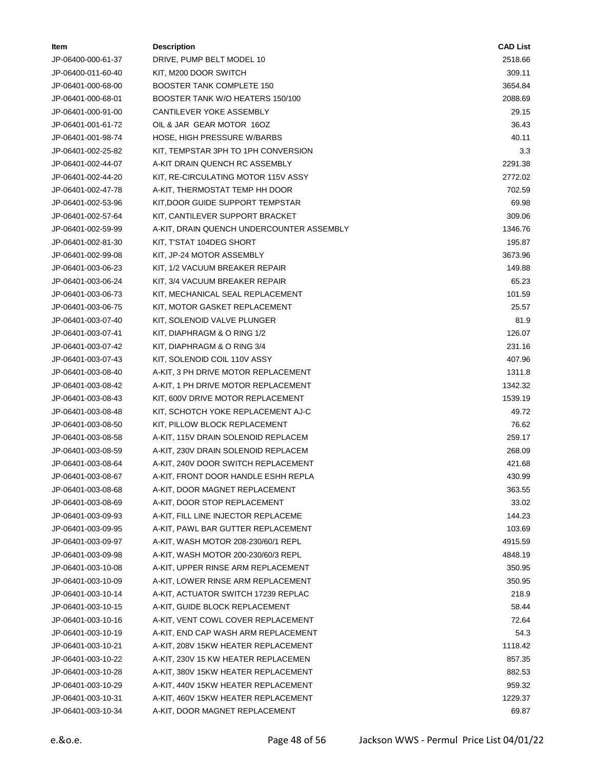| Item | Description | CAD List |
| --- | --- | --- |
| JP-06400-000-61-37 | DRIVE, PUMP BELT MODEL 10 | 2518.66 |
| JP-06400-011-60-40 | KIT, M200 DOOR SWITCH | 309.11 |
| JP-06401-000-68-00 | BOOSTER TANK COMPLETE 150 | 3654.84 |
| JP-06401-000-68-01 | BOOSTER TANK W/O HEATERS 150/100 | 2088.69 |
| JP-06401-000-91-00 | CANTILEVER YOKE ASSEMBLY | 29.15 |
| JP-06401-001-61-72 | OIL & JAR GEAR MOTOR 16OZ | 36.43 |
| JP-06401-001-98-74 | HOSE, HIGH PRESSURE W/BARBS | 40.11 |
| JP-06401-002-25-82 | KIT, TEMPSTAR 3PH TO 1PH CONVERSION | 3.3 |
| JP-06401-002-44-07 | A-KIT DRAIN QUENCH RC ASSEMBLY | 2291.38 |
| JP-06401-002-44-20 | KIT, RE-CIRCULATING MOTOR 115V ASSY | 2772.02 |
| JP-06401-002-47-78 | A-KIT, THERMOSTAT TEMP HH DOOR | 702.59 |
| JP-06401-002-53-96 | KIT,DOOR GUIDE SUPPORT TEMPSTAR | 69.98 |
| JP-06401-002-57-64 | KIT, CANTILEVER SUPPORT BRACKET | 309.06 |
| JP-06401-002-59-99 | A-KIT, DRAIN QUENCH UNDERCOUNTER ASSEMBLY | 1346.76 |
| JP-06401-002-81-30 | KIT, T'STAT 104DEG SHORT | 195.87 |
| JP-06401-002-99-08 | KIT, JP-24 MOTOR ASSEMBLY | 3673.96 |
| JP-06401-003-06-23 | KIT, 1/2 VACUUM BREAKER REPAIR | 149.88 |
| JP-06401-003-06-24 | KIT, 3/4 VACUUM BREAKER REPAIR | 65.23 |
| JP-06401-003-06-73 | KIT, MECHANICAL SEAL REPLACEMENT | 101.59 |
| JP-06401-003-06-75 | KIT, MOTOR GASKET REPLACEMENT | 25.57 |
| JP-06401-003-07-40 | KIT, SOLENOID VALVE PLUNGER | 81.9 |
| JP-06401-003-07-41 | KIT, DIAPHRAGM & O RING 1/2 | 126.07 |
| JP-06401-003-07-42 | KIT, DIAPHRAGM & O RING 3/4 | 231.16 |
| JP-06401-003-07-43 | KIT, SOLENOID COIL 110V ASSY | 407.96 |
| JP-06401-003-08-40 | A-KIT, 3 PH DRIVE MOTOR REPLACEMENT | 1311.8 |
| JP-06401-003-08-42 | A-KIT, 1 PH DRIVE MOTOR REPLACEMENT | 1342.32 |
| JP-06401-003-08-43 | KIT, 600V DRIVE MOTOR REPLACEMENT | 1539.19 |
| JP-06401-003-08-48 | KIT, SCHOTCH YOKE REPLACEMENT AJ-C | 49.72 |
| JP-06401-003-08-50 | KIT, PILLOW BLOCK REPLACEMENT | 76.62 |
| JP-06401-003-08-58 | A-KIT, 115V DRAIN SOLENOID REPLACEM | 259.17 |
| JP-06401-003-08-59 | A-KIT, 230V DRAIN SOLENOID REPLACEM | 268.09 |
| JP-06401-003-08-64 | A-KIT, 240V DOOR SWITCH REPLACEMENT | 421.68 |
| JP-06401-003-08-67 | A-KIT, FRONT DOOR HANDLE ESHH REPLA | 430.99 |
| JP-06401-003-08-68 | A-KIT, DOOR MAGNET REPLACEMENT | 363.55 |
| JP-06401-003-08-69 | A-KIT, DOOR STOP REPLACEMENT | 33.02 |
| JP-06401-003-09-93 | A-KIT, FILL LINE INJECTOR REPLACEME | 144.23 |
| JP-06401-003-09-95 | A-KIT, PAWL BAR GUTTER REPLACEMENT | 103.69 |
| JP-06401-003-09-97 | A-KIT, WASH MOTOR 208-230/60/1 REPL | 4915.59 |
| JP-06401-003-09-98 | A-KIT, WASH MOTOR 200-230/60/3 REPL | 4848.19 |
| JP-06401-003-10-08 | A-KIT, UPPER RINSE ARM REPLACEMENT | 350.95 |
| JP-06401-003-10-09 | A-KIT, LOWER RINSE ARM REPLACEMENT | 350.95 |
| JP-06401-003-10-14 | A-KIT, ACTUATOR SWITCH 17239 REPLAC | 218.9 |
| JP-06401-003-10-15 | A-KIT, GUIDE BLOCK REPLACEMENT | 58.44 |
| JP-06401-003-10-16 | A-KIT, VENT COWL COVER REPLACEMENT | 72.64 |
| JP-06401-003-10-19 | A-KIT, END CAP WASH ARM REPLACEMENT | 54.3 |
| JP-06401-003-10-21 | A-KIT, 208V 15KW HEATER REPLACEMENT | 1118.42 |
| JP-06401-003-10-22 | A-KIT, 230V 15 KW HEATER REPLACEMEN | 857.35 |
| JP-06401-003-10-28 | A-KIT, 380V 15KW HEATER REPLACEMENT | 882.53 |
| JP-06401-003-10-29 | A-KIT, 440V 15KW HEATER REPLACEMENT | 959.32 |
| JP-06401-003-10-31 | A-KIT, 460V 15KW HEATER REPLACEMENT | 1229.37 |
| JP-06401-003-10-34 | A-KIT, DOOR MAGNET REPLACEMENT | 69.87 |

e.&o.e.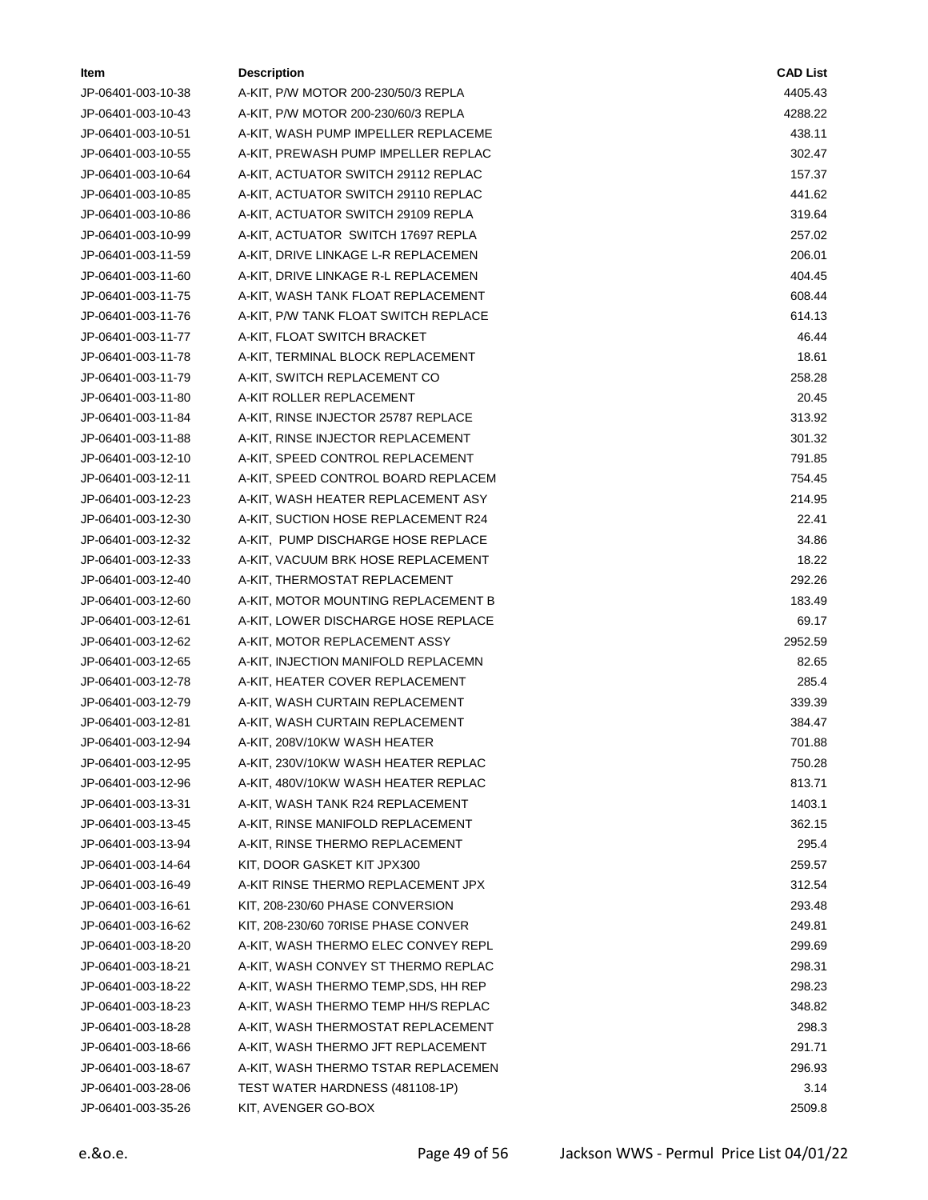| Item | Description | CAD List |
| --- | --- | --- |
| JP-06401-003-10-38 | A-KIT, P/W MOTOR 200-230/50/3 REPLA | 4405.43 |
| JP-06401-003-10-43 | A-KIT, P/W MOTOR 200-230/60/3 REPLA | 4288.22 |
| JP-06401-003-10-51 | A-KIT, WASH PUMP IMPELLER REPLACEME | 438.11 |
| JP-06401-003-10-55 | A-KIT, PREWASH PUMP IMPELLER REPLAC | 302.47 |
| JP-06401-003-10-64 | A-KIT, ACTUATOR SWITCH 29112 REPLAC | 157.37 |
| JP-06401-003-10-85 | A-KIT, ACTUATOR SWITCH 29110 REPLAC | 441.62 |
| JP-06401-003-10-86 | A-KIT, ACTUATOR SWITCH 29109 REPLA | 319.64 |
| JP-06401-003-10-99 | A-KIT, ACTUATOR SWITCH 17697 REPLA | 257.02 |
| JP-06401-003-11-59 | A-KIT, DRIVE LINKAGE L-R REPLACEMEN | 206.01 |
| JP-06401-003-11-60 | A-KIT, DRIVE LINKAGE R-L REPLACEMEN | 404.45 |
| JP-06401-003-11-75 | A-KIT, WASH TANK FLOAT REPLACEMENT | 608.44 |
| JP-06401-003-11-76 | A-KIT, P/W TANK FLOAT SWITCH REPLACE | 614.13 |
| JP-06401-003-11-77 | A-KIT, FLOAT SWITCH BRACKET | 46.44 |
| JP-06401-003-11-78 | A-KIT, TERMINAL BLOCK REPLACEMENT | 18.61 |
| JP-06401-003-11-79 | A-KIT, SWITCH REPLACEMENT CO | 258.28 |
| JP-06401-003-11-80 | A-KIT ROLLER REPLACEMENT | 20.45 |
| JP-06401-003-11-84 | A-KIT, RINSE INJECTOR 25787 REPLACE | 313.92 |
| JP-06401-003-11-88 | A-KIT, RINSE INJECTOR REPLACEMENT | 301.32 |
| JP-06401-003-12-10 | A-KIT, SPEED CONTROL REPLACEMENT | 791.85 |
| JP-06401-003-12-11 | A-KIT, SPEED CONTROL BOARD REPLACEM | 754.45 |
| JP-06401-003-12-23 | A-KIT, WASH HEATER REPLACEMENT ASY | 214.95 |
| JP-06401-003-12-30 | A-KIT, SUCTION HOSE REPLACEMENT R24 | 22.41 |
| JP-06401-003-12-32 | A-KIT, PUMP DISCHARGE HOSE REPLACE | 34.86 |
| JP-06401-003-12-33 | A-KIT, VACUUM BRK HOSE REPLACEMENT | 18.22 |
| JP-06401-003-12-40 | A-KIT, THERMOSTAT REPLACEMENT | 292.26 |
| JP-06401-003-12-60 | A-KIT, MOTOR MOUNTING REPLACEMENT B | 183.49 |
| JP-06401-003-12-61 | A-KIT, LOWER DISCHARGE HOSE REPLACE | 69.17 |
| JP-06401-003-12-62 | A-KIT, MOTOR REPLACEMENT ASSY | 2952.59 |
| JP-06401-003-12-65 | A-KIT, INJECTION MANIFOLD REPLACEMN | 82.65 |
| JP-06401-003-12-78 | A-KIT, HEATER COVER REPLACEMENT | 285.4 |
| JP-06401-003-12-79 | A-KIT, WASH CURTAIN REPLACEMENT | 339.39 |
| JP-06401-003-12-81 | A-KIT, WASH CURTAIN REPLACEMENT | 384.47 |
| JP-06401-003-12-94 | A-KIT, 208V/10KW WASH HEATER | 701.88 |
| JP-06401-003-12-95 | A-KIT, 230V/10KW WASH HEATER REPLAC | 750.28 |
| JP-06401-003-12-96 | A-KIT, 480V/10KW WASH HEATER REPLAC | 813.71 |
| JP-06401-003-13-31 | A-KIT, WASH TANK R24 REPLACEMENT | 1403.1 |
| JP-06401-003-13-45 | A-KIT, RINSE MANIFOLD REPLACEMENT | 362.15 |
| JP-06401-003-13-94 | A-KIT, RINSE THERMO REPLACEMENT | 295.4 |
| JP-06401-003-14-64 | KIT, DOOR GASKET KIT JPX300 | 259.57 |
| JP-06401-003-16-49 | A-KIT RINSE THERMO REPLACEMENT JPX | 312.54 |
| JP-06401-003-16-61 | KIT, 208-230/60 PHASE CONVERSION | 293.48 |
| JP-06401-003-16-62 | KIT, 208-230/60 70RISE PHASE CONVER | 249.81 |
| JP-06401-003-18-20 | A-KIT, WASH THERMO ELEC CONVEY REPL | 299.69 |
| JP-06401-003-18-21 | A-KIT, WASH CONVEY ST THERMO REPLAC | 298.31 |
| JP-06401-003-18-22 | A-KIT, WASH THERMO TEMP,SDS, HH REP | 298.23 |
| JP-06401-003-18-23 | A-KIT, WASH THERMO TEMP HH/S REPLAC | 348.82 |
| JP-06401-003-18-28 | A-KIT, WASH THERMOSTAT REPLACEMENT | 298.3 |
| JP-06401-003-18-66 | A-KIT, WASH THERMO JFT REPLACEMENT | 291.71 |
| JP-06401-003-18-67 | A-KIT, WASH THERMO TSTAR REPLACEMEN | 296.93 |
| JP-06401-003-28-06 | TEST WATER HARDNESS (481108-1P) | 3.14 |
| JP-06401-003-35-26 | KIT, AVENGER GO-BOX | 2509.8 |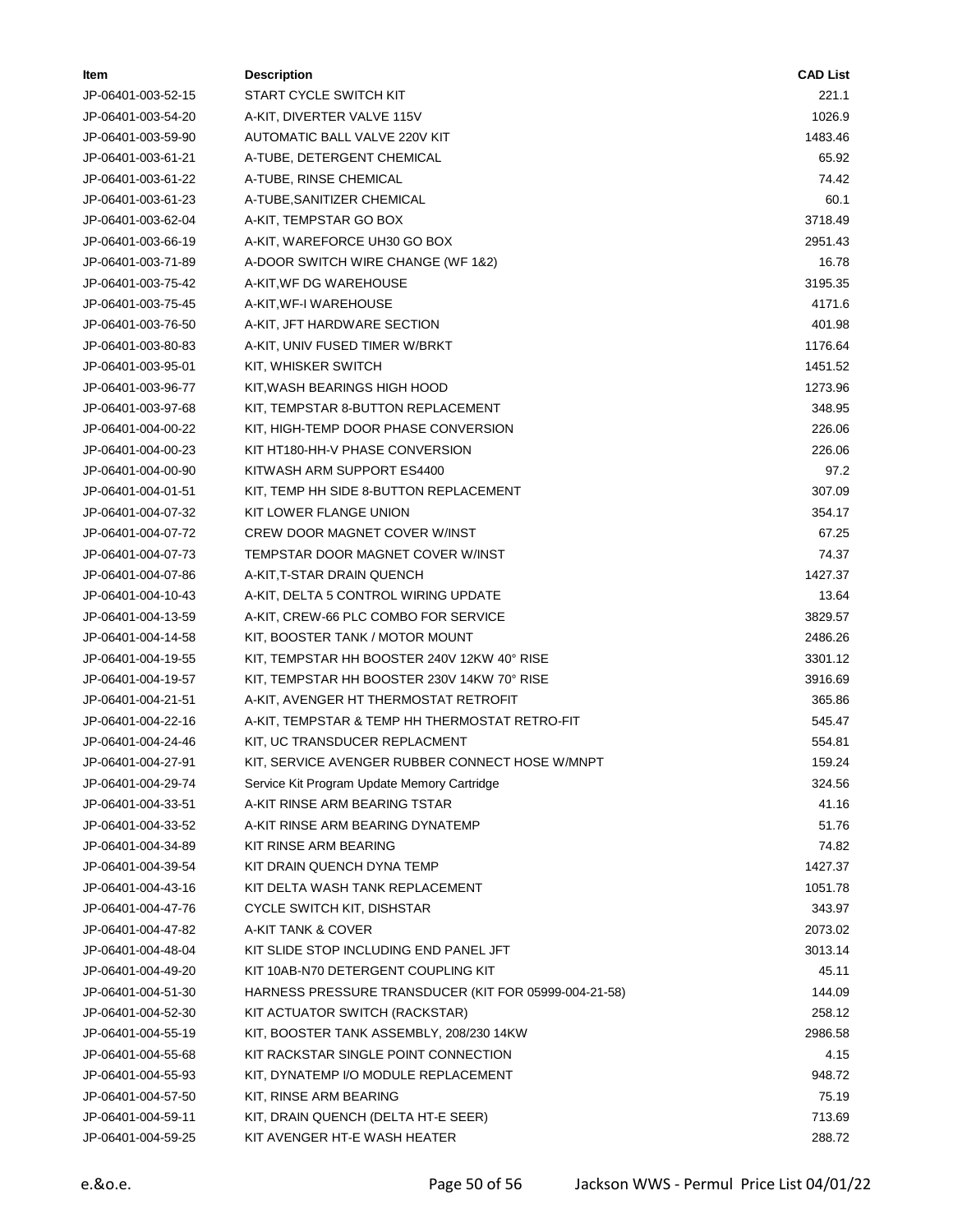| Item | Description | CAD List |
| --- | --- | --- |
| JP-06401-003-52-15 | START CYCLE SWITCH KIT | 221.1 |
| JP-06401-003-54-20 | A-KIT, DIVERTER VALVE 115V | 1026.9 |
| JP-06401-003-59-90 | AUTOMATIC BALL VALVE 220V KIT | 1483.46 |
| JP-06401-003-61-21 | A-TUBE, DETERGENT CHEMICAL | 65.92 |
| JP-06401-003-61-22 | A-TUBE, RINSE CHEMICAL | 74.42 |
| JP-06401-003-61-23 | A-TUBE,SANITIZER CHEMICAL | 60.1 |
| JP-06401-003-62-04 | A-KIT, TEMPSTAR GO BOX | 3718.49 |
| JP-06401-003-66-19 | A-KIT, WAREFORCE UH30 GO BOX | 2951.43 |
| JP-06401-003-71-89 | A-DOOR SWITCH WIRE CHANGE (WF 1&2) | 16.78 |
| JP-06401-003-75-42 | A-KIT,WF DG WAREHOUSE | 3195.35 |
| JP-06401-003-75-45 | A-KIT,WF-I WAREHOUSE | 4171.6 |
| JP-06401-003-76-50 | A-KIT, JFT HARDWARE SECTION | 401.98 |
| JP-06401-003-80-83 | A-KIT, UNIV FUSED TIMER W/BRKT | 1176.64 |
| JP-06401-003-95-01 | KIT, WHISKER SWITCH | 1451.52 |
| JP-06401-003-96-77 | KIT,WASH BEARINGS HIGH HOOD | 1273.96 |
| JP-06401-003-97-68 | KIT, TEMPSTAR 8-BUTTON REPLACEMENT | 348.95 |
| JP-06401-004-00-22 | KIT, HIGH-TEMP DOOR PHASE CONVERSION | 226.06 |
| JP-06401-004-00-23 | KIT HT180-HH-V PHASE CONVERSION | 226.06 |
| JP-06401-004-00-90 | KITWASH ARM SUPPORT ES4400 | 97.2 |
| JP-06401-004-01-51 | KIT, TEMP HH SIDE 8-BUTTON REPLACEMENT | 307.09 |
| JP-06401-004-07-32 | KIT LOWER FLANGE UNION | 354.17 |
| JP-06401-004-07-72 | CREW DOOR MAGNET COVER W/INST | 67.25 |
| JP-06401-004-07-73 | TEMPSTAR DOOR MAGNET COVER W/INST | 74.37 |
| JP-06401-004-07-86 | A-KIT,T-STAR DRAIN QUENCH | 1427.37 |
| JP-06401-004-10-43 | A-KIT, DELTA 5 CONTROL WIRING UPDATE | 13.64 |
| JP-06401-004-13-59 | A-KIT, CREW-66 PLC COMBO FOR SERVICE | 3829.57 |
| JP-06401-004-14-58 | KIT, BOOSTER TANK / MOTOR MOUNT | 2486.26 |
| JP-06401-004-19-55 | KIT, TEMPSTAR HH BOOSTER 240V 12KW 40° RISE | 3301.12 |
| JP-06401-004-19-57 | KIT, TEMPSTAR HH BOOSTER 230V 14KW 70° RISE | 3916.69 |
| JP-06401-004-21-51 | A-KIT, AVENGER HT THERMOSTAT RETROFIT | 365.86 |
| JP-06401-004-22-16 | A-KIT, TEMPSTAR & TEMP HH THERMOSTAT RETRO-FIT | 545.47 |
| JP-06401-004-24-46 | KIT, UC TRANSDUCER REPLACMENT | 554.81 |
| JP-06401-004-27-91 | KIT, SERVICE AVENGER RUBBER CONNECT HOSE W/MNPT | 159.24 |
| JP-06401-004-29-74 | Service Kit Program Update Memory Cartridge | 324.56 |
| JP-06401-004-33-51 | A-KIT RINSE ARM BEARING TSTAR | 41.16 |
| JP-06401-004-33-52 | A-KIT RINSE ARM BEARING DYNATEMP | 51.76 |
| JP-06401-004-34-89 | KIT RINSE ARM BEARING | 74.82 |
| JP-06401-004-39-54 | KIT DRAIN QUENCH DYNA TEMP | 1427.37 |
| JP-06401-004-43-16 | KIT DELTA WASH TANK REPLACEMENT | 1051.78 |
| JP-06401-004-47-76 | CYCLE SWITCH KIT, DISHSTAR | 343.97 |
| JP-06401-004-47-82 | A-KIT TANK & COVER | 2073.02 |
| JP-06401-004-48-04 | KIT SLIDE STOP INCLUDING END PANEL JFT | 3013.14 |
| JP-06401-004-49-20 | KIT 10AB-N70 DETERGENT COUPLING KIT | 45.11 |
| JP-06401-004-51-30 | HARNESS PRESSURE TRANSDUCER (KIT FOR 05999-004-21-58) | 144.09 |
| JP-06401-004-52-30 | KIT ACTUATOR SWITCH (RACKSTAR) | 258.12 |
| JP-06401-004-55-19 | KIT, BOOSTER TANK ASSEMBLY, 208/230 14KW | 2986.58 |
| JP-06401-004-55-68 | KIT RACKSTAR SINGLE POINT CONNECTION | 4.15 |
| JP-06401-004-55-93 | KIT, DYNATEMP I/O MODULE REPLACEMENT | 948.72 |
| JP-06401-004-57-50 | KIT, RINSE ARM BEARING | 75.19 |
| JP-06401-004-59-11 | KIT, DRAIN QUENCH (DELTA HT-E SEER) | 713.69 |
| JP-06401-004-59-25 | KIT AVENGER HT-E WASH HEATER | 288.72 |

e.&o.e.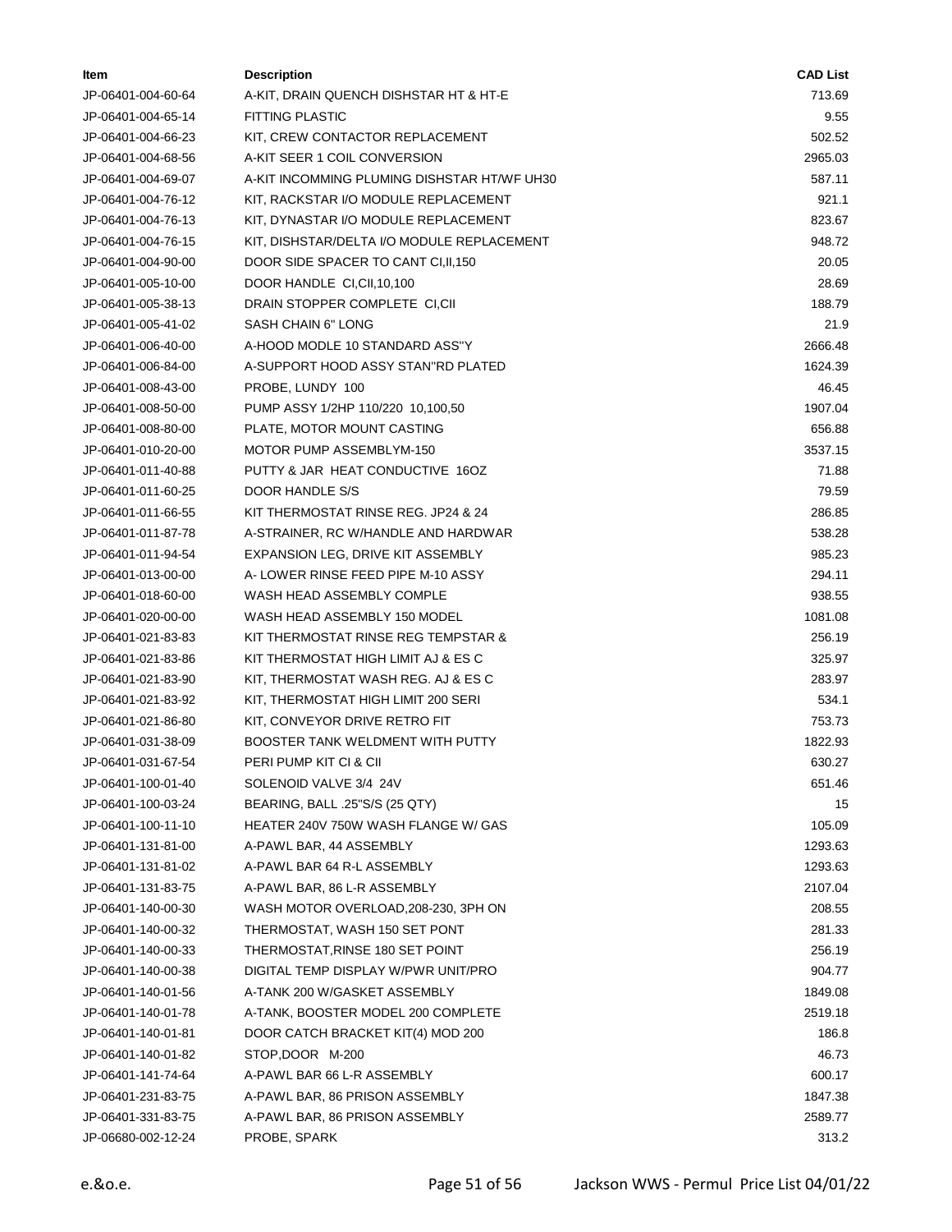| Item | Description | CAD List |
|---|---|---|
| JP-06401-004-60-64 | A-KIT, DRAIN QUENCH DISHSTAR HT & HT-E | 713.69 |
| JP-06401-004-65-14 | FITTING PLASTIC | 9.55 |
| JP-06401-004-66-23 | KIT, CREW CONTACTOR REPLACEMENT | 502.52 |
| JP-06401-004-68-56 | A-KIT SEER 1 COIL CONVERSION | 2965.03 |
| JP-06401-004-69-07 | A-KIT INCOMMING PLUMING DISHSTAR HT/WF UH30 | 587.11 |
| JP-06401-004-76-12 | KIT, RACKSTAR I/O MODULE REPLACEMENT | 921.1 |
| JP-06401-004-76-13 | KIT, DYNASTAR I/O MODULE REPLACEMENT | 823.67 |
| JP-06401-004-76-15 | KIT, DISHSTAR/DELTA I/O MODULE REPLACEMENT | 948.72 |
| JP-06401-004-90-00 | DOOR SIDE SPACER TO CANT CI,II,150 | 20.05 |
| JP-06401-005-10-00 | DOOR HANDLE CI,CII,10,100 | 28.69 |
| JP-06401-005-38-13 | DRAIN STOPPER COMPLETE CI,CII | 188.79 |
| JP-06401-005-41-02 | SASH CHAIN 6" LONG | 21.9 |
| JP-06401-006-40-00 | A-HOOD MODLE 10 STANDARD ASS"Y | 2666.48 |
| JP-06401-006-84-00 | A-SUPPORT HOOD ASSY STAN"RD PLATED | 1624.39 |
| JP-06401-008-43-00 | PROBE, LUNDY 100 | 46.45 |
| JP-06401-008-50-00 | PUMP ASSY 1/2HP 110/220 10,100,50 | 1907.04 |
| JP-06401-008-80-00 | PLATE, MOTOR MOUNT CASTING | 656.88 |
| JP-06401-010-20-00 | MOTOR PUMP ASSEMBLYM-150 | 3537.15 |
| JP-06401-011-40-88 | PUTTY & JAR HEAT CONDUCTIVE 16OZ | 71.88 |
| JP-06401-011-60-25 | DOOR HANDLE S/S | 79.59 |
| JP-06401-011-66-55 | KIT THERMOSTAT RINSE REG. JP24 & 24 | 286.85 |
| JP-06401-011-87-78 | A-STRAINER, RC W/HANDLE AND HARDWAR | 538.28 |
| JP-06401-011-94-54 | EXPANSION LEG, DRIVE KIT ASSEMBLY | 985.23 |
| JP-06401-013-00-00 | A- LOWER RINSE FEED PIPE M-10 ASSY | 294.11 |
| JP-06401-018-60-00 | WASH HEAD ASSEMBLY COMPLE | 938.55 |
| JP-06401-020-00-00 | WASH HEAD ASSEMBLY 150 MODEL | 1081.08 |
| JP-06401-021-83-83 | KIT THERMOSTAT RINSE REG TEMPSTAR & | 256.19 |
| JP-06401-021-83-86 | KIT THERMOSTAT HIGH LIMIT AJ & ES C | 325.97 |
| JP-06401-021-83-90 | KIT, THERMOSTAT WASH REG. AJ & ES C | 283.97 |
| JP-06401-021-83-92 | KIT, THERMOSTAT HIGH LIMIT 200 SERI | 534.1 |
| JP-06401-021-86-80 | KIT, CONVEYOR DRIVE RETRO FIT | 753.73 |
| JP-06401-031-38-09 | BOOSTER TANK WELDMENT WITH PUTTY | 1822.93 |
| JP-06401-031-67-54 | PERI PUMP KIT CI & CII | 630.27 |
| JP-06401-100-01-40 | SOLENOID VALVE 3/4 24V | 651.46 |
| JP-06401-100-03-24 | BEARING, BALL .25"S/S (25 QTY) | 15 |
| JP-06401-100-11-10 | HEATER 240V 750W WASH FLANGE W/ GAS | 105.09 |
| JP-06401-131-81-00 | A-PAWL BAR, 44 ASSEMBLY | 1293.63 |
| JP-06401-131-81-02 | A-PAWL BAR 64 R-L ASSEMBLY | 1293.63 |
| JP-06401-131-83-75 | A-PAWL BAR, 86 L-R ASSEMBLY | 2107.04 |
| JP-06401-140-00-30 | WASH MOTOR OVERLOAD,208-230, 3PH ON | 208.55 |
| JP-06401-140-00-32 | THERMOSTAT, WASH 150 SET PONT | 281.33 |
| JP-06401-140-00-33 | THERMOSTAT,RINSE 180 SET POINT | 256.19 |
| JP-06401-140-00-38 | DIGITAL TEMP DISPLAY W/PWR UNIT/PRO | 904.77 |
| JP-06401-140-01-56 | A-TANK 200 W/GASKET ASSEMBLY | 1849.08 |
| JP-06401-140-01-78 | A-TANK, BOOSTER MODEL 200 COMPLETE | 2519.18 |
| JP-06401-140-01-81 | DOOR CATCH BRACKET KIT(4) MOD 200 | 186.8 |
| JP-06401-140-01-82 | STOP,DOOR M-200 | 46.73 |
| JP-06401-141-74-64 | A-PAWL BAR 66 L-R ASSEMBLY | 600.17 |
| JP-06401-231-83-75 | A-PAWL BAR, 86 PRISON ASSEMBLY | 1847.38 |
| JP-06401-331-83-75 | A-PAWL BAR, 86 PRISON ASSEMBLY | 2589.77 |
| JP-06680-002-12-24 | PROBE, SPARK | 313.2 |

e.&o.e. Jackson WWS - Permul Price List 04/01/22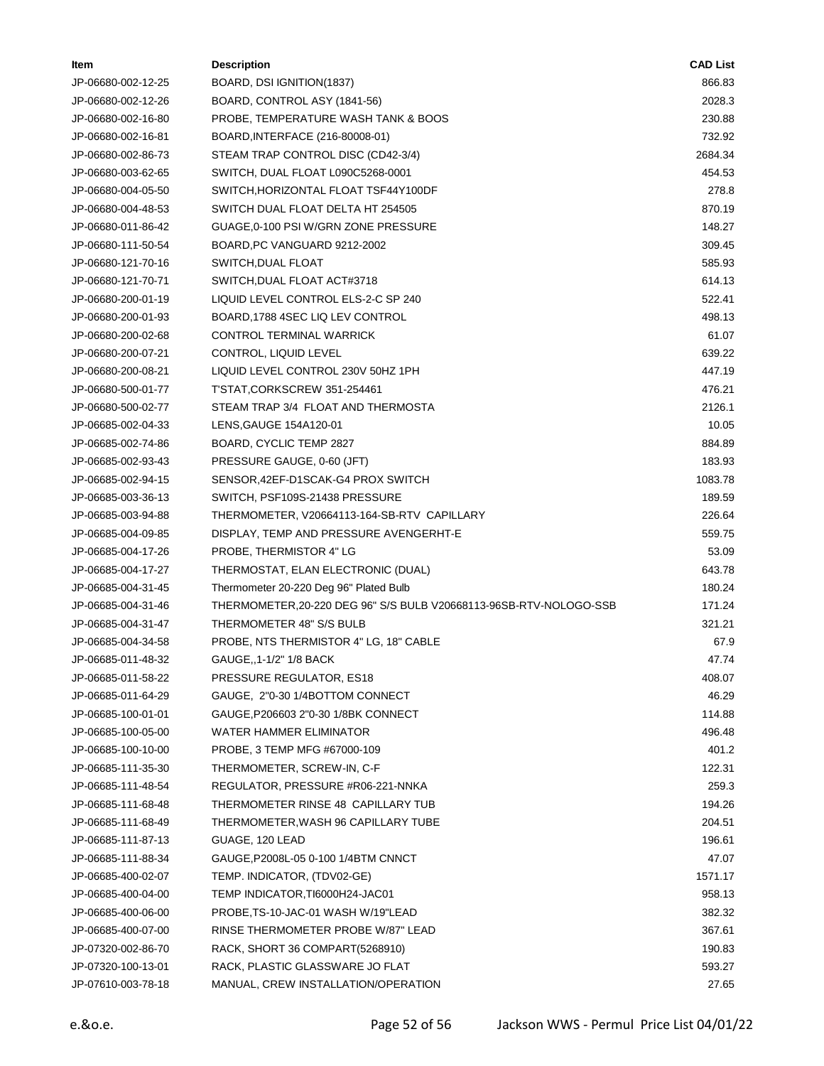| Item | Description | CAD List |
|---|---|---|
| JP-06680-002-12-25 | BOARD, DSI IGNITION(1837) | 866.83 |
| JP-06680-002-12-26 | BOARD, CONTROL ASY (1841-56) | 2028.3 |
| JP-06680-002-16-80 | PROBE, TEMPERATURE WASH TANK & BOOS | 230.88 |
| JP-06680-002-16-81 | BOARD,INTERFACE (216-80008-01) | 732.92 |
| JP-06680-002-86-73 | STEAM TRAP CONTROL DISC (CD42-3/4) | 2684.34 |
| JP-06680-003-62-65 | SWITCH, DUAL FLOAT L090C5268-0001 | 454.53 |
| JP-06680-004-05-50 | SWITCH,HORIZONTAL FLOAT TSF44Y100DF | 278.8 |
| JP-06680-004-48-53 | SWITCH DUAL FLOAT DELTA HT 254505 | 870.19 |
| JP-06680-011-86-42 | GUAGE,0-100 PSI W/GRN ZONE PRESSURE | 148.27 |
| JP-06680-111-50-54 | BOARD,PC VANGUARD 9212-2002 | 309.45 |
| JP-06680-121-70-16 | SWITCH,DUAL FLOAT | 585.93 |
| JP-06680-121-70-71 | SWITCH,DUAL FLOAT ACT#3718 | 614.13 |
| JP-06680-200-01-19 | LIQUID LEVEL CONTROL ELS-2-C SP 240 | 522.41 |
| JP-06680-200-01-93 | BOARD,1788 4SEC LIQ LEV CONTROL | 498.13 |
| JP-06680-200-02-68 | CONTROL TERMINAL WARRICK | 61.07 |
| JP-06680-200-07-21 | CONTROL, LIQUID LEVEL | 639.22 |
| JP-06680-200-08-21 | LIQUID LEVEL CONTROL 230V 50HZ 1PH | 447.19 |
| JP-06680-500-01-77 | T'STAT,CORKSCREW 351-254461 | 476.21 |
| JP-06680-500-02-77 | STEAM TRAP 3/4 FLOAT AND THERMOSTA | 2126.1 |
| JP-06685-002-04-33 | LENS,GAUGE 154A120-01 | 10.05 |
| JP-06685-002-74-86 | BOARD, CYCLIC TEMP 2827 | 884.89 |
| JP-06685-002-93-43 | PRESSURE GAUGE, 0-60 (JFT) | 183.93 |
| JP-06685-002-94-15 | SENSOR,42EF-D1SCAK-G4 PROX SWITCH | 1083.78 |
| JP-06685-003-36-13 | SWITCH, PSF109S-21438 PRESSURE | 189.59 |
| JP-06685-003-94-88 | THERMOMETER, V20664113-164-SB-RTV CAPILLARY | 226.64 |
| JP-06685-004-09-85 | DISPLAY, TEMP AND PRESSURE AVENGERHT-E | 559.75 |
| JP-06685-004-17-26 | PROBE, THERMISTOR 4" LG | 53.09 |
| JP-06685-004-17-27 | THERMOSTAT, ELAN ELECTRONIC (DUAL) | 643.78 |
| JP-06685-004-31-45 | Thermometer 20-220 Deg 96" Plated Bulb | 180.24 |
| JP-06685-004-31-46 | THERMOMETER,20-220 DEG 96" S/S BULB V20668113-96SB-RTV-NOLOGO-SSB | 171.24 |
| JP-06685-004-31-47 | THERMOMETER 48" S/S BULB | 321.21 |
| JP-06685-004-34-58 | PROBE, NTS THERMISTOR 4" LG, 18" CABLE | 67.9 |
| JP-06685-011-48-32 | GAUGE,,1-1/2" 1/8 BACK | 47.74 |
| JP-06685-011-58-22 | PRESSURE REGULATOR, ES18 | 408.07 |
| JP-06685-011-64-29 | GAUGE, 2"0-30 1/4BOTTOM CONNECT | 46.29 |
| JP-06685-100-01-01 | GAUGE,P206603 2"0-30 1/8BK CONNECT | 114.88 |
| JP-06685-100-05-00 | WATER HAMMER ELIMINATOR | 496.48 |
| JP-06685-100-10-00 | PROBE, 3 TEMP MFG #67000-109 | 401.2 |
| JP-06685-111-35-30 | THERMOMETER, SCREW-IN, C-F | 122.31 |
| JP-06685-111-48-54 | REGULATOR, PRESSURE #R06-221-NNKA | 259.3 |
| JP-06685-111-68-48 | THERMOMETER RINSE 48 CAPILLARY TUB | 194.26 |
| JP-06685-111-68-49 | THERMOMETER,WASH 96 CAPILLARY TUBE | 204.51 |
| JP-06685-111-87-13 | GUAGE, 120 LEAD | 196.61 |
| JP-06685-111-88-34 | GAUGE,P2008L-05 0-100 1/4BTM CNNCT | 47.07 |
| JP-06685-400-02-07 | TEMP. INDICATOR, (TDV02-GE) | 1571.17 |
| JP-06685-400-04-00 | TEMP INDICATOR,TI6000H24-JAC01 | 958.13 |
| JP-06685-400-06-00 | PROBE,TS-10-JAC-01 WASH W/19"LEAD | 382.32 |
| JP-06685-400-07-00 | RINSE THERMOMETER PROBE W/87" LEAD | 367.61 |
| JP-07320-002-86-70 | RACK, SHORT 36 COMPART(5268910) | 190.83 |
| JP-07320-100-13-01 | RACK, PLASTIC GLASSWARE JO FLAT | 593.27 |
| JP-07610-003-78-18 | MANUAL, CREW INSTALLATION/OPERATION | 27.65 |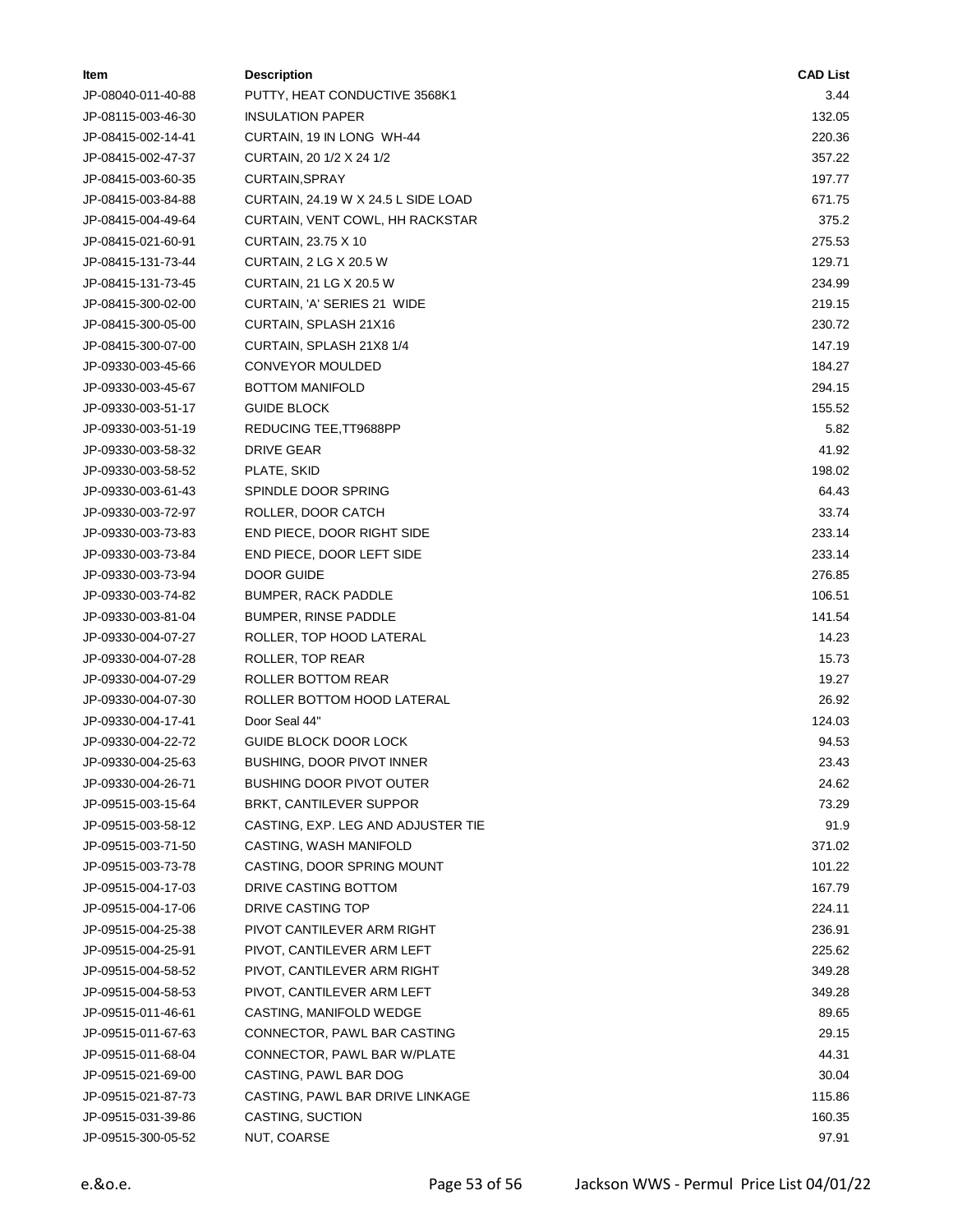| Item | Description | CAD List |
| --- | --- | --- |
| JP-08040-011-40-88 | PUTTY, HEAT CONDUCTIVE 3568K1 | 3.44 |
| JP-08115-003-46-30 | INSULATION PAPER | 132.05 |
| JP-08415-002-14-41 | CURTAIN, 19 IN LONG WH-44 | 220.36 |
| JP-08415-002-47-37 | CURTAIN, 20 1/2 X 24 1/2 | 357.22 |
| JP-08415-003-60-35 | CURTAIN,SPRAY | 197.77 |
| JP-08415-003-84-88 | CURTAIN, 24.19 W X 24.5 L SIDE LOAD | 671.75 |
| JP-08415-004-49-64 | CURTAIN, VENT COWL, HH RACKSTAR | 375.2 |
| JP-08415-021-60-91 | CURTAIN, 23.75 X 10 | 275.53 |
| JP-08415-131-73-44 | CURTAIN, 2 LG X 20.5 W | 129.71 |
| JP-08415-131-73-45 | CURTAIN, 21 LG X 20.5 W | 234.99 |
| JP-08415-300-02-00 | CURTAIN, 'A' SERIES 21 WIDE | 219.15 |
| JP-08415-300-05-00 | CURTAIN, SPLASH 21X16 | 230.72 |
| JP-08415-300-07-00 | CURTAIN, SPLASH 21X8 1/4 | 147.19 |
| JP-09330-003-45-66 | CONVEYOR MOULDED | 184.27 |
| JP-09330-003-45-67 | BOTTOM MANIFOLD | 294.15 |
| JP-09330-003-51-17 | GUIDE BLOCK | 155.52 |
| JP-09330-003-51-19 | REDUCING TEE,TT9688PP | 5.82 |
| JP-09330-003-58-32 | DRIVE GEAR | 41.92 |
| JP-09330-003-58-52 | PLATE, SKID | 198.02 |
| JP-09330-003-61-43 | SPINDLE DOOR SPRING | 64.43 |
| JP-09330-003-72-97 | ROLLER, DOOR CATCH | 33.74 |
| JP-09330-003-73-83 | END PIECE, DOOR RIGHT SIDE | 233.14 |
| JP-09330-003-73-84 | END PIECE, DOOR LEFT SIDE | 233.14 |
| JP-09330-003-73-94 | DOOR GUIDE | 276.85 |
| JP-09330-003-74-82 | BUMPER, RACK PADDLE | 106.51 |
| JP-09330-003-81-04 | BUMPER, RINSE PADDLE | 141.54 |
| JP-09330-004-07-27 | ROLLER, TOP HOOD LATERAL | 14.23 |
| JP-09330-004-07-28 | ROLLER, TOP REAR | 15.73 |
| JP-09330-004-07-29 | ROLLER BOTTOM REAR | 19.27 |
| JP-09330-004-07-30 | ROLLER BOTTOM HOOD LATERAL | 26.92 |
| JP-09330-004-17-41 | Door Seal 44" | 124.03 |
| JP-09330-004-22-72 | GUIDE BLOCK DOOR LOCK | 94.53 |
| JP-09330-004-25-63 | BUSHING, DOOR PIVOT INNER | 23.43 |
| JP-09330-004-26-71 | BUSHING DOOR PIVOT OUTER | 24.62 |
| JP-09515-003-15-64 | BRKT, CANTILEVER SUPPOR | 73.29 |
| JP-09515-003-58-12 | CASTING, EXP. LEG AND ADJUSTER TIE | 91.9 |
| JP-09515-003-71-50 | CASTING, WASH MANIFOLD | 371.02 |
| JP-09515-003-73-78 | CASTING, DOOR SPRING MOUNT | 101.22 |
| JP-09515-004-17-03 | DRIVE CASTING BOTTOM | 167.79 |
| JP-09515-004-17-06 | DRIVE CASTING TOP | 224.11 |
| JP-09515-004-25-38 | PIVOT CANTILEVER ARM RIGHT | 236.91 |
| JP-09515-004-25-91 | PIVOT, CANTILEVER ARM LEFT | 225.62 |
| JP-09515-004-58-52 | PIVOT, CANTILEVER ARM RIGHT | 349.28 |
| JP-09515-004-58-53 | PIVOT, CANTILEVER ARM LEFT | 349.28 |
| JP-09515-011-46-61 | CASTING, MANIFOLD WEDGE | 89.65 |
| JP-09515-011-67-63 | CONNECTOR, PAWL BAR CASTING | 29.15 |
| JP-09515-011-68-04 | CONNECTOR, PAWL BAR W/PLATE | 44.31 |
| JP-09515-021-69-00 | CASTING, PAWL BAR DOG | 30.04 |
| JP-09515-021-87-73 | CASTING, PAWL BAR DRIVE LINKAGE | 115.86 |
| JP-09515-031-39-86 | CASTING, SUCTION | 160.35 |
| JP-09515-300-05-52 | NUT, COARSE | 97.91 |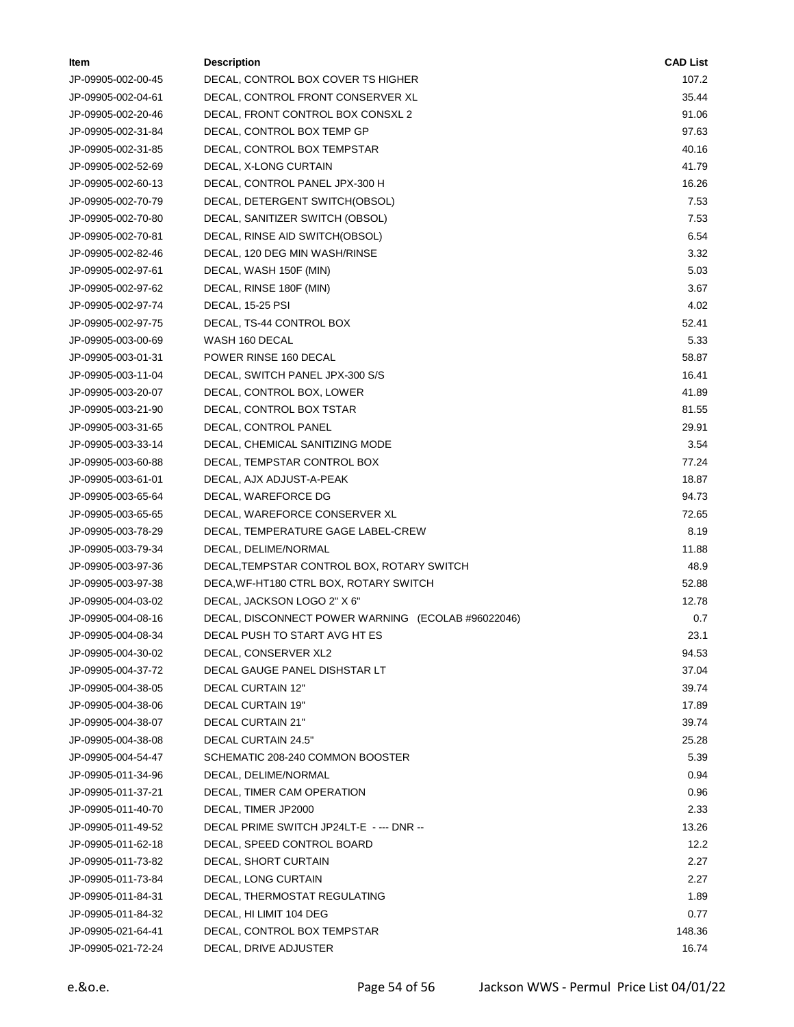| Item | Description | CAD List |
|---|---|---|
| JP-09905-002-00-45 | DECAL, CONTROL BOX COVER TS HIGHER | 107.2 |
| JP-09905-002-04-61 | DECAL, CONTROL FRONT CONSERVER XL | 35.44 |
| JP-09905-002-20-46 | DECAL, FRONT CONTROL BOX CONSXL 2 | 91.06 |
| JP-09905-002-31-84 | DECAL, CONTROL BOX TEMP GP | 97.63 |
| JP-09905-002-31-85 | DECAL, CONTROL BOX TEMPSTAR | 40.16 |
| JP-09905-002-52-69 | DECAL, X-LONG CURTAIN | 41.79 |
| JP-09905-002-60-13 | DECAL, CONTROL PANEL JPX-300 H | 16.26 |
| JP-09905-002-70-79 | DECAL, DETERGENT SWITCH(OBSOL) | 7.53 |
| JP-09905-002-70-80 | DECAL, SANITIZER SWITCH (OBSOL) | 7.53 |
| JP-09905-002-70-81 | DECAL, RINSE AID SWITCH(OBSOL) | 6.54 |
| JP-09905-002-82-46 | DECAL, 120 DEG MIN WASH/RINSE | 3.32 |
| JP-09905-002-97-61 | DECAL, WASH 150F (MIN) | 5.03 |
| JP-09905-002-97-62 | DECAL, RINSE 180F (MIN) | 3.67 |
| JP-09905-002-97-74 | DECAL, 15-25 PSI | 4.02 |
| JP-09905-002-97-75 | DECAL, TS-44 CONTROL BOX | 52.41 |
| JP-09905-003-00-69 | WASH 160 DECAL | 5.33 |
| JP-09905-003-01-31 | POWER RINSE 160 DECAL | 58.87 |
| JP-09905-003-11-04 | DECAL, SWITCH PANEL JPX-300 S/S | 16.41 |
| JP-09905-003-20-07 | DECAL, CONTROL BOX, LOWER | 41.89 |
| JP-09905-003-21-90 | DECAL, CONTROL BOX TSTAR | 81.55 |
| JP-09905-003-31-65 | DECAL, CONTROL PANEL | 29.91 |
| JP-09905-003-33-14 | DECAL, CHEMICAL SANITIZING MODE | 3.54 |
| JP-09905-003-60-88 | DECAL, TEMPSTAR CONTROL BOX | 77.24 |
| JP-09905-003-61-01 | DECAL, AJX ADJUST-A-PEAK | 18.87 |
| JP-09905-003-65-64 | DECAL, WAREFORCE DG | 94.73 |
| JP-09905-003-65-65 | DECAL, WAREFORCE CONSERVER XL | 72.65 |
| JP-09905-003-78-29 | DECAL, TEMPERATURE GAGE LABEL-CREW | 8.19 |
| JP-09905-003-79-34 | DECAL, DELIME/NORMAL | 11.88 |
| JP-09905-003-97-36 | DECAL,TEMPSTAR CONTROL BOX, ROTARY SWITCH | 48.9 |
| JP-09905-003-97-38 | DECA,WF-HT180 CTRL BOX, ROTARY SWITCH | 52.88 |
| JP-09905-004-03-02 | DECAL, JACKSON LOGO 2" X 6" | 12.78 |
| JP-09905-004-08-16 | DECAL, DISCONNECT POWER WARNING (ECOLAB #96022046) | 0.7 |
| JP-09905-004-08-34 | DECAL PUSH TO START AVG HT ES | 23.1 |
| JP-09905-004-30-02 | DECAL, CONSERVER XL2 | 94.53 |
| JP-09905-004-37-72 | DECAL GAUGE PANEL DISHSTAR LT | 37.04 |
| JP-09905-004-38-05 | DECAL CURTAIN 12" | 39.74 |
| JP-09905-004-38-06 | DECAL CURTAIN 19" | 17.89 |
| JP-09905-004-38-07 | DECAL CURTAIN 21" | 39.74 |
| JP-09905-004-38-08 | DECAL CURTAIN 24.5" | 25.28 |
| JP-09905-004-54-47 | SCHEMATIC 208-240 COMMON BOOSTER | 5.39 |
| JP-09905-011-34-96 | DECAL, DELIME/NORMAL | 0.94 |
| JP-09905-011-37-21 | DECAL, TIMER CAM OPERATION | 0.96 |
| JP-09905-011-40-70 | DECAL, TIMER JP2000 | 2.33 |
| JP-09905-011-49-52 | DECAL PRIME SWITCH JP24LT-E - --- DNR -- | 13.26 |
| JP-09905-011-62-18 | DECAL, SPEED CONTROL BOARD | 12.2 |
| JP-09905-011-73-82 | DECAL, SHORT CURTAIN | 2.27 |
| JP-09905-011-73-84 | DECAL, LONG CURTAIN | 2.27 |
| JP-09905-011-84-31 | DECAL, THERMOSTAT REGULATING | 1.89 |
| JP-09905-011-84-32 | DECAL, HI LIMIT 104 DEG | 0.77 |
| JP-09905-021-64-41 | DECAL, CONTROL BOX TEMPSTAR | 148.36 |
| JP-09905-021-72-24 | DECAL, DRIVE ADJUSTER | 16.74 |

e.&o.e.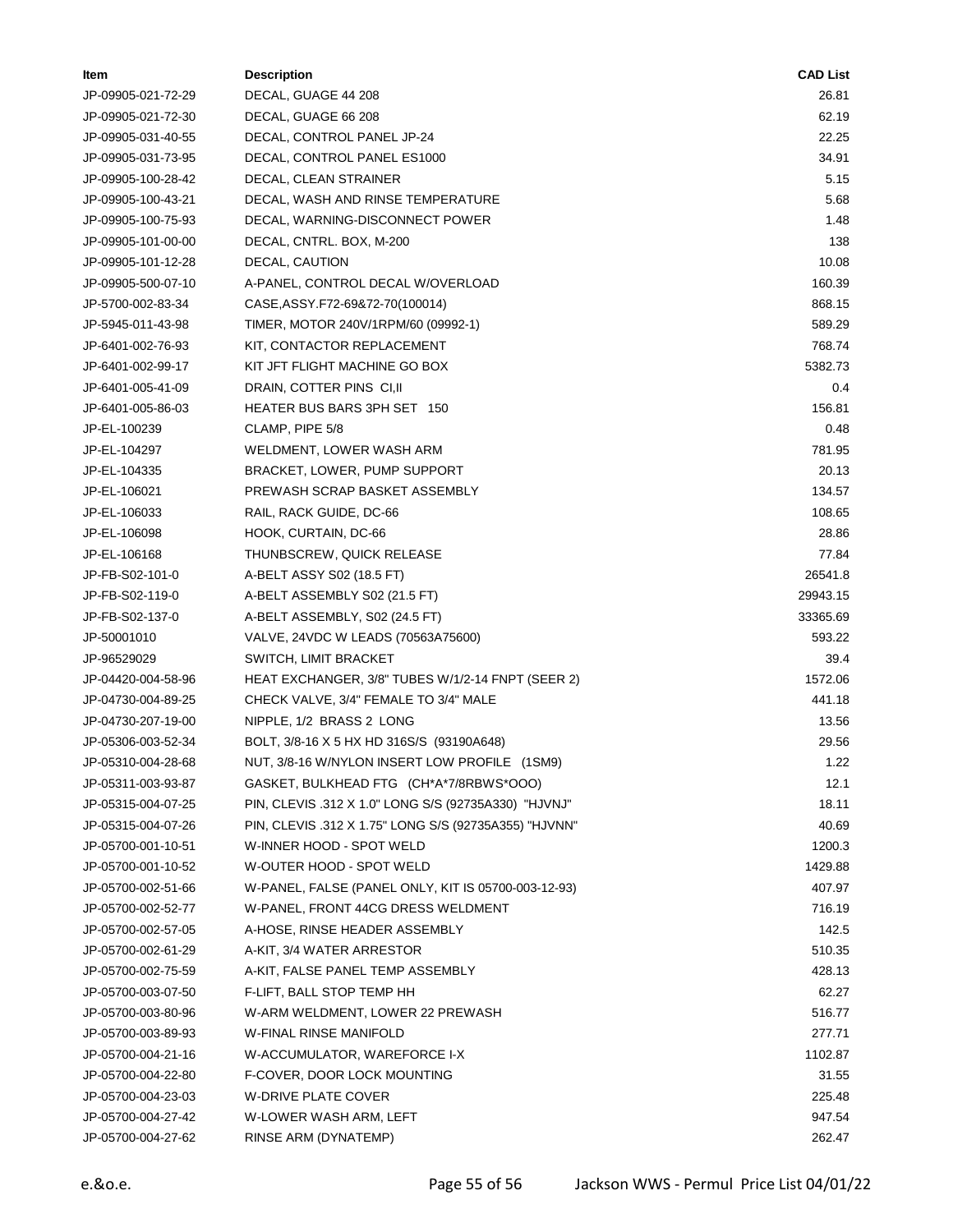| Item | Description | CAD List |
| --- | --- | --- |
| JP-09905-021-72-29 | DECAL, GUAGE 44 208 | 26.81 |
| JP-09905-021-72-30 | DECAL, GUAGE 66 208 | 62.19 |
| JP-09905-031-40-55 | DECAL, CONTROL PANEL JP-24 | 22.25 |
| JP-09905-031-73-95 | DECAL, CONTROL PANEL ES1000 | 34.91 |
| JP-09905-100-28-42 | DECAL, CLEAN STRAINER | 5.15 |
| JP-09905-100-43-21 | DECAL, WASH AND RINSE TEMPERATURE | 5.68 |
| JP-09905-100-75-93 | DECAL, WARNING-DISCONNECT POWER | 1.48 |
| JP-09905-101-00-00 | DECAL, CNTRL. BOX, M-200 | 138 |
| JP-09905-101-12-28 | DECAL, CAUTION | 10.08 |
| JP-09905-500-07-10 | A-PANEL, CONTROL DECAL W/OVERLOAD | 160.39 |
| JP-5700-002-83-34 | CASE,ASSY.F72-69&72-70(100014) | 868.15 |
| JP-5945-011-43-98 | TIMER, MOTOR 240V/1RPM/60 (09992-1) | 589.29 |
| JP-6401-002-76-93 | KIT, CONTACTOR REPLACEMENT | 768.74 |
| JP-6401-002-99-17 | KIT JFT FLIGHT MACHINE GO BOX | 5382.73 |
| JP-6401-005-41-09 | DRAIN, COTTER PINS CI,II | 0.4 |
| JP-6401-005-86-03 | HEATER BUS BARS 3PH SET 150 | 156.81 |
| JP-EL-100239 | CLAMP, PIPE 5/8 | 0.48 |
| JP-EL-104297 | WELDMENT, LOWER WASH ARM | 781.95 |
| JP-EL-104335 | BRACKET, LOWER, PUMP SUPPORT | 20.13 |
| JP-EL-106021 | PREWASH SCRAP BASKET ASSEMBLY | 134.57 |
| JP-EL-106033 | RAIL, RACK GUIDE, DC-66 | 108.65 |
| JP-EL-106098 | HOOK, CURTAIN, DC-66 | 28.86 |
| JP-EL-106168 | THUNBSCREW, QUICK RELEASE | 77.84 |
| JP-FB-S02-101-0 | A-BELT ASSY S02 (18.5 FT) | 26541.8 |
| JP-FB-S02-119-0 | A-BELT ASSEMBLY S02 (21.5 FT) | 29943.15 |
| JP-FB-S02-137-0 | A-BELT ASSEMBLY, S02 (24.5 FT) | 33365.69 |
| JP-50001010 | VALVE, 24VDC W LEADS (70563A75600) | 593.22 |
| JP-96529029 | SWITCH, LIMIT BRACKET | 39.4 |
| JP-04420-004-58-96 | HEAT EXCHANGER, 3/8" TUBES W/1/2-14 FNPT (SEER 2) | 1572.06 |
| JP-04730-004-89-25 | CHECK VALVE, 3/4" FEMALE TO 3/4" MALE | 441.18 |
| JP-04730-207-19-00 | NIPPLE, 1/2 BRASS 2 LONG | 13.56 |
| JP-05306-003-52-34 | BOLT, 3/8-16 X 5 HX HD 316S/S (93190A648) | 29.56 |
| JP-05310-004-28-68 | NUT, 3/8-16 W/NYLON INSERT LOW PROFILE (1SM9) | 1.22 |
| JP-05311-003-93-87 | GASKET, BULKHEAD FTG (CH*A*7/8RBWS*OOO) | 12.1 |
| JP-05315-004-07-25 | PIN, CLEVIS .312 X 1.0" LONG S/S (92735A330) "HJVNJ" | 18.11 |
| JP-05315-004-07-26 | PIN, CLEVIS .312 X 1.75" LONG S/S (92735A355) "HJVNN" | 40.69 |
| JP-05700-001-10-51 | W-INNER HOOD - SPOT WELD | 1200.3 |
| JP-05700-001-10-52 | W-OUTER HOOD - SPOT WELD | 1429.88 |
| JP-05700-002-51-66 | W-PANEL, FALSE (PANEL ONLY, KIT IS 05700-003-12-93) | 407.97 |
| JP-05700-002-52-77 | W-PANEL, FRONT 44CG DRESS WELDMENT | 716.19 |
| JP-05700-002-57-05 | A-HOSE, RINSE HEADER ASSEMBLY | 142.5 |
| JP-05700-002-61-29 | A-KIT, 3/4 WATER ARRESTOR | 510.35 |
| JP-05700-002-75-59 | A-KIT, FALSE PANEL TEMP ASSEMBLY | 428.13 |
| JP-05700-003-07-50 | F-LIFT, BALL STOP TEMP HH | 62.27 |
| JP-05700-003-80-96 | W-ARM WELDMENT, LOWER 22 PREWASH | 516.77 |
| JP-05700-003-89-93 | W-FINAL RINSE MANIFOLD | 277.71 |
| JP-05700-004-21-16 | W-ACCUMULATOR, WAREFORCE I-X | 1102.87 |
| JP-05700-004-22-80 | F-COVER, DOOR LOCK MOUNTING | 31.55 |
| JP-05700-004-23-03 | W-DRIVE PLATE COVER | 225.48 |
| JP-05700-004-27-42 | W-LOWER WASH ARM, LEFT | 947.54 |
| JP-05700-004-27-62 | RINSE ARM (DYNATEMP) | 262.47 |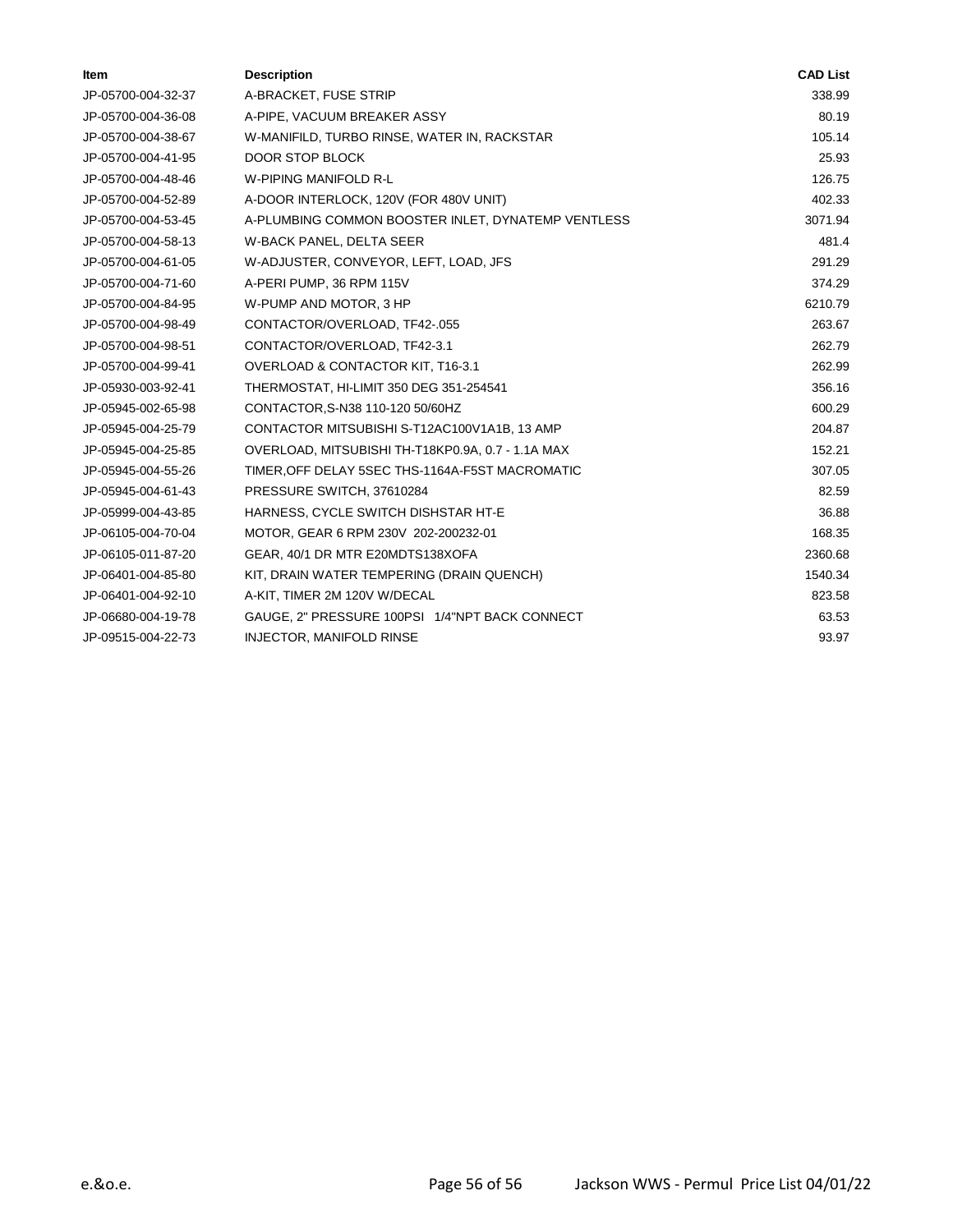| Item | Description | CAD List |
| --- | --- | --- |
| JP-05700-004-32-37 | A-BRACKET, FUSE STRIP | 338.99 |
| JP-05700-004-36-08 | A-PIPE, VACUUM BREAKER ASSY | 80.19 |
| JP-05700-004-38-67 | W-MANIFILD, TURBO RINSE, WATER IN, RACKSTAR | 105.14 |
| JP-05700-004-41-95 | DOOR STOP BLOCK | 25.93 |
| JP-05700-004-48-46 | W-PIPING MANIFOLD R-L | 126.75 |
| JP-05700-004-52-89 | A-DOOR INTERLOCK, 120V (FOR 480V UNIT) | 402.33 |
| JP-05700-004-53-45 | A-PLUMBING COMMON BOOSTER INLET, DYNATEMP VENTLESS | 3071.94 |
| JP-05700-004-58-13 | W-BACK PANEL, DELTA SEER | 481.4 |
| JP-05700-004-61-05 | W-ADJUSTER, CONVEYOR, LEFT, LOAD, JFS | 291.29 |
| JP-05700-004-71-60 | A-PERI PUMP, 36 RPM 115V | 374.29 |
| JP-05700-004-84-95 | W-PUMP AND MOTOR, 3 HP | 6210.79 |
| JP-05700-004-98-49 | CONTACTOR/OVERLOAD, TF42-.055 | 263.67 |
| JP-05700-004-98-51 | CONTACTOR/OVERLOAD, TF42-3.1 | 262.79 |
| JP-05700-004-99-41 | OVERLOAD & CONTACTOR KIT, T16-3.1 | 262.99 |
| JP-05930-003-92-41 | THERMOSTAT, HI-LIMIT 350 DEG 351-254541 | 356.16 |
| JP-05945-002-65-98 | CONTACTOR,S-N38 110-120 50/60HZ | 600.29 |
| JP-05945-004-25-79 | CONTACTOR MITSUBISHI S-T12AC100V1A1B, 13 AMP | 204.87 |
| JP-05945-004-25-85 | OVERLOAD, MITSUBISHI TH-T18KP0.9A, 0.7 - 1.1A MAX | 152.21 |
| JP-05945-004-55-26 | TIMER,OFF DELAY 5SEC THS-1164A-F5ST MACROMATIC | 307.05 |
| JP-05945-004-61-43 | PRESSURE SWITCH, 37610284 | 82.59 |
| JP-05999-004-43-85 | HARNESS, CYCLE SWITCH DISHSTAR HT-E | 36.88 |
| JP-06105-004-70-04 | MOTOR, GEAR 6 RPM 230V 202-200232-01 | 168.35 |
| JP-06105-011-87-20 | GEAR, 40/1 DR MTR E20MDTS138XOFA | 2360.68 |
| JP-06401-004-85-80 | KIT, DRAIN WATER TEMPERING (DRAIN QUENCH) | 1540.34 |
| JP-06401-004-92-10 | A-KIT, TIMER 2M 120V W/DECAL | 823.58 |
| JP-06680-004-19-78 | GAUGE, 2" PRESSURE 100PSI 1/4"NPT BACK CONNECT | 63.53 |
| JP-09515-004-22-73 | INJECTOR, MANIFOLD RINSE | 93.97 |

e.&o.e.